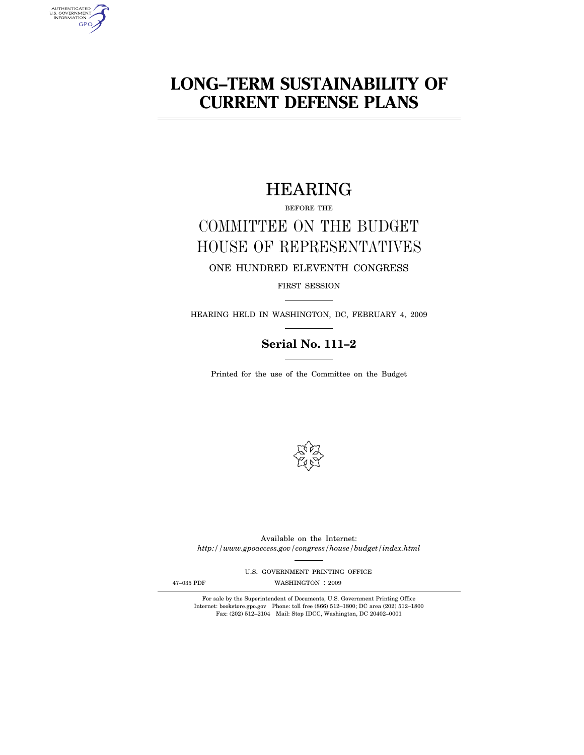# LONG–TERM SUSTAINABILITY OF CURRENT DEFENSE PLANS

## HEARING

BEFORE THE

## COMMITTEE ON THE BUDGET HOUSE OF REPRESENTATIVES

ONE HUNDRED ELEVENTH CONGRESS

FIRST SESSION

HEARING HELD IN WASHINGTON, DC, FEBRUARY 4, 2009

**Serial No. 111–2**

Printed for the use of the Committee on the Budget

Available on the Internet:
*http://www.gpoaccess.gov/congress/house/budget/index.html*

U.S. GOVERNMENT PRINTING OFFICE

47–035 PDF WASHINGTON : 2009

For sale by the Superintendent of Documents, U.S. Government Printing Office
Internet: bookstore.gpo.gov Phone: toll free (866) 512–1800; DC area (202) 512–1800
Fax: (202) 512–2104 Mail: Stop IDCC, Washington, DC 20402–0001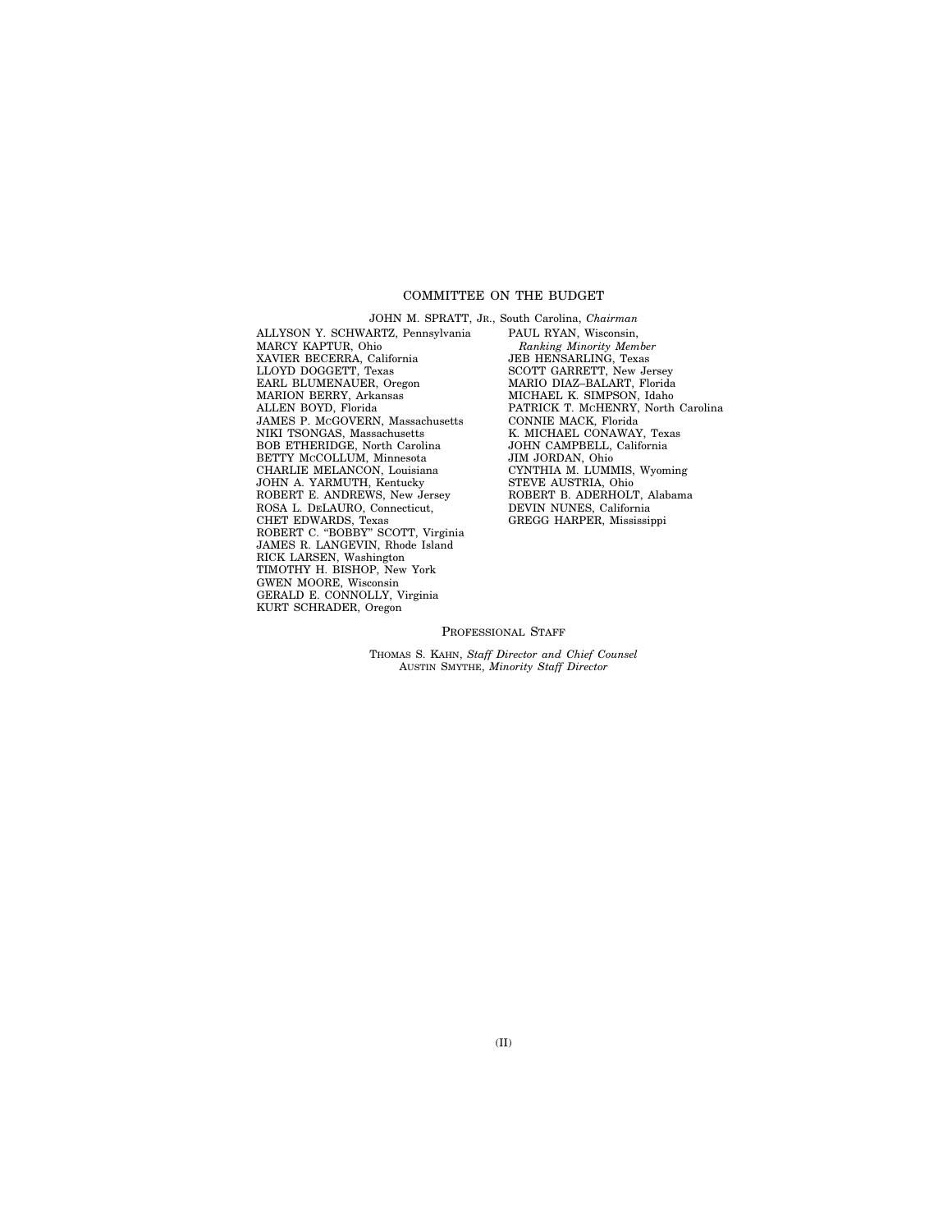# COMMITTEE ON THE BUDGET

JOHN M. SPRATT, JR., South Carolina, *Chairman*

ALLYSON Y. SCHWARTZ, Pennsylvania
MARCY KAPTUR, Ohio
XAVIER BECERRA, California
LLOYD DOGGETT, Texas
EARL BLUMENAUER, Oregon
MARION BERRY, Arkansas
ALLEN BOYD, Florida
JAMES P. MCGOVERN, Massachusetts
NIKI TSONGAS, Massachusetts
BOB ETHERIDGE, North Carolina
BETTY MCCOLLUM, Minnesota
CHARLIE MELANCON, Louisiana
JOHN A. YARMUTH, Kentucky
ROBERT E. ANDREWS, New Jersey
ROSA L. DELAURO, Connecticut,
CHET EDWARDS, Texas
ROBERT C. "BOBBY" SCOTT, Virginia
JAMES R. LANGEVIN, Rhode Island
RICK LARSEN, Washington
TIMOTHY H. BISHOP, New York
GWEN MOORE, Wisconsin
GERALD E. CONNOLLY, Virginia
KURT SCHRADER, Oregon

PAUL RYAN, Wisconsin,
*Ranking Minority Member*
JEB HENSARLING, Texas
SCOTT GARRETT, New Jersey
MARIO DIAZ-BALART, Florida
MICHAEL K. SIMPSON, Idaho
PATRICK T. MCHENRY, North Carolina
CONNIE MACK, Florida
K. MICHAEL CONAWAY, Texas
JOHN CAMPBELL, California
JIM JORDAN, Ohio
CYNTHIA M. LUMMIS, Wyoming
STEVE AUSTRIA, Ohio
ROBERT B. ADERHOLT, Alabama
DEVIN NUNES, California
GREGG HARPER, Mississippi

PROFESSIONAL STAFF

THOMAS S. KAHN, *Staff Director and Chief Counsel*
AUSTIN SMYTHE, *Minority Staff Director*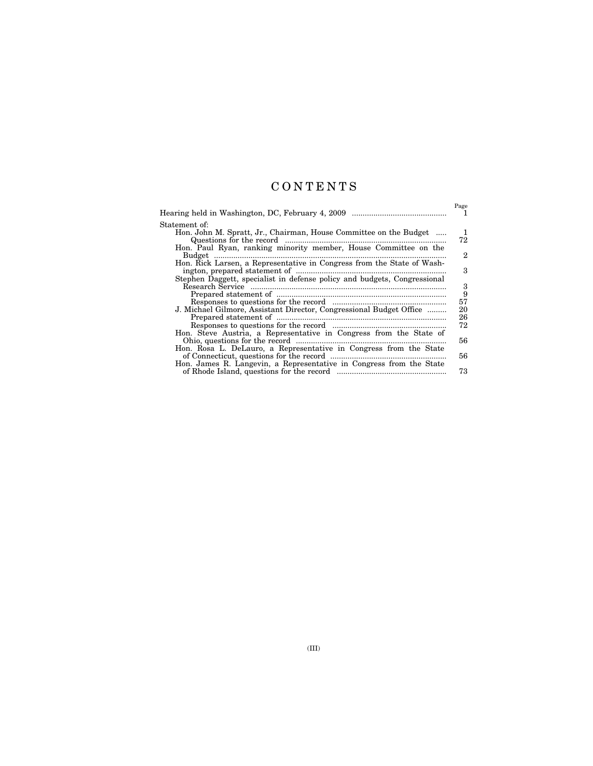# CONTENTS

| | Page |
|---|---|
| Hearing held in Washington, DC, February 4, 2009 | 1 |
| Statement of: | |
| Hon. John M. Spratt, Jr., Chairman, House Committee on the Budget | 1 |
| Questions for the record | 72 |
| Hon. Paul Ryan, ranking minority member, House Committee on the Budget | 2 |
| Hon. Rick Larsen, a Representative in Congress from the State of Washington, prepared statement of | 3 |
| Stephen Daggett, specialist in defense policy and budgets, Congressional Research Service | 3 |
| Prepared statement of | 9 |
| Responses to questions for the record | 57 |
| J. Michael Gilmore, Assistant Director, Congressional Budget Office | 20 |
| Prepared statement of | 26 |
| Responses to questions for the record | 72 |
| Hon. Steve Austria, a Representative in Congress from the State of Ohio, questions for the record | 56 |
| Hon. Rosa L. DeLauro, a Representative in Congress from the State of Connecticut, questions for the record | 56 |
| Hon. James R. Langevin, a Representative in Congress from the State of Rhode Island, questions for the record | 73 |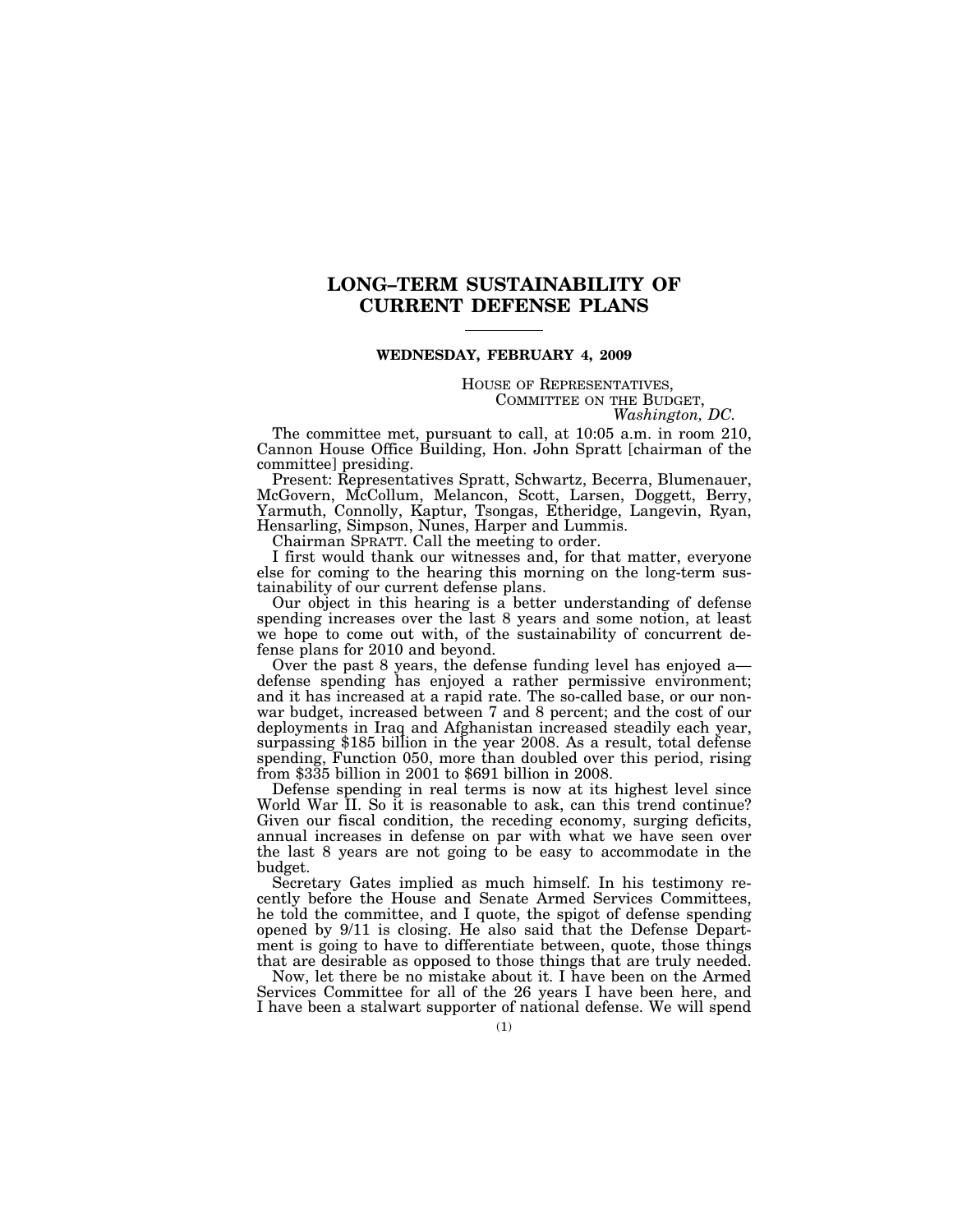# LONG–TERM SUSTAINABILITY OF CURRENT DEFENSE PLANS

**WEDNESDAY, FEBRUARY 4, 2009**

HOUSE OF REPRESENTATIVES,
COMMITTEE ON THE BUDGET,
*Washington, DC.*

The committee met, pursuant to call, at 10:05 a.m. in room 210, Cannon House Office Building, Hon. John Spratt [chairman of the committee] presiding.

Present: Representatives Spratt, Schwartz, Becerra, Blumenauer, McGovern, McCollum, Melancon, Scott, Larsen, Doggett, Berry, Yarmuth, Connolly, Kaptur, Tsongas, Etheridge, Langevin, Ryan, Hensarling, Simpson, Nunes, Harper and Lummis.

Chairman SPRATT. Call the meeting to order.

I first would thank our witnesses and, for that matter, everyone else for coming to the hearing this morning on the long-term sustainability of our current defense plans.

Our object in this hearing is a better understanding of defense spending increases over the last 8 years and some notion, at least we hope to come out with, of the sustainability of concurrent defense plans for 2010 and beyond.

Over the past 8 years, the defense funding level has enjoyed a—defense spending has enjoyed a rather permissive environment; and it has increased at a rapid rate. The so-called base, or our non-war budget, increased between 7 and 8 percent; and the cost of our deployments in Iraq and Afghanistan increased steadily each year, surpassing $185 billion in the year 2008. As a result, total defense spending, Function 050, more than doubled over this period, rising from $335 billion in 2001 to $691 billion in 2008.

Defense spending in real terms is now at its highest level since World War II. So it is reasonable to ask, can this trend continue? Given our fiscal condition, the receding economy, surging deficits, annual increases in defense on par with what we have seen over the last 8 years are not going to be easy to accommodate in the budget.

Secretary Gates implied as much himself. In his testimony recently before the House and Senate Armed Services Committees, he told the committee, and I quote, the spigot of defense spending opened by 9/11 is closing. He also said that the Defense Department is going to have to differentiate between, quote, those things that are desirable as opposed to those things that are truly needed.

Now, let there be no mistake about it. I have been on the Armed Services Committee for all of the 26 years I have been here, and I have been a stalwart supporter of national defense. We will spend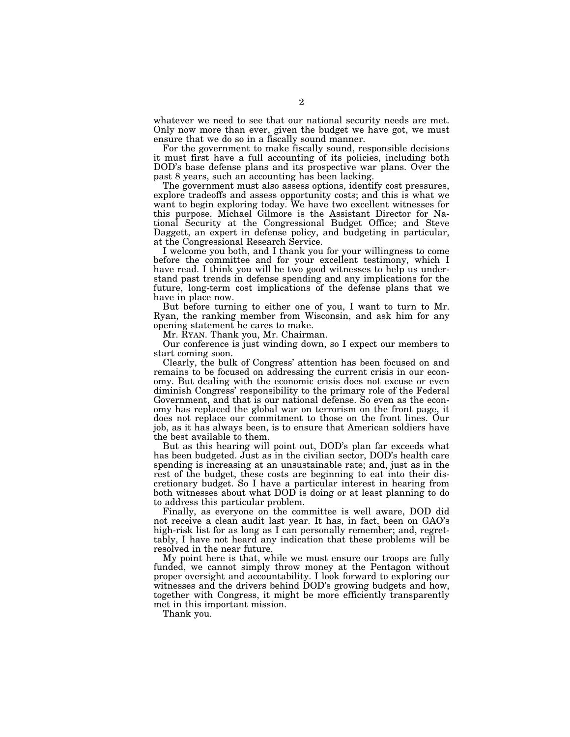whatever we need to see that our national security needs are met. Only now more than ever, given the budget we have got, we must ensure that we do so in a fiscally sound manner.

For the government to make fiscally sound, responsible decisions it must first have a full accounting of its policies, including both DOD's base defense plans and its prospective war plans. Over the past 8 years, such an accounting has been lacking.

The government must also assess options, identify cost pressures, explore tradeoffs and assess opportunity costs; and this is what we want to begin exploring today. We have two excellent witnesses for this purpose. Michael Gilmore is the Assistant Director for National Security at the Congressional Budget Office; and Steve Daggett, an expert in defense policy, and budgeting in particular, at the Congressional Research Service.

I welcome you both, and I thank you for your willingness to come before the committee and for your excellent testimony, which I have read. I think you will be two good witnesses to help us understand past trends in defense spending and any implications for the future, long-term cost implications of the defense plans that we have in place now.

But before turning to either one of you, I want to turn to Mr. Ryan, the ranking member from Wisconsin, and ask him for any opening statement he cares to make.

Mr. RYAN. Thank you, Mr. Chairman.

Our conference is just winding down, so I expect our members to start coming soon.

Clearly, the bulk of Congress' attention has been focused on and remains to be focused on addressing the current crisis in our economy. But dealing with the economic crisis does not excuse or even diminish Congress' responsibility to the primary role of the Federal Government, and that is our national defense. So even as the economy has replaced the global war on terrorism on the front page, it does not replace our commitment to those on the front lines. Our job, as it has always been, is to ensure that American soldiers have the best available to them.

But as this hearing will point out, DOD's plan far exceeds what has been budgeted. Just as in the civilian sector, DOD's health care spending is increasing at an unsustainable rate; and, just as in the rest of the budget, these costs are beginning to eat into their discretionary budget. So I have a particular interest in hearing from both witnesses about what DOD is doing or at least planning to do to address this particular problem.

Finally, as everyone on the committee is well aware, DOD did not receive a clean audit last year. It has, in fact, been on GAO's high-risk list for as long as I can personally remember; and, regrettably, I have not heard any indication that these problems will be resolved in the near future.

My point here is that, while we must ensure our troops are fully funded, we cannot simply throw money at the Pentagon without proper oversight and accountability. I look forward to exploring our witnesses and the drivers behind DOD's growing budgets and how, together with Congress, it might be more efficiently transparently met in this important mission.

Thank you.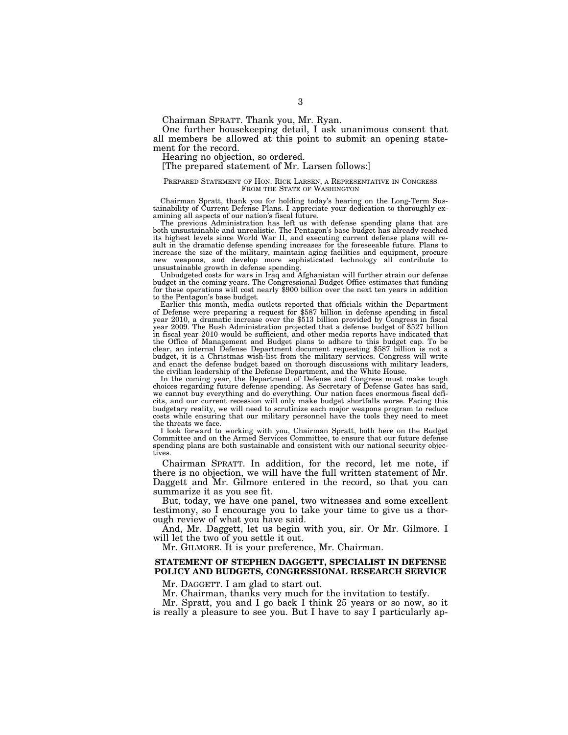Chairman SPRATT. Thank you, Mr. Ryan.

One further housekeeping detail, I ask unanimous consent that all members be allowed at this point to submit an opening statement for the record.

Hearing no objection, so ordered.

[The prepared statement of Mr. Larsen follows:]

PREPARED STATEMENT OF HON. RICK LARSEN, A REPRESENTATIVE IN CONGRESS FROM THE STATE OF WASHINGTON

Chairman Spratt, thank you for holding today's hearing on the Long-Term Sustainability of Current Defense Plans. I appreciate your dedication to thoroughly examining all aspects of our nation's fiscal future.

The previous Administration has left us with defense spending plans that are both unsustainable and unrealistic. The Pentagon's base budget has already reached its highest levels since World War II, and executing current defense plans will result in the dramatic defense spending increases for the foreseeable future. Plans to increase the size of the military, maintain aging facilities and equipment, procure new weapons, and develop more sophisticated technology all contribute to unsustainable growth in defense spending.

Unbudgeted costs for wars in Iraq and Afghanistan will further strain our defense budget in the coming years. The Congressional Budget Office estimates that funding for these operations will cost nearly $900 billion over the next ten years in addition to the Pentagon's base budget.

Earlier this month, media outlets reported that officials within the Department of Defense were preparing a request for $587 billion in defense spending in fiscal year 2010, a dramatic increase over the $513 billion provided by Congress in fiscal year 2009. The Bush Administration projected that a defense budget of $527 billion in fiscal year 2010 would be sufficient, and other media reports have indicated that the Office of Management and Budget plans to adhere to this budget cap. To be clear, an internal Defense Department document requesting $587 billion is not a budget, it is a Christmas wish-list from the military services. Congress will write and enact the defense budget based on thorough discussions with military leaders, the civilian leadership of the Defense Department, and the White House.

In the coming year, the Department of Defense and Congress must make tough choices regarding future defense spending. As Secretary of Defense Gates has said, we cannot buy everything and do everything. Our nation faces enormous fiscal deficits, and our current recession will only make budget shortfalls worse. Facing this budgetary reality, we will need to scrutinize each major weapons program to reduce costs while ensuring that our military personnel have the tools they need to meet the threats we face.

I look forward to working with you, Chairman Spratt, both here on the Budget Committee and on the Armed Services Committee, to ensure that our future defense spending plans are both sustainable and consistent with our national security objectives.

Chairman SPRATT. In addition, for the record, let me note, if there is no objection, we will have the full written statement of Mr. Daggett and Mr. Gilmore entered in the record, so that you can summarize it as you see fit.

But, today, we have one panel, two witnesses and some excellent testimony, so I encourage you to take your time to give us a thorough review of what you have said.

And, Mr. Daggett, let us begin with you, sir. Or Mr. Gilmore. I will let the two of you settle it out.

Mr. GILMORE. It is your preference, Mr. Chairman.

## STATEMENT OF STEPHEN DAGGETT, SPECIALIST IN DEFENSE POLICY AND BUDGETS, CONGRESSIONAL RESEARCH SERVICE

Mr. DAGGETT. I am glad to start out.

Mr. Chairman, thanks very much for the invitation to testify.

Mr. Spratt, you and I go back I think 25 years or so now, so it is really a pleasure to see you. But I have to say I particularly ap-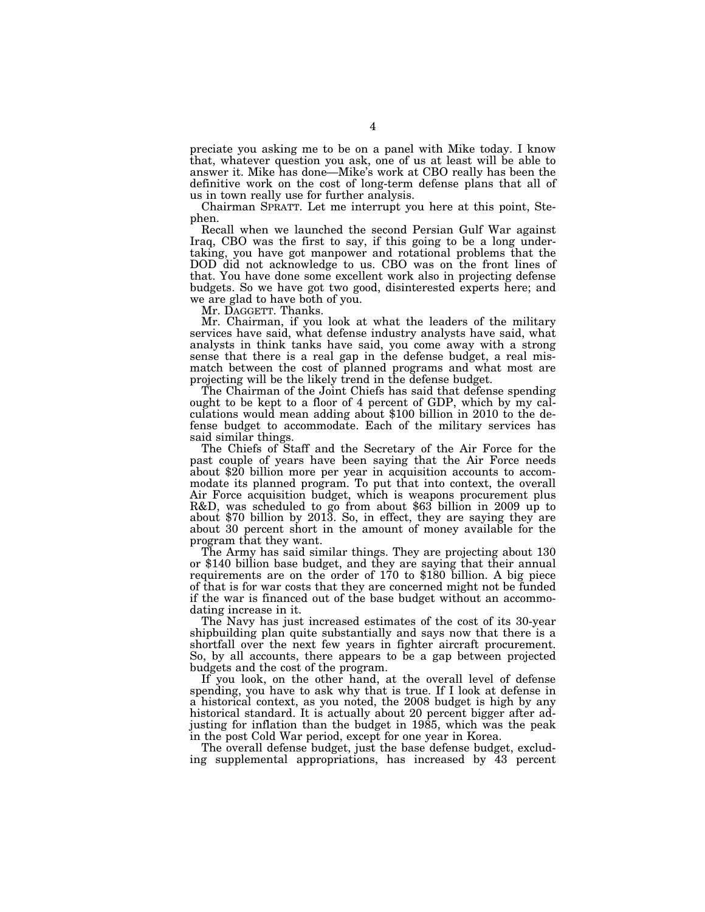preciate you asking me to be on a panel with Mike today. I know that, whatever question you ask, one of us at least will be able to answer it. Mike has done—Mike's work at CBO really has been the definitive work on the cost of long-term defense plans that all of us in town really use for further analysis.

Chairman SPRATT. Let me interrupt you here at this point, Stephen.

Recall when we launched the second Persian Gulf War against Iraq, CBO was the first to say, if this going to be a long undertaking, you have got manpower and rotational problems that the DOD did not acknowledge to us. CBO was on the front lines of that. You have done some excellent work also in projecting defense budgets. So we have got two good, disinterested experts here; and we are glad to have both of you.

Mr. DAGGETT. Thanks.

Mr. Chairman, if you look at what the leaders of the military services have said, what defense industry analysts have said, what analysts in think tanks have said, you come away with a strong sense that there is a real gap in the defense budget, a real mismatch between the cost of planned programs and what most are projecting will be the likely trend in the defense budget.

The Chairman of the Joint Chiefs has said that defense spending ought to be kept to a floor of 4 percent of GDP, which by my calculations would mean adding about $100 billion in 2010 to the defense budget to accommodate. Each of the military services has said similar things.

The Chiefs of Staff and the Secretary of the Air Force for the past couple of years have been saying that the Air Force needs about $20 billion more per year in acquisition accounts to accommodate its planned program. To put that into context, the overall Air Force acquisition budget, which is weapons procurement plus R&D, was scheduled to go from about $63 billion in 2009 up to about $70 billion by 2013. So, in effect, they are saying they are about 30 percent short in the amount of money available for the program that they want.

The Army has said similar things. They are projecting about 130 or $140 billion base budget, and they are saying that their annual requirements are on the order of 170 to $180 billion. A big piece of that is for war costs that they are concerned might not be funded if the war is financed out of the base budget without an accommodating increase in it.

The Navy has just increased estimates of the cost of its 30-year shipbuilding plan quite substantially and says now that there is a shortfall over the next few years in fighter aircraft procurement. So, by all accounts, there appears to be a gap between projected budgets and the cost of the program.

If you look, on the other hand, at the overall level of defense spending, you have to ask why that is true. If I look at defense in a historical context, as you noted, the 2008 budget is high by any historical standard. It is actually about 20 percent bigger after adjusting for inflation than the budget in 1985, which was the peak in the post Cold War period, except for one year in Korea.

The overall defense budget, just the base defense budget, excluding supplemental appropriations, has increased by 43 percent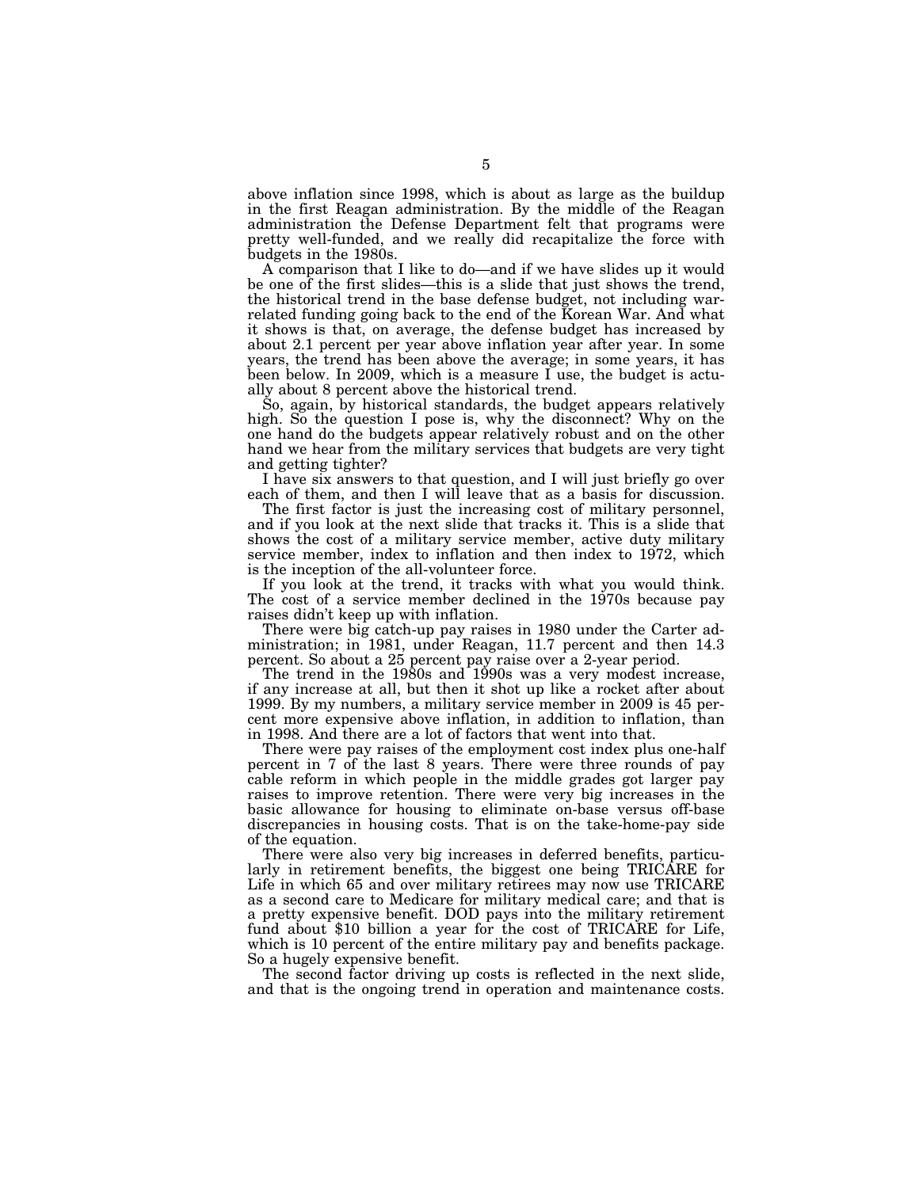above inflation since 1998, which is about as large as the buildup in the first Reagan administration. By the middle of the Reagan administration the Defense Department felt that programs were pretty well-funded, and we really did recapitalize the force with budgets in the 1980s.

A comparison that I like to do—and if we have slides up it would be one of the first slides—this is a slide that just shows the trend, the historical trend in the base defense budget, not including war-related funding going back to the end of the Korean War. And what it shows is that, on average, the defense budget has increased by about 2.1 percent per year above inflation year after year. In some years, the trend has been above the average; in some years, it has been below. In 2009, which is a measure I use, the budget is actually about 8 percent above the historical trend.

So, again, by historical standards, the budget appears relatively high. So the question I pose is, why the disconnect? Why on the one hand do the budgets appear relatively robust and on the other hand we hear from the military services that budgets are very tight and getting tighter?

I have six answers to that question, and I will just briefly go over each of them, and then I will leave that as a basis for discussion.

The first factor is just the increasing cost of military personnel, and if you look at the next slide that tracks it. This is a slide that shows the cost of a military service member, active duty military service member, index to inflation and then index to 1972, which is the inception of the all-volunteer force.

If you look at the trend, it tracks with what you would think. The cost of a service member declined in the 1970s because pay raises didn't keep up with inflation.

There were big catch-up pay raises in 1980 under the Carter administration; in 1981, under Reagan, 11.7 percent and then 14.3 percent. So about a 25 percent pay raise over a 2-year period.

The trend in the 1980s and 1990s was a very modest increase, if any increase at all, but then it shot up like a rocket after about 1999. By my numbers, a military service member in 2009 is 45 percent more expensive above inflation, in addition to inflation, than in 1998. And there are a lot of factors that went into that.

There were pay raises of the employment cost index plus one-half percent in 7 of the last 8 years. There were three rounds of pay cable reform in which people in the middle grades got larger pay raises to improve retention. There were very big increases in the basic allowance for housing to eliminate on-base versus off-base discrepancies in housing costs. That is on the take-home-pay side of the equation.

There were also very big increases in deferred benefits, particularly in retirement benefits, the biggest one being TRICARE for Life in which 65 and over military retirees may now use TRICARE as a second care to Medicare for military medical care; and that is a pretty expensive benefit. DOD pays into the military retirement fund about $10 billion a year for the cost of TRICARE for Life, which is 10 percent of the entire military pay and benefits package. So a hugely expensive benefit.

The second factor driving up costs is reflected in the next slide, and that is the ongoing trend in operation and maintenance costs.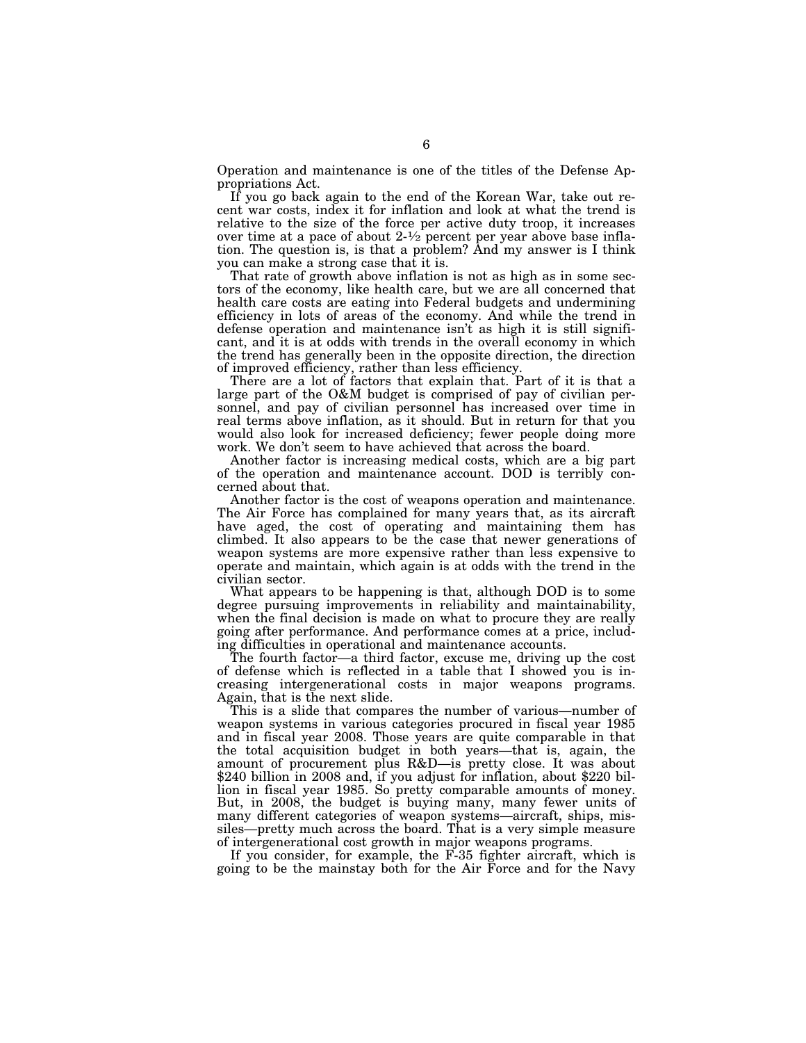Operation and maintenance is one of the titles of the Defense Appropriations Act.

If you go back again to the end of the Korean War, take out recent war costs, index it for inflation and look at what the trend is relative to the size of the force per active duty troop, it increases over time at a pace of about 2-½ percent per year above base inflation. The question is, is that a problem? And my answer is I think you can make a strong case that it is.

That rate of growth above inflation is not as high as in some sectors of the economy, like health care, but we are all concerned that health care costs are eating into Federal budgets and undermining efficiency in lots of areas of the economy. And while the trend in defense operation and maintenance isn't as high it is still significant, and it is at odds with trends in the overall economy in which the trend has generally been in the opposite direction, the direction of improved efficiency, rather than less efficiency.

There are a lot of factors that explain that. Part of it is that a large part of the O&M budget is comprised of pay of civilian personnel, and pay of civilian personnel has increased over time in real terms above inflation, as it should. But in return for that you would also look for increased deficiency; fewer people doing more work. We don't seem to have achieved that across the board.

Another factor is increasing medical costs, which are a big part of the operation and maintenance account. DOD is terribly concerned about that.

Another factor is the cost of weapons operation and maintenance. The Air Force has complained for many years that, as its aircraft have aged, the cost of operating and maintaining them has climbed. It also appears to be the case that newer generations of weapon systems are more expensive rather than less expensive to operate and maintain, which again is at odds with the trend in the civilian sector.

What appears to be happening is that, although DOD is to some degree pursuing improvements in reliability and maintainability, when the final decision is made on what to procure they are really going after performance. And performance comes at a price, including difficulties in operational and maintenance accounts.

The fourth factor—a third factor, excuse me, driving up the cost of defense which is reflected in a table that I showed you is increasing intergenerational costs in major weapons programs. Again, that is the next slide.

This is a slide that compares the number of various—number of weapon systems in various categories procured in fiscal year 1985 and in fiscal year 2008. Those years are quite comparable in that the total acquisition budget in both years—that is, again, the amount of procurement plus R&D—is pretty close. It was about $240 billion in 2008 and, if you adjust for inflation, about $220 billion in fiscal year 1985. So pretty comparable amounts of money. But, in 2008, the budget is buying many, many fewer units of many different categories of weapon systems—aircraft, ships, missiles—pretty much across the board. That is a very simple measure of intergenerational cost growth in major weapons programs.

If you consider, for example, the F-35 fighter aircraft, which is going to be the mainstay both for the Air Force and for the Navy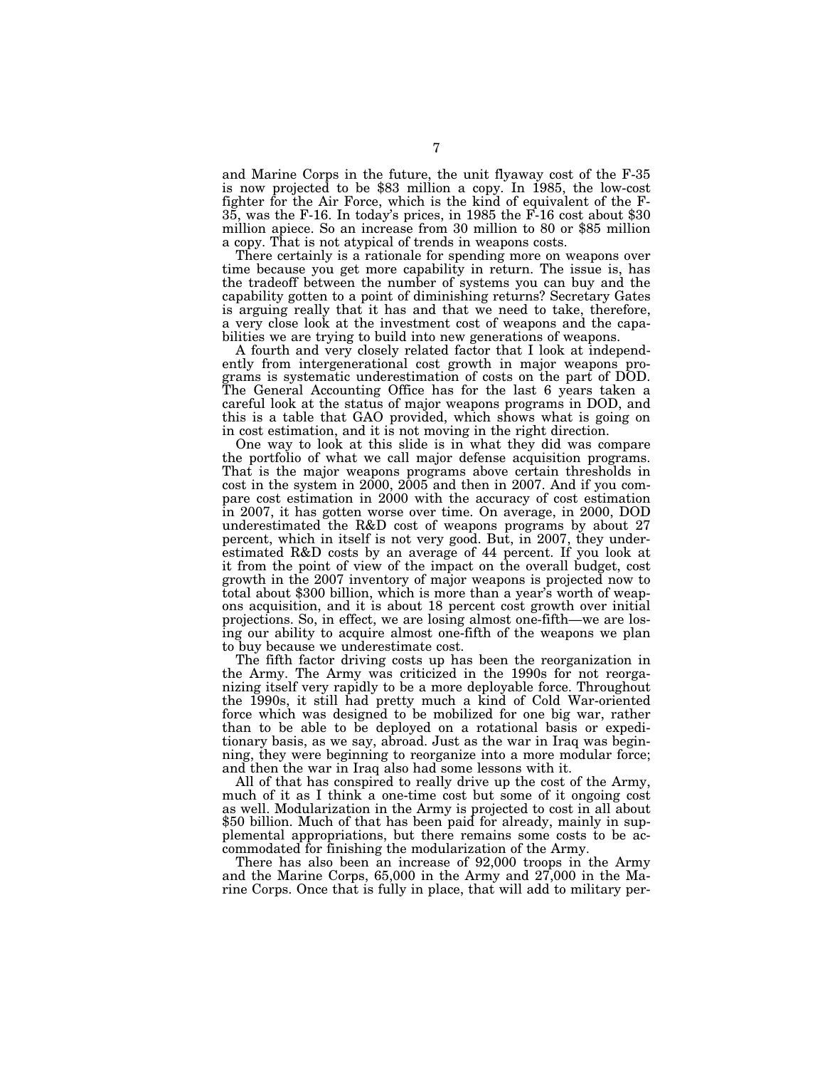and Marine Corps in the future, the unit flyaway cost of the F-35 is now projected to be $83 million a copy. In 1985, the low-cost fighter for the Air Force, which is the kind of equivalent of the F-35, was the F-16. In today's prices, in 1985 the F-16 cost about $30 million apiece. So an increase from 30 million to 80 or $85 million a copy. That is not atypical of trends in weapons costs.

There certainly is a rationale for spending more on weapons over time because you get more capability in return. The issue is, has the tradeoff between the number of systems you can buy and the capability gotten to a point of diminishing returns? Secretary Gates is arguing really that it has and that we need to take, therefore, a very close look at the investment cost of weapons and the capabilities we are trying to build into new generations of weapons.

A fourth and very closely related factor that I look at independently from intergenerational cost growth in major weapons programs is systematic underestimation of costs on the part of DOD. The General Accounting Office has for the last 6 years taken a careful look at the status of major weapons programs in DOD, and this is a table that GAO provided, which shows what is going on in cost estimation, and it is not moving in the right direction.

One way to look at this slide is in what they did was compare the portfolio of what we call major defense acquisition programs. That is the major weapons programs above certain thresholds in cost in the system in 2000, 2005 and then in 2007. And if you compare cost estimation in 2000 with the accuracy of cost estimation in 2007, it has gotten worse over time. On average, in 2000, DOD underestimated the R&D cost of weapons programs by about 27 percent, which in itself is not very good. But, in 2007, they underestimated R&D costs by an average of 44 percent. If you look at it from the point of view of the impact on the overall budget, cost growth in the 2007 inventory of major weapons is projected now to total about $300 billion, which is more than a year's worth of weapons acquisition, and it is about 18 percent cost growth over initial projections. So, in effect, we are losing almost one-fifth—we are losing our ability to acquire almost one-fifth of the weapons we plan to buy because we underestimate cost.

The fifth factor driving costs up has been the reorganization in the Army. The Army was criticized in the 1990s for not reorganizing itself very rapidly to be a more deployable force. Throughout the 1990s, it still had pretty much a kind of Cold War-oriented force which was designed to be mobilized for one big war, rather than to be able to be deployed on a rotational basis or expeditionary basis, as we say, abroad. Just as the war in Iraq was beginning, they were beginning to reorganize into a more modular force; and then the war in Iraq also had some lessons with it.

All of that has conspired to really drive up the cost of the Army, much of it as I think a one-time cost but some of it ongoing cost as well. Modularization in the Army is projected to cost in all about $50 billion. Much of that has been paid for already, mainly in supplemental appropriations, but there remains some costs to be accommodated for finishing the modularization of the Army.

There has also been an increase of 92,000 troops in the Army and the Marine Corps, 65,000 in the Army and 27,000 in the Marine Corps. Once that is fully in place, that will add to military per-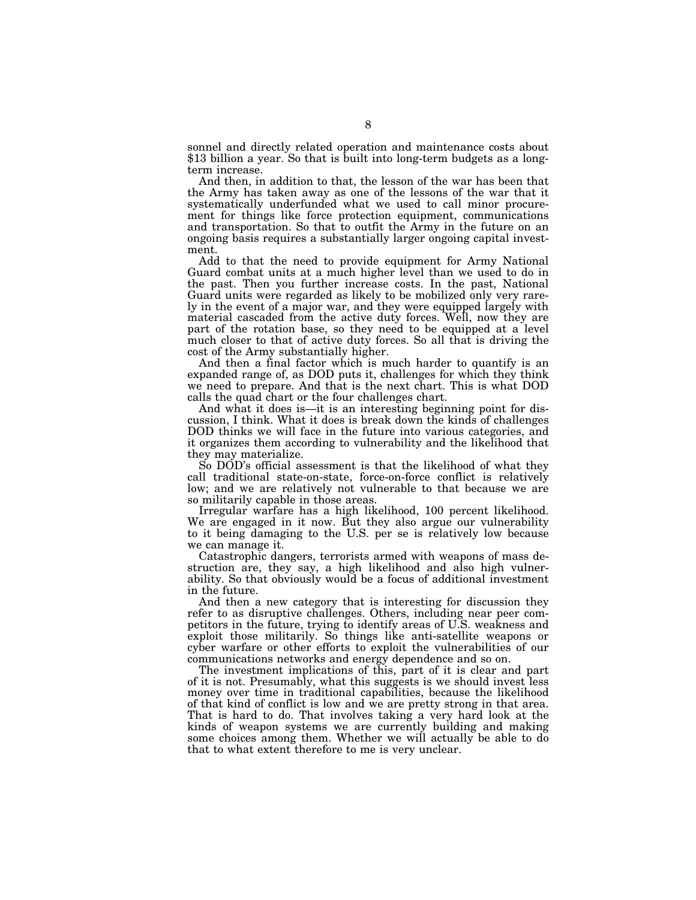sonnel and directly related operation and maintenance costs about $13 billion a year. So that is built into long-term budgets as a long-term increase.

And then, in addition to that, the lesson of the war has been that the Army has taken away as one of the lessons of the war that it systematically underfunded what we used to call minor procurement for things like force protection equipment, communications and transportation. So that to outfit the Army in the future on an ongoing basis requires a substantially larger ongoing capital investment.

Add to that the need to provide equipment for Army National Guard combat units at a much higher level than we used to do in the past. Then you further increase costs. In the past, National Guard units were regarded as likely to be mobilized only very rarely in the event of a major war, and they were equipped largely with material cascaded from the active duty forces. Well, now they are part of the rotation base, so they need to be equipped at a level much closer to that of active duty forces. So all that is driving the cost of the Army substantially higher.

And then a final factor which is much harder to quantify is an expanded range of, as DOD puts it, challenges for which they think we need to prepare. And that is the next chart. This is what DOD calls the quad chart or the four challenges chart.

And what it does is—it is an interesting beginning point for discussion, I think. What it does is break down the kinds of challenges DOD thinks we will face in the future into various categories, and it organizes them according to vulnerability and the likelihood that they may materialize.

So DOD's official assessment is that the likelihood of what they call traditional state-on-state, force-on-force conflict is relatively low; and we are relatively not vulnerable to that because we are so militarily capable in those areas.

Irregular warfare has a high likelihood, 100 percent likelihood. We are engaged in it now. But they also argue our vulnerability to it being damaging to the U.S. per se is relatively low because we can manage it.

Catastrophic dangers, terrorists armed with weapons of mass destruction are, they say, a high likelihood and also high vulnerability. So that obviously would be a focus of additional investment in the future.

And then a new category that is interesting for discussion they refer to as disruptive challenges. Others, including near peer competitors in the future, trying to identify areas of U.S. weakness and exploit those militarily. So things like anti-satellite weapons or cyber warfare or other efforts to exploit the vulnerabilities of our communications networks and energy dependence and so on.

The investment implications of this, part of it is clear and part of it is not. Presumably, what this suggests is we should invest less money over time in traditional capabilities, because the likelihood of that kind of conflict is low and we are pretty strong in that area. That is hard to do. That involves taking a very hard look at the kinds of weapon systems we are currently building and making some choices among them. Whether we will actually be able to do that to what extent therefore to me is very unclear.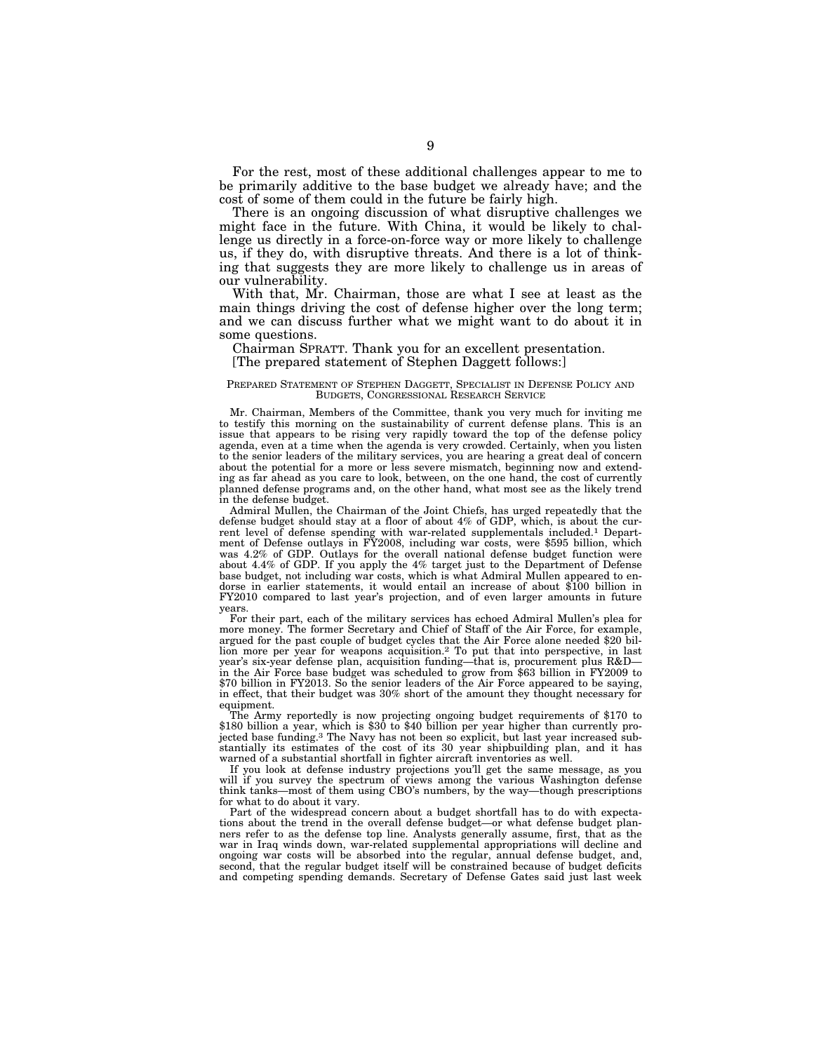For the rest, most of these additional challenges appear to me to be primarily additive to the base budget we already have; and the cost of some of them could in the future be fairly high.

There is an ongoing discussion of what disruptive challenges we might face in the future. With China, it would be likely to challenge us directly in a force-on-force way or more likely to challenge us, if they do, with disruptive threats. And there is a lot of thinking that suggests they are more likely to challenge us in areas of our vulnerability.

With that, Mr. Chairman, those are what I see at least as the main things driving the cost of defense higher over the long term; and we can discuss further what we might want to do about it in some questions.

Chairman SPRATT. Thank you for an excellent presentation.

[The prepared statement of Stephen Daggett follows:]

PREPARED STATEMENT OF STEPHEN DAGGETT, SPECIALIST IN DEFENSE POLICY AND BUDGETS, CONGRESSIONAL RESEARCH SERVICE

Mr. Chairman, Members of the Committee, thank you very much for inviting me to testify this morning on the sustainability of current defense plans. This is an issue that appears to be rising very rapidly toward the top of the defense policy agenda, even at a time when the agenda is very crowded. Certainly, when you listen to the senior leaders of the military services, you are hearing a great deal of concern about the potential for a more or less severe mismatch, beginning now and extending as far ahead as you care to look, between, on the one hand, the cost of currently planned defense programs and, on the other hand, what most see as the likely trend in the defense budget.

Admiral Mullen, the Chairman of the Joint Chiefs, has urged repeatedly that the defense budget should stay at a floor of about 4% of GDP, which, is about the current level of defense spending with war-related supplementals included.[1] Department of Defense outlays in FY2008, including war costs, were $595 billion, which was 4.2% of GDP. Outlays for the overall national defense budget function were about 4.4% of GDP. If you apply the 4% target just to the Department of Defense base budget, not including war costs, which is what Admiral Mullen appeared to endorse in earlier statements, it would entail an increase of about $100 billion in FY2010 compared to last year's projection, and of even larger amounts in future years.

For their part, each of the military services has echoed Admiral Mullen's plea for more money. The former Secretary and Chief of Staff of the Air Force, for example, argued for the past couple of budget cycles that the Air Force alone needed $20 billion more per year for weapons acquisition.[2] To put that into perspective, in last year's six-year defense plan, acquisition funding—that is, procurement plus R&D—in the Air Force base budget was scheduled to grow from $63 billion in FY2009 to $70 billion in FY2013. So the senior leaders of the Air Force appeared to be saying, in effect, that their budget was 30% short of the amount they thought necessary for equipment.

The Army reportedly is now projecting ongoing budget requirements of $170 to $180 billion a year, which is $30 to $40 billion per year higher than currently projected base funding.[3] The Navy has not been so explicit, but last year increased substantially its estimates of the cost of its 30 year shipbuilding plan, and it has warned of a substantial shortfall in fighter aircraft inventories as well.

If you look at defense industry projections you'll get the same message, as you will if you survey the spectrum of views among the various Washington defense think tanks—most of them using CBO's numbers, by the way—though prescriptions for what to do about it vary.

Part of the widespread concern about a budget shortfall has to do with expectations about the trend in the overall defense budget—or what defense budget planners refer to as the defense top line. Analysts generally assume, first, that as the war in Iraq winds down, war-related supplemental appropriations will decline and ongoing war costs will be absorbed into the regular, annual defense budget, and, second, that the regular budget itself will be constrained because of budget deficits and competing spending demands. Secretary of Defense Gates said just last week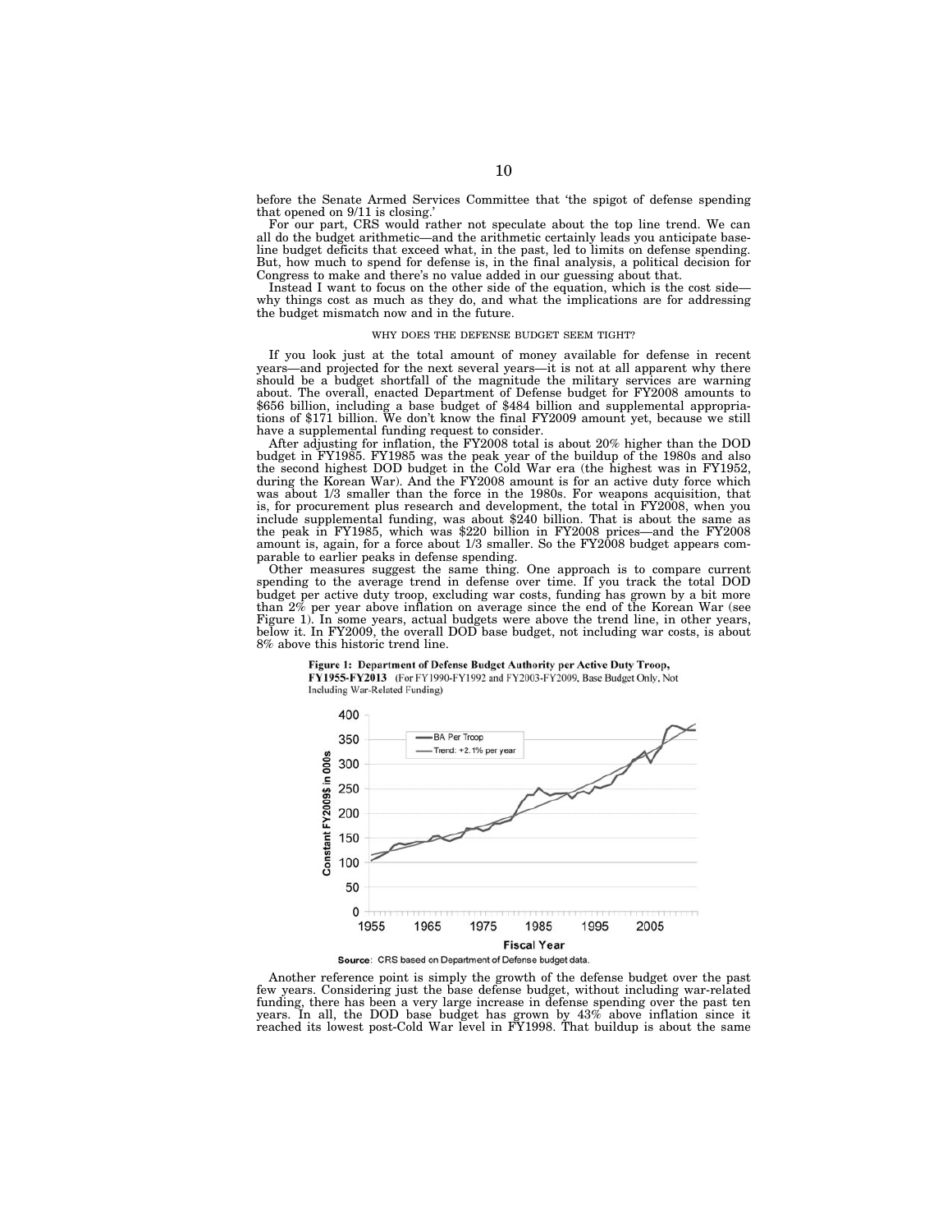before the Senate Armed Services Committee that 'the spigot of defense spending that opened on 9/11 is closing.'

For our part, CRS would rather not speculate about the top line trend. We can all do the budget arithmetic—and the arithmetic certainly leads you anticipate baseline budget deficits that exceed what, in the past, led to limits on defense spending. But, how much to spend for defense is, in the final analysis, a political decision for Congress to make and there's no value added in our guessing about that.

Instead I want to focus on the other side of the equation, which is the cost side—why things cost as much as they do, and what the implications are for addressing the budget mismatch now and in the future.

## WHY DOES THE DEFENSE BUDGET SEEM TIGHT?

If you look just at the total amount of money available for defense in recent years—and projected for the next several years—it is not at all apparent why there should be a budget shortfall of the magnitude the military services are warning about. The overall, enacted Department of Defense budget for FY2008 amounts to $656 billion, including a base budget of $484 billion and supplemental appropriations of $171 billion. We don't know the final FY2009 amount yet, because we still have a supplemental funding request to consider.

After adjusting for inflation, the FY2008 total is about 20% higher than the DOD budget in FY1985. FY1985 was the peak year of the buildup of the 1980s and also the second highest DOD budget in the Cold War era (the highest was in FY1952, during the Korean War). And the FY2008 amount is for an active duty force which was about 1/3 smaller than the force in the 1980s. For weapons acquisition, that is, for procurement plus research and development, the total in FY2008, when you include supplemental funding, was about $240 billion. That is about the same as the peak in FY1985, which was $220 billion in FY2008 prices—and the FY2008 amount is, again, for a force about 1/3 smaller. So the FY2008 budget appears comparable to earlier peaks in defense spending.

Other measures suggest the same thing. One approach is to compare current spending to the average trend in defense over time. If you track the total DOD budget per active duty troop, excluding war costs, funding has grown by a bit more than 2% per year above inflation on average since the end of the Korean War (see Figure 1). In some years, actual budgets were above the trend line, in other years, below it. In FY2009, the overall DOD base budget, not including war costs, is about 8% above this historic trend line.

**Figure 1: Department of Defense Budget Authority per Active Duty Troop, FY1955-FY2013** (For FY1990-FY1992 and FY2003-FY2009, Base Budget Only, Not Including War-Related Funding)

**Source**: CRS based on Department of Defense budget data.

Another reference point is simply the growth of the defense budget over the past few years. Considering just the base defense budget, without including war-related funding, there has been a very large increase in defense spending over the past ten years. In all, the DOD base budget has grown by 43% above inflation since it reached its lowest post-Cold War level in FY1998. That buildup is about the same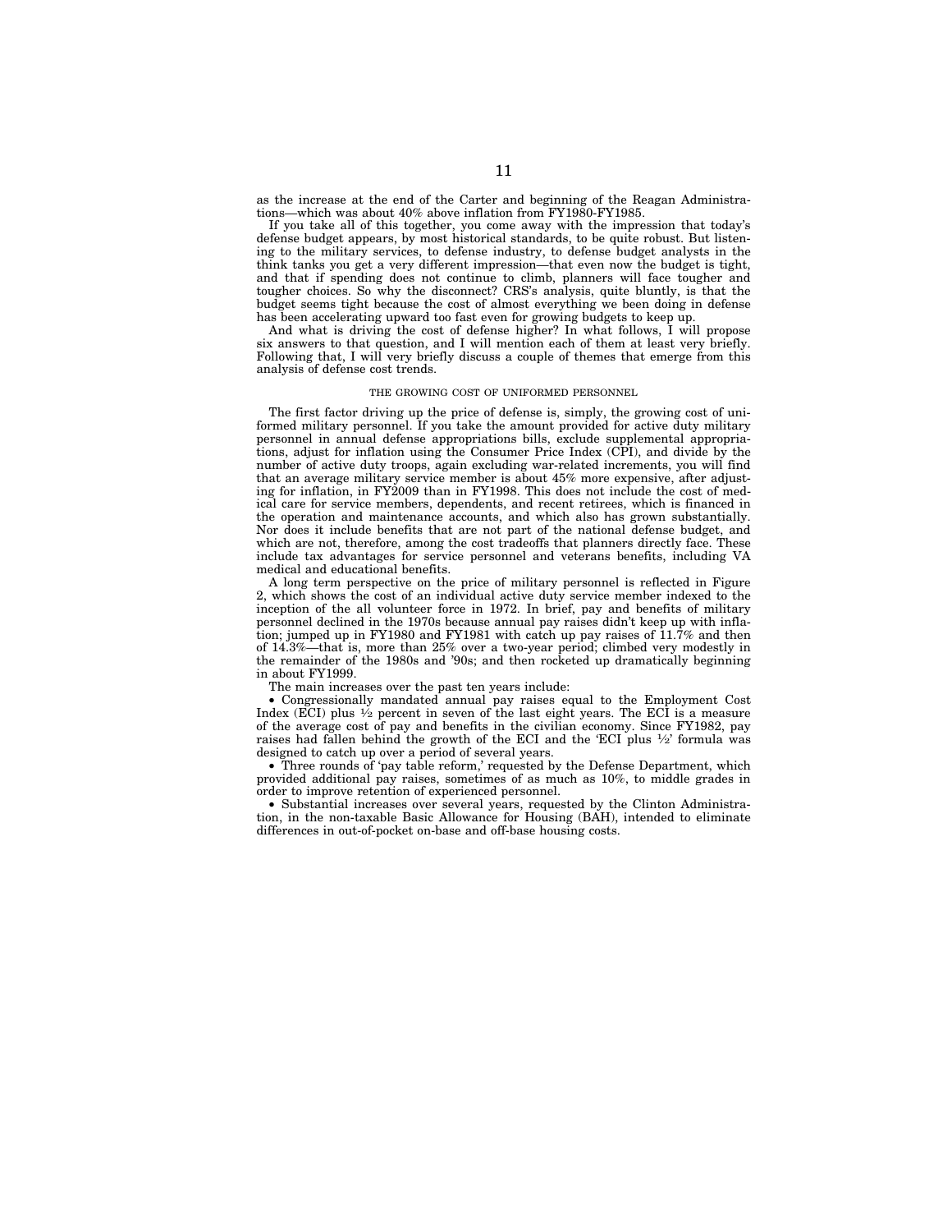as the increase at the end of the Carter and beginning of the Reagan Administrations—which was about 40% above inflation from FY1980-FY1985.

If you take all of this together, you come away with the impression that today's defense budget appears, by most historical standards, to be quite robust. But listening to the military services, to defense industry, to defense budget analysts in the think tanks you get a very different impression—that even now the budget is tight, and that if spending does not continue to climb, planners will face tougher and tougher choices. So why the disconnect? CRS's analysis, quite bluntly, is that the budget seems tight because the cost of almost everything we been doing in defense has been accelerating upward too fast even for growing budgets to keep up.

And what is driving the cost of defense higher? In what follows, I will propose six answers to that question, and I will mention each of them at least very briefly. Following that, I will very briefly discuss a couple of themes that emerge from this analysis of defense cost trends.

### THE GROWING COST OF UNIFORMED PERSONNEL

The first factor driving up the price of defense is, simply, the growing cost of uniformed military personnel. If you take the amount provided for active duty military personnel in annual defense appropriations bills, exclude supplemental appropriations, adjust for inflation using the Consumer Price Index (CPI), and divide by the number of active duty troops, again excluding war-related increments, you will find that an average military service member is about 45% more expensive, after adjusting for inflation, in FY2009 than in FY1998. This does not include the cost of medical care for service members, dependents, and recent retirees, which is financed in the operation and maintenance accounts, and which also has grown substantially. Nor does it include benefits that are not part of the national defense budget, and which are not, therefore, among the cost tradeoffs that planners directly face. These include tax advantages for service personnel and veterans benefits, including VA medical and educational benefits.

A long term perspective on the price of military personnel is reflected in Figure 2, which shows the cost of an individual active duty service member indexed to the inception of the all volunteer force in 1972. In brief, pay and benefits of military personnel declined in the 1970s because annual pay raises didn't keep up with inflation; jumped up in FY1980 and FY1981 with catch up pay raises of 11.7% and then of 14.3%—that is, more than 25% over a two-year period; climbed very modestly in the remainder of the 1980s and '90s; and then rocketed up dramatically beginning in about FY1999.

The main increases over the past ten years include:

- Congressionally mandated annual pay raises equal to the Employment Cost Index (ECI) plus ½ percent in seven of the last eight years. The ECI is a measure of the average cost of pay and benefits in the civilian economy. Since FY1982, pay raises had fallen behind the growth of the ECI and the 'ECI plus ½' formula was designed to catch up over a period of several years.
- Three rounds of 'pay table reform,' requested by the Defense Department, which provided additional pay raises, sometimes of as much as 10%, to middle grades in order to improve retention of experienced personnel.
- Substantial increases over several years, requested by the Clinton Administration, in the non-taxable Basic Allowance for Housing (BAH), intended to eliminate differences in out-of-pocket on-base and off-base housing costs.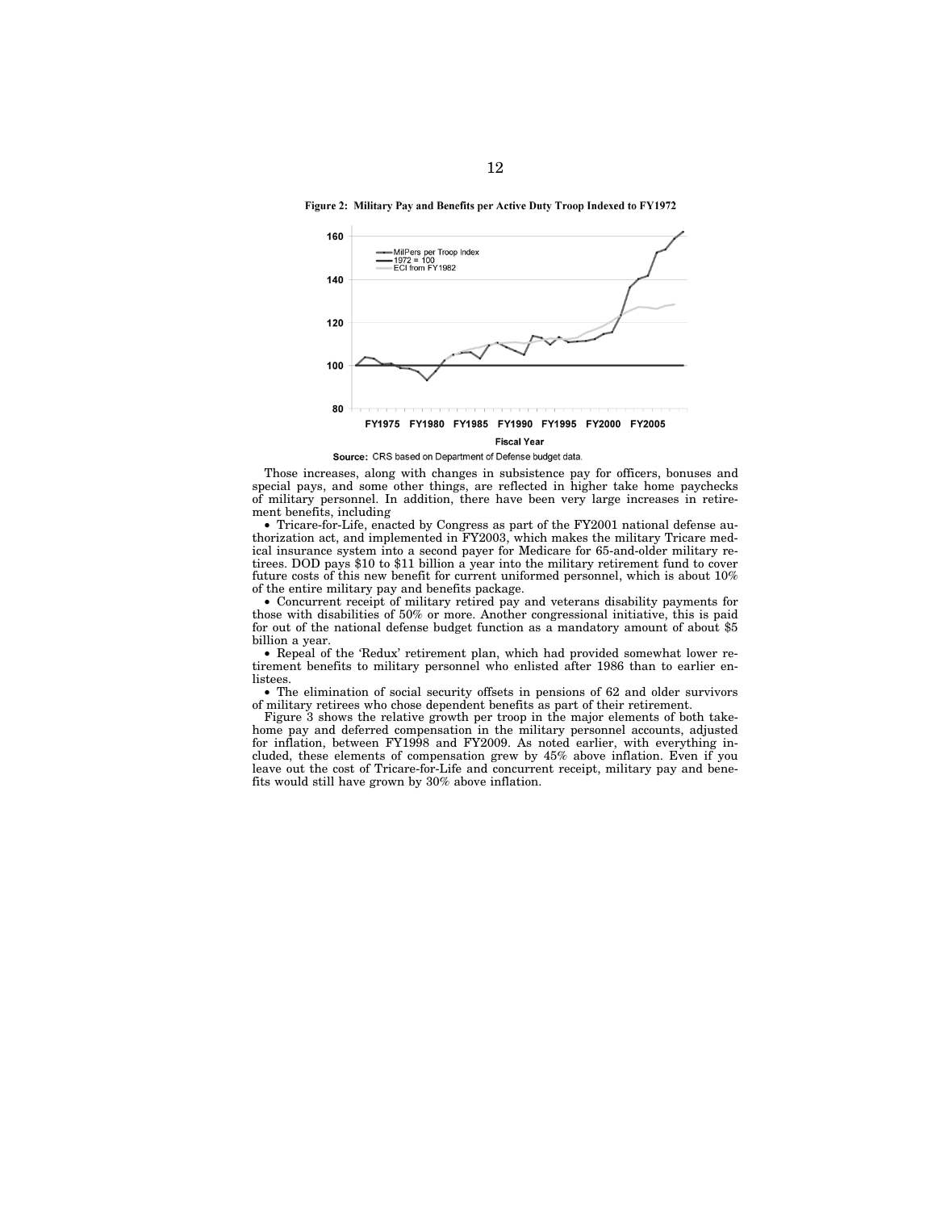**Figure 2: Military Pay and Benefits per Active Duty Troop Indexed to FY1972**

**Source:** CRS based on Department of Defense budget data.

Those increases, along with changes in subsistence pay for officers, bonuses and special pays, and some other things, are reflected in higher take home paychecks of military personnel. In addition, there have been very large increases in retirement benefits, including

- Tricare-for-Life, enacted by Congress as part of the FY2001 national defense authorization act, and implemented in FY2003, which makes the military Tricare medical insurance system into a second payer for Medicare for 65-and-older military retirees. DOD pays $10 to $11 billion a year into the military retirement fund to cover future costs of this new benefit for current uniformed personnel, which is about 10% of the entire military pay and benefits package.
- Concurrent receipt of military retired pay and veterans disability payments for those with disabilities of 50% or more. Another congressional initiative, this is paid for out of the national defense budget function as a mandatory amount of about $5 billion a year.
- Repeal of the 'Redux' retirement plan, which had provided somewhat lower retirement benefits to military personnel who enlisted after 1986 than to earlier enlistees.
- The elimination of social security offsets in pensions of 62 and older survivors of military retirees who chose dependent benefits as part of their retirement.

Figure 3 shows the relative growth per troop in the major elements of both take-home pay and deferred compensation in the military personnel accounts, adjusted for inflation, between FY1998 and FY2009. As noted earlier, with everything included, these elements of compensation grew by 45% above inflation. Even if you leave out the cost of Tricare-for-Life and concurrent receipt, military pay and benefits would still have grown by 30% above inflation.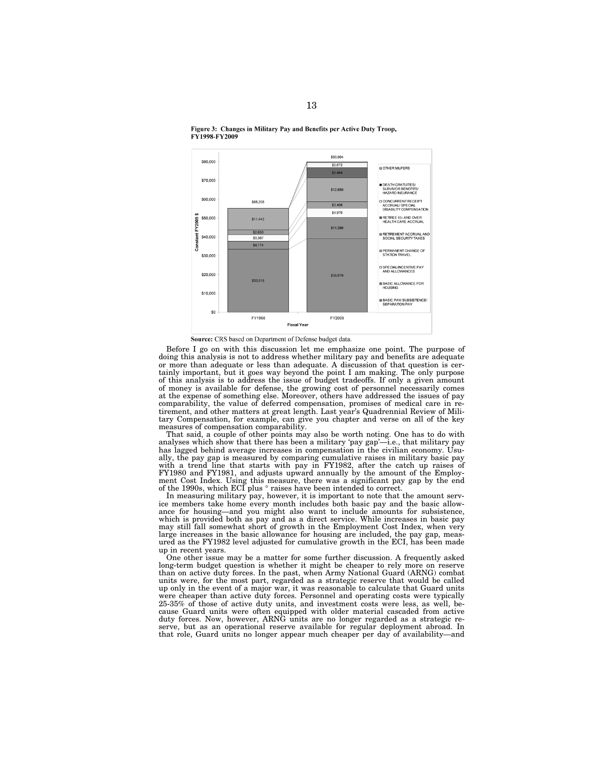**Figure 3: Changes in Military Pay and Benefits per Active Duty Troop, FY1998-FY2009**

**Source:** CRS based on Department of Defense budget data.

Before I go on with this discussion let me emphasize one point. The purpose of doing this analysis is not to address whether military pay and benefits are adequate or more than adequate or less than adequate. A discussion of that question is certainly important, but it goes way beyond the point I am making. The only purpose of this analysis is to address the issue of budget tradeoffs. If only a given amount of money is available for defense, the growing cost of personnel necessarily comes at the expense of something else. Moreover, others have addressed the issues of pay comparability, the value of deferred compensation, promises of medical care in retirement, and other matters at great length. Last year's Quadrennial Review of Military Compensation, for example, can give you chapter and verse on all of the key measures of compensation comparability.

That said, a couple of other points may also be worth noting. One has to do with analyses which show that there has been a military 'pay gap'—i.e., that military pay has lagged behind average increases in compensation in the civilian economy. Usually, the pay gap is measured by comparing cumulative raises in military basic pay with a trend line that starts with pay in FY1982, after the catch up raises of FY1980 and FY1981, and adjusts upward annually by the amount of the Employment Cost Index. Using this measure, there was a significant pay gap by the end of the 1990s, which ECI plus ° raises have been intended to correct.

In measuring military pay, however, it is important to note that the amount service members take home every month includes both basic pay and the basic allowance for housing—and you might also want to include amounts for subsistence, which is provided both as pay and as a direct service. While increases in basic pay may still fall somewhat short of growth in the Employment Cost Index, when very large increases in the basic allowance for housing are included, the pay gap, measured as the FY1982 level adjusted for cumulative growth in the ECI, has been made up in recent years.

One other issue may be a matter for some further discussion. A frequently asked long-term budget question is whether it might be cheaper to rely more on reserve than on active duty forces. In the past, when Army National Guard (ARNG) combat units were, for the most part, regarded as a strategic reserve that would be called up only in the event of a major war, it was reasonable to calculate that Guard units were cheaper than active duty forces. Personnel and operating costs were typically 25-35% of those of active duty units, and investment costs were less, as well, because Guard units were often equipped with older material cascaded from active duty forces. Now, however, ARNG units are no longer regarded as a strategic reserve, but as an operational reserve available for regular deployment abroad. In that role, Guard units no longer appear much cheaper per day of availability—and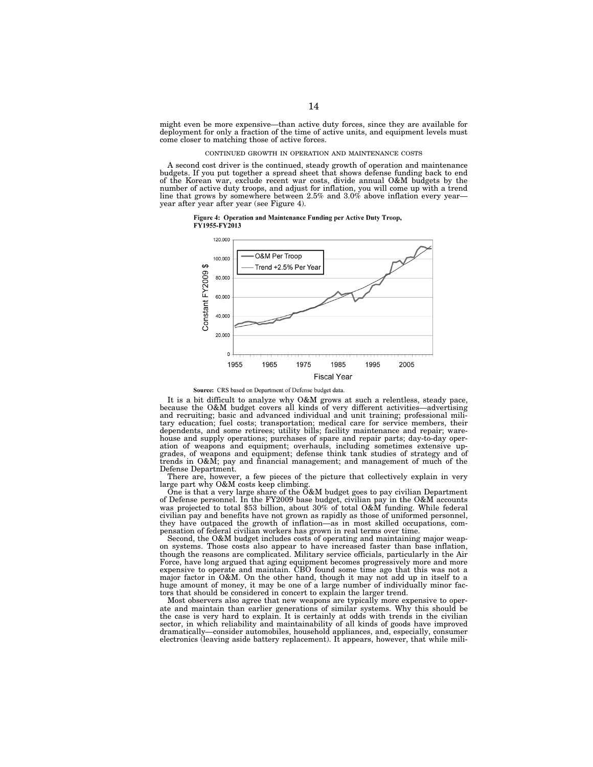might even be more expensive—than active duty forces, since they are available for deployment for only a fraction of the time of active units, and equipment levels must come closer to matching those of active forces.

### CONTINUED GROWTH IN OPERATION AND MAINTENANCE COSTS

A second cost driver is the continued, steady growth of operation and maintenance budgets. If you put together a spread sheet that shows defense funding back to end of the Korean war, exclude recent war costs, divide annual O&M budgets by the number of active duty troops, and adjust for inflation, you will come up with a trend line that grows by somewhere between 2.5% and 3.0% above inflation every year—year after year after year (see Figure 4).

**Figure 4: Operation and Maintenance Funding per Active Duty Troop, FY1955-FY2013**

**Source:** CRS based on Department of Defense budget data.

It is a bit difficult to analyze why O&M grows at such a relentless, steady pace, because the O&M budget covers all kinds of very different activities—advertising and recruiting; basic and advanced individual and unit training; professional military education; fuel costs; transportation; medical care for service members, their dependents, and some retirees; utility bills; facility maintenance and repair; warehouse and supply operations; purchases of spare and repair parts; day-to-day operation of weapons and equipment; overhauls, including sometimes extensive upgrades, of weapons and equipment; defense think tank studies of strategy and of trends in O&M; pay and financial management; and management of much of the Defense Department.

There are, however, a few pieces of the picture that collectively explain in very large part why O&M costs keep climbing.

One is that a very large share of the O&M budget goes to pay civilian Department of Defense personnel. In the FY2009 base budget, civilian pay in the O&M accounts was projected to total $53 billion, about 30% of total O&M funding. While federal civilian pay and benefits have not grown as rapidly as those of uniformed personnel, they have outpaced the growth of inflation—as in most skilled occupations, compensation of federal civilian workers has grown in real terms over time.

Second, the O&M budget includes costs of operating and maintaining major weapon systems. Those costs also appear to have increased faster than base inflation, though the reasons are complicated. Military service officials, particularly in the Air Force, have long argued that aging equipment becomes progressively more and more expensive to operate and maintain. CBO found some time ago that this was not a major factor in O&M. On the other hand, though it may not add up in itself to a huge amount of money, it may be one of a large number of individually minor factors that should be considered in concert to explain the larger trend.

Most observers also agree that new weapons are typically more expensive to operate and maintain than earlier generations of similar systems. Why this should be the case is very hard to explain. It is certainly at odds with trends in the civilian sector, in which reliability and maintainability of all kinds of goods have improved dramatically—consider automobiles, household appliances, and, especially, consumer electronics (leaving aside battery replacement). It appears, however, that while mili-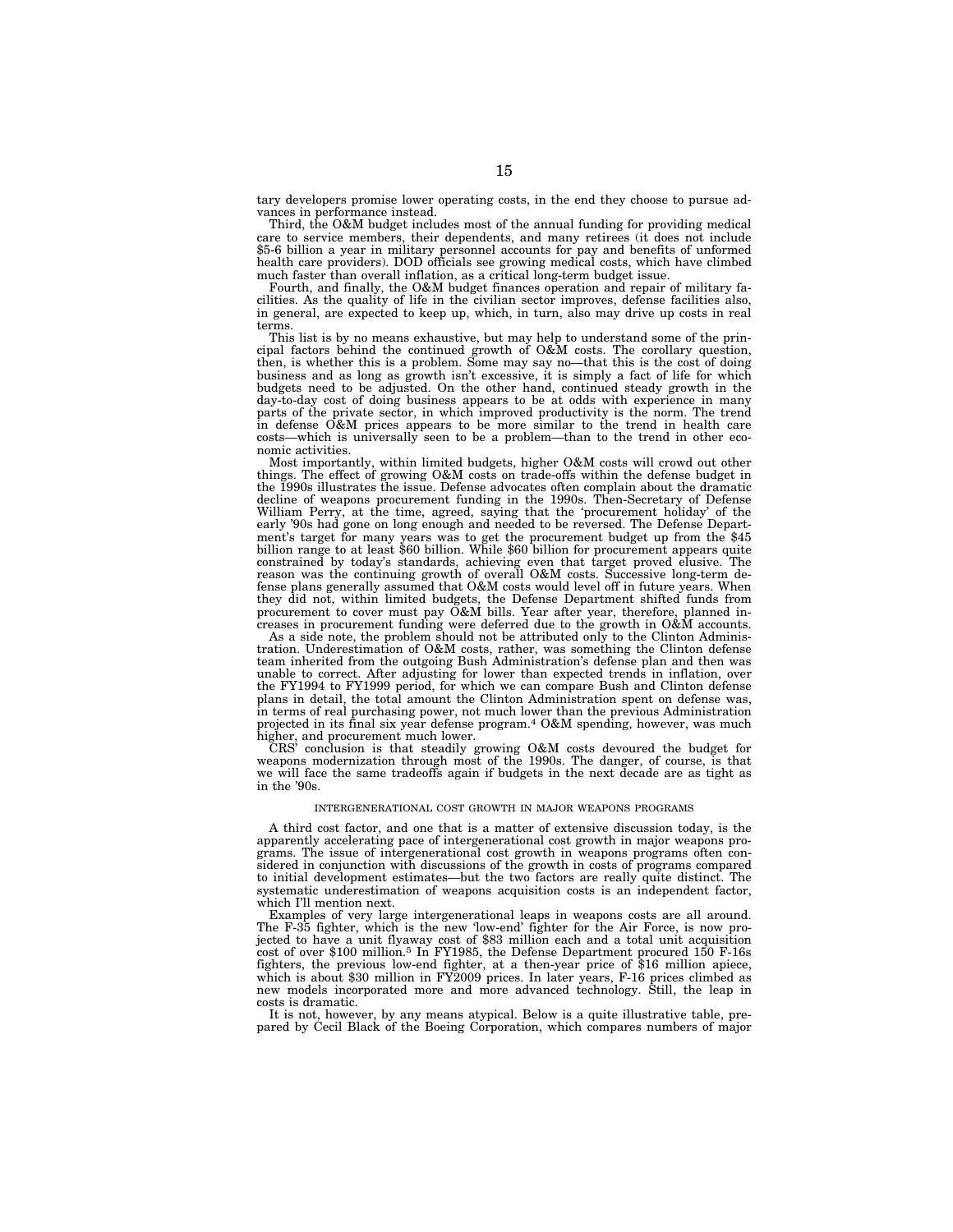tary developers promise lower operating costs, in the end they choose to pursue advances in performance instead.

Third, the O&M budget includes most of the annual funding for providing medical care to service members, their dependents, and many retirees (it does not include $5-6 billion a year in military personnel accounts for pay and benefits of unformed health care providers). DOD officials see growing medical costs, which have climbed much faster than overall inflation, as a critical long-term budget issue.

Fourth, and finally, the O&M budget finances operation and repair of military facilities. As the quality of life in the civilian sector improves, defense facilities also, in general, are expected to keep up, which, in turn, also may drive up costs in real terms.

This list is by no means exhaustive, but may help to understand some of the principal factors behind the continued growth of O&M costs. The corollary question, then, is whether this is a problem. Some may say no—that this is the cost of doing business and as long as growth isn't excessive, it is simply a fact of life for which budgets need to be adjusted. On the other hand, continued steady growth in the day-to-day cost of doing business appears to be at odds with experience in many parts of the private sector, in which improved productivity is the norm. The trend in defense O&M prices appears to be more similar to the trend in health care costs—which is universally seen to be a problem—than to the trend in other economic activities.

Most importantly, within limited budgets, higher O&M costs will crowd out other things. The effect of growing O&M costs on trade-offs within the defense budget in the 1990s illustrates the issue. Defense advocates often complain about the dramatic decline of weapons procurement funding in the 1990s. Then-Secretary of Defense William Perry, at the time, agreed, saying that the 'procurement holiday' of the early '90s had gone on long enough and needed to be reversed. The Defense Department's target for many years was to get the procurement budget up from the $45 billion range to at least $60 billion. While $60 billion for procurement appears quite constrained by today's standards, achieving even that target proved elusive. The reason was the continuing growth of overall O&M costs. Successive long-term defense plans generally assumed that O&M costs would level off in future years. When they did not, within limited budgets, the Defense Department shifted funds from procurement to cover must pay O&M bills. Year after year, therefore, planned increases in procurement funding were deferred due to the growth in O&M accounts.

As a side note, the problem should not be attributed only to the Clinton Administration. Underestimation of O&M costs, rather, was something the Clinton defense team inherited from the outgoing Bush Administration's defense plan and then was unable to correct. After adjusting for lower than expected trends in inflation, over the FY1994 to FY1999 period, for which we can compare Bush and Clinton defense plans in detail, the total amount the Clinton Administration spent on defense was, in terms of real purchasing power, not much lower than the previous Administration projected in its final six year defense program.[4] O&M spending, however, was much higher, and procurement much lower.

CRS' conclusion is that steadily growing O&M costs devoured the budget for weapons modernization through most of the 1990s. The danger, of course, is that we will face the same tradeoffs again if budgets in the next decade are as tight as in the '90s.

## INTERGENERATIONAL COST GROWTH IN MAJOR WEAPONS PROGRAMS

A third cost factor, and one that is a matter of extensive discussion today, is the apparently accelerating pace of intergenerational cost growth in major weapons programs. The issue of intergenerational cost growth in weapons programs often considered in conjunction with discussions of the growth in costs of programs compared to initial development estimates—but the two factors are really quite distinct. The systematic underestimation of weapons acquisition costs is an independent factor, which I'll mention next.

Examples of very large intergenerational leaps in weapons costs are all around. The F-35 fighter, which is the new 'low-end' fighter for the Air Force, is now projected to have a unit flyaway cost of $83 million each and a total unit acquisition cost of over $100 million.[5] In FY1985, the Defense Department procured 150 F-16s fighters, the previous low-end fighter, at a then-year price of $16 million apiece, which is about $30 million in FY2009 prices. In later years, F-16 prices climbed as new models incorporated more and more advanced technology. Still, the leap in costs is dramatic.

It is not, however, by any means atypical. Below is a quite illustrative table, prepared by Cecil Black of the Boeing Corporation, which compares numbers of major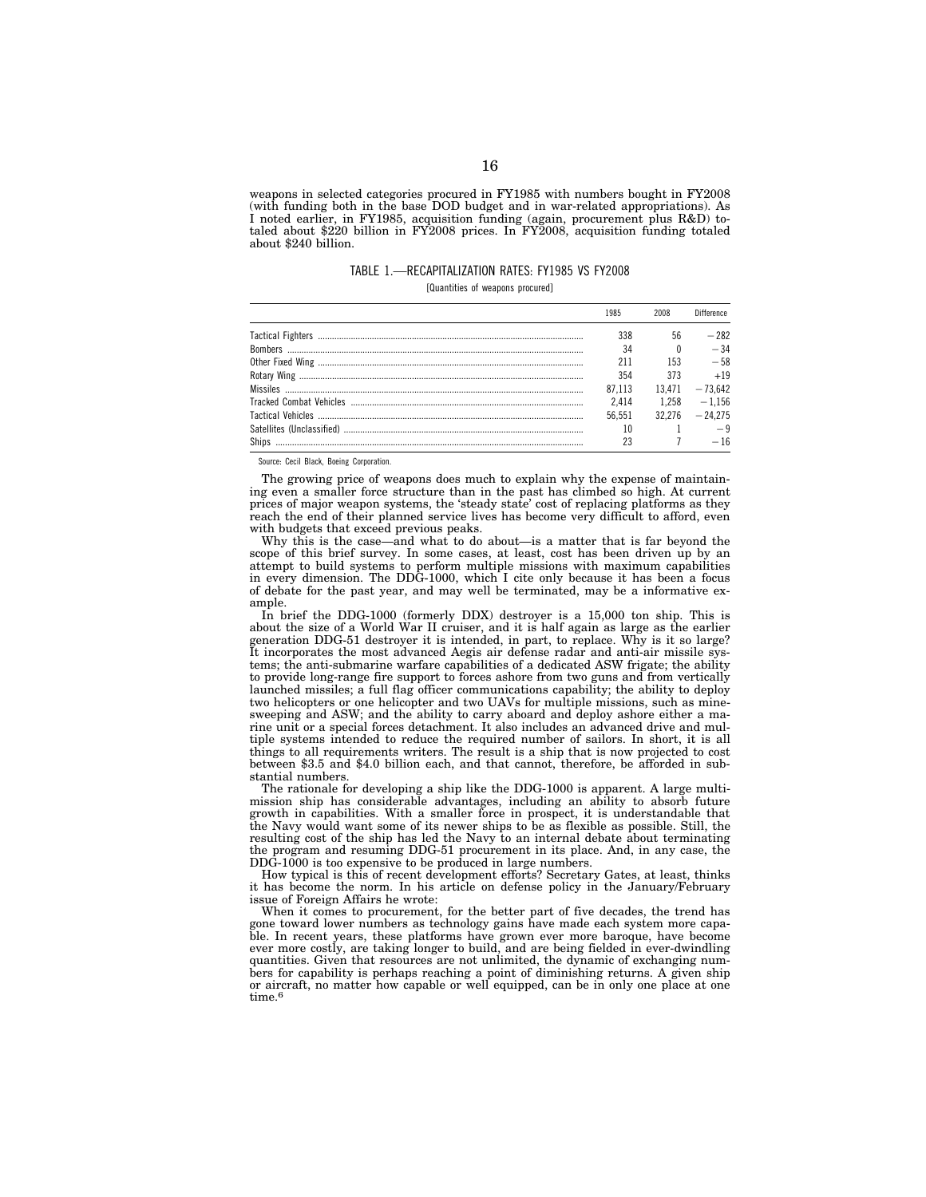weapons in selected categories procured in FY1985 with numbers bought in FY2008 (with funding both in the base DOD budget and in war-related appropriations). As I noted earlier, in FY1985, acquisition funding (again, procurement plus R&D) totaled about $220 billion in FY2008 prices. In FY2008, acquisition funding totaled about $240 billion.

TABLE 1.—RECAPITALIZATION RATES: FY1985 VS FY2008

[Quantities of weapons procured]

| | 1985 | 2008 | Difference |
|---|---|---|---|
| Tactical Fighters | 338 | 56 | −282 |
| Bombers | 34 | 0 | −34 |
| Other Fixed Wing | 211 | 153 | −58 |
| Rotary Wing | 354 | 373 | +19 |
| Missiles | 87,113 | 13,471 | −73,642 |
| Tracked Combat Vehicles | 2,414 | 1,258 | −1,156 |
| Tactical Vehicles | 56,551 | 32,276 | −24,275 |
| Satellites (Unclassified) | 10 | 1 | −9 |
| Ships | 23 | 7 | −16 |

Source: Cecil Black, Boeing Corporation.

The growing price of weapons does much to explain why the expense of maintaining even a smaller force structure than in the past has climbed so high. At current prices of major weapon systems, the 'steady state' cost of replacing platforms as they reach the end of their planned service lives has become very difficult to afford, even with budgets that exceed previous peaks.

Why this is the case—and what to do about—is a matter that is far beyond the scope of this brief survey. In some cases, at least, cost has been driven up by an attempt to build systems to perform multiple missions with maximum capabilities in every dimension. The DDG-1000, which I cite only because it has been a focus of debate for the past year, and may well be terminated, may be a informative example.

In brief the DDG-1000 (formerly DDX) destroyer is a 15,000 ton ship. This is about the size of a World War II cruiser, and it is half again as large as the earlier generation DDG-51 destroyer it is intended, in part, to replace. Why is it so large? It incorporates the most advanced Aegis air defense radar and anti-air missile systems; the anti-submarine warfare capabilities of a dedicated ASW frigate; the ability to provide long-range fire support to forces ashore from two guns and from vertically launched missiles; a full flag officer communications capability; the ability to deploy two helicopters or one helicopter and two UAVs for multiple missions, such as minesweeping and ASW; and the ability to carry aboard and deploy ashore either a marine unit or a special forces detachment. It also includes an advanced drive and multiple systems intended to reduce the required number of sailors. In short, it is all things to all requirements writers. The result is a ship that is now projected to cost between $3.5 and $4.0 billion each, and that cannot, therefore, be afforded in substantial numbers.

The rationale for developing a ship like the DDG-1000 is apparent. A large multi-mission ship has considerable advantages, including an ability to absorb future growth in capabilities. With a smaller force in prospect, it is understandable that the Navy would want some of its newer ships to be as flexible as possible. Still, the resulting cost of the ship has led the Navy to an internal debate about terminating the program and resuming DDG-51 procurement in its place. And, in any case, the DDG-1000 is too expensive to be produced in large numbers.

How typical is this of recent development efforts? Secretary Gates, at least, thinks it has become the norm. In his article on defense policy in the January/February issue of Foreign Affairs he wrote:

When it comes to procurement, for the better part of five decades, the trend has gone toward lower numbers as technology gains have made each system more capable. In recent years, these platforms have grown ever more baroque, have become ever more costly, are taking longer to build, and are being fielded in ever-dwindling quantities. Given that resources are not unlimited, the dynamic of exchanging numbers for capability is perhaps reaching a point of diminishing returns. A given ship or aircraft, no matter how capable or well equipped, can be in only one place at one time.[6]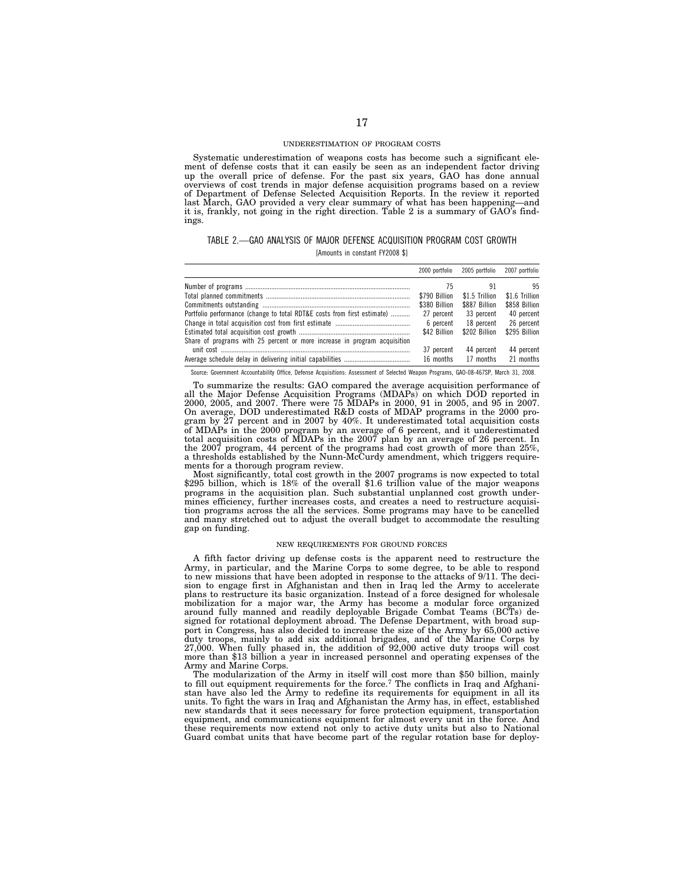### UNDERESTIMATION OF PROGRAM COSTS

Systematic underestimation of weapons costs has become such a significant element of defense costs that it can easily be seen as an independent factor driving up the overall price of defense. For the past six years, GAO has done annual overviews of cost trends in major defense acquisition programs based on a review of Department of Defense Selected Acquisition Reports. In the review it reported last March, GAO provided a very clear summary of what has been happening—and it is, frankly, not going in the right direction. Table 2 is a summary of GAO's findings.

TABLE 2.—GAO ANALYSIS OF MAJOR DEFENSE ACQUISITION PROGRAM COST GROWTH

[Amounts in constant FY2008 $]

| | 2000 portfolio | 2005 portfolio | 2007 portfolio |
|---|---|---|---|
| Number of programs | 75 | 91 | 95 |
| Total planned commitments | $790 Billion | $1.5 Trillion | $1.6 Trillion |
| Commitments outstanding | $380 Billion | $887 Billion | $858 Billion |
| Portfolio performance (change to total RDT&E costs from first estimate) | 27 percent | 33 percent | 40 percent |
| Change in total acquisition cost from first estimate | 6 percent | 18 percent | 26 percent |
| Estimated total acquisition cost growth | $42 Billion | $202 Billion | $295 Billion |
| Share of programs with 25 percent or more increase in program acquisition unit cost | 37 percent | 44 percent | 44 percent |
| Average schedule delay in delivering initial capabilities | 16 months | 17 months | 21 months |

Source: Government Accountability Office, Defense Acquisitions: Assessment of Selected Weapon Programs, GAO-08-467SP, March 31, 2008.

To summarize the results: GAO compared the average acquisition performance of all the Major Defense Acquisition Programs (MDAPs) on which DOD reported in 2000, 2005, and 2007. There were 75 MDAPs in 2000, 91 in 2005, and 95 in 2007. On average, DOD underestimated R&D costs of MDAP programs in the 2000 program by 27 percent and in 2007 by 40%. It underestimated total acquisition costs of MDAPs in the 2000 program by an average of 6 percent, and it underestimated total acquisition costs of MDAPs in the 2007 plan by an average of 26 percent. In the 2007 program, 44 percent of the programs had cost growth of more than 25%, a thresholds established by the Nunn-McCurdy amendment, which triggers requirements for a thorough program review.

Most significantly, total cost growth in the 2007 programs is now expected to total $295 billion, which is 18% of the overall $1.6 trillion value of the major weapons programs in the acquisition plan. Such substantial unplanned cost growth undermines efficiency, further increases costs, and creates a need to restructure acquisition programs across the all the services. Some programs may have to be cancelled and many stretched out to adjust the overall budget to accommodate the resulting gap on funding.

### NEW REQUIREMENTS FOR GROUND FORCES

A fifth factor driving up defense costs is the apparent need to restructure the Army, in particular, and the Marine Corps to some degree, to be able to respond to new missions that have been adopted in response to the attacks of 9/11. The decision to engage first in Afghanistan and then in Iraq led the Army to accelerate plans to restructure its basic organization. Instead of a force designed for wholesale mobilization for a major war, the Army has become a modular force organized around fully manned and readily deployable Brigade Combat Teams (BCTs) designed for rotational deployment abroad. The Defense Department, with broad support in Congress, has also decided to increase the size of the Army by 65,000 active duty troops, mainly to add six additional brigades, and of the Marine Corps by 27,000. When fully phased in, the addition of 92,000 active duty troops will cost more than $13 billion a year in increased personnel and operating expenses of the Army and Marine Corps.

The modularization of the Army in itself will cost more than $50 billion, mainly to fill out equipment requirements for the force.[7] The conflicts in Iraq and Afghanistan have also led the Army to redefine its requirements for equipment in all its units. To fight the wars in Iraq and Afghanistan the Army has, in effect, established new standards that it sees necessary for force protection equipment, transportation equipment, and communications equipment for almost every unit in the force. And these requirements now extend not only to active duty units but also to National Guard combat units that have become part of the regular rotation base for deploy-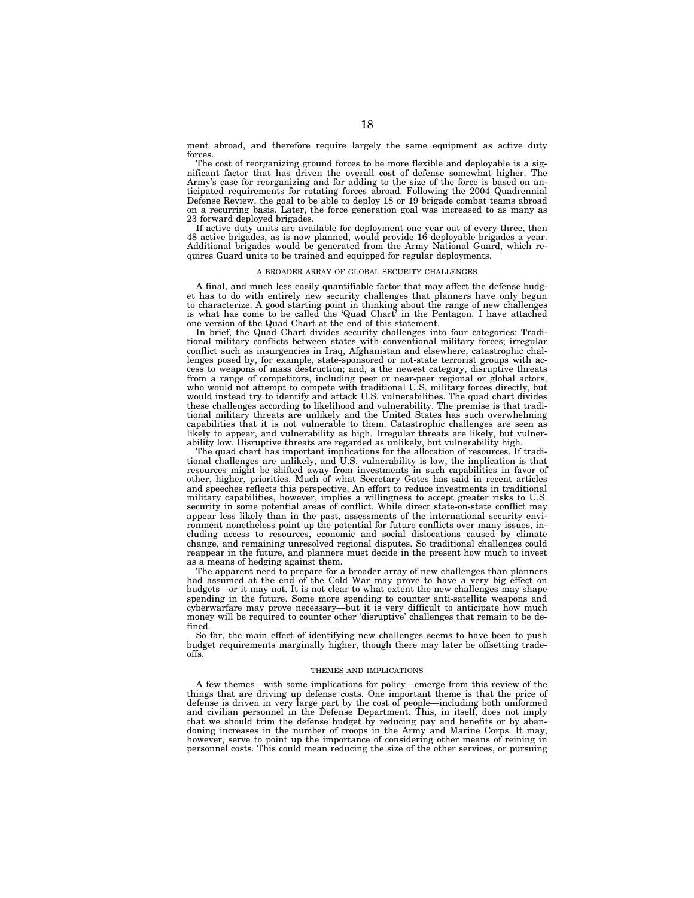ment abroad, and therefore require largely the same equipment as active duty forces.

The cost of reorganizing ground forces to be more flexible and deployable is a significant factor that has driven the overall cost of defense somewhat higher. The Army's case for reorganizing and for adding to the size of the force is based on anticipated requirements for rotating forces abroad. Following the 2004 Quadrennial Defense Review, the goal to be able to deploy 18 or 19 brigade combat teams abroad on a recurring basis. Later, the force generation goal was increased to as many as 23 forward deployed brigades.

If active duty units are available for deployment one year out of every three, then 48 active brigades, as is now planned, would provide 16 deployable brigades a year. Additional brigades would be generated from the Army National Guard, which requires Guard units to be trained and equipped for regular deployments.

## A BROADER ARRAY OF GLOBAL SECURITY CHALLENGES

A final, and much less easily quantifiable factor that may affect the defense budget has to do with entirely new security challenges that planners have only begun to characterize. A good starting point in thinking about the range of new challenges is what has come to be called the 'Quad Chart' in the Pentagon. I have attached one version of the Quad Chart at the end of this statement.

In brief, the Quad Chart divides security challenges into four categories: Traditional military conflicts between states with conventional military forces; irregular conflict such as insurgencies in Iraq, Afghanistan and elsewhere, catastrophic challenges posed by, for example, state-sponsored or not-state terrorist groups with access to weapons of mass destruction; and, a the newest category, disruptive threats from a range of competitors, including peer or near-peer regional or global actors, who would not attempt to compete with traditional U.S. military forces directly, but would instead try to identify and attack U.S. vulnerabilities. The quad chart divides these challenges according to likelihood and vulnerability. The premise is that traditional military threats are unlikely and the United States has such overwhelming capabilities that it is not vulnerable to them. Catastrophic challenges are seen as likely to appear, and vulnerability as high. Irregular threats are likely, but vulnerability low. Disruptive threats are regarded as unlikely, but vulnerability high.

The quad chart has important implications for the allocation of resources. If traditional challenges are unlikely, and U.S. vulnerability is low, the implication is that resources might be shifted away from investments in such capabilities in favor of other, higher, priorities. Much of what Secretary Gates has said in recent articles and speeches reflects this perspective. An effort to reduce investments in traditional military capabilities, however, implies a willingness to accept greater risks to U.S. security in some potential areas of conflict. While direct state-on-state conflict may appear less likely than in the past, assessments of the international security environment nonetheless point up the potential for future conflicts over many issues, including access to resources, economic and social dislocations caused by climate change, and remaining unresolved regional disputes. So traditional challenges could reappear in the future, and planners must decide in the present how much to invest as a means of hedging against them.

The apparent need to prepare for a broader array of new challenges than planners had assumed at the end of the Cold War may prove to have a very big effect on budgets—or it may not. It is not clear to what extent the new challenges may shape spending in the future. Some more spending to counter anti-satellite weapons and cyberwarfare may prove necessary—but it is very difficult to anticipate how much money will be required to counter other 'disruptive' challenges that remain to be defined.

So far, the main effect of identifying new challenges seems to have been to push budget requirements marginally higher, though there may later be offsetting tradeoffs.

## THEMES AND IMPLICATIONS

A few themes—with some implications for policy—emerge from this review of the things that are driving up defense costs. One important theme is that the price of defense is driven in very large part by the cost of people—including both uniformed and civilian personnel in the Defense Department. This, in itself, does not imply that we should trim the defense budget by reducing pay and benefits or by abandoning increases in the number of troops in the Army and Marine Corps. It may, however, serve to point up the importance of considering other means of reining in personnel costs. This could mean reducing the size of the other services, or pursuing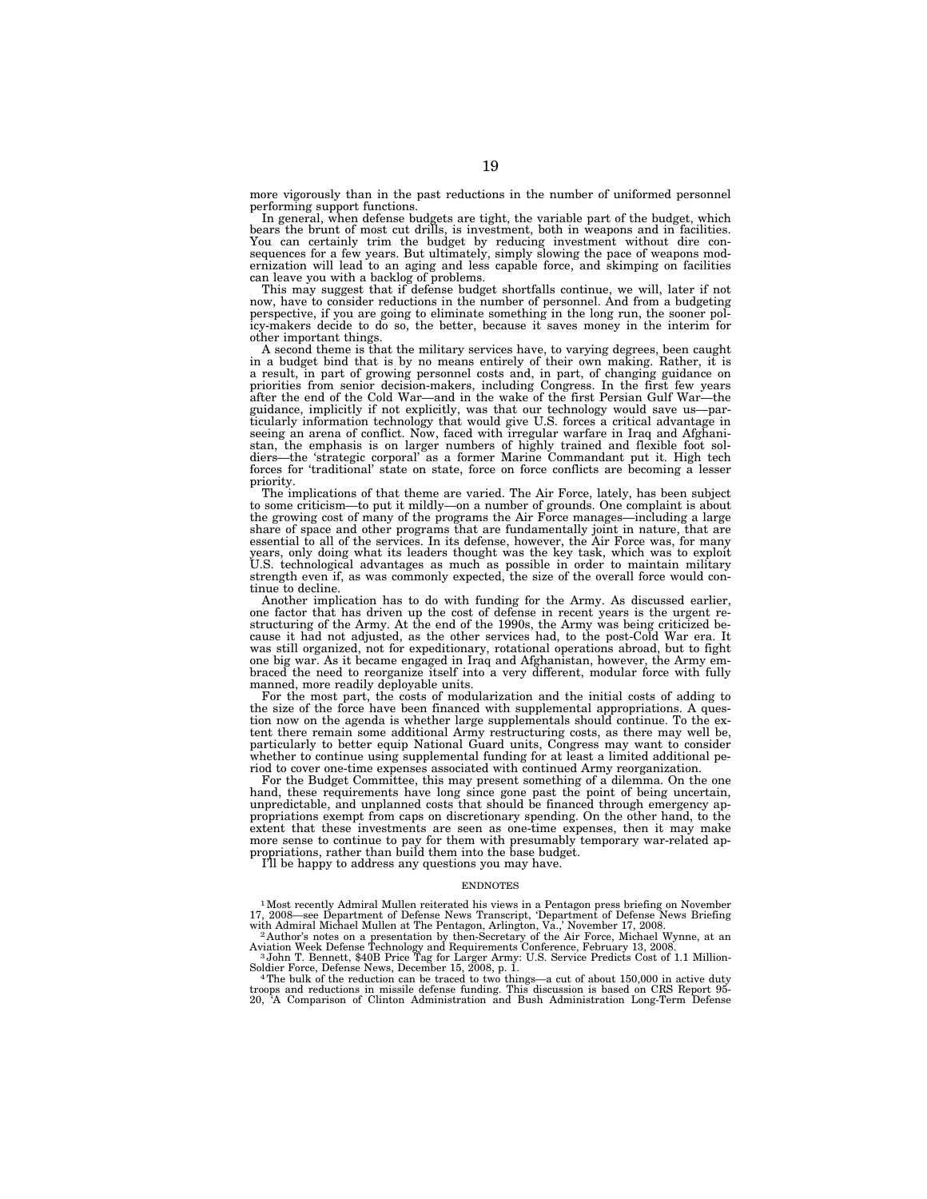more vigorously than in the past reductions in the number of uniformed personnel performing support functions.

In general, when defense budgets are tight, the variable part of the budget, which bears the brunt of most cut drills, is investment, both in weapons and in facilities. You can certainly trim the budget by reducing investment without dire consequences for a few years. But ultimately, simply slowing the pace of weapons modernization will lead to an aging and less capable force, and skimping on facilities can leave you with a backlog of problems.

This may suggest that if defense budget shortfalls continue, we will, later if not now, have to consider reductions in the number of personnel. And from a budgeting perspective, if you are going to eliminate something in the long run, the sooner policy-makers decide to do so, the better, because it saves money in the interim for other important things.

A second theme is that the military services have, to varying degrees, been caught in a budget bind that is by no means entirely of their own making. Rather, it is a result, in part of growing personnel costs and, in part, of changing guidance on priorities from senior decision-makers, including Congress. In the first few years after the end of the Cold War—and in the wake of the first Persian Gulf War—the guidance, implicitly if not explicitly, was that our technology would save us—particularly information technology that would give U.S. forces a critical advantage in seeing an arena of conflict. Now, faced with irregular warfare in Iraq and Afghanistan, the emphasis is on larger numbers of highly trained and flexible foot soldiers—the 'strategic corporal' as a former Marine Commandant put it. High tech forces for 'traditional' state on state, force on force conflicts are becoming a lesser priority.

The implications of that theme are varied. The Air Force, lately, has been subject to some criticism—to put it mildly—on a number of grounds. One complaint is about the growing cost of many of the programs the Air Force manages—including a large share of space and other programs that are fundamentally joint in nature, that are essential to all of the services. In its defense, however, the Air Force was, for many years, only doing what its leaders thought was the key task, which was to exploit U.S. technological advantages as much as possible in order to maintain military strength even if, as was commonly expected, the size of the overall force would continue to decline.

Another implication has to do with funding for the Army. As discussed earlier, one factor that has driven up the cost of defense in recent years is the urgent restructuring of the Army. At the end of the 1990s, the Army was being criticized because it had not adjusted, as the other services had, to the post-Cold War era. It was still organized, not for expeditionary, rotational operations abroad, but to fight one big war. As it became engaged in Iraq and Afghanistan, however, the Army embraced the need to reorganize itself into a very different, modular force with fully manned, more readily deployable units.

For the most part, the costs of modularization and the initial costs of adding to the size of the force have been financed with supplemental appropriations. A question now on the agenda is whether large supplementals should continue. To the extent there remain some additional Army restructuring costs, as there may well be, particularly to better equip National Guard units, Congress may want to consider whether to continue using supplemental funding for at least a limited additional period to cover one-time expenses associated with continued Army reorganization.

For the Budget Committee, this may present something of a dilemma. On the one hand, these requirements have long since gone past the point of being uncertain, unpredictable, and unplanned costs that should be financed through emergency appropriations exempt from caps on discretionary spending. On the other hand, to the extent that these investments are seen as one-time expenses, then it may make more sense to continue to pay for them with presumably temporary war-related appropriations, rather than build them into the base budget.

I'll be happy to address any questions you may have.

ENDNOTES

[1] Most recently Admiral Mullen reiterated his views in a Pentagon press briefing on November 17, 2008—see Department of Defense News Transcript, 'Department of Defense News Briefing with Admiral Michael Mullen at The Pentagon, Arlington, Va.,' November 17, 2008.

[2] Author's notes on a presentation by then-Secretary of the Air Force, Michael Wynne, at an Aviation Week Defense Technology and Requirements Conference, February 13, 2008.

[3] John T. Bennett, $40B Price Tag for Larger Army: U.S. Service Predicts Cost of 1.1 Million-Soldier Force, Defense News, December 15, 2008, p. 1.

[4] The bulk of the reduction can be traced to two things—a cut of about 150,000 in active duty troops and reductions in missile defense funding. This discussion is based on CRS Report 95-20, 'A Comparison of Clinton Administration and Bush Administration Long-Term Defense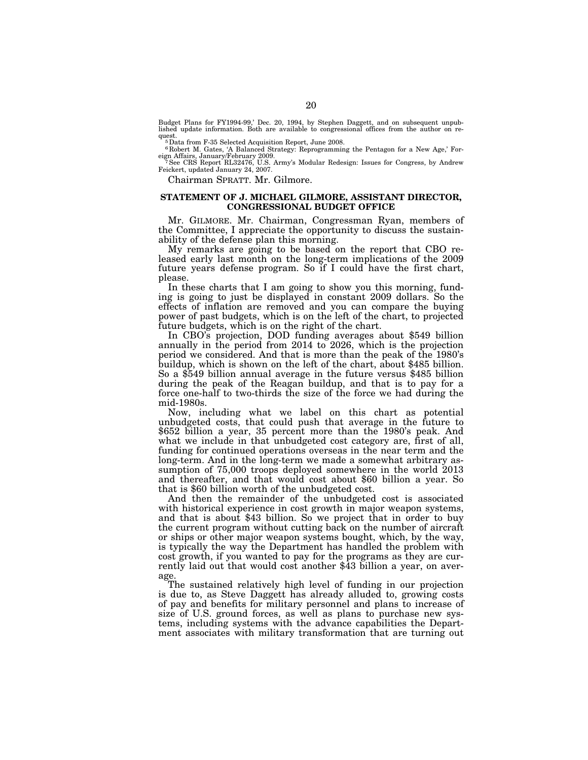Budget Plans for FY1994-99,' Dec. 20, 1994, by Stephen Daggett, and on subsequent unpublished update information. Both are available to congressional offices from the author on request.

[5] Data from F-35 Selected Acquisition Report, June 2008.

[6] Robert M. Gates, 'A Balanced Strategy: Reprogramming the Pentagon for a New Age,' Foreign Affairs, January/February 2009.

[7] See CRS Report RL32476, U.S. Army's Modular Redesign: Issues for Congress, by Andrew Feickert, updated January 24, 2007.

Chairman SPRATT. Mr. Gilmore.

## STATEMENT OF J. MICHAEL GILMORE, ASSISTANT DIRECTOR, CONGRESSIONAL BUDGET OFFICE

Mr. GILMORE. Mr. Chairman, Congressman Ryan, members of the Committee, I appreciate the opportunity to discuss the sustainability of the defense plan this morning.

My remarks are going to be based on the report that CBO released early last month on the long-term implications of the 2009 future years defense program. So if I could have the first chart, please.

In these charts that I am going to show you this morning, funding is going to just be displayed in constant 2009 dollars. So the effects of inflation are removed and you can compare the buying power of past budgets, which is on the left of the chart, to projected future budgets, which is on the right of the chart.

In CBO's projection, DOD funding averages about $549 billion annually in the period from 2014 to 2026, which is the projection period we considered. And that is more than the peak of the 1980's buildup, which is shown on the left of the chart, about $485 billion. So a $549 billion annual average in the future versus $485 billion during the peak of the Reagan buildup, and that is to pay for a force one-half to two-thirds the size of the force we had during the mid-1980s.

Now, including what we label on this chart as potential unbudgeted costs, that could push that average in the future to $652 billion a year, 35 percent more than the 1980's peak. And what we include in that unbudgeted cost category are, first of all, funding for continued operations overseas in the near term and the long-term. And in the long-term we made a somewhat arbitrary assumption of 75,000 troops deployed somewhere in the world 2013 and thereafter, and that would cost about $60 billion a year. So that is $60 billion worth of the unbudgeted cost.

And then the remainder of the unbudgeted cost is associated with historical experience in cost growth in major weapon systems, and that is about $43 billion. So we project that in order to buy the current program without cutting back on the number of aircraft or ships or other major weapon systems bought, which, by the way, is typically the way the Department has handled the problem with cost growth, if you wanted to pay for the programs as they are currently laid out that would cost another $43 billion a year, on average.

The sustained relatively high level of funding in our projection is due to, as Steve Daggett has already alluded to, growing costs of pay and benefits for military personnel and plans to increase of size of U.S. ground forces, as well as plans to purchase new systems, including systems with the advance capabilities the Department associates with military transformation that are turning out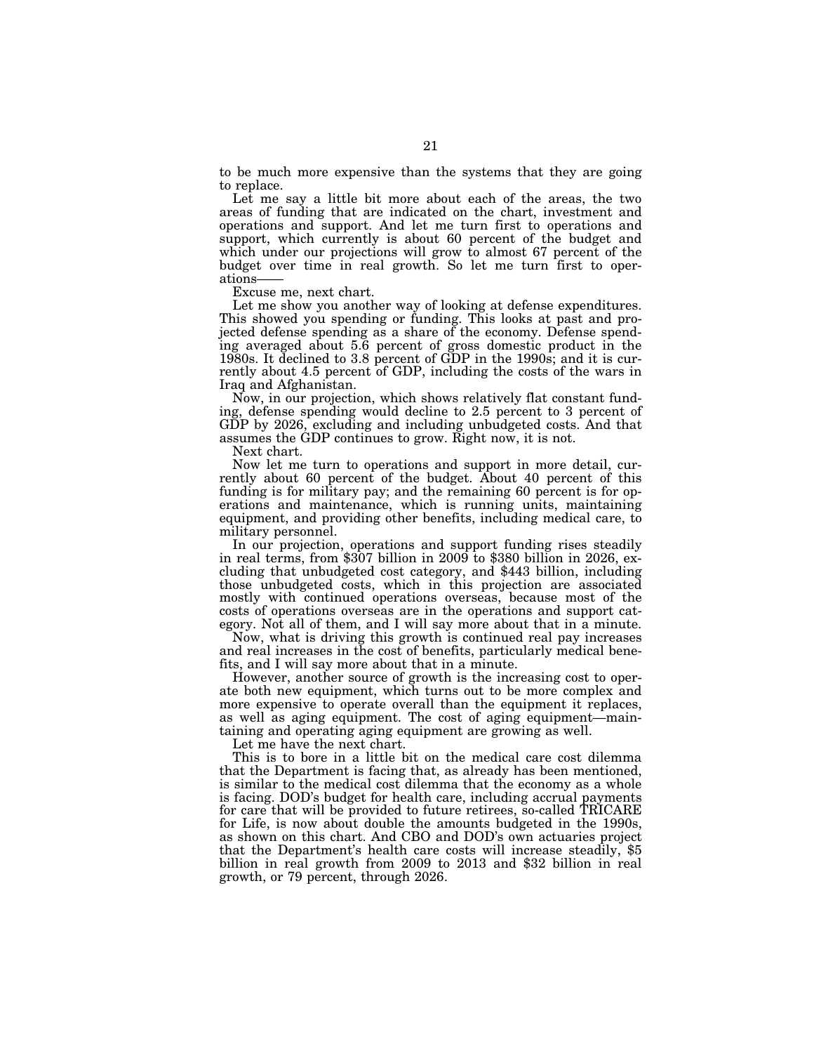to be much more expensive than the systems that they are going to replace.

Let me say a little bit more about each of the areas, the two areas of funding that are indicated on the chart, investment and operations and support. And let me turn first to operations and support, which currently is about 60 percent of the budget and which under our projections will grow to almost 67 percent of the budget over time in real growth. So let me turn first to operations——

Excuse me, next chart.

Let me show you another way of looking at defense expenditures. This showed you spending or funding. This looks at past and projected defense spending as a share of the economy. Defense spending averaged about 5.6 percent of gross domestic product in the 1980s. It declined to 3.8 percent of GDP in the 1990s; and it is currently about 4.5 percent of GDP, including the costs of the wars in Iraq and Afghanistan.

Now, in our projection, which shows relatively flat constant funding, defense spending would decline to 2.5 percent to 3 percent of GDP by 2026, excluding and including unbudgeted costs. And that assumes the GDP continues to grow. Right now, it is not.

Next chart.

Now let me turn to operations and support in more detail, currently about 60 percent of the budget. About 40 percent of this funding is for military pay; and the remaining 60 percent is for operations and maintenance, which is running units, maintaining equipment, and providing other benefits, including medical care, to military personnel.

In our projection, operations and support funding rises steadily in real terms, from $307 billion in 2009 to $380 billion in 2026, excluding that unbudgeted cost category, and $443 billion, including those unbudgeted costs, which in this projection are associated mostly with continued operations overseas, because most of the costs of operations overseas are in the operations and support category. Not all of them, and I will say more about that in a minute.

Now, what is driving this growth is continued real pay increases and real increases in the cost of benefits, particularly medical benefits, and I will say more about that in a minute.

However, another source of growth is the increasing cost to operate both new equipment, which turns out to be more complex and more expensive to operate overall than the equipment it replaces, as well as aging equipment. The cost of aging equipment—maintaining and operating aging equipment are growing as well.

Let me have the next chart.

This is to bore in a little bit on the medical care cost dilemma that the Department is facing that, as already has been mentioned, is similar to the medical cost dilemma that the economy as a whole is facing. DOD's budget for health care, including accrual payments for care that will be provided to future retirees, so-called TRICARE for Life, is now about double the amounts budgeted in the 1990s, as shown on this chart. And CBO and DOD's own actuaries project that the Department's health care costs will increase steadily, $5 billion in real growth from 2009 to 2013 and $32 billion in real growth, or 79 percent, through 2026.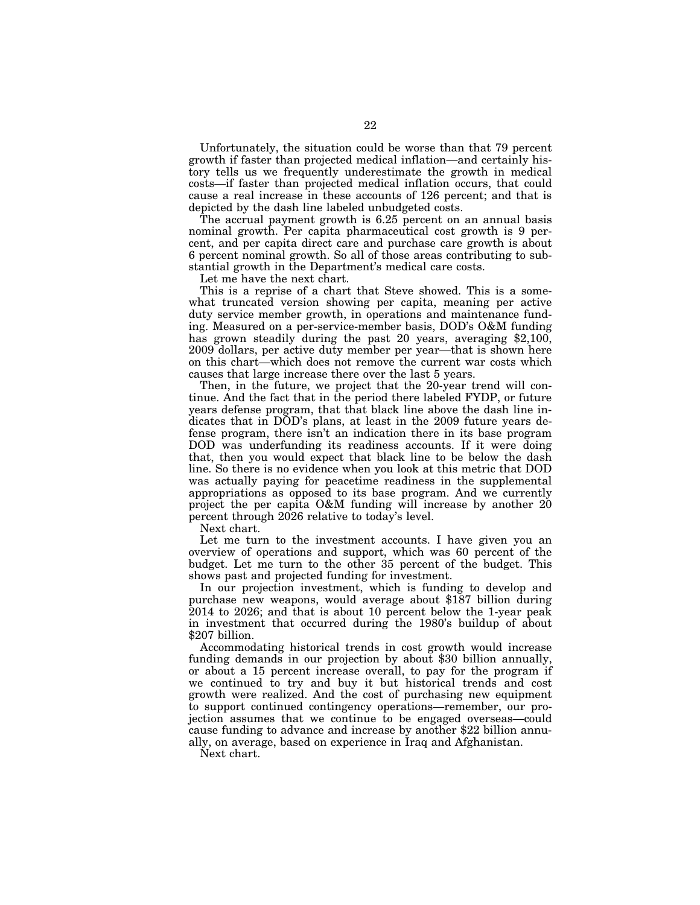Unfortunately, the situation could be worse than that 79 percent growth if faster than projected medical inflation—and certainly history tells us we frequently underestimate the growth in medical costs—if faster than projected medical inflation occurs, that could cause a real increase in these accounts of 126 percent; and that is depicted by the dash line labeled unbudgeted costs.

The accrual payment growth is 6.25 percent on an annual basis nominal growth. Per capita pharmaceutical cost growth is 9 percent, and per capita direct care and purchase care growth is about 6 percent nominal growth. So all of those areas contributing to substantial growth in the Department's medical care costs.

Let me have the next chart.

This is a reprise of a chart that Steve showed. This is a somewhat truncated version showing per capita, meaning per active duty service member growth, in operations and maintenance funding. Measured on a per-service-member basis, DOD's O&M funding has grown steadily during the past 20 years, averaging $2,100, 2009 dollars, per active duty member per year—that is shown here on this chart—which does not remove the current war costs which causes that large increase there over the last 5 years.

Then, in the future, we project that the 20-year trend will continue. And the fact that in the period there labeled FYDP, or future years defense program, that that black line above the dash line indicates that in DOD's plans, at least in the 2009 future years defense program, there isn't an indication there in its base program DOD was underfunding its readiness accounts. If it were doing that, then you would expect that black line to be below the dash line. So there is no evidence when you look at this metric that DOD was actually paying for peacetime readiness in the supplemental appropriations as opposed to its base program. And we currently project the per capita O&M funding will increase by another 20 percent through 2026 relative to today's level.

Next chart.

Let me turn to the investment accounts. I have given you an overview of operations and support, which was 60 percent of the budget. Let me turn to the other 35 percent of the budget. This shows past and projected funding for investment.

In our projection investment, which is funding to develop and purchase new weapons, would average about $187 billion during 2014 to 2026; and that is about 10 percent below the 1-year peak in investment that occurred during the 1980's buildup of about $207 billion.

Accommodating historical trends in cost growth would increase funding demands in our projection by about $30 billion annually, or about a 15 percent increase overall, to pay for the program if we continued to try and buy it but historical trends and cost growth were realized. And the cost of purchasing new equipment to support continued contingency operations—remember, our projection assumes that we continue to be engaged overseas—could cause funding to advance and increase by another $22 billion annually, on average, based on experience in Iraq and Afghanistan.

Next chart.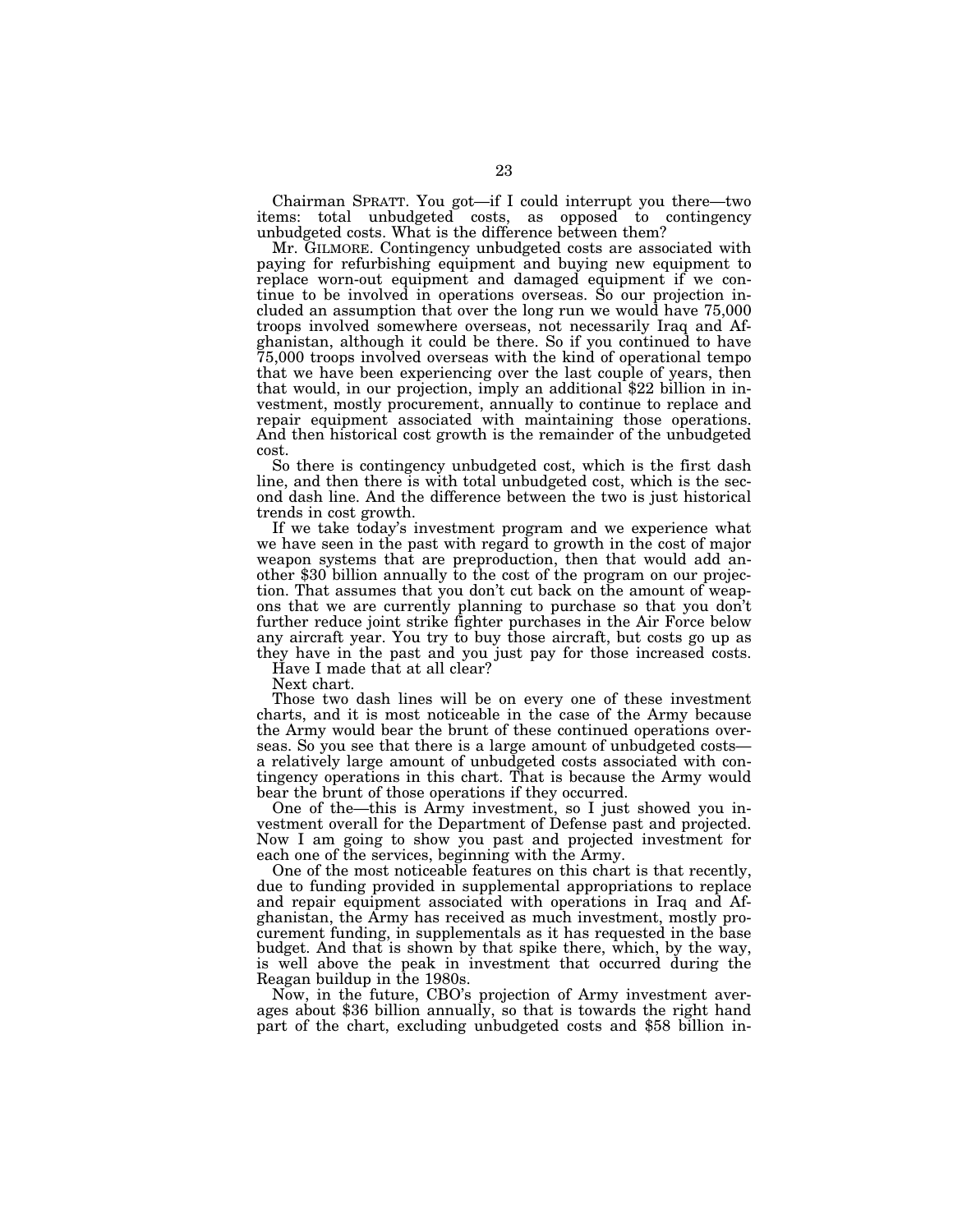Chairman SPRATT. You got—if I could interrupt you there—two items: total unbudgeted costs, as opposed to contingency unbudgeted costs. What is the difference between them?

Mr. GILMORE. Contingency unbudgeted costs are associated with paying for refurbishing equipment and buying new equipment to replace worn-out equipment and damaged equipment if we continue to be involved in operations overseas. So our projection included an assumption that over the long run we would have 75,000 troops involved somewhere overseas, not necessarily Iraq and Afghanistan, although it could be there. So if you continued to have 75,000 troops involved overseas with the kind of operational tempo that we have been experiencing over the last couple of years, then that would, in our projection, imply an additional $22 billion in investment, mostly procurement, annually to continue to replace and repair equipment associated with maintaining those operations. And then historical cost growth is the remainder of the unbudgeted cost.

So there is contingency unbudgeted cost, which is the first dash line, and then there is with total unbudgeted cost, which is the second dash line. And the difference between the two is just historical trends in cost growth.

If we take today's investment program and we experience what we have seen in the past with regard to growth in the cost of major weapon systems that are preproduction, then that would add another $30 billion annually to the cost of the program on our projection. That assumes that you don't cut back on the amount of weapons that we are currently planning to purchase so that you don't further reduce joint strike fighter purchases in the Air Force below any aircraft year. You try to buy those aircraft, but costs go up as they have in the past and you just pay for those increased costs.

Have I made that at all clear?

Next chart.

Those two dash lines will be on every one of these investment charts, and it is most noticeable in the case of the Army because the Army would bear the brunt of these continued operations overseas. So you see that there is a large amount of unbudgeted costs—a relatively large amount of unbudgeted costs associated with contingency operations in this chart. That is because the Army would bear the brunt of those operations if they occurred.

One of the—this is Army investment, so I just showed you investment overall for the Department of Defense past and projected. Now I am going to show you past and projected investment for each one of the services, beginning with the Army.

One of the most noticeable features on this chart is that recently, due to funding provided in supplemental appropriations to replace and repair equipment associated with operations in Iraq and Afghanistan, the Army has received as much investment, mostly procurement funding, in supplementals as it has requested in the base budget. And that is shown by that spike there, which, by the way, is well above the peak in investment that occurred during the Reagan buildup in the 1980s.

Now, in the future, CBO's projection of Army investment averages about $36 billion annually, so that is towards the right hand part of the chart, excluding unbudgeted costs and $58 billion in-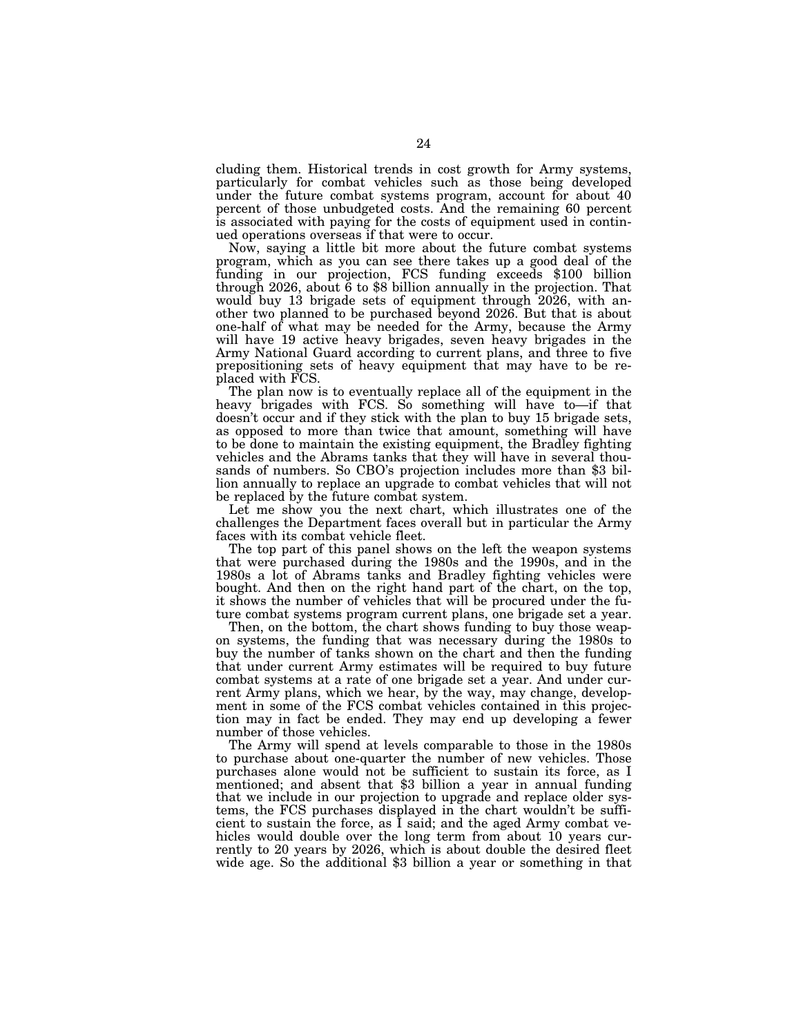cluding them. Historical trends in cost growth for Army systems, particularly for combat vehicles such as those being developed under the future combat systems program, account for about 40 percent of those unbudgeted costs. And the remaining 60 percent is associated with paying for the costs of equipment used in continued operations overseas if that were to occur.

Now, saying a little bit more about the future combat systems program, which as you can see there takes up a good deal of the funding in our projection, FCS funding exceeds $100 billion through 2026, about 6 to $8 billion annually in the projection. That would buy 13 brigade sets of equipment through 2026, with another two planned to be purchased beyond 2026. But that is about one-half of what may be needed for the Army, because the Army will have 19 active heavy brigades, seven heavy brigades in the Army National Guard according to current plans, and three to five prepositioning sets of heavy equipment that may have to be replaced with FCS.

The plan now is to eventually replace all of the equipment in the heavy brigades with FCS. So something will have to—if that doesn't occur and if they stick with the plan to buy 15 brigade sets, as opposed to more than twice that amount, something will have to be done to maintain the existing equipment, the Bradley fighting vehicles and the Abrams tanks that they will have in several thousands of numbers. So CBO's projection includes more than $3 billion annually to replace an upgrade to combat vehicles that will not be replaced by the future combat system.

Let me show you the next chart, which illustrates one of the challenges the Department faces overall but in particular the Army faces with its combat vehicle fleet.

The top part of this panel shows on the left the weapon systems that were purchased during the 1980s and the 1990s, and in the 1980s a lot of Abrams tanks and Bradley fighting vehicles were bought. And then on the right hand part of the chart, on the top, it shows the number of vehicles that will be procured under the future combat systems program current plans, one brigade set a year.

Then, on the bottom, the chart shows funding to buy those weapon systems, the funding that was necessary during the 1980s to buy the number of tanks shown on the chart and then the funding that under current Army estimates will be required to buy future combat systems at a rate of one brigade set a year. And under current Army plans, which we hear, by the way, may change, development in some of the FCS combat vehicles contained in this projection may in fact be ended. They may end up developing a fewer number of those vehicles.

The Army will spend at levels comparable to those in the 1980s to purchase about one-quarter the number of new vehicles. Those purchases alone would not be sufficient to sustain its force, as I mentioned; and absent that $3 billion a year in annual funding that we include in our projection to upgrade and replace older systems, the FCS purchases displayed in the chart wouldn't be sufficient to sustain the force, as I said; and the aged Army combat vehicles would double over the long term from about 10 years currently to 20 years by 2026, which is about double the desired fleet wide age. So the additional $3 billion a year or something in that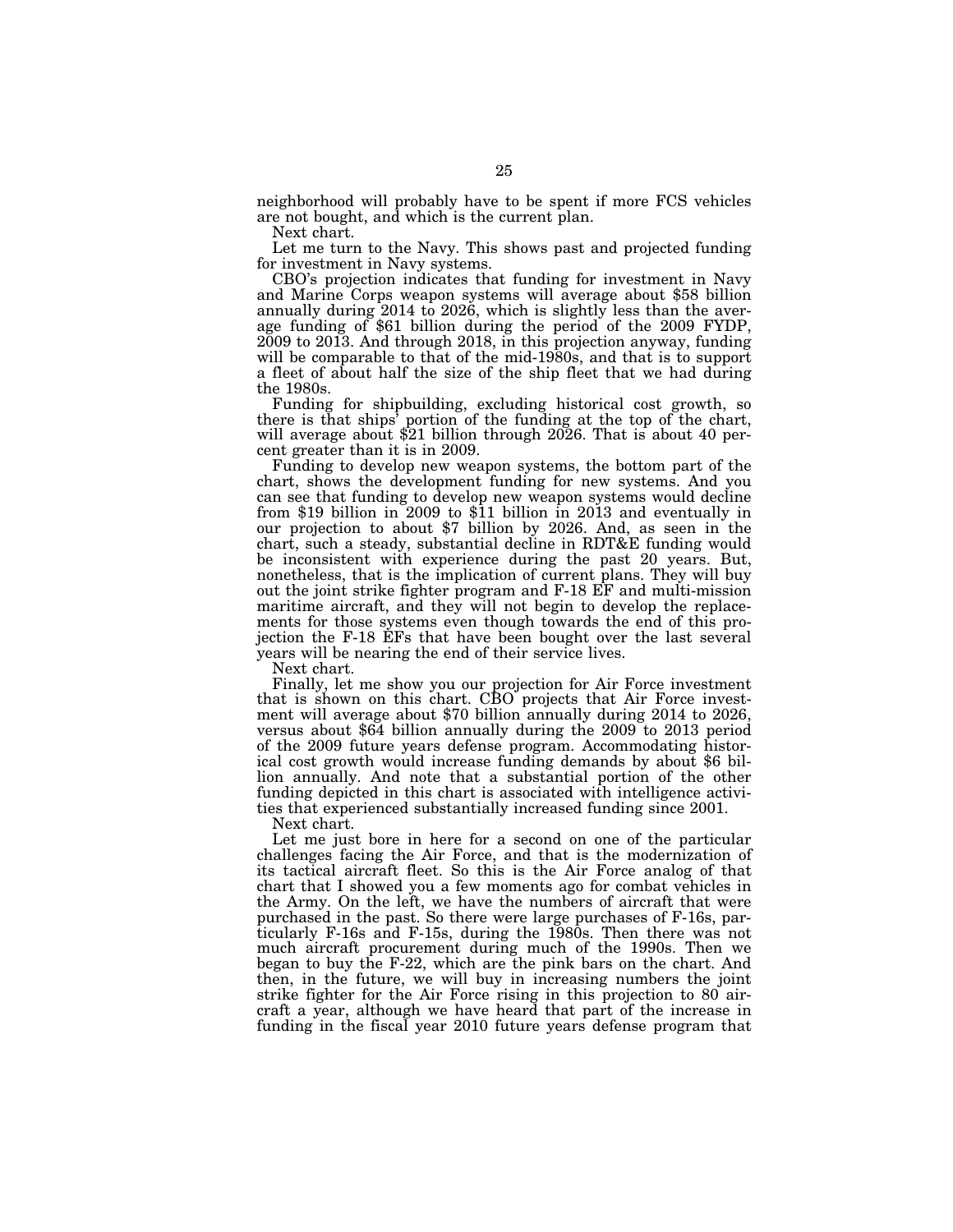neighborhood will probably have to be spent if more FCS vehicles are not bought, and which is the current plan.

Next chart.

Let me turn to the Navy. This shows past and projected funding for investment in Navy systems.

CBO's projection indicates that funding for investment in Navy and Marine Corps weapon systems will average about $58 billion annually during 2014 to 2026, which is slightly less than the average funding of $61 billion during the period of the 2009 FYDP, 2009 to 2013. And through 2018, in this projection anyway, funding will be comparable to that of the mid-1980s, and that is to support a fleet of about half the size of the ship fleet that we had during the 1980s.

Funding for shipbuilding, excluding historical cost growth, so there is that ships' portion of the funding at the top of the chart, will average about $21 billion through 2026. That is about 40 percent greater than it is in 2009.

Funding to develop new weapon systems, the bottom part of the chart, shows the development funding for new systems. And you can see that funding to develop new weapon systems would decline from $19 billion in 2009 to $11 billion in 2013 and eventually in our projection to about $7 billion by 2026. And, as seen in the chart, such a steady, substantial decline in RDT&E funding would be inconsistent with experience during the past 20 years. But, nonetheless, that is the implication of current plans. They will buy out the joint strike fighter program and F-18 EF and multi-mission maritime aircraft, and they will not begin to develop the replacements for those systems even though towards the end of this projection the F-18 EFs that have been bought over the last several years will be nearing the end of their service lives.

Next chart.

Finally, let me show you our projection for Air Force investment that is shown on this chart. CBO projects that Air Force investment will average about $70 billion annually during 2014 to 2026, versus about $64 billion annually during the 2009 to 2013 period of the 2009 future years defense program. Accommodating historical cost growth would increase funding demands by about $6 billion annually. And note that a substantial portion of the other funding depicted in this chart is associated with intelligence activities that experienced substantially increased funding since 2001.

Next chart.

Let me just bore in here for a second on one of the particular challenges facing the Air Force, and that is the modernization of its tactical aircraft fleet. So this is the Air Force analog of that chart that I showed you a few moments ago for combat vehicles in the Army. On the left, we have the numbers of aircraft that were purchased in the past. So there were large purchases of F-16s, particularly F-16s and F-15s, during the 1980s. Then there was not much aircraft procurement during much of the 1990s. Then we began to buy the F-22, which are the pink bars on the chart. And then, in the future, we will buy in increasing numbers the joint strike fighter for the Air Force rising in this projection to 80 aircraft a year, although we have heard that part of the increase in funding in the fiscal year 2010 future years defense program that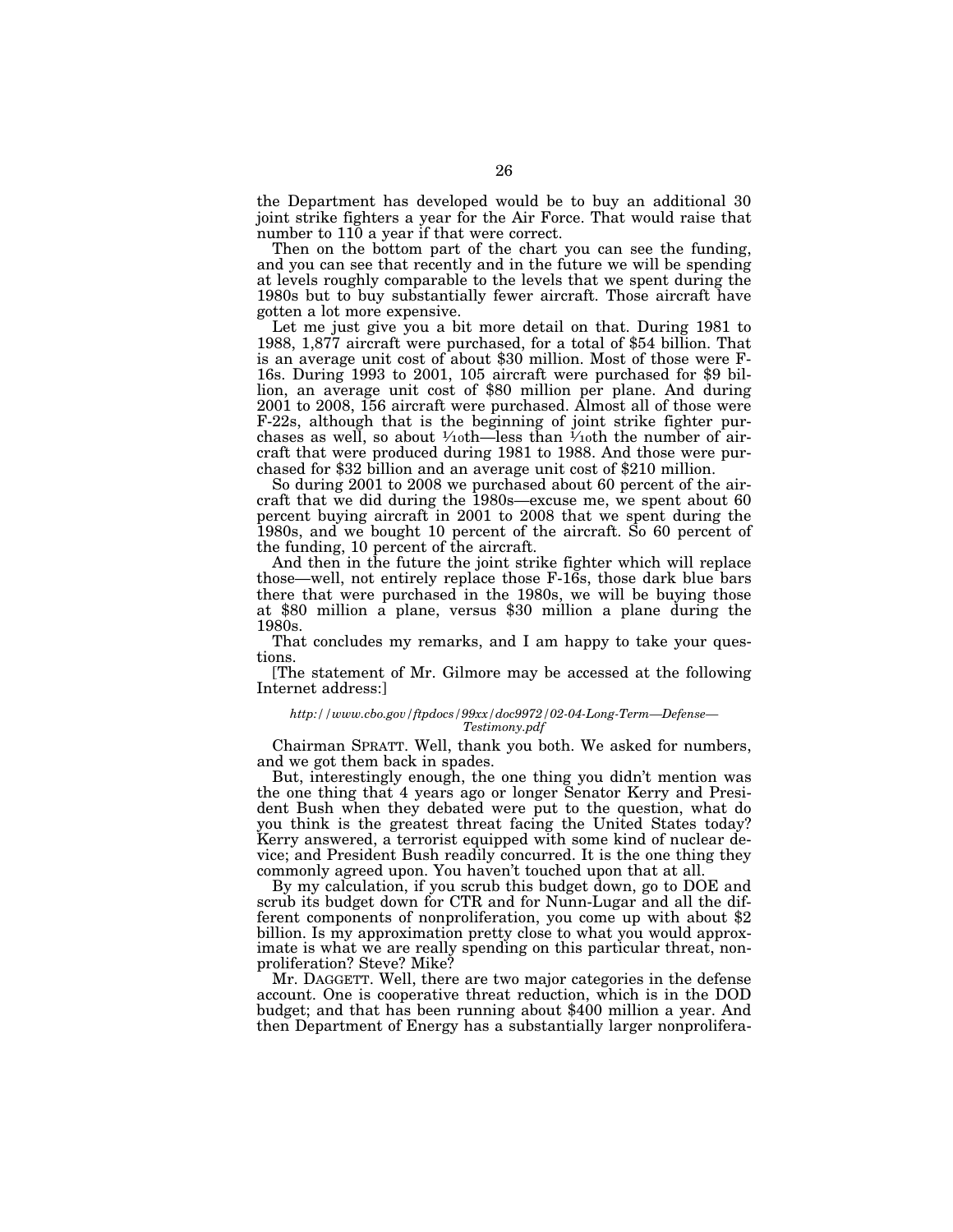the Department has developed would be to buy an additional 30 joint strike fighters a year for the Air Force. That would raise that number to 110 a year if that were correct.

Then on the bottom part of the chart you can see the funding, and you can see that recently and in the future we will be spending at levels roughly comparable to the levels that we spent during the 1980s but to buy substantially fewer aircraft. Those aircraft have gotten a lot more expensive.

Let me just give you a bit more detail on that. During 1981 to 1988, 1,877 aircraft were purchased, for a total of $54 billion. That is an average unit cost of about $30 million. Most of those were F-16s. During 1993 to 2001, 105 aircraft were purchased for $9 billion, an average unit cost of $80 million per plane. And during 2001 to 2008, 156 aircraft were purchased. Almost all of those were F-22s, although that is the beginning of joint strike fighter purchases as well, so about 1/10th—less than 1/10th the number of aircraft that were produced during 1981 to 1988. And those were purchased for $32 billion and an average unit cost of $210 million.

So during 2001 to 2008 we purchased about 60 percent of the aircraft that we did during the 1980s—excuse me, we spent about 60 percent buying aircraft in 2001 to 2008 that we spent during the 1980s, and we bought 10 percent of the aircraft. So 60 percent of the funding, 10 percent of the aircraft.

And then in the future the joint strike fighter which will replace those—well, not entirely replace those F-16s, those dark blue bars there that were purchased in the 1980s, we will be buying those at $80 million a plane, versus $30 million a plane during the 1980s.

That concludes my remarks, and I am happy to take your questions.

[The statement of Mr. Gilmore may be accessed at the following Internet address:]

*http://www.cbo.gov/ftpdocs/99xx/doc9972/02-04-Long-Term—Defense—Testimony.pdf*

Chairman SPRATT. Well, thank you both. We asked for numbers, and we got them back in spades.

But, interestingly enough, the one thing you didn't mention was the one thing that 4 years ago or longer Senator Kerry and President Bush when they debated were put to the question, what do you think is the greatest threat facing the United States today? Kerry answered, a terrorist equipped with some kind of nuclear device; and President Bush readily concurred. It is the one thing they commonly agreed upon. You haven't touched upon that at all.

By my calculation, if you scrub this budget down, go to DOE and scrub its budget down for CTR and for Nunn-Lugar and all the different components of nonproliferation, you come up with about $2 billion. Is my approximation pretty close to what you would approximate is what we are really spending on this particular threat, nonproliferation? Steve? Mike?

Mr. DAGGETT. Well, there are two major categories in the defense account. One is cooperative threat reduction, which is in the DOD budget; and that has been running about $400 million a year. And then Department of Energy has a substantially larger nonprolifera-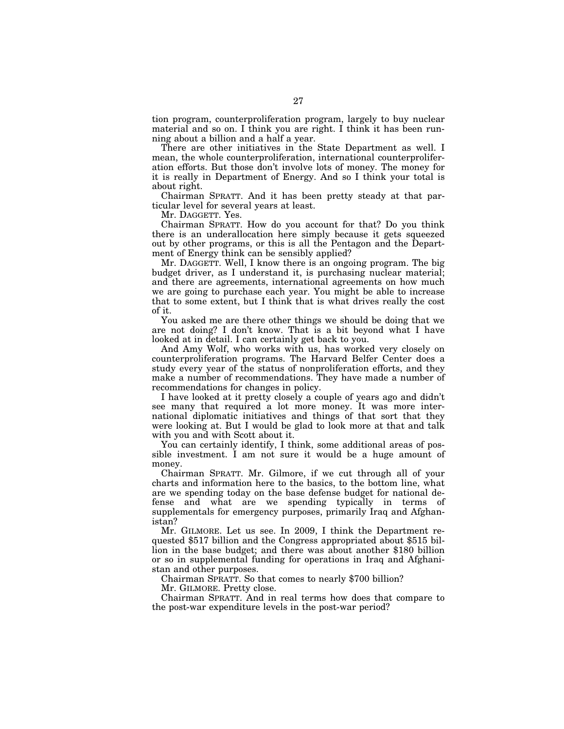tion program, counterproliferation program, largely to buy nuclear material and so on. I think you are right. I think it has been running about a billion and a half a year.

There are other initiatives in the State Department as well. I mean, the whole counterproliferation, international counterproliferation efforts. But those don't involve lots of money. The money for it is really in Department of Energy. And so I think your total is about right.

Chairman SPRATT. And it has been pretty steady at that particular level for several years at least.

Mr. DAGGETT. Yes.

Chairman SPRATT. How do you account for that? Do you think there is an underallocation here simply because it gets squeezed out by other programs, or this is all the Pentagon and the Department of Energy think can be sensibly applied?

Mr. DAGGETT. Well, I know there is an ongoing program. The big budget driver, as I understand it, is purchasing nuclear material; and there are agreements, international agreements on how much we are going to purchase each year. You might be able to increase that to some extent, but I think that is what drives really the cost of it.

You asked me are there other things we should be doing that we are not doing? I don't know. That is a bit beyond what I have looked at in detail. I can certainly get back to you.

And Amy Wolf, who works with us, has worked very closely on counterproliferation programs. The Harvard Belfer Center does a study every year of the status of nonproliferation efforts, and they make a number of recommendations. They have made a number of recommendations for changes in policy.

I have looked at it pretty closely a couple of years ago and didn't see many that required a lot more money. It was more international diplomatic initiatives and things of that sort that they were looking at. But I would be glad to look more at that and talk with you and with Scott about it.

You can certainly identify, I think, some additional areas of possible investment. I am not sure it would be a huge amount of money.

Chairman SPRATT. Mr. Gilmore, if we cut through all of your charts and information here to the basics, to the bottom line, what are we spending today on the base defense budget for national defense and what are we spending typically in terms of supplementals for emergency purposes, primarily Iraq and Afghanistan?

Mr. GILMORE. Let us see. In 2009, I think the Department requested $517 billion and the Congress appropriated about $515 billion in the base budget; and there was about another $180 billion or so in supplemental funding for operations in Iraq and Afghanistan and other purposes.

Chairman SPRATT. So that comes to nearly $700 billion?

Mr. GILMORE. Pretty close.

Chairman SPRATT. And in real terms how does that compare to the post-war expenditure levels in the post-war period?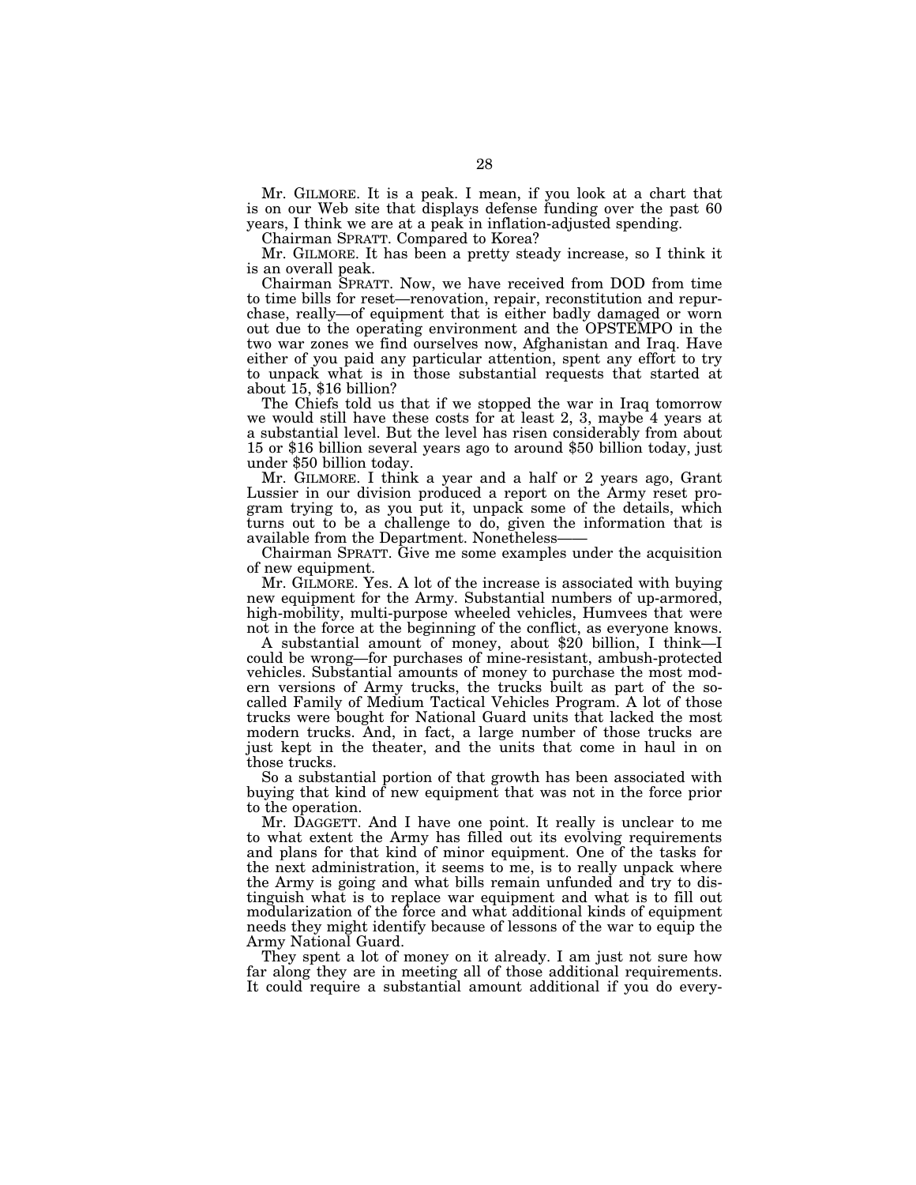Mr. GILMORE. It is a peak. I mean, if you look at a chart that is on our Web site that displays defense funding over the past 60 years, I think we are at a peak in inflation-adjusted spending.

Chairman SPRATT. Compared to Korea?

Mr. GILMORE. It has been a pretty steady increase, so I think it is an overall peak.

Chairman SPRATT. Now, we have received from DOD from time to time bills for reset—renovation, repair, reconstitution and repurchase, really—of equipment that is either badly damaged or worn out due to the operating environment and the OPSTEMPO in the two war zones we find ourselves now, Afghanistan and Iraq. Have either of you paid any particular attention, spent any effort to try to unpack what is in those substantial requests that started at about 15, $16 billion?

The Chiefs told us that if we stopped the war in Iraq tomorrow we would still have these costs for at least 2, 3, maybe 4 years at a substantial level. But the level has risen considerably from about 15 or $16 billion several years ago to around $50 billion today, just under $50 billion today.

Mr. GILMORE. I think a year and a half or 2 years ago, Grant Lussier in our division produced a report on the Army reset program trying to, as you put it, unpack some of the details, which turns out to be a challenge to do, given the information that is available from the Department. Nonetheless——

Chairman SPRATT. Give me some examples under the acquisition of new equipment.

Mr. GILMORE. Yes. A lot of the increase is associated with buying new equipment for the Army. Substantial numbers of up-armored, high-mobility, multi-purpose wheeled vehicles, Humvees that were not in the force at the beginning of the conflict, as everyone knows.

A substantial amount of money, about $20 billion, I think—I could be wrong—for purchases of mine-resistant, ambush-protected vehicles. Substantial amounts of money to purchase the most modern versions of Army trucks, the trucks built as part of the so-called Family of Medium Tactical Vehicles Program. A lot of those trucks were bought for National Guard units that lacked the most modern trucks. And, in fact, a large number of those trucks are just kept in the theater, and the units that come in haul in on those trucks.

So a substantial portion of that growth has been associated with buying that kind of new equipment that was not in the force prior to the operation.

Mr. DAGGETT. And I have one point. It really is unclear to me to what extent the Army has filled out its evolving requirements and plans for that kind of minor equipment. One of the tasks for the next administration, it seems to me, is to really unpack where the Army is going and what bills remain unfunded and try to distinguish what is to replace war equipment and what is to fill out modularization of the force and what additional kinds of equipment needs they might identify because of lessons of the war to equip the Army National Guard.

They spent a lot of money on it already. I am just not sure how far along they are in meeting all of those additional requirements. It could require a substantial amount additional if you do every-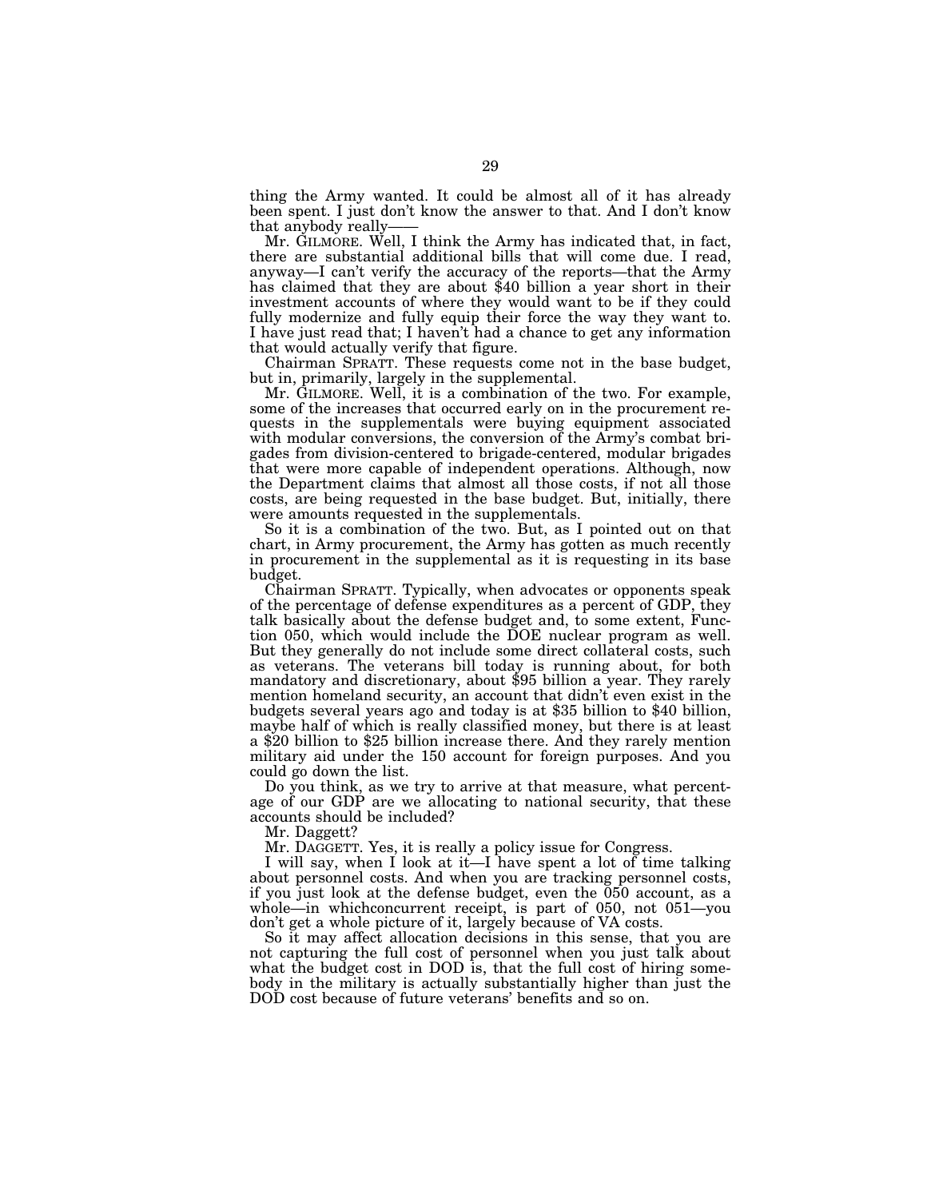thing the Army wanted. It could be almost all of it has already been spent. I just don't know the answer to that. And I don't know that anybody really——

Mr. GILMORE. Well, I think the Army has indicated that, in fact, there are substantial additional bills that will come due. I read, anyway—I can't verify the accuracy of the reports—that the Army has claimed that they are about $40 billion a year short in their investment accounts of where they would want to be if they could fully modernize and fully equip their force the way they want to. I have just read that; I haven't had a chance to get any information that would actually verify that figure.

Chairman SPRATT. These requests come not in the base budget, but in, primarily, largely in the supplemental.

Mr. GILMORE. Well, it is a combination of the two. For example, some of the increases that occurred early on in the procurement requests in the supplementals were buying equipment associated with modular conversions, the conversion of the Army's combat brigades from division-centered to brigade-centered, modular brigades that were more capable of independent operations. Although, now the Department claims that almost all those costs, if not all those costs, are being requested in the base budget. But, initially, there were amounts requested in the supplementals.

So it is a combination of the two. But, as I pointed out on that chart, in Army procurement, the Army has gotten as much recently in procurement in the supplemental as it is requesting in its base budget.

Chairman SPRATT. Typically, when advocates or opponents speak of the percentage of defense expenditures as a percent of GDP, they talk basically about the defense budget and, to some extent, Function 050, which would include the DOE nuclear program as well. But they generally do not include some direct collateral costs, such as veterans. The veterans bill today is running about, for both mandatory and discretionary, about $95 billion a year. They rarely mention homeland security, an account that didn't even exist in the budgets several years ago and today is at $35 billion to $40 billion, maybe half of which is really classified money, but there is at least a $20 billion to $25 billion increase there. And they rarely mention military aid under the 150 account for foreign purposes. And you could go down the list.

Do you think, as we try to arrive at that measure, what percentage of our GDP are we allocating to national security, that these accounts should be included?

Mr. Daggett?

Mr. DAGGETT. Yes, it is really a policy issue for Congress.

I will say, when I look at it—I have spent a lot of time talking about personnel costs. And when you are tracking personnel costs, if you just look at the defense budget, even the 050 account, as a whole—in whichconcurrent receipt, is part of 050, not 051—you don't get a whole picture of it, largely because of VA costs.

So it may affect allocation decisions in this sense, that you are not capturing the full cost of personnel when you just talk about what the budget cost in DOD is, that the full cost of hiring somebody in the military is actually substantially higher than just the DOD cost because of future veterans' benefits and so on.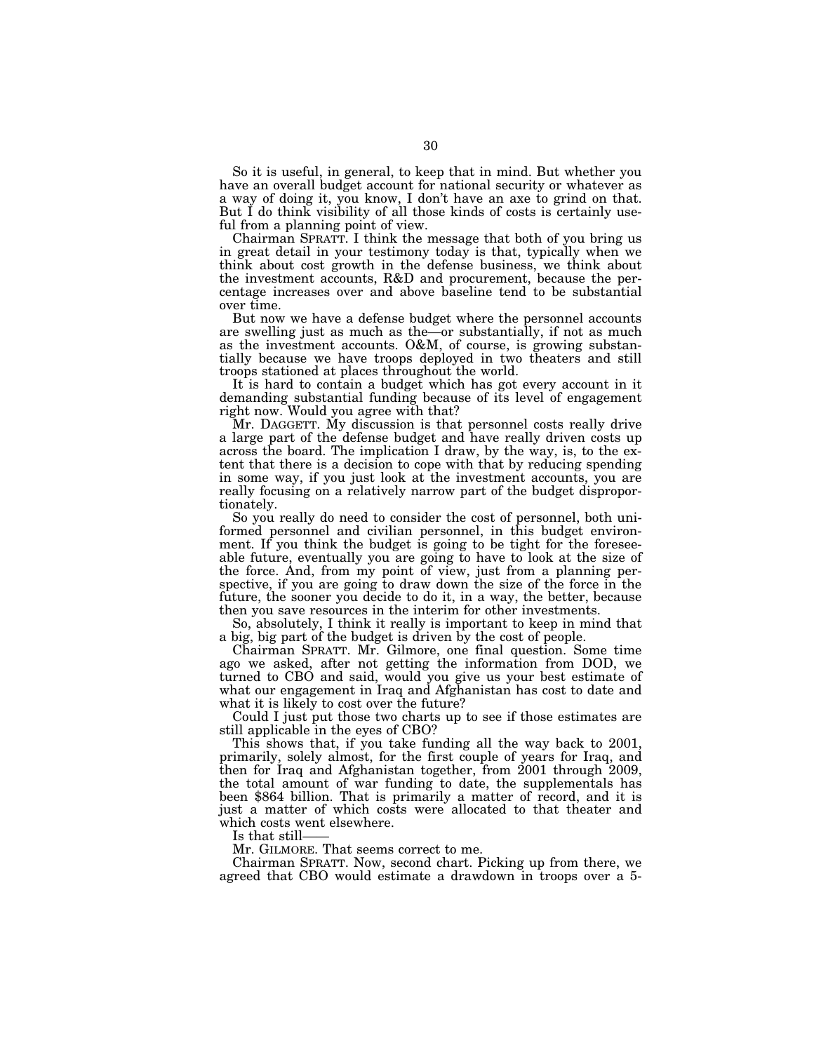So it is useful, in general, to keep that in mind. But whether you have an overall budget account for national security or whatever as a way of doing it, you know, I don't have an axe to grind on that. But I do think visibility of all those kinds of costs is certainly useful from a planning point of view.

Chairman SPRATT. I think the message that both of you bring us in great detail in your testimony today is that, typically when we think about cost growth in the defense business, we think about the investment accounts, R&D and procurement, because the percentage increases over and above baseline tend to be substantial over time.

But now we have a defense budget where the personnel accounts are swelling just as much as the—or substantially, if not as much as the investment accounts. O&M, of course, is growing substantially because we have troops deployed in two theaters and still troops stationed at places throughout the world.

It is hard to contain a budget which has got every account in it demanding substantial funding because of its level of engagement right now. Would you agree with that?

Mr. DAGGETT. My discussion is that personnel costs really drive a large part of the defense budget and have really driven costs up across the board. The implication I draw, by the way, is, to the extent that there is a decision to cope with that by reducing spending in some way, if you just look at the investment accounts, you are really focusing on a relatively narrow part of the budget disproportionately.

So you really do need to consider the cost of personnel, both uniformed personnel and civilian personnel, in this budget environment. If you think the budget is going to be tight for the foreseeable future, eventually you are going to have to look at the size of the force. And, from my point of view, just from a planning perspective, if you are going to draw down the size of the force in the future, the sooner you decide to do it, in a way, the better, because then you save resources in the interim for other investments.

So, absolutely, I think it really is important to keep in mind that a big, big part of the budget is driven by the cost of people.

Chairman SPRATT. Mr. Gilmore, one final question. Some time ago we asked, after not getting the information from DOD, we turned to CBO and said, would you give us your best estimate of what our engagement in Iraq and Afghanistan has cost to date and what it is likely to cost over the future?

Could I just put those two charts up to see if those estimates are still applicable in the eyes of CBO?

This shows that, if you take funding all the way back to 2001, primarily, solely almost, for the first couple of years for Iraq, and then for Iraq and Afghanistan together, from 2001 through 2009, the total amount of war funding to date, the supplementals has been $864 billion. That is primarily a matter of record, and it is just a matter of which costs were allocated to that theater and which costs went elsewhere.

Is that still——

Mr. GILMORE. That seems correct to me.

Chairman SPRATT. Now, second chart. Picking up from there, we agreed that CBO would estimate a drawdown in troops over a 5-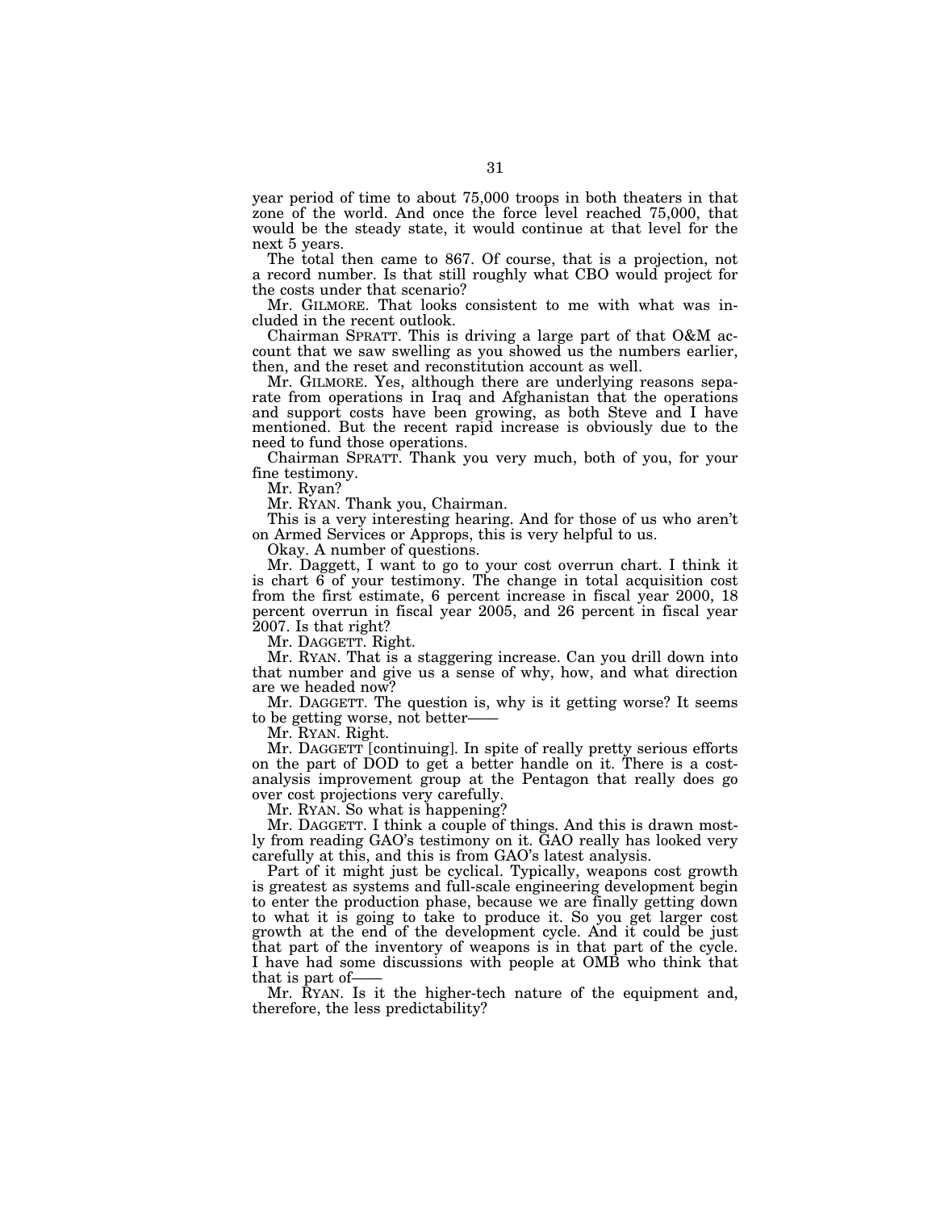year period of time to about 75,000 troops in both theaters in that zone of the world. And once the force level reached 75,000, that would be the steady state, it would continue at that level for the next 5 years.

The total then came to 867. Of course, that is a projection, not a record number. Is that still roughly what CBO would project for the costs under that scenario?

Mr. GILMORE. That looks consistent to me with what was included in the recent outlook.

Chairman SPRATT. This is driving a large part of that O&M account that we saw swelling as you showed us the numbers earlier, then, and the reset and reconstitution account as well.

Mr. GILMORE. Yes, although there are underlying reasons separate from operations in Iraq and Afghanistan that the operations and support costs have been growing, as both Steve and I have mentioned. But the recent rapid increase is obviously due to the need to fund those operations.

Chairman SPRATT. Thank you very much, both of you, for your fine testimony.

Mr. Ryan?

Mr. RYAN. Thank you, Chairman.

This is a very interesting hearing. And for those of us who aren't on Armed Services or Approps, this is very helpful to us.

Okay. A number of questions.

Mr. Daggett, I want to go to your cost overrun chart. I think it is chart 6 of your testimony. The change in total acquisition cost from the first estimate, 6 percent increase in fiscal year 2000, 18 percent overrun in fiscal year 2005, and 26 percent in fiscal year 2007. Is that right?

Mr. DAGGETT. Right.

Mr. RYAN. That is a staggering increase. Can you drill down into that number and give us a sense of why, how, and what direction are we headed now?

Mr. DAGGETT. The question is, why is it getting worse? It seems to be getting worse, not better——

Mr. RYAN. Right.

Mr. DAGGETT [continuing]. In spite of really pretty serious efforts on the part of DOD to get a better handle on it. There is a cost-analysis improvement group at the Pentagon that really does go over cost projections very carefully.

Mr. RYAN. So what is happening?

Mr. DAGGETT. I think a couple of things. And this is drawn mostly from reading GAO's testimony on it. GAO really has looked very carefully at this, and this is from GAO's latest analysis.

Part of it might just be cyclical. Typically, weapons cost growth is greatest as systems and full-scale engineering development begin to enter the production phase, because we are finally getting down to what it is going to take to produce it. So you get larger cost growth at the end of the development cycle. And it could be just that part of the inventory of weapons is in that part of the cycle. I have had some discussions with people at OMB who think that that is part of——

Mr. RYAN. Is it the higher-tech nature of the equipment and, therefore, the less predictability?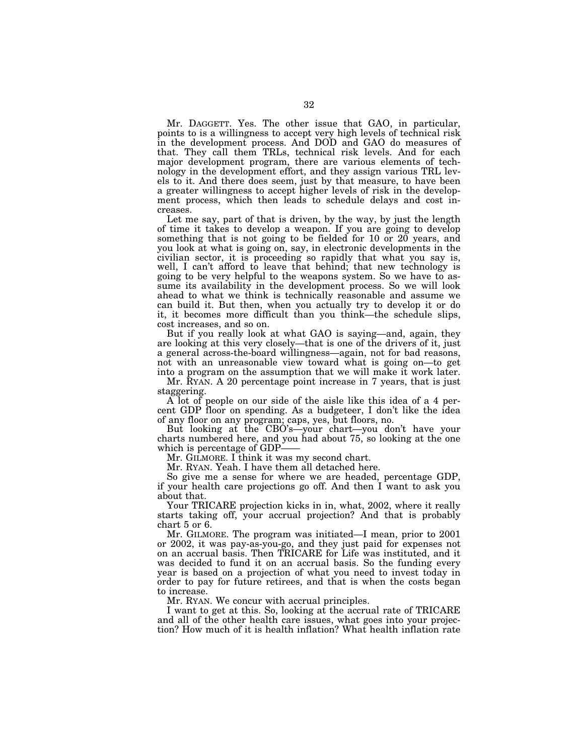Mr. DAGGETT. Yes. The other issue that GAO, in particular, points to is a willingness to accept very high levels of technical risk in the development process. And DOD and GAO do measures of that. They call them TRLs, technical risk levels. And for each major development program, there are various elements of technology in the development effort, and they assign various TRL levels to it. And there does seem, just by that measure, to have been a greater willingness to accept higher levels of risk in the development process, which then leads to schedule delays and cost increases.

Let me say, part of that is driven, by the way, by just the length of time it takes to develop a weapon. If you are going to develop something that is not going to be fielded for 10 or 20 years, and you look at what is going on, say, in electronic developments in the civilian sector, it is proceeding so rapidly that what you say is, well, I can't afford to leave that behind; that new technology is going to be very helpful to the weapons system. So we have to assume its availability in the development process. So we will look ahead to what we think is technically reasonable and assume we can build it. But then, when you actually try to develop it or do it, it becomes more difficult than you think—the schedule slips, cost increases, and so on.

But if you really look at what GAO is saying—and, again, they are looking at this very closely—that is one of the drivers of it, just a general across-the-board willingness—again, not for bad reasons, not with an unreasonable view toward what is going on—to get into a program on the assumption that we will make it work later.

Mr. RYAN. A 20 percentage point increase in 7 years, that is just staggering.

A lot of people on our side of the aisle like this idea of a 4 percent GDP floor on spending. As a budgeteer, I don't like the idea of any floor on any program; caps, yes, but floors, no.

But looking at the CBO's—your chart—you don't have your charts numbered here, and you had about 75, so looking at the one which is percentage of GDP——

Mr. GILMORE. I think it was my second chart.

Mr. RYAN. Yeah. I have them all detached here.

So give me a sense for where we are headed, percentage GDP, if your health care projections go off. And then I want to ask you about that.

Your TRICARE projection kicks in in, what, 2002, where it really starts taking off, your accrual projection? And that is probably chart 5 or 6.

Mr. GILMORE. The program was initiated—I mean, prior to 2001 or 2002, it was pay-as-you-go, and they just paid for expenses not on an accrual basis. Then TRICARE for Life was instituted, and it was decided to fund it on an accrual basis. So the funding every year is based on a projection of what you need to invest today in order to pay for future retirees, and that is when the costs began to increase.

Mr. RYAN. We concur with accrual principles.

I want to get at this. So, looking at the accrual rate of TRICARE and all of the other health care issues, what goes into your projection? How much of it is health inflation? What health inflation rate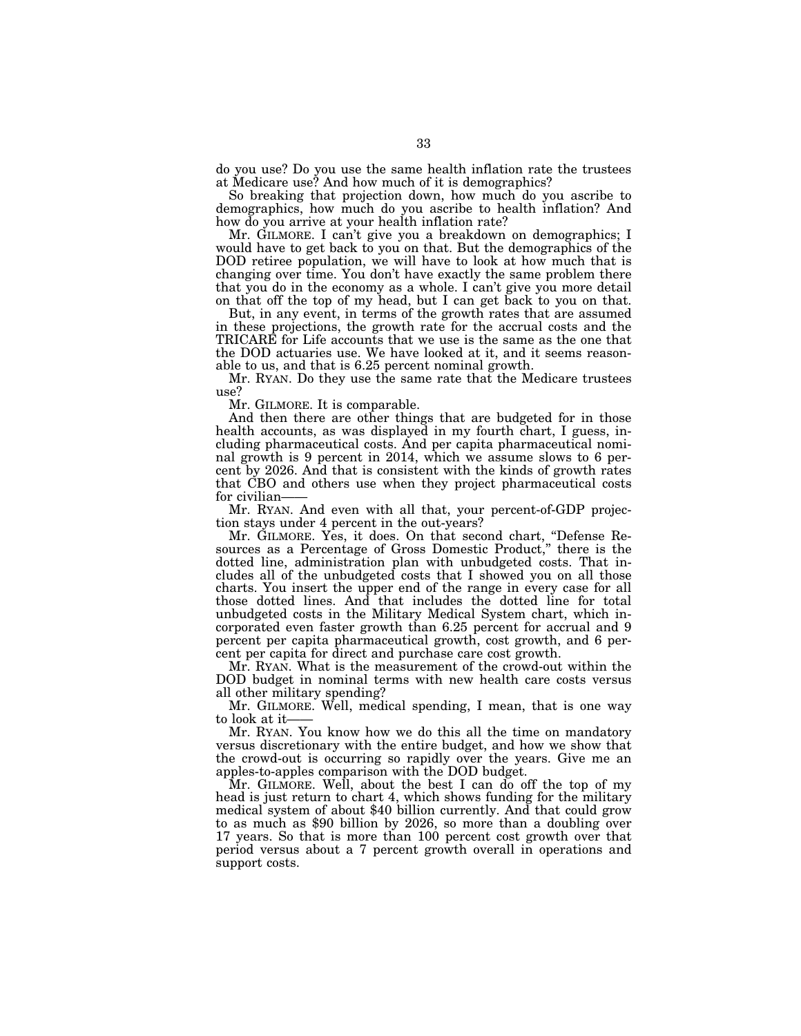do you use? Do you use the same health inflation rate the trustees at Medicare use? And how much of it is demographics?

So breaking that projection down, how much do you ascribe to demographics, how much do you ascribe to health inflation? And how do you arrive at your health inflation rate?

Mr. GILMORE. I can't give you a breakdown on demographics; I would have to get back to you on that. But the demographics of the DOD retiree population, we will have to look at how much that is changing over time. You don't have exactly the same problem there that you do in the economy as a whole. I can't give you more detail on that off the top of my head, but I can get back to you on that.

But, in any event, in terms of the growth rates that are assumed in these projections, the growth rate for the accrual costs and the TRICARE for Life accounts that we use is the same as the one that the DOD actuaries use. We have looked at it, and it seems reasonable to us, and that is 6.25 percent nominal growth.

Mr. RYAN. Do they use the same rate that the Medicare trustees use?

Mr. GILMORE. It is comparable.

And then there are other things that are budgeted for in those health accounts, as was displayed in my fourth chart, I guess, including pharmaceutical costs. And per capita pharmaceutical nominal growth is 9 percent in 2014, which we assume slows to 6 percent by 2026. And that is consistent with the kinds of growth rates that CBO and others use when they project pharmaceutical costs for civilian——

Mr. RYAN. And even with all that, your percent-of-GDP projection stays under 4 percent in the out-years?

Mr. GILMORE. Yes, it does. On that second chart, "Defense Resources as a Percentage of Gross Domestic Product," there is the dotted line, administration plan with unbudgeted costs. That includes all of the unbudgeted costs that I showed you on all those charts. You insert the upper end of the range in every case for all those dotted lines. And that includes the dotted line for total unbudgeted costs in the Military Medical System chart, which incorporated even faster growth than 6.25 percent for accrual and 9 percent per capita pharmaceutical growth, cost growth, and 6 percent per capita for direct and purchase care cost growth.

Mr. RYAN. What is the measurement of the crowd-out within the DOD budget in nominal terms with new health care costs versus all other military spending?

Mr. GILMORE. Well, medical spending, I mean, that is one way to look at it——

Mr. RYAN. You know how we do this all the time on mandatory versus discretionary with the entire budget, and how we show that the crowd-out is occurring so rapidly over the years. Give me an apples-to-apples comparison with the DOD budget.

Mr. GILMORE. Well, about the best I can do off the top of my head is just return to chart 4, which shows funding for the military medical system of about $40 billion currently. And that could grow to as much as $90 billion by 2026, so more than a doubling over 17 years. So that is more than 100 percent cost growth over that period versus about a 7 percent growth overall in operations and support costs.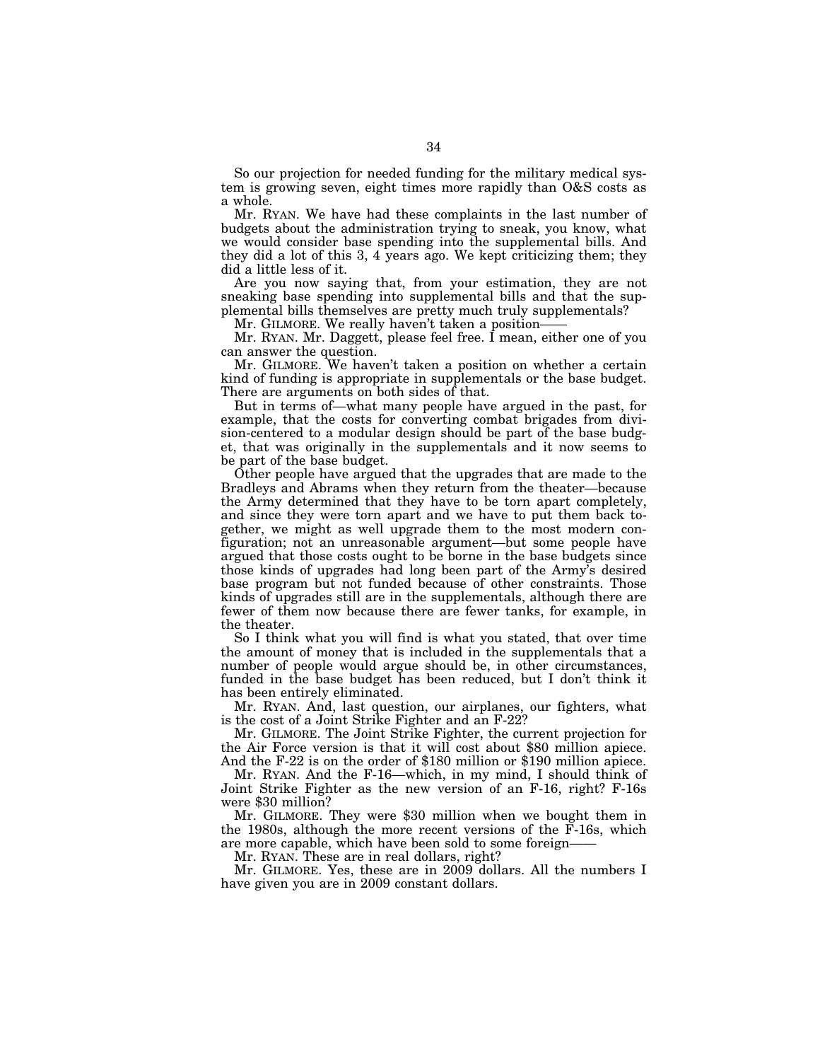So our projection for needed funding for the military medical system is growing seven, eight times more rapidly than O&S costs as a whole.

Mr. RYAN. We have had these complaints in the last number of budgets about the administration trying to sneak, you know, what we would consider base spending into the supplemental bills. And they did a lot of this 3, 4 years ago. We kept criticizing them; they did a little less of it.

Are you now saying that, from your estimation, they are not sneaking base spending into supplemental bills and that the supplemental bills themselves are pretty much truly supplementals?

Mr. GILMORE. We really haven't taken a position——

Mr. RYAN. Mr. Daggett, please feel free. I mean, either one of you can answer the question.

Mr. GILMORE. We haven't taken a position on whether a certain kind of funding is appropriate in supplementals or the base budget. There are arguments on both sides of that.

But in terms of—what many people have argued in the past, for example, that the costs for converting combat brigades from division-centered to a modular design should be part of the base budget, that was originally in the supplementals and it now seems to be part of the base budget.

Other people have argued that the upgrades that are made to the Bradleys and Abrams when they return from the theater—because the Army determined that they have to be torn apart completely, and since they were torn apart and we have to put them back together, we might as well upgrade them to the most modern configuration; not an unreasonable argument—but some people have argued that those costs ought to be borne in the base budgets since those kinds of upgrades had long been part of the Army's desired base program but not funded because of other constraints. Those kinds of upgrades still are in the supplementals, although there are fewer of them now because there are fewer tanks, for example, in the theater.

So I think what you will find is what you stated, that over time the amount of money that is included in the supplementals that a number of people would argue should be, in other circumstances, funded in the base budget has been reduced, but I don't think it has been entirely eliminated.

Mr. RYAN. And, last question, our airplanes, our fighters, what is the cost of a Joint Strike Fighter and an F-22?

Mr. GILMORE. The Joint Strike Fighter, the current projection for the Air Force version is that it will cost about $80 million apiece. And the F-22 is on the order of $180 million or $190 million apiece.

Mr. RYAN. And the F-16—which, in my mind, I should think of Joint Strike Fighter as the new version of an F-16, right? F-16s were $30 million?

Mr. GILMORE. They were $30 million when we bought them in the 1980s, although the more recent versions of the F-16s, which are more capable, which have been sold to some foreign——

Mr. RYAN. These are in real dollars, right?

Mr. GILMORE. Yes, these are in 2009 dollars. All the numbers I have given you are in 2009 constant dollars.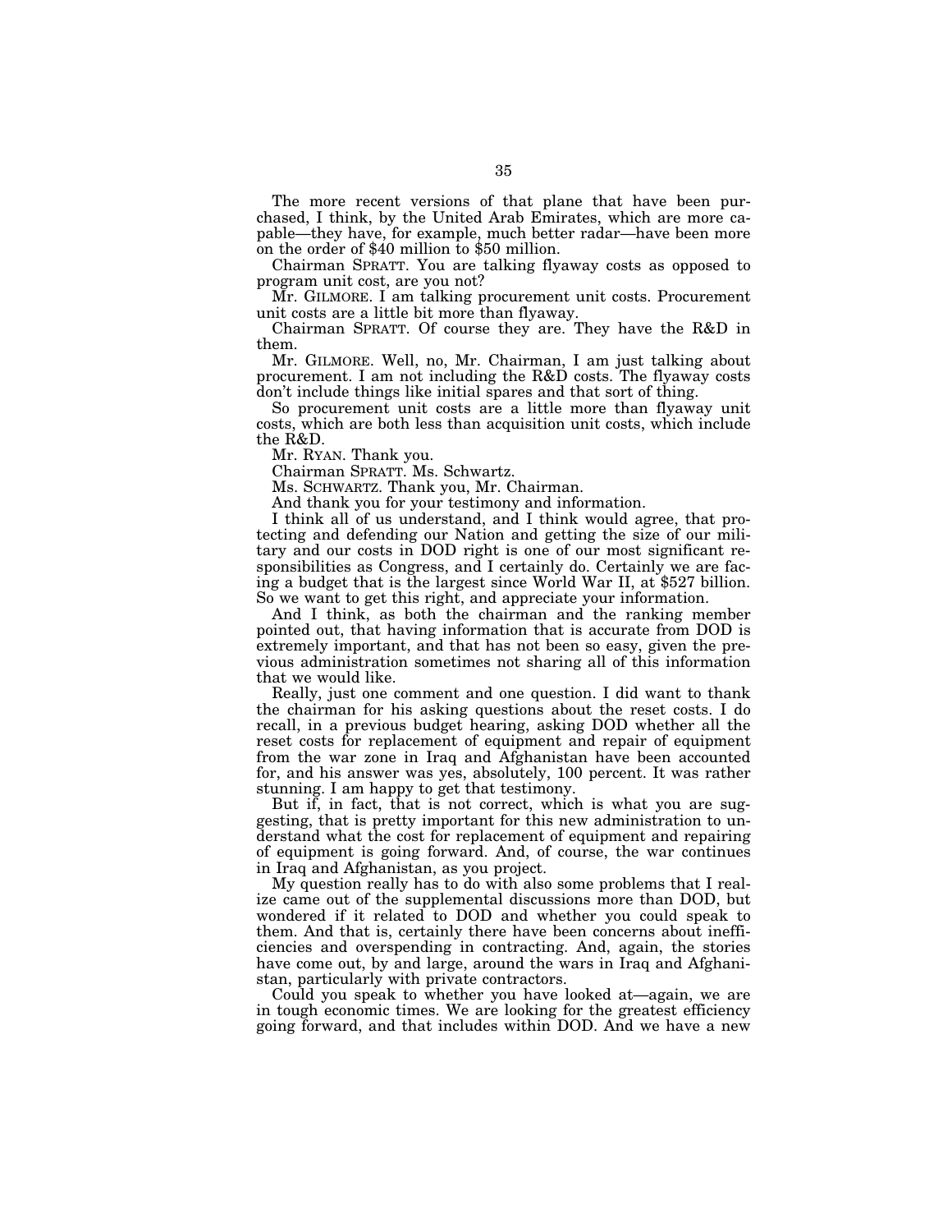The more recent versions of that plane that have been purchased, I think, by the United Arab Emirates, which are more capable—they have, for example, much better radar—have been more on the order of $40 million to $50 million.

Chairman SPRATT. You are talking flyaway costs as opposed to program unit cost, are you not?

Mr. GILMORE. I am talking procurement unit costs. Procurement unit costs are a little bit more than flyaway.

Chairman SPRATT. Of course they are. They have the R&D in them.

Mr. GILMORE. Well, no, Mr. Chairman, I am just talking about procurement. I am not including the R&D costs. The flyaway costs don't include things like initial spares and that sort of thing.

So procurement unit costs are a little more than flyaway unit costs, which are both less than acquisition unit costs, which include the R&D.

Mr. RYAN. Thank you.

Chairman SPRATT. Ms. Schwartz.

Ms. SCHWARTZ. Thank you, Mr. Chairman.

And thank you for your testimony and information.

I think all of us understand, and I think would agree, that protecting and defending our Nation and getting the size of our military and our costs in DOD right is one of our most significant responsibilities as Congress, and I certainly do. Certainly we are facing a budget that is the largest since World War II, at $527 billion. So we want to get this right, and appreciate your information.

And I think, as both the chairman and the ranking member pointed out, that having information that is accurate from DOD is extremely important, and that has not been so easy, given the previous administration sometimes not sharing all of this information that we would like.

Really, just one comment and one question. I did want to thank the chairman for his asking questions about the reset costs. I do recall, in a previous budget hearing, asking DOD whether all the reset costs for replacement of equipment and repair of equipment from the war zone in Iraq and Afghanistan have been accounted for, and his answer was yes, absolutely, 100 percent. It was rather stunning. I am happy to get that testimony.

But if, in fact, that is not correct, which is what you are suggesting, that is pretty important for this new administration to understand what the cost for replacement of equipment and repairing of equipment is going forward. And, of course, the war continues in Iraq and Afghanistan, as you project.

My question really has to do with also some problems that I realize came out of the supplemental discussions more than DOD, but wondered if it related to DOD and whether you could speak to them. And that is, certainly there have been concerns about inefficiencies and overspending in contracting. And, again, the stories have come out, by and large, around the wars in Iraq and Afghanistan, particularly with private contractors.

Could you speak to whether you have looked at—again, we are in tough economic times. We are looking for the greatest efficiency going forward, and that includes within DOD. And we have a new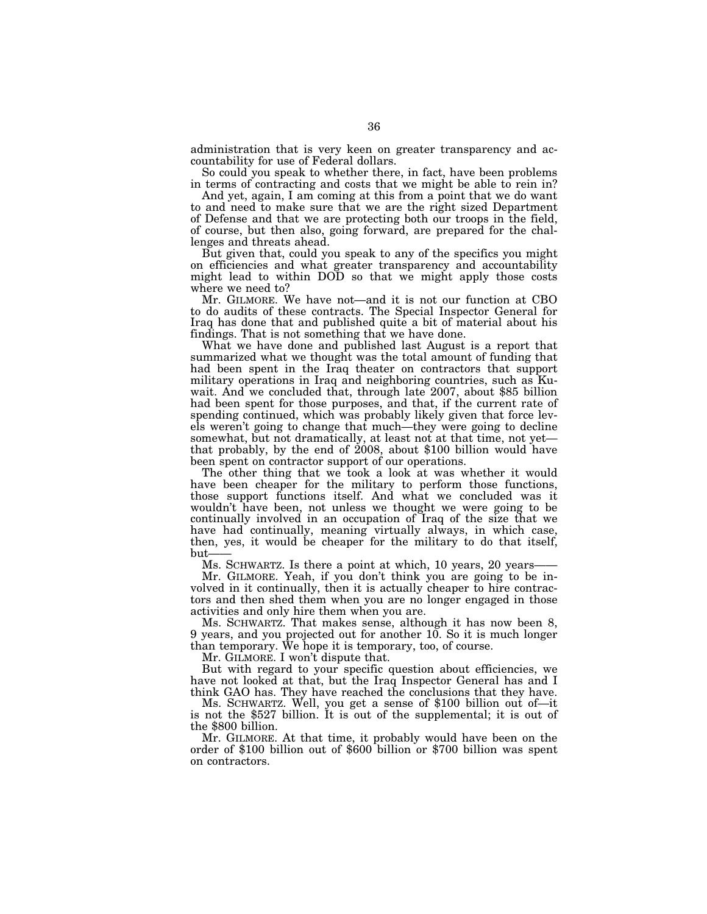administration that is very keen on greater transparency and accountability for use of Federal dollars.

So could you speak to whether there, in fact, have been problems in terms of contracting and costs that we might be able to rein in?

And yet, again, I am coming at this from a point that we do want to and need to make sure that we are the right sized Department of Defense and that we are protecting both our troops in the field, of course, but then also, going forward, are prepared for the challenges and threats ahead.

But given that, could you speak to any of the specifics you might on efficiencies and what greater transparency and accountability might lead to within DOD so that we might apply those costs where we need to?

Mr. GILMORE. We have not—and it is not our function at CBO to do audits of these contracts. The Special Inspector General for Iraq has done that and published quite a bit of material about his findings. That is not something that we have done.

What we have done and published last August is a report that summarized what we thought was the total amount of funding that had been spent in the Iraq theater on contractors that support military operations in Iraq and neighboring countries, such as Kuwait. And we concluded that, through late 2007, about $85 billion had been spent for those purposes, and that, if the current rate of spending continued, which was probably likely given that force levels weren't going to change that much—they were going to decline somewhat, but not dramatically, at least not at that time, not yet—that probably, by the end of 2008, about $100 billion would have been spent on contractor support of our operations.

The other thing that we took a look at was whether it would have been cheaper for the military to perform those functions, those support functions itself. And what we concluded was it wouldn't have been, not unless we thought we were going to be continually involved in an occupation of Iraq of the size that we have had continually, meaning virtually always, in which case, then, yes, it would be cheaper for the military to do that itself, but——

Ms. SCHWARTZ. Is there a point at which, 10 years, 20 years——

Mr. GILMORE. Yeah, if you don't think you are going to be involved in it continually, then it is actually cheaper to hire contractors and then shed them when you are no longer engaged in those activities and only hire them when you are.

Ms. SCHWARTZ. That makes sense, although it has now been 8, 9 years, and you projected out for another 10. So it is much longer than temporary. We hope it is temporary, too, of course.

Mr. GILMORE. I won't dispute that.

But with regard to your specific question about efficiencies, we have not looked at that, but the Iraq Inspector General has and I think GAO has. They have reached the conclusions that they have.

Ms. SCHWARTZ. Well, you get a sense of $100 billion out of—it is not the $527 billion. It is out of the supplemental; it is out of the $800 billion.

Mr. GILMORE. At that time, it probably would have been on the order of $100 billion out of $600 billion or $700 billion was spent on contractors.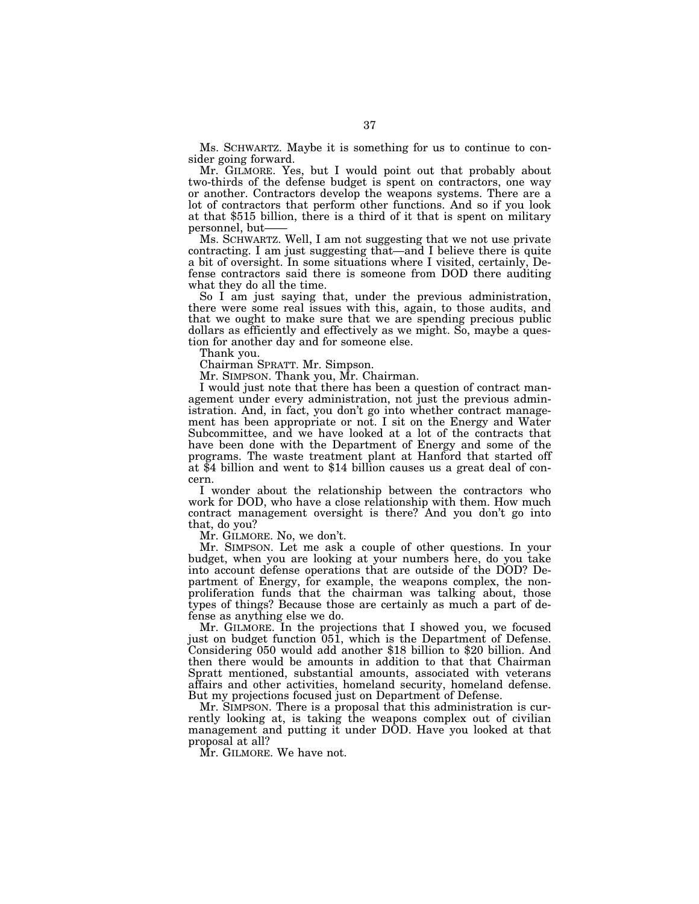Ms. SCHWARTZ. Maybe it is something for us to continue to consider going forward.

Mr. GILMORE. Yes, but I would point out that probably about two-thirds of the defense budget is spent on contractors, one way or another. Contractors develop the weapons systems. There are a lot of contractors that perform other functions. And so if you look at that $515 billion, there is a third of it that is spent on military personnel, but——

Ms. SCHWARTZ. Well, I am not suggesting that we not use private contracting. I am just suggesting that—and I believe there is quite a bit of oversight. In some situations where I visited, certainly, Defense contractors said there is someone from DOD there auditing what they do all the time.

So I am just saying that, under the previous administration, there were some real issues with this, again, to those audits, and that we ought to make sure that we are spending precious public dollars as efficiently and effectively as we might. So, maybe a question for another day and for someone else.

Thank you.

Chairman SPRATT. Mr. Simpson.

Mr. SIMPSON. Thank you, Mr. Chairman.

I would just note that there has been a question of contract management under every administration, not just the previous administration. And, in fact, you don't go into whether contract management has been appropriate or not. I sit on the Energy and Water Subcommittee, and we have looked at a lot of the contracts that have been done with the Department of Energy and some of the programs. The waste treatment plant at Hanford that started off at $4 billion and went to $14 billion causes us a great deal of concern.

I wonder about the relationship between the contractors who work for DOD, who have a close relationship with them. How much contract management oversight is there? And you don't go into that, do you?

Mr. GILMORE. No, we don't.

Mr. SIMPSON. Let me ask a couple of other questions. In your budget, when you are looking at your numbers here, do you take into account defense operations that are outside of the DOD? Department of Energy, for example, the weapons complex, the nonproliferation funds that the chairman was talking about, those types of things? Because those are certainly as much a part of defense as anything else we do.

Mr. GILMORE. In the projections that I showed you, we focused just on budget function 051, which is the Department of Defense. Considering 050 would add another $18 billion to $20 billion. And then there would be amounts in addition to that that Chairman Spratt mentioned, substantial amounts, associated with veterans affairs and other activities, homeland security, homeland defense. But my projections focused just on Department of Defense.

Mr. SIMPSON. There is a proposal that this administration is currently looking at, is taking the weapons complex out of civilian management and putting it under DOD. Have you looked at that proposal at all?

Mr. GILMORE. We have not.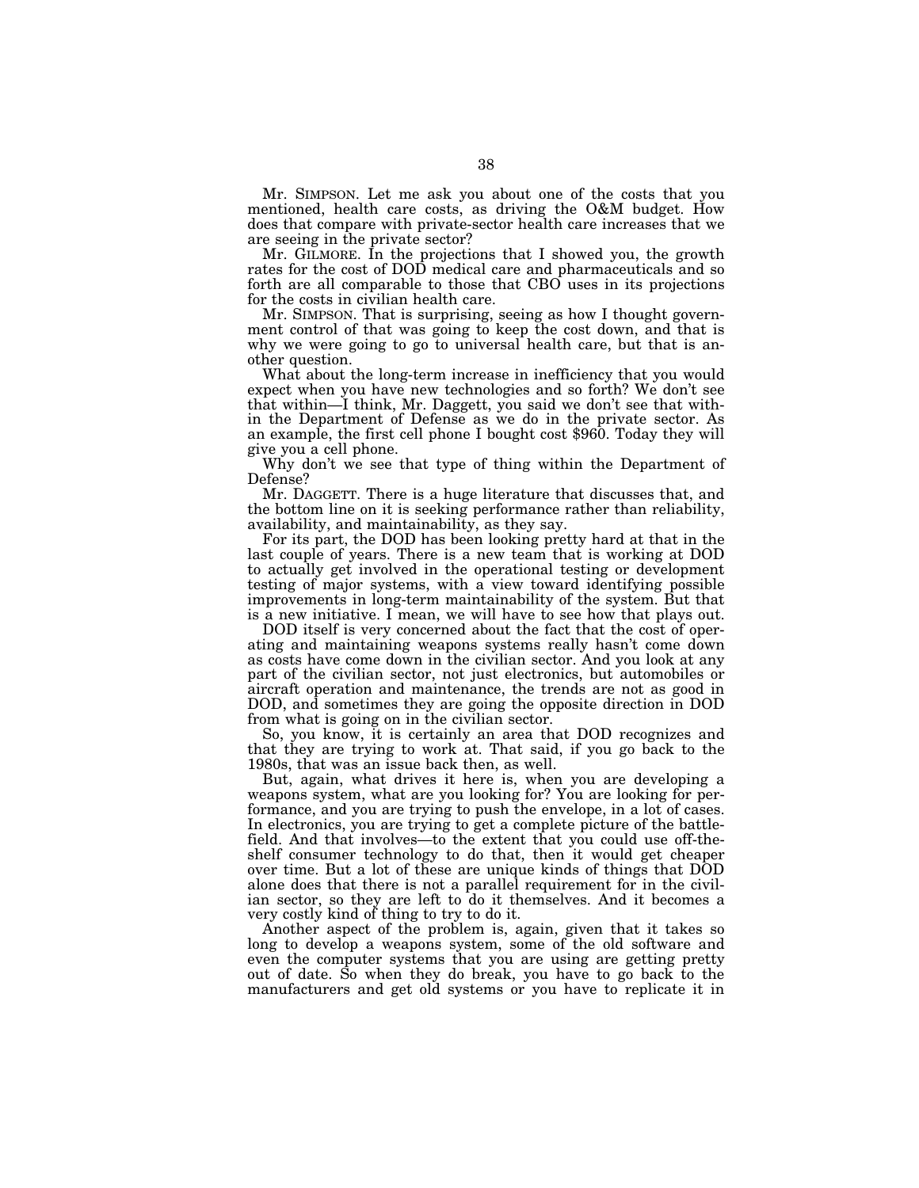Mr. SIMPSON. Let me ask you about one of the costs that you mentioned, health care costs, as driving the O&M budget. How does that compare with private-sector health care increases that we are seeing in the private sector?

Mr. GILMORE. In the projections that I showed you, the growth rates for the cost of DOD medical care and pharmaceuticals and so forth are all comparable to those that CBO uses in its projections for the costs in civilian health care.

Mr. SIMPSON. That is surprising, seeing as how I thought government control of that was going to keep the cost down, and that is why we were going to go to universal health care, but that is another question.

What about the long-term increase in inefficiency that you would expect when you have new technologies and so forth? We don't see that within—I think, Mr. Daggett, you said we don't see that within the Department of Defense as we do in the private sector. As an example, the first cell phone I bought cost $960. Today they will give you a cell phone.

Why don't we see that type of thing within the Department of Defense?

Mr. DAGGETT. There is a huge literature that discusses that, and the bottom line on it is seeking performance rather than reliability, availability, and maintainability, as they say.

For its part, the DOD has been looking pretty hard at that in the last couple of years. There is a new team that is working at DOD to actually get involved in the operational testing or development testing of major systems, with a view toward identifying possible improvements in long-term maintainability of the system. But that is a new initiative. I mean, we will have to see how that plays out.

DOD itself is very concerned about the fact that the cost of operating and maintaining weapons systems really hasn't come down as costs have come down in the civilian sector. And you look at any part of the civilian sector, not just electronics, but automobiles or aircraft operation and maintenance, the trends are not as good in DOD, and sometimes they are going the opposite direction in DOD from what is going on in the civilian sector.

So, you know, it is certainly an area that DOD recognizes and that they are trying to work at. That said, if you go back to the 1980s, that was an issue back then, as well.

But, again, what drives it here is, when you are developing a weapons system, what are you looking for? You are looking for performance, and you are trying to push the envelope, in a lot of cases. In electronics, you are trying to get a complete picture of the battlefield. And that involves—to the extent that you could use off-the-shelf consumer technology to do that, then it would get cheaper over time. But a lot of these are unique kinds of things that DOD alone does that there is not a parallel requirement for in the civilian sector, so they are left to do it themselves. And it becomes a very costly kind of thing to try to do it.

Another aspect of the problem is, again, given that it takes so long to develop a weapons system, some of the old software and even the computer systems that you are using are getting pretty out of date. So when they do break, you have to go back to the manufacturers and get old systems or you have to replicate it in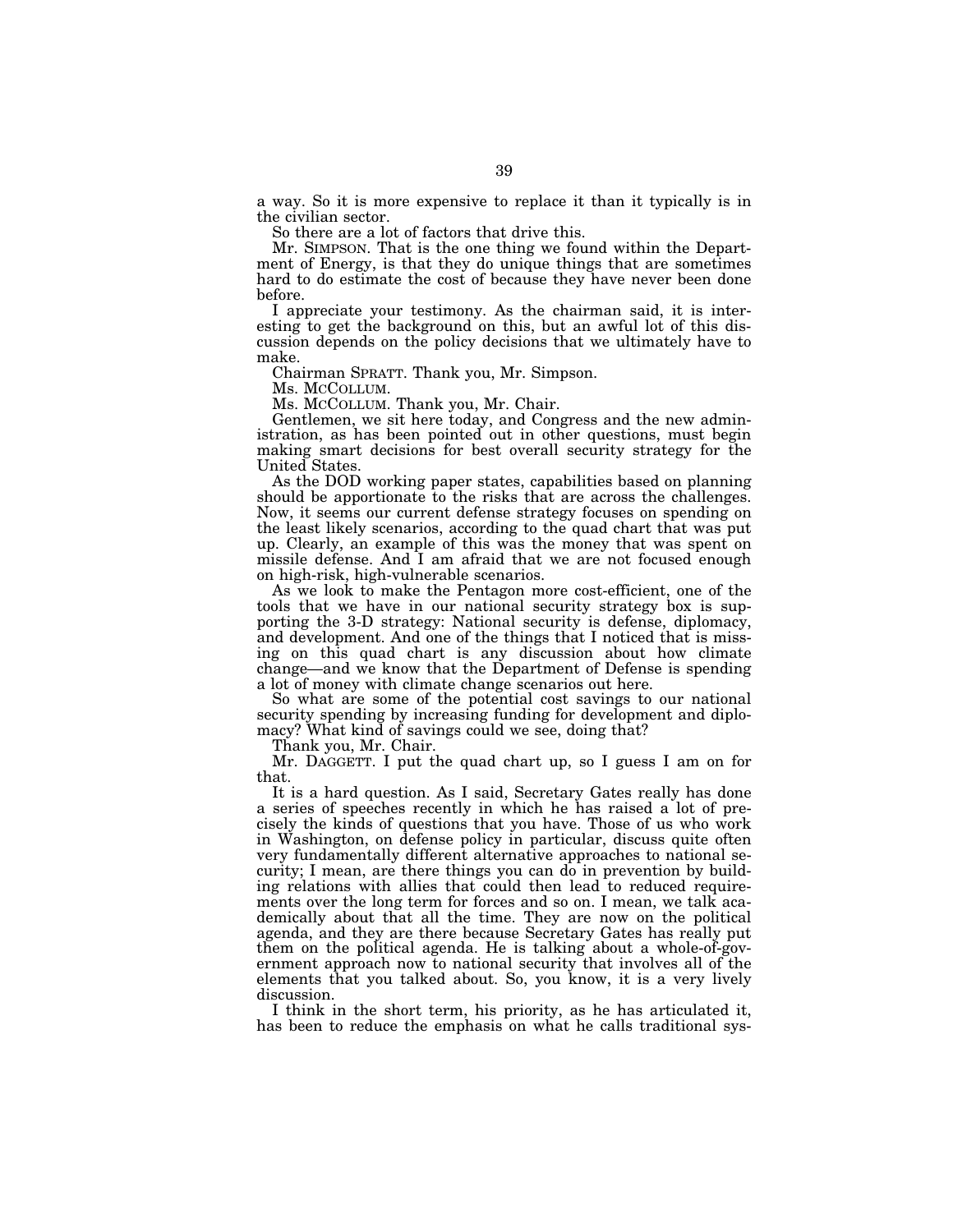a way. So it is more expensive to replace it than it typically is in the civilian sector.

So there are a lot of factors that drive this.

Mr. SIMPSON. That is the one thing we found within the Department of Energy, is that they do unique things that are sometimes hard to do estimate the cost of because they have never been done before.

I appreciate your testimony. As the chairman said, it is interesting to get the background on this, but an awful lot of this discussion depends on the policy decisions that we ultimately have to make.

Chairman SPRATT. Thank you, Mr. Simpson.

Ms. MCCOLLUM.

Ms. MCCOLLUM. Thank you, Mr. Chair.

Gentlemen, we sit here today, and Congress and the new administration, as has been pointed out in other questions, must begin making smart decisions for best overall security strategy for the United States.

As the DOD working paper states, capabilities based on planning should be apportionate to the risks that are across the challenges. Now, it seems our current defense strategy focuses on spending on the least likely scenarios, according to the quad chart that was put up. Clearly, an example of this was the money that was spent on missile defense. And I am afraid that we are not focused enough on high-risk, high-vulnerable scenarios.

As we look to make the Pentagon more cost-efficient, one of the tools that we have in our national security strategy box is supporting the 3-D strategy: National security is defense, diplomacy, and development. And one of the things that I noticed that is missing on this quad chart is any discussion about how climate change—and we know that the Department of Defense is spending a lot of money with climate change scenarios out here.

So what are some of the potential cost savings to our national security spending by increasing funding for development and diplomacy? What kind of savings could we see, doing that?

Thank you, Mr. Chair.

Mr. DAGGETT. I put the quad chart up, so I guess I am on for that.

It is a hard question. As I said, Secretary Gates really has done a series of speeches recently in which he has raised a lot of precisely the kinds of questions that you have. Those of us who work in Washington, on defense policy in particular, discuss quite often very fundamentally different alternative approaches to national security; I mean, are there things you can do in prevention by building relations with allies that could then lead to reduced requirements over the long term for forces and so on. I mean, we talk academically about that all the time. They are now on the political agenda, and they are there because Secretary Gates has really put them on the political agenda. He is talking about a whole-of-government approach now to national security that involves all of the elements that you talked about. So, you know, it is a very lively discussion.

I think in the short term, his priority, as he has articulated it, has been to reduce the emphasis on what he calls traditional sys-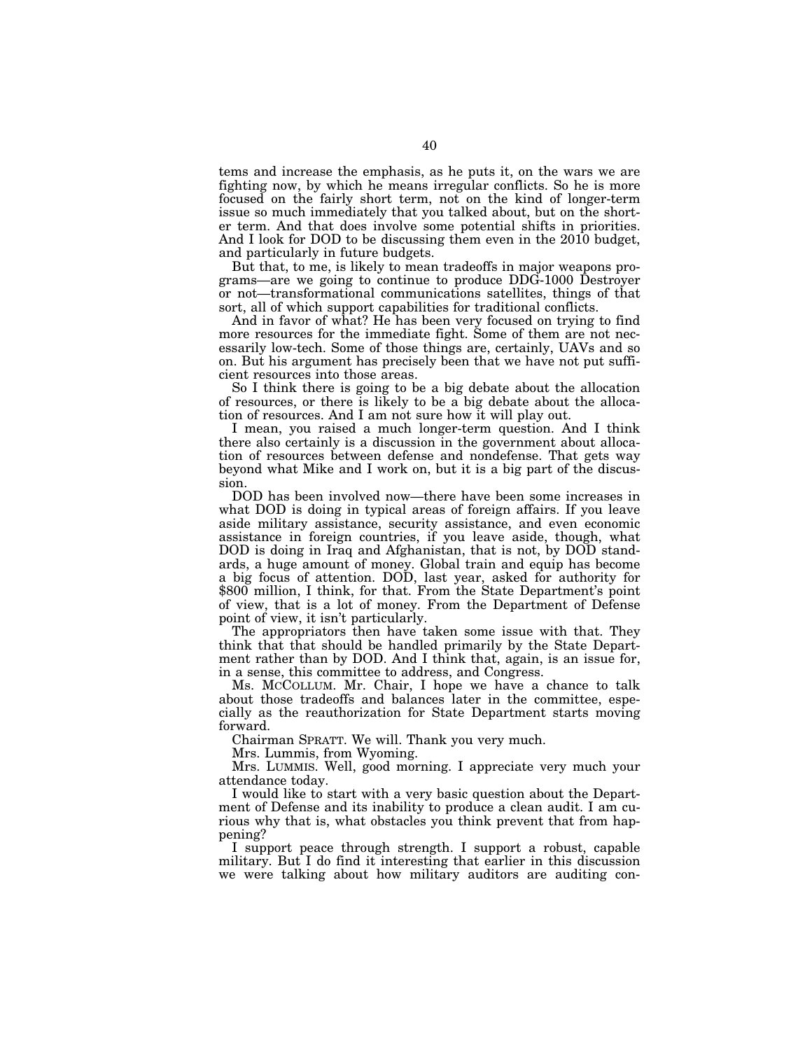tems and increase the emphasis, as he puts it, on the wars we are fighting now, by which he means irregular conflicts. So he is more focused on the fairly short term, not on the kind of longer-term issue so much immediately that you talked about, but on the shorter term. And that does involve some potential shifts in priorities. And I look for DOD to be discussing them even in the 2010 budget, and particularly in future budgets.

But that, to me, is likely to mean tradeoffs in major weapons programs—are we going to continue to produce DDG-1000 Destroyer or not—transformational communications satellites, things of that sort, all of which support capabilities for traditional conflicts.

And in favor of what? He has been very focused on trying to find more resources for the immediate fight. Some of them are not necessarily low-tech. Some of those things are, certainly, UAVs and so on. But his argument has precisely been that we have not put sufficient resources into those areas.

So I think there is going to be a big debate about the allocation of resources, or there is likely to be a big debate about the allocation of resources. And I am not sure how it will play out.

I mean, you raised a much longer-term question. And I think there also certainly is a discussion in the government about allocation of resources between defense and nondefense. That gets way beyond what Mike and I work on, but it is a big part of the discussion.

DOD has been involved now—there have been some increases in what DOD is doing in typical areas of foreign affairs. If you leave aside military assistance, security assistance, and even economic assistance in foreign countries, if you leave aside, though, what DOD is doing in Iraq and Afghanistan, that is not, by DOD standards, a huge amount of money. Global train and equip has become a big focus of attention. DOD, last year, asked for authority for $800 million, I think, for that. From the State Department's point of view, that is a lot of money. From the Department of Defense point of view, it isn't particularly.

The appropriators then have taken some issue with that. They think that that should be handled primarily by the State Department rather than by DOD. And I think that, again, is an issue for, in a sense, this committee to address, and Congress.

Ms. MCCOLLUM. Mr. Chair, I hope we have a chance to talk about those tradeoffs and balances later in the committee, especially as the reauthorization for State Department starts moving forward.

Chairman SPRATT. We will. Thank you very much.

Mrs. Lummis, from Wyoming.

Mrs. LUMMIS. Well, good morning. I appreciate very much your attendance today.

I would like to start with a very basic question about the Department of Defense and its inability to produce a clean audit. I am curious why that is, what obstacles you think prevent that from happening?

I support peace through strength. I support a robust, capable military. But I do find it interesting that earlier in this discussion we were talking about how military auditors are auditing con-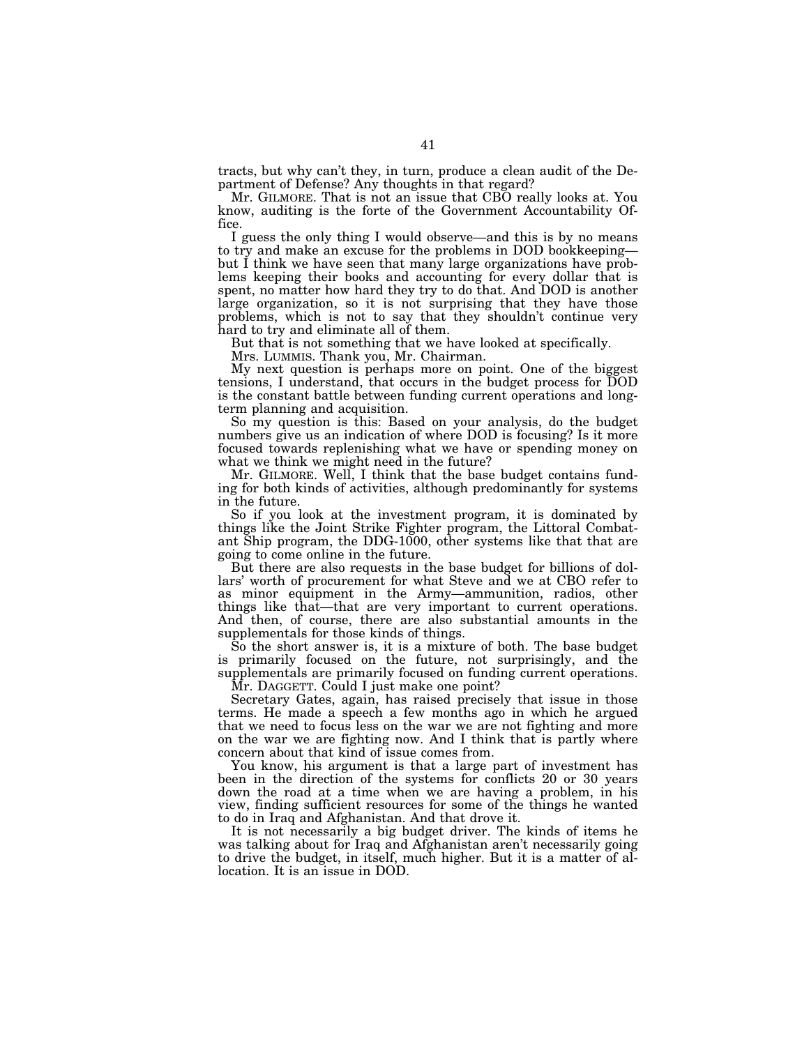tracts, but why can't they, in turn, produce a clean audit of the Department of Defense? Any thoughts in that regard?

Mr. GILMORE. That is not an issue that CBO really looks at. You know, auditing is the forte of the Government Accountability Office.

I guess the only thing I would observe—and this is by no means to try and make an excuse for the problems in DOD bookkeeping—but I think we have seen that many large organizations have problems keeping their books and accounting for every dollar that is spent, no matter how hard they try to do that. And DOD is another large organization, so it is not surprising that they have those problems, which is not to say that they shouldn't continue very hard to try and eliminate all of them.

But that is not something that we have looked at specifically.

Mrs. LUMMIS. Thank you, Mr. Chairman.

My next question is perhaps more on point. One of the biggest tensions, I understand, that occurs in the budget process for DOD is the constant battle between funding current operations and long-term planning and acquisition.

So my question is this: Based on your analysis, do the budget numbers give us an indication of where DOD is focusing? Is it more focused towards replenishing what we have or spending money on what we think we might need in the future?

Mr. GILMORE. Well, I think that the base budget contains funding for both kinds of activities, although predominantly for systems in the future.

So if you look at the investment program, it is dominated by things like the Joint Strike Fighter program, the Littoral Combatant Ship program, the DDG-1000, other systems like that that are going to come online in the future.

But there are also requests in the base budget for billions of dollars' worth of procurement for what Steve and we at CBO refer to as minor equipment in the Army—ammunition, radios, other things like that—that are very important to current operations. And then, of course, there are also substantial amounts in the supplementals for those kinds of things.

So the short answer is, it is a mixture of both. The base budget is primarily focused on the future, not surprisingly, and the supplementals are primarily focused on funding current operations.

Mr. DAGGETT. Could I just make one point?

Secretary Gates, again, has raised precisely that issue in those terms. He made a speech a few months ago in which he argued that we need to focus less on the war we are not fighting and more on the war we are fighting now. And I think that is partly where concern about that kind of issue comes from.

You know, his argument is that a large part of investment has been in the direction of the systems for conflicts 20 or 30 years down the road at a time when we are having a problem, in his view, finding sufficient resources for some of the things he wanted to do in Iraq and Afghanistan. And that drove it.

It is not necessarily a big budget driver. The kinds of items he was talking about for Iraq and Afghanistan aren't necessarily going to drive the budget, in itself, much higher. But it is a matter of allocation. It is an issue in DOD.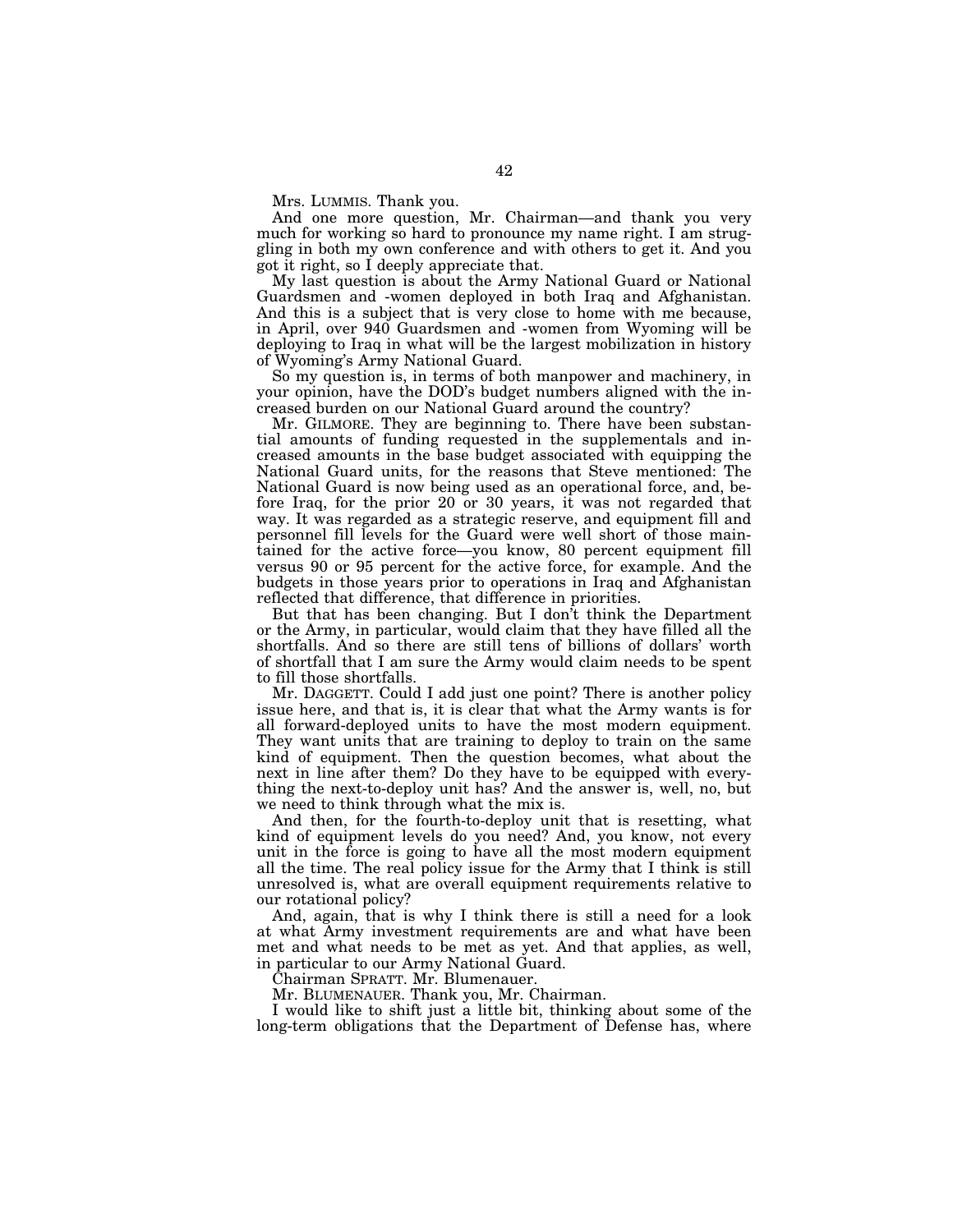Mrs. LUMMIS. Thank you.

And one more question, Mr. Chairman—and thank you very much for working so hard to pronounce my name right. I am struggling in both my own conference and with others to get it. And you got it right, so I deeply appreciate that.

My last question is about the Army National Guard or National Guardsmen and -women deployed in both Iraq and Afghanistan. And this is a subject that is very close to home with me because, in April, over 940 Guardsmen and -women from Wyoming will be deploying to Iraq in what will be the largest mobilization in history of Wyoming's Army National Guard.

So my question is, in terms of both manpower and machinery, in your opinion, have the DOD's budget numbers aligned with the increased burden on our National Guard around the country?

Mr. GILMORE. They are beginning to. There have been substantial amounts of funding requested in the supplementals and increased amounts in the base budget associated with equipping the National Guard units, for the reasons that Steve mentioned: The National Guard is now being used as an operational force, and, before Iraq, for the prior 20 or 30 years, it was not regarded that way. It was regarded as a strategic reserve, and equipment fill and personnel fill levels for the Guard were well short of those maintained for the active force—you know, 80 percent equipment fill versus 90 or 95 percent for the active force, for example. And the budgets in those years prior to operations in Iraq and Afghanistan reflected that difference, that difference in priorities.

But that has been changing. But I don't think the Department or the Army, in particular, would claim that they have filled all the shortfalls. And so there are still tens of billions of dollars' worth of shortfall that I am sure the Army would claim needs to be spent to fill those shortfalls.

Mr. DAGGETT. Could I add just one point? There is another policy issue here, and that is, it is clear that what the Army wants is for all forward-deployed units to have the most modern equipment. They want units that are training to deploy to train on the same kind of equipment. Then the question becomes, what about the next in line after them? Do they have to be equipped with everything the next-to-deploy unit has? And the answer is, well, no, but we need to think through what the mix is.

And then, for the fourth-to-deploy unit that is resetting, what kind of equipment levels do you need? And, you know, not every unit in the force is going to have all the most modern equipment all the time. The real policy issue for the Army that I think is still unresolved is, what are overall equipment requirements relative to our rotational policy?

And, again, that is why I think there is still a need for a look at what Army investment requirements are and what have been met and what needs to be met as yet. And that applies, as well, in particular to our Army National Guard.

Chairman SPRATT. Mr. Blumenauer.

Mr. BLUMENAUER. Thank you, Mr. Chairman.

I would like to shift just a little bit, thinking about some of the long-term obligations that the Department of Defense has, where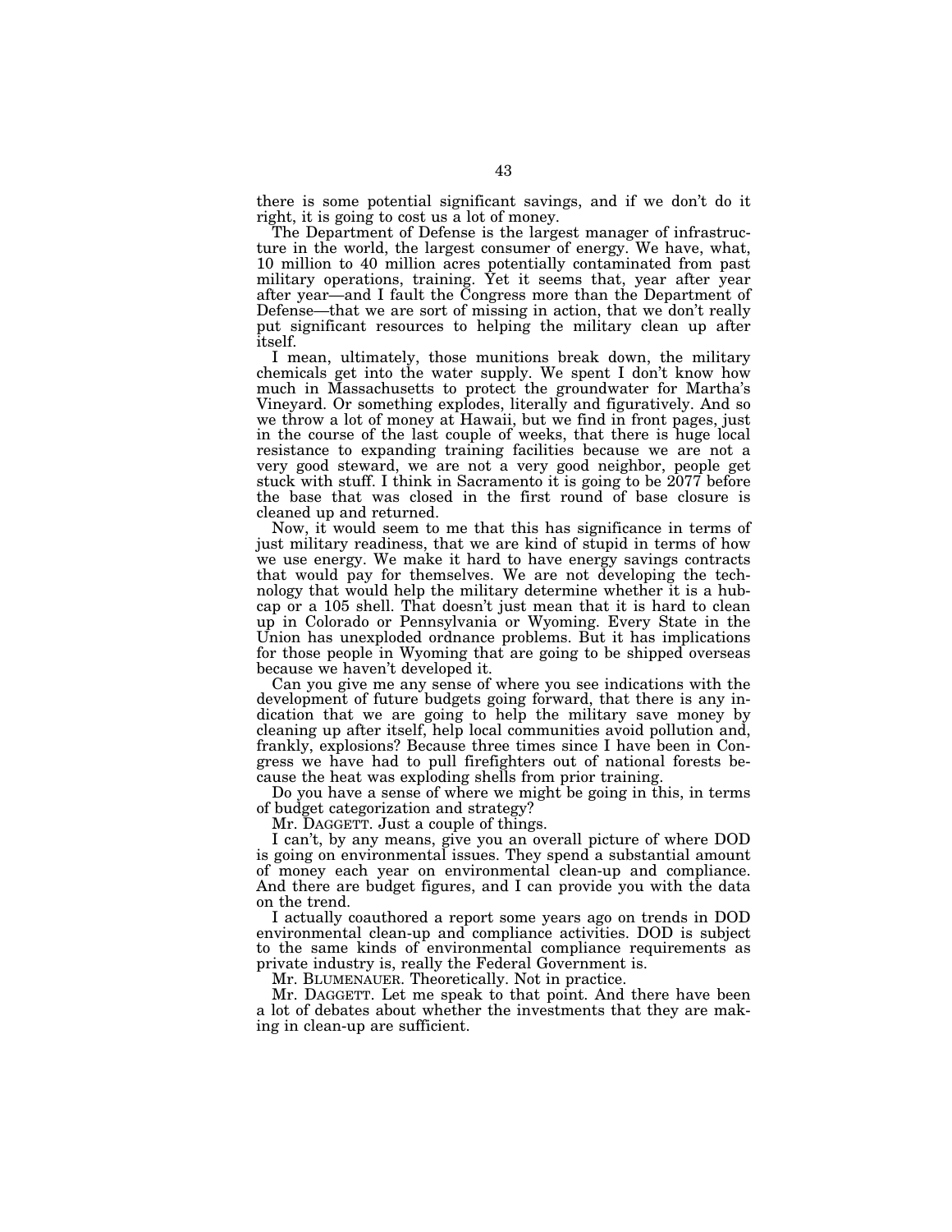there is some potential significant savings, and if we don't do it right, it is going to cost us a lot of money.

The Department of Defense is the largest manager of infrastructure in the world, the largest consumer of energy. We have, what, 10 million to 40 million acres potentially contaminated from past military operations, training. Yet it seems that, year after year after year—and I fault the Congress more than the Department of Defense—that we are sort of missing in action, that we don't really put significant resources to helping the military clean up after itself.

I mean, ultimately, those munitions break down, the military chemicals get into the water supply. We spent I don't know how much in Massachusetts to protect the groundwater for Martha's Vineyard. Or something explodes, literally and figuratively. And so we throw a lot of money at Hawaii, but we find in front pages, just in the course of the last couple of weeks, that there is huge local resistance to expanding training facilities because we are not a very good steward, we are not a very good neighbor, people get stuck with stuff. I think in Sacramento it is going to be 2077 before the base that was closed in the first round of base closure is cleaned up and returned.

Now, it would seem to me that this has significance in terms of just military readiness, that we are kind of stupid in terms of how we use energy. We make it hard to have energy savings contracts that would pay for themselves. We are not developing the technology that would help the military determine whether it is a hubcap or a 105 shell. That doesn't just mean that it is hard to clean up in Colorado or Pennsylvania or Wyoming. Every State in the Union has unexploded ordnance problems. But it has implications for those people in Wyoming that are going to be shipped overseas because we haven't developed it.

Can you give me any sense of where you see indications with the development of future budgets going forward, that there is any indication that we are going to help the military save money by cleaning up after itself, help local communities avoid pollution and, frankly, explosions? Because three times since I have been in Congress we have had to pull firefighters out of national forests because the heat was exploding shells from prior training.

Do you have a sense of where we might be going in this, in terms of budget categorization and strategy?

Mr. DAGGETT. Just a couple of things.

I can't, by any means, give you an overall picture of where DOD is going on environmental issues. They spend a substantial amount of money each year on environmental clean-up and compliance. And there are budget figures, and I can provide you with the data on the trend.

I actually coauthored a report some years ago on trends in DOD environmental clean-up and compliance activities. DOD is subject to the same kinds of environmental compliance requirements as private industry is, really the Federal Government is.

Mr. BLUMENAUER. Theoretically. Not in practice.

Mr. DAGGETT. Let me speak to that point. And there have been a lot of debates about whether the investments that they are making in clean-up are sufficient.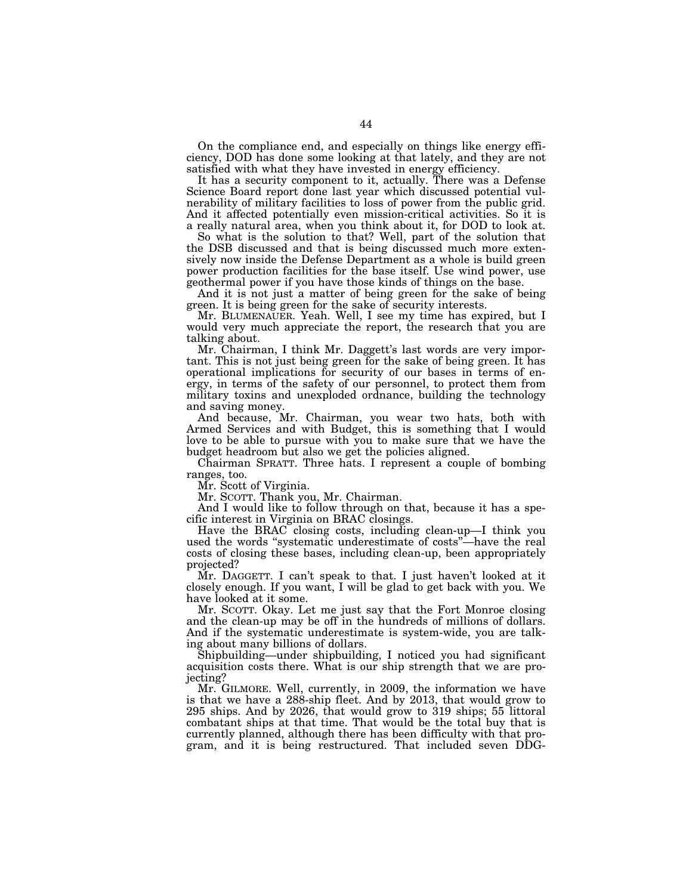On the compliance end, and especially on things like energy efficiency, DOD has done some looking at that lately, and they are not satisfied with what they have invested in energy efficiency.

It has a security component to it, actually. There was a Defense Science Board report done last year which discussed potential vulnerability of military facilities to loss of power from the public grid. And it affected potentially even mission-critical activities. So it is a really natural area, when you think about it, for DOD to look at.

So what is the solution to that? Well, part of the solution that the DSB discussed and that is being discussed much more extensively now inside the Defense Department as a whole is build green power production facilities for the base itself. Use wind power, use geothermal power if you have those kinds of things on the base.

And it is not just a matter of being green for the sake of being green. It is being green for the sake of security interests.

Mr. BLUMENAUER. Yeah. Well, I see my time has expired, but I would very much appreciate the report, the research that you are talking about.

Mr. Chairman, I think Mr. Daggett's last words are very important. This is not just being green for the sake of being green. It has operational implications for security of our bases in terms of energy, in terms of the safety of our personnel, to protect them from military toxins and unexploded ordnance, building the technology and saving money.

And because, Mr. Chairman, you wear two hats, both with Armed Services and with Budget, this is something that I would love to be able to pursue with you to make sure that we have the budget headroom but also we get the policies aligned.

Chairman SPRATT. Three hats. I represent a couple of bombing ranges, too.

Mr. Scott of Virginia.

Mr. SCOTT. Thank you, Mr. Chairman.

And I would like to follow through on that, because it has a specific interest in Virginia on BRAC closings.

Have the BRAC closing costs, including clean-up—I think you used the words "systematic underestimate of costs"—have the real costs of closing these bases, including clean-up, been appropriately projected?

Mr. DAGGETT. I can't speak to that. I just haven't looked at it closely enough. If you want, I will be glad to get back with you. We have looked at it some.

Mr. SCOTT. Okay. Let me just say that the Fort Monroe closing and the clean-up may be off in the hundreds of millions of dollars. And if the systematic underestimate is system-wide, you are talking about many billions of dollars.

Shipbuilding—under shipbuilding, I noticed you had significant acquisition costs there. What is our ship strength that we are projecting?

Mr. GILMORE. Well, currently, in 2009, the information we have is that we have a 288-ship fleet. And by 2013, that would grow to 295 ships. And by 2026, that would grow to 319 ships; 55 littoral combatant ships at that time. That would be the total buy that is currently planned, although there has been difficulty with that program, and it is being restructured. That included seven DDG-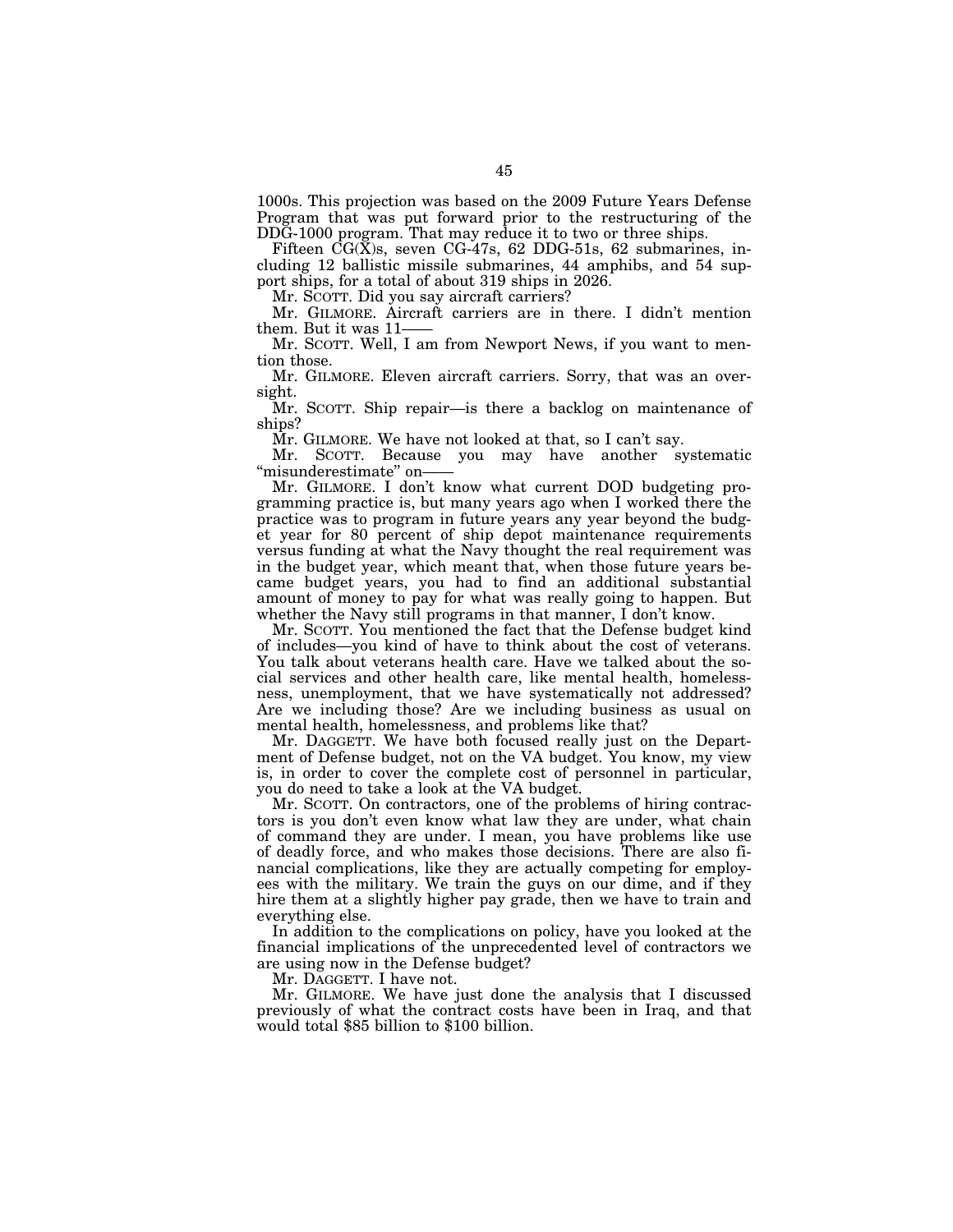1000s. This projection was based on the 2009 Future Years Defense Program that was put forward prior to the restructuring of the DDG-1000 program. That may reduce it to two or three ships.

Fifteen CG(X)s, seven CG-47s, 62 DDG-51s, 62 submarines, including 12 ballistic missile submarines, 44 amphibs, and 54 support ships, for a total of about 319 ships in 2026.

Mr. SCOTT. Did you say aircraft carriers?

Mr. GILMORE. Aircraft carriers are in there. I didn't mention them. But it was 11——

Mr. SCOTT. Well, I am from Newport News, if you want to mention those.

Mr. GILMORE. Eleven aircraft carriers. Sorry, that was an oversight.

Mr. SCOTT. Ship repair—is there a backlog on maintenance of ships?

Mr. GILMORE. We have not looked at that, so I can't say.

Mr. SCOTT. Because you may have another systematic "misunderestimate" on——

Mr. GILMORE. I don't know what current DOD budgeting programming practice is, but many years ago when I worked there the practice was to program in future years any year beyond the budget year for 80 percent of ship depot maintenance requirements versus funding at what the Navy thought the real requirement was in the budget year, which meant that, when those future years became budget years, you had to find an additional substantial amount of money to pay for what was really going to happen. But whether the Navy still programs in that manner, I don't know.

Mr. SCOTT. You mentioned the fact that the Defense budget kind of includes—you kind of have to think about the cost of veterans. You talk about veterans health care. Have we talked about the social services and other health care, like mental health, homelessness, unemployment, that we have systematically not addressed? Are we including those? Are we including business as usual on mental health, homelessness, and problems like that?

Mr. DAGGETT. We have both focused really just on the Department of Defense budget, not on the VA budget. You know, my view is, in order to cover the complete cost of personnel in particular, you do need to take a look at the VA budget.

Mr. SCOTT. On contractors, one of the problems of hiring contractors is you don't even know what law they are under, what chain of command they are under. I mean, you have problems like use of deadly force, and who makes those decisions. There are also financial complications, like they are actually competing for employees with the military. We train the guys on our dime, and if they hire them at a slightly higher pay grade, then we have to train and everything else.

In addition to the complications on policy, have you looked at the financial implications of the unprecedented level of contractors we are using now in the Defense budget?

Mr. DAGGETT. I have not.

Mr. GILMORE. We have just done the analysis that I discussed previously of what the contract costs have been in Iraq, and that would total $85 billion to $100 billion.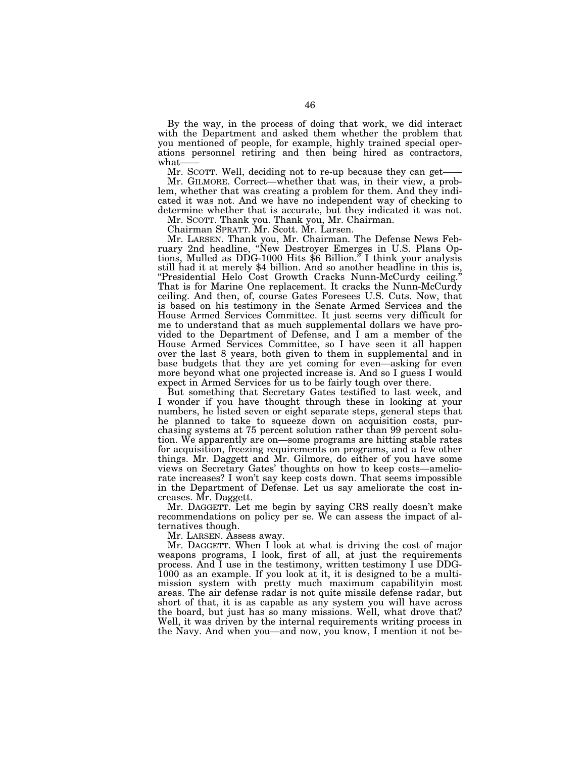By the way, in the process of doing that work, we did interact with the Department and asked them whether the problem that you mentioned of people, for example, highly trained special operations personnel retiring and then being hired as contractors, what——

Mr. SCOTT. Well, deciding not to re-up because they can get——

Mr. GILMORE. Correct—whether that was, in their view, a problem, whether that was creating a problem for them. And they indicated it was not. And we have no independent way of checking to determine whether that is accurate, but they indicated it was not.

Mr. SCOTT. Thank you. Thank you, Mr. Chairman.

Chairman SPRATT. Mr. Scott. Mr. Larsen.

Mr. LARSEN. Thank you, Mr. Chairman. The Defense News February 2nd headline, "New Destroyer Emerges in U.S. Plans Options, Mulled as DDG-1000 Hits $6 Billion." I think your analysis still had it at merely $4 billion. And so another headline in this is, "Presidential Helo Cost Growth Cracks Nunn-McCurdy ceiling." That is for Marine One replacement. It cracks the Nunn-McCurdy ceiling. And then, of, course Gates Foresees U.S. Cuts. Now, that is based on his testimony in the Senate Armed Services and the House Armed Services Committee. It just seems very difficult for me to understand that as much supplemental dollars we have provided to the Department of Defense, and I am a member of the House Armed Services Committee, so I have seen it all happen over the last 8 years, both given to them in supplemental and in base budgets that they are yet coming for even—asking for even more beyond what one projected increase is. And so I guess I would expect in Armed Services for us to be fairly tough over there.

But something that Secretary Gates testified to last week, and I wonder if you have thought through these in looking at your numbers, he listed seven or eight separate steps, general steps that he planned to take to squeeze down on acquisition costs, purchasing systems at 75 percent solution rather than 99 percent solution. We apparently are on—some programs are hitting stable rates for acquisition, freezing requirements on programs, and a few other things. Mr. Daggett and Mr. Gilmore, do either of you have some views on Secretary Gates' thoughts on how to keep costs—ameliorate increases? I won't say keep costs down. That seems impossible in the Department of Defense. Let us say ameliorate the cost increases. Mr. Daggett.

Mr. DAGGETT. Let me begin by saying CRS really doesn't make recommendations on policy per se. We can assess the impact of alternatives though.

Mr. LARSEN. Assess away.

Mr. DAGGETT. When I look at what is driving the cost of major weapons programs, I look, first of all, at just the requirements process. And I use in the testimony, written testimony I use DDG-1000 as an example. If you look at it, it is designed to be a multi-mission system with pretty much maximum capabilityin most areas. The air defense radar is not quite missile defense radar, but short of that, it is as capable as any system you will have across the board, but just has so many missions. Well, what drove that? Well, it was driven by the internal requirements writing process in the Navy. And when you—and now, you know, I mention it not be-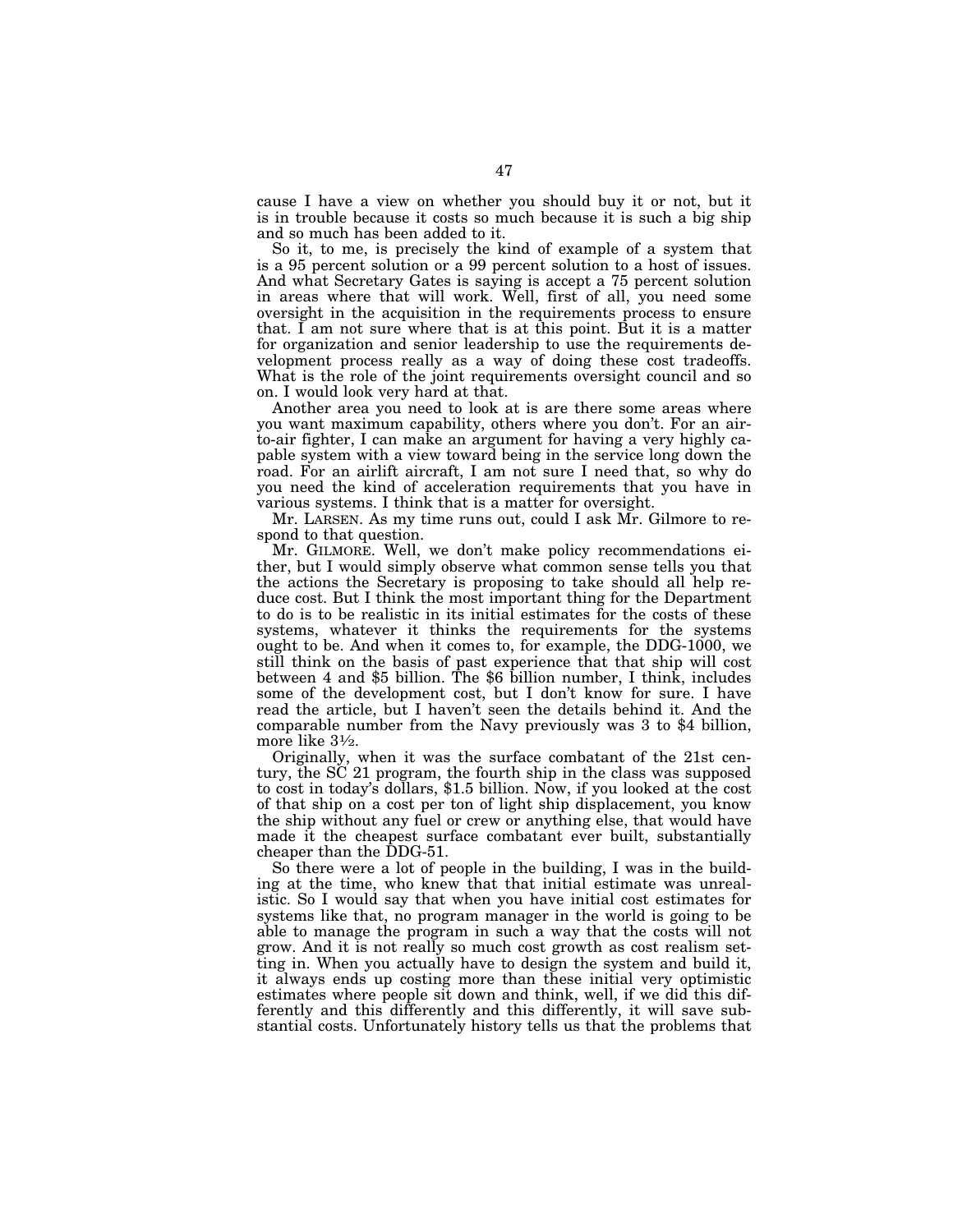cause I have a view on whether you should buy it or not, but it is in trouble because it costs so much because it is such a big ship and so much has been added to it.

So it, to me, is precisely the kind of example of a system that is a 95 percent solution or a 99 percent solution to a host of issues. And what Secretary Gates is saying is accept a 75 percent solution in areas where that will work. Well, first of all, you need some oversight in the acquisition in the requirements process to ensure that. I am not sure where that is at this point. But it is a matter for organization and senior leadership to use the requirements development process really as a way of doing these cost tradeoffs. What is the role of the joint requirements oversight council and so on. I would look very hard at that.

Another area you need to look at is are there some areas where you want maximum capability, others where you don't. For an air-to-air fighter, I can make an argument for having a very highly capable system with a view toward being in the service long down the road. For an airlift aircraft, I am not sure I need that, so why do you need the kind of acceleration requirements that you have in various systems. I think that is a matter for oversight.

Mr. LARSEN. As my time runs out, could I ask Mr. Gilmore to respond to that question.

Mr. GILMORE. Well, we don't make policy recommendations either, but I would simply observe what common sense tells you that the actions the Secretary is proposing to take should all help reduce cost. But I think the most important thing for the Department to do is to be realistic in its initial estimates for the costs of these systems, whatever it thinks the requirements for the systems ought to be. And when it comes to, for example, the DDG-1000, we still think on the basis of past experience that that ship will cost between 4 and $5 billion. The $6 billion number, I think, includes some of the development cost, but I don't know for sure. I have read the article, but I haven't seen the details behind it. And the comparable number from the Navy previously was 3 to $4 billion, more like 3½.

Originally, when it was the surface combatant of the 21st century, the SC 21 program, the fourth ship in the class was supposed to cost in today's dollars, $1.5 billion. Now, if you looked at the cost of that ship on a cost per ton of light ship displacement, you know the ship without any fuel or crew or anything else, that would have made it the cheapest surface combatant ever built, substantially cheaper than the DDG-51.

So there were a lot of people in the building, I was in the building at the time, who knew that that initial estimate was unrealistic. So I would say that when you have initial cost estimates for systems like that, no program manager in the world is going to be able to manage the program in such a way that the costs will not grow. And it is not really so much cost growth as cost realism setting in. When you actually have to design the system and build it, it always ends up costing more than these initial very optimistic estimates where people sit down and think, well, if we did this differently and this differently and this differently, it will save substantial costs. Unfortunately history tells us that the problems that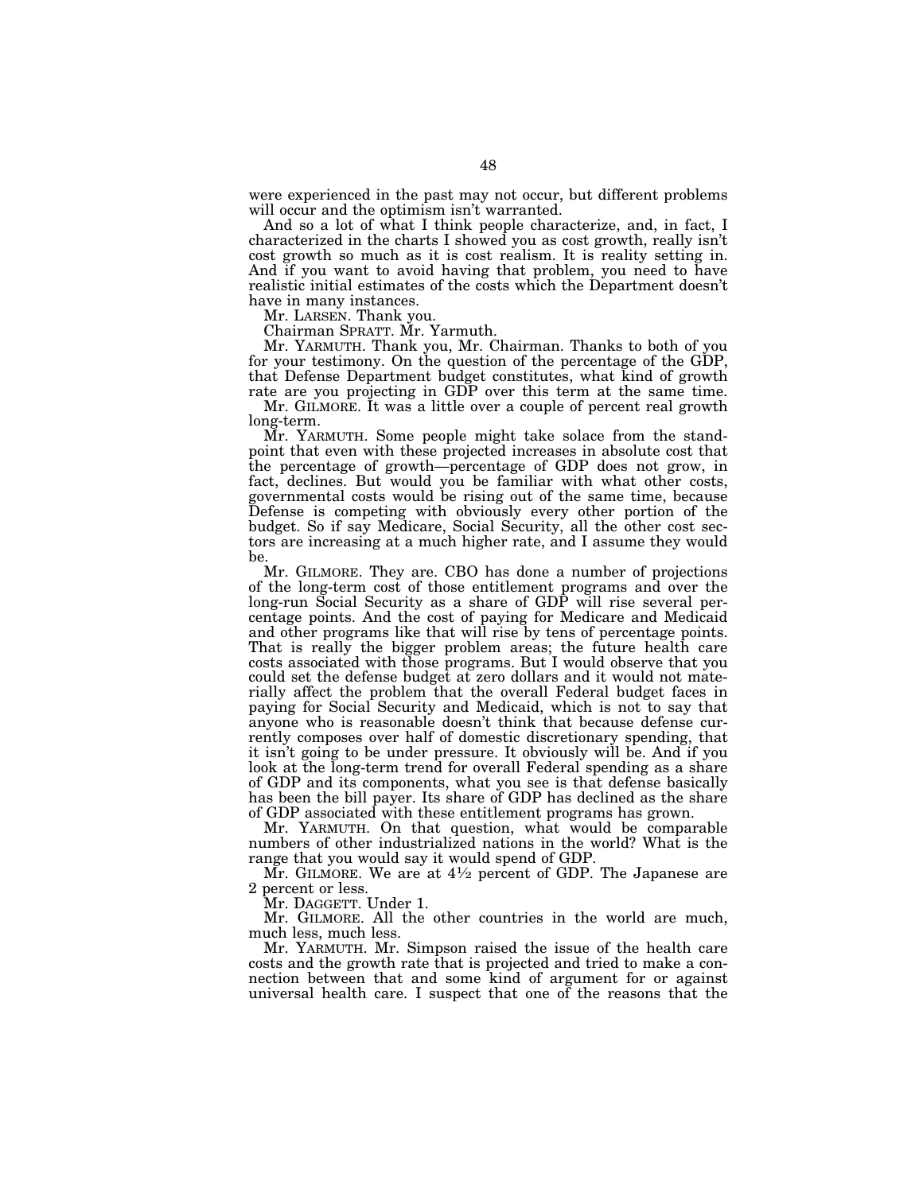were experienced in the past may not occur, but different problems will occur and the optimism isn't warranted.

And so a lot of what I think people characterize, and, in fact, I characterized in the charts I showed you as cost growth, really isn't cost growth so much as it is cost realism. It is reality setting in. And if you want to avoid having that problem, you need to have realistic initial estimates of the costs which the Department doesn't have in many instances.

Mr. LARSEN. Thank you.

Chairman SPRATT. Mr. Yarmuth.

Mr. YARMUTH. Thank you, Mr. Chairman. Thanks to both of you for your testimony. On the question of the percentage of the GDP, that Defense Department budget constitutes, what kind of growth rate are you projecting in GDP over this term at the same time.

Mr. GILMORE. It was a little over a couple of percent real growth long-term.

Mr. YARMUTH. Some people might take solace from the standpoint that even with these projected increases in absolute cost that the percentage of growth—percentage of GDP does not grow, in fact, declines. But would you be familiar with what other costs, governmental costs would be rising out of the same time, because Defense is competing with obviously every other portion of the budget. So if say Medicare, Social Security, all the other cost sectors are increasing at a much higher rate, and I assume they would be.

Mr. GILMORE. They are. CBO has done a number of projections of the long-term cost of those entitlement programs and over the long-run Social Security as a share of GDP will rise several percentage points. And the cost of paying for Medicare and Medicaid and other programs like that will rise by tens of percentage points. That is really the bigger problem areas; the future health care costs associated with those programs. But I would observe that you could set the defense budget at zero dollars and it would not materially affect the problem that the overall Federal budget faces in paying for Social Security and Medicaid, which is not to say that anyone who is reasonable doesn't think that because defense currently composes over half of domestic discretionary spending, that it isn't going to be under pressure. It obviously will be. And if you look at the long-term trend for overall Federal spending as a share of GDP and its components, what you see is that defense basically has been the bill payer. Its share of GDP has declined as the share of GDP associated with these entitlement programs has grown.

Mr. YARMUTH. On that question, what would be comparable numbers of other industrialized nations in the world? What is the range that you would say it would spend of GDP.

Mr. GILMORE. We are at 4½ percent of GDP. The Japanese are 2 percent or less.

Mr. DAGGETT. Under 1.

Mr. GILMORE. All the other countries in the world are much, much less, much less.

Mr. YARMUTH. Mr. Simpson raised the issue of the health care costs and the growth rate that is projected and tried to make a connection between that and some kind of argument for or against universal health care. I suspect that one of the reasons that the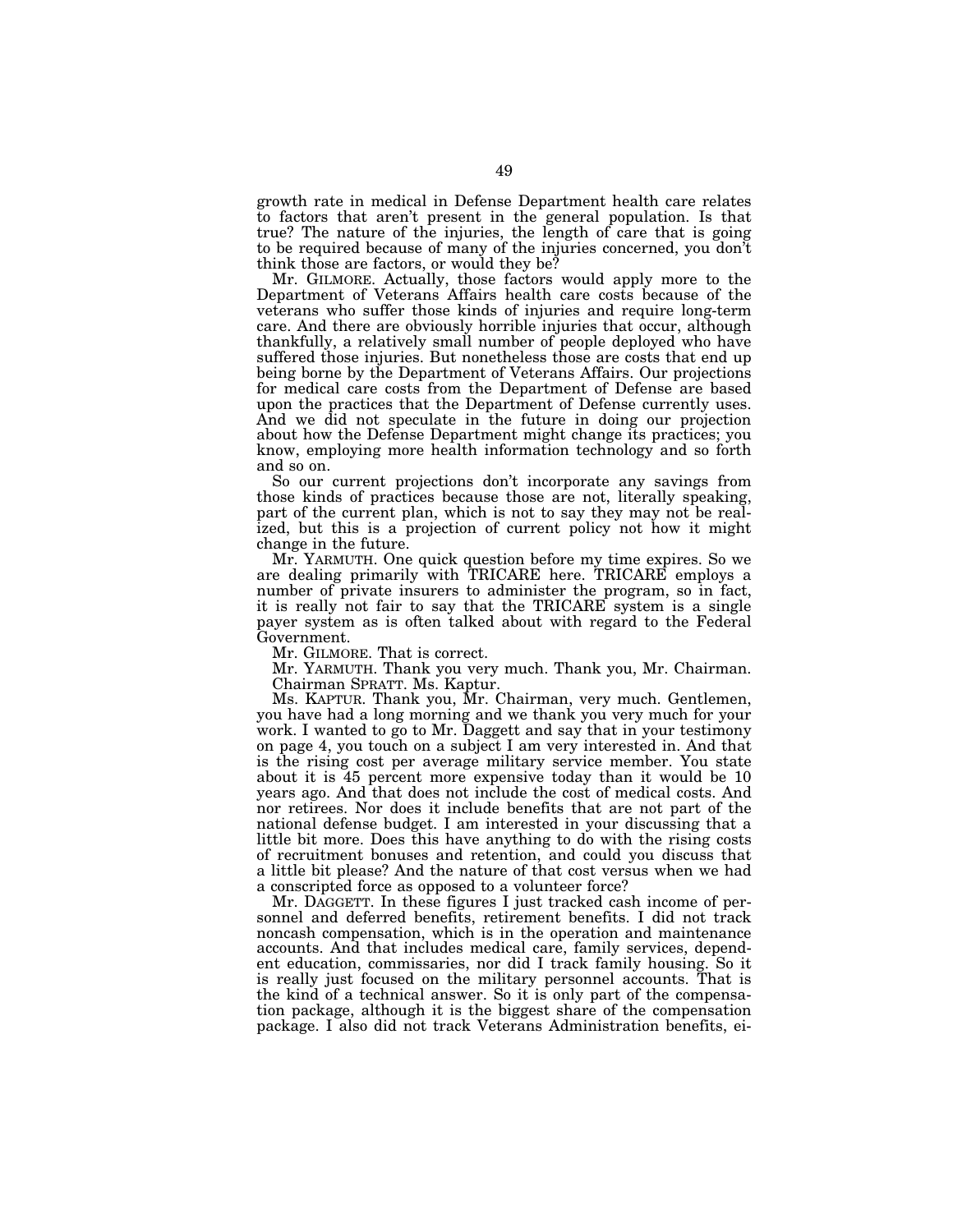growth rate in medical in Defense Department health care relates to factors that aren't present in the general population. Is that true? The nature of the injuries, the length of care that is going to be required because of many of the injuries concerned, you don't think those are factors, or would they be?

Mr. GILMORE. Actually, those factors would apply more to the Department of Veterans Affairs health care costs because of the veterans who suffer those kinds of injuries and require long-term care. And there are obviously horrible injuries that occur, although thankfully, a relatively small number of people deployed who have suffered those injuries. But nonetheless those are costs that end up being borne by the Department of Veterans Affairs. Our projections for medical care costs from the Department of Defense are based upon the practices that the Department of Defense currently uses. And we did not speculate in the future in doing our projection about how the Defense Department might change its practices; you know, employing more health information technology and so forth and so on.

So our current projections don't incorporate any savings from those kinds of practices because those are not, literally speaking, part of the current plan, which is not to say they may not be realized, but this is a projection of current policy not how it might change in the future.

Mr. YARMUTH. One quick question before my time expires. So we are dealing primarily with TRICARE here. TRICARE employs a number of private insurers to administer the program, so in fact, it is really not fair to say that the TRICARE system is a single payer system as is often talked about with regard to the Federal Government.

Mr. GILMORE. That is correct.

Mr. YARMUTH. Thank you very much. Thank you, Mr. Chairman.

Chairman SPRATT. Ms. Kaptur.

Ms. KAPTUR. Thank you, Mr. Chairman, very much. Gentlemen, you have had a long morning and we thank you very much for your work. I wanted to go to Mr. Daggett and say that in your testimony on page 4, you touch on a subject I am very interested in. And that is the rising cost per average military service member. You state about it is 45 percent more expensive today than it would be 10 years ago. And that does not include the cost of medical costs. And nor retirees. Nor does it include benefits that are not part of the national defense budget. I am interested in your discussing that a little bit more. Does this have anything to do with the rising costs of recruitment bonuses and retention, and could you discuss that a little bit please? And the nature of that cost versus when we had a conscripted force as opposed to a volunteer force?

Mr. DAGGETT. In these figures I just tracked cash income of personnel and deferred benefits, retirement benefits. I did not track noncash compensation, which is in the operation and maintenance accounts. And that includes medical care, family services, dependent education, commissaries, nor did I track family housing. So it is really just focused on the military personnel accounts. That is the kind of a technical answer. So it is only part of the compensation package, although it is the biggest share of the compensation package. I also did not track Veterans Administration benefits, ei-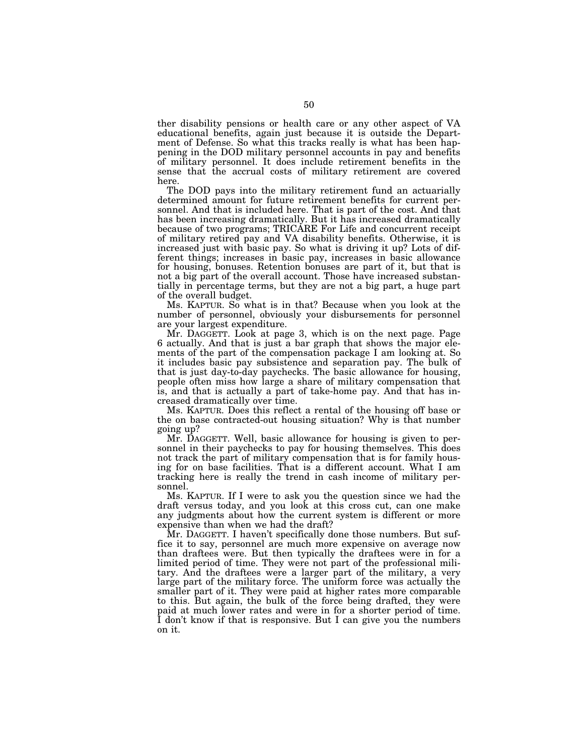ther disability pensions or health care or any other aspect of VA educational benefits, again just because it is outside the Department of Defense. So what this tracks really is what has been happening in the DOD military personnel accounts in pay and benefits of military personnel. It does include retirement benefits in the sense that the accrual costs of military retirement are covered here.

The DOD pays into the military retirement fund an actuarially determined amount for future retirement benefits for current personnel. And that is included here. That is part of the cost. And that has been increasing dramatically. But it has increased dramatically because of two programs; TRICARE For Life and concurrent receipt of military retired pay and VA disability benefits. Otherwise, it is increased just with basic pay. So what is driving it up? Lots of different things; increases in basic pay, increases in basic allowance for housing, bonuses. Retention bonuses are part of it, but that is not a big part of the overall account. Those have increased substantially in percentage terms, but they are not a big part, a huge part of the overall budget.

Ms. KAPTUR. So what is in that? Because when you look at the number of personnel, obviously your disbursements for personnel are your largest expenditure.

Mr. DAGGETT. Look at page 3, which is on the next page. Page 6 actually. And that is just a bar graph that shows the major elements of the part of the compensation package I am looking at. So it includes basic pay subsistence and separation pay. The bulk of that is just day-to-day paychecks. The basic allowance for housing, people often miss how large a share of military compensation that is, and that is actually a part of take-home pay. And that has increased dramatically over time.

Ms. KAPTUR. Does this reflect a rental of the housing off base or the on base contracted-out housing situation? Why is that number going up?

Mr. DAGGETT. Well, basic allowance for housing is given to personnel in their paychecks to pay for housing themselves. This does not track the part of military compensation that is for family housing for on base facilities. That is a different account. What I am tracking here is really the trend in cash income of military personnel.

Ms. KAPTUR. If I were to ask you the question since we had the draft versus today, and you look at this cross cut, can one make any judgments about how the current system is different or more expensive than when we had the draft?

Mr. DAGGETT. I haven't specifically done those numbers. But suffice it to say, personnel are much more expensive on average now than draftees were. But then typically the draftees were in for a limited period of time. They were not part of the professional military. And the draftees were a larger part of the military, a very large part of the military force. The uniform force was actually the smaller part of it. They were paid at higher rates more comparable to this. But again, the bulk of the force being drafted, they were paid at much lower rates and were in for a shorter period of time. I don't know if that is responsive. But I can give you the numbers on it.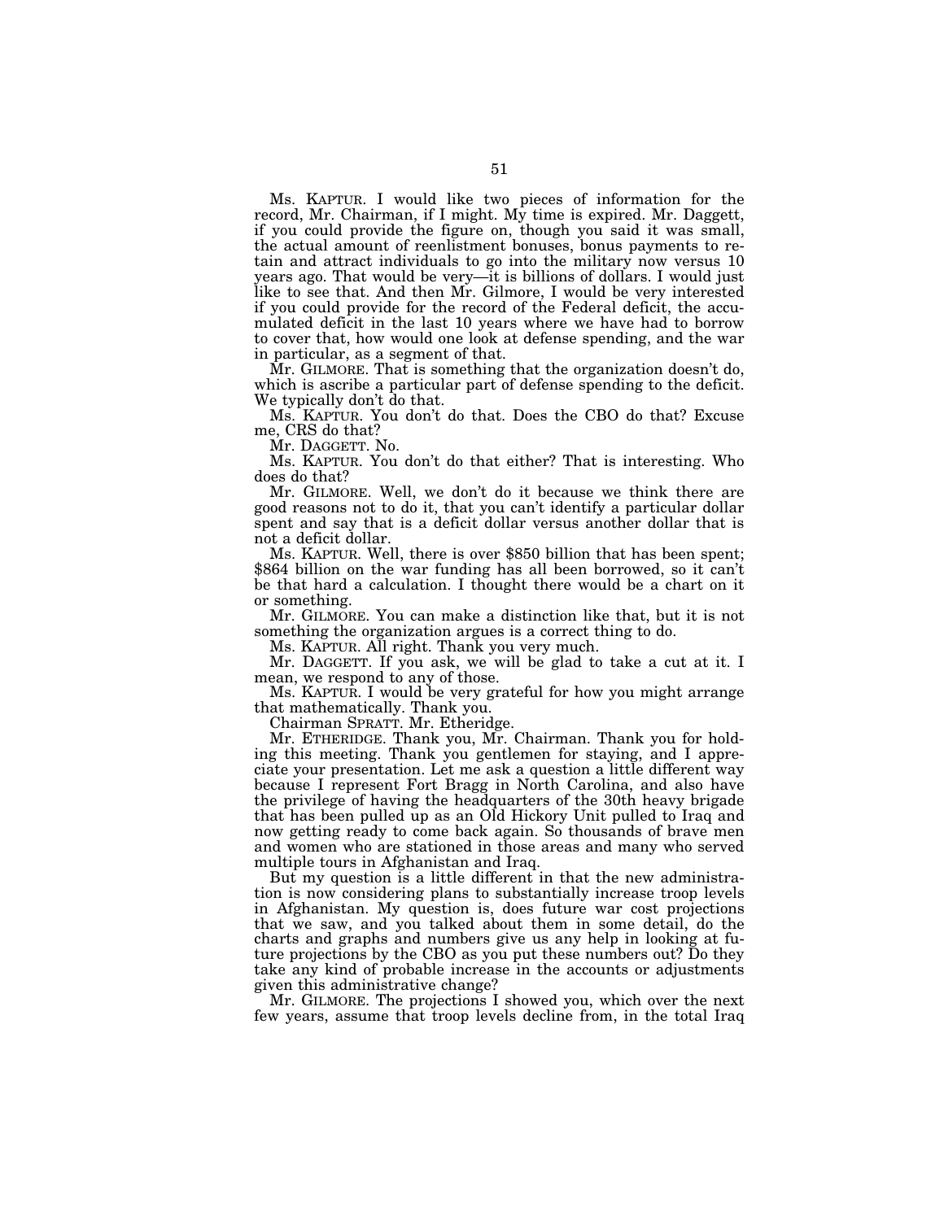Ms. KAPTUR. I would like two pieces of information for the record, Mr. Chairman, if I might. My time is expired. Mr. Daggett, if you could provide the figure on, though you said it was small, the actual amount of reenlistment bonuses, bonus payments to retain and attract individuals to go into the military now versus 10 years ago. That would be very—it is billions of dollars. I would just like to see that. And then Mr. Gilmore, I would be very interested if you could provide for the record of the Federal deficit, the accumulated deficit in the last 10 years where we have had to borrow to cover that, how would one look at defense spending, and the war in particular, as a segment of that.

Mr. GILMORE. That is something that the organization doesn't do, which is ascribe a particular part of defense spending to the deficit. We typically don't do that.

Ms. KAPTUR. You don't do that. Does the CBO do that? Excuse me, CRS do that?

Mr. DAGGETT. No.

Ms. KAPTUR. You don't do that either? That is interesting. Who does do that?

Mr. GILMORE. Well, we don't do it because we think there are good reasons not to do it, that you can't identify a particular dollar spent and say that is a deficit dollar versus another dollar that is not a deficit dollar.

Ms. KAPTUR. Well, there is over $850 billion that has been spent; $864 billion on the war funding has all been borrowed, so it can't be that hard a calculation. I thought there would be a chart on it or something.

Mr. GILMORE. You can make a distinction like that, but it is not something the organization argues is a correct thing to do.

Ms. KAPTUR. All right. Thank you very much.

Mr. DAGGETT. If you ask, we will be glad to take a cut at it. I mean, we respond to any of those.

Ms. KAPTUR. I would be very grateful for how you might arrange that mathematically. Thank you.

Chairman SPRATT. Mr. Etheridge.

Mr. ETHERIDGE. Thank you, Mr. Chairman. Thank you for holding this meeting. Thank you gentlemen for staying, and I appreciate your presentation. Let me ask a question a little different way because I represent Fort Bragg in North Carolina, and also have the privilege of having the headquarters of the 30th heavy brigade that has been pulled up as an Old Hickory Unit pulled to Iraq and now getting ready to come back again. So thousands of brave men and women who are stationed in those areas and many who served multiple tours in Afghanistan and Iraq.

But my question is a little different in that the new administration is now considering plans to substantially increase troop levels in Afghanistan. My question is, does future war cost projections that we saw, and you talked about them in some detail, do the charts and graphs and numbers give us any help in looking at future projections by the CBO as you put these numbers out? Do they take any kind of probable increase in the accounts or adjustments given this administrative change?

Mr. GILMORE. The projections I showed you, which over the next few years, assume that troop levels decline from, in the total Iraq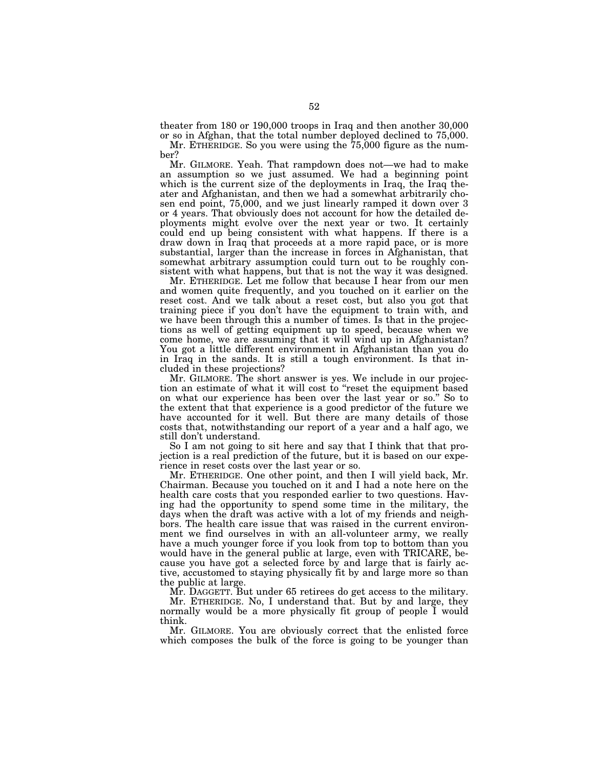theater from 180 or 190,000 troops in Iraq and then another 30,000 or so in Afghan, that the total number deployed declined to 75,000.

Mr. ETHERIDGE. So you were using the 75,000 figure as the number?

Mr. GILMORE. Yeah. That rampdown does not—we had to make an assumption so we just assumed. We had a beginning point which is the current size of the deployments in Iraq, the Iraq theater and Afghanistan, and then we had a somewhat arbitrarily chosen end point, 75,000, and we just linearly ramped it down over 3 or 4 years. That obviously does not account for how the detailed deployments might evolve over the next year or two. It certainly could end up being consistent with what happens. If there is a draw down in Iraq that proceeds at a more rapid pace, or is more substantial, larger than the increase in forces in Afghanistan, that somewhat arbitrary assumption could turn out to be roughly consistent with what happens, but that is not the way it was designed.

Mr. ETHERIDGE. Let me follow that because I hear from our men and women quite frequently, and you touched on it earlier on the reset cost. And we talk about a reset cost, but also you got that training piece if you don't have the equipment to train with, and we have been through this a number of times. Is that in the projections as well of getting equipment up to speed, because when we come home, we are assuming that it will wind up in Afghanistan? You got a little different environment in Afghanistan than you do in Iraq in the sands. It is still a tough environment. Is that included in these projections?

Mr. GILMORE. The short answer is yes. We include in our projection an estimate of what it will cost to "reset the equipment based on what our experience has been over the last year or so." So to the extent that that experience is a good predictor of the future we have accounted for it well. But there are many details of those costs that, notwithstanding our report of a year and a half ago, we still don't understand.

So I am not going to sit here and say that I think that that projection is a real prediction of the future, but it is based on our experience in reset costs over the last year or so.

Mr. ETHERIDGE. One other point, and then I will yield back, Mr. Chairman. Because you touched on it and I had a note here on the health care costs that you responded earlier to two questions. Having had the opportunity to spend some time in the military, the days when the draft was active with a lot of my friends and neighbors. The health care issue that was raised in the current environment we find ourselves in with an all-volunteer army, we really have a much younger force if you look from top to bottom than you would have in the general public at large, even with TRICARE, because you have got a selected force by and large that is fairly active, accustomed to staying physically fit by and large more so than the public at large.

Mr. DAGGETT. But under 65 retirees do get access to the military.

Mr. ETHERIDGE. No, I understand that. But by and large, they normally would be a more physically fit group of people I would think.

Mr. GILMORE. You are obviously correct that the enlisted force which composes the bulk of the force is going to be younger than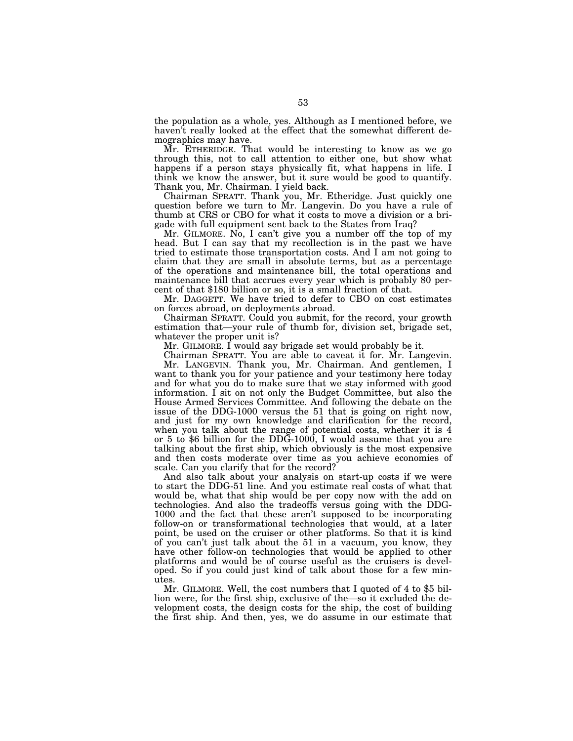the population as a whole, yes. Although as I mentioned before, we haven't really looked at the effect that the somewhat different demographics may have.

Mr. ETHERIDGE. That would be interesting to know as we go through this, not to call attention to either one, but show what happens if a person stays physically fit, what happens in life. I think we know the answer, but it sure would be good to quantify. Thank you, Mr. Chairman. I yield back.

Chairman SPRATT. Thank you, Mr. Etheridge. Just quickly one question before we turn to Mr. Langevin. Do you have a rule of thumb at CRS or CBO for what it costs to move a division or a brigade with full equipment sent back to the States from Iraq?

Mr. GILMORE. No, I can't give you a number off the top of my head. But I can say that my recollection is in the past we have tried to estimate those transportation costs. And I am not going to claim that they are small in absolute terms, but as a percentage of the operations and maintenance bill, the total operations and maintenance bill that accrues every year which is probably 80 percent of that $180 billion or so, it is a small fraction of that.

Mr. DAGGETT. We have tried to defer to CBO on cost estimates on forces abroad, on deployments abroad.

Chairman SPRATT. Could you submit, for the record, your growth estimation that—your rule of thumb for, division set, brigade set, whatever the proper unit is?

Mr. GILMORE. I would say brigade set would probably be it.

Chairman SPRATT. You are able to caveat it for. Mr. Langevin.

Mr. LANGEVIN. Thank you, Mr. Chairman. And gentlemen, I want to thank you for your patience and your testimony here today and for what you do to make sure that we stay informed with good information. I sit on not only the Budget Committee, but also the House Armed Services Committee. And following the debate on the issue of the DDG-1000 versus the 51 that is going on right now, and just for my own knowledge and clarification for the record, when you talk about the range of potential costs, whether it is 4 or 5 to $6 billion for the DDG-1000, I would assume that you are talking about the first ship, which obviously is the most expensive and then costs moderate over time as you achieve economies of scale. Can you clarify that for the record?

And also talk about your analysis on start-up costs if we were to start the DDG-51 line. And you estimate real costs of what that would be, what that ship would be per copy now with the add on technologies. And also the tradeoffs versus going with the DDG-1000 and the fact that these aren't supposed to be incorporating follow-on or transformational technologies that would, at a later point, be used on the cruiser or other platforms. So that it is kind of you can't just talk about the 51 in a vacuum, you know, they have other follow-on technologies that would be applied to other platforms and would be of course useful as the cruisers is developed. So if you could just kind of talk about those for a few minutes.

Mr. GILMORE. Well, the cost numbers that I quoted of 4 to $5 billion were, for the first ship, exclusive of the—so it excluded the development costs, the design costs for the ship, the cost of building the first ship. And then, yes, we do assume in our estimate that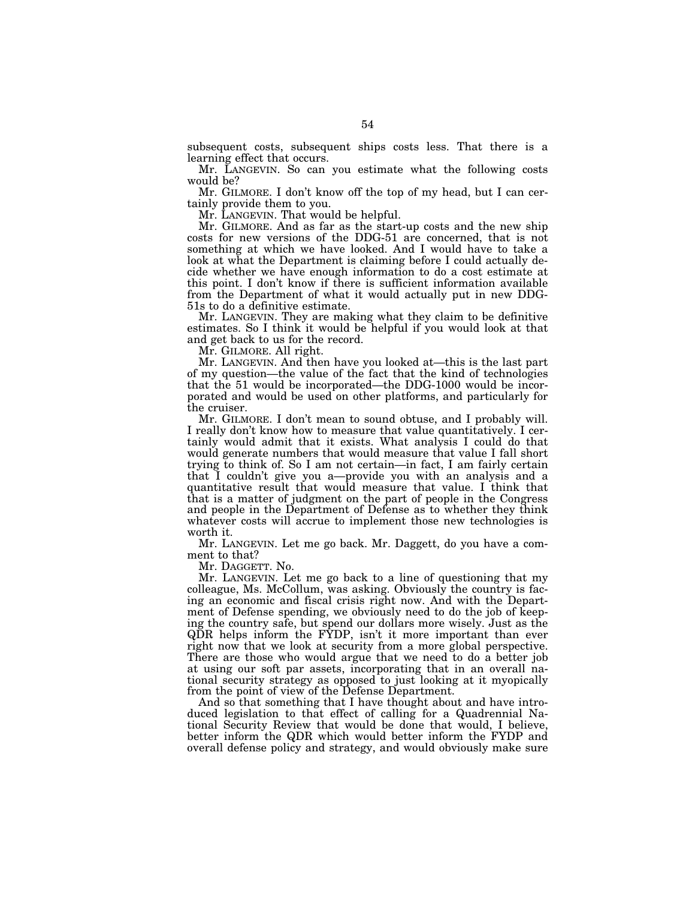subsequent costs, subsequent ships costs less. That there is a learning effect that occurs.

Mr. LANGEVIN. So can you estimate what the following costs would be?

Mr. GILMORE. I don't know off the top of my head, but I can certainly provide them to you.

Mr. LANGEVIN. That would be helpful.

Mr. GILMORE. And as far as the start-up costs and the new ship costs for new versions of the DDG-51 are concerned, that is not something at which we have looked. And I would have to take a look at what the Department is claiming before I could actually decide whether we have enough information to do a cost estimate at this point. I don't know if there is sufficient information available from the Department of what it would actually put in new DDG-51s to do a definitive estimate.

Mr. LANGEVIN. They are making what they claim to be definitive estimates. So I think it would be helpful if you would look at that and get back to us for the record.

Mr. GILMORE. All right.

Mr. LANGEVIN. And then have you looked at—this is the last part of my question—the value of the fact that the kind of technologies that the 51 would be incorporated—the DDG-1000 would be incorporated and would be used on other platforms, and particularly for the cruiser.

Mr. GILMORE. I don't mean to sound obtuse, and I probably will. I really don't know how to measure that value quantitatively. I certainly would admit that it exists. What analysis I could do that would generate numbers that would measure that value I fall short trying to think of. So I am not certain—in fact, I am fairly certain that I couldn't give you a—provide you with an analysis and a quantitative result that would measure that value. I think that that is a matter of judgment on the part of people in the Congress and people in the Department of Defense as to whether they think whatever costs will accrue to implement those new technologies is worth it.

Mr. LANGEVIN. Let me go back. Mr. Daggett, do you have a comment to that?

Mr. DAGGETT. No.

Mr. LANGEVIN. Let me go back to a line of questioning that my colleague, Ms. McCollum, was asking. Obviously the country is facing an economic and fiscal crisis right now. And with the Department of Defense spending, we obviously need to do the job of keeping the country safe, but spend our dollars more wisely. Just as the QDR helps inform the FYDP, isn't it more important than ever right now that we look at security from a more global perspective. There are those who would argue that we need to do a better job at using our soft par assets, incorporating that in an overall national security strategy as opposed to just looking at it myopically from the point of view of the Defense Department.

And so that something that I have thought about and have introduced legislation to that effect of calling for a Quadrennial National Security Review that would be done that would, I believe, better inform the QDR which would better inform the FYDP and overall defense policy and strategy, and would obviously make sure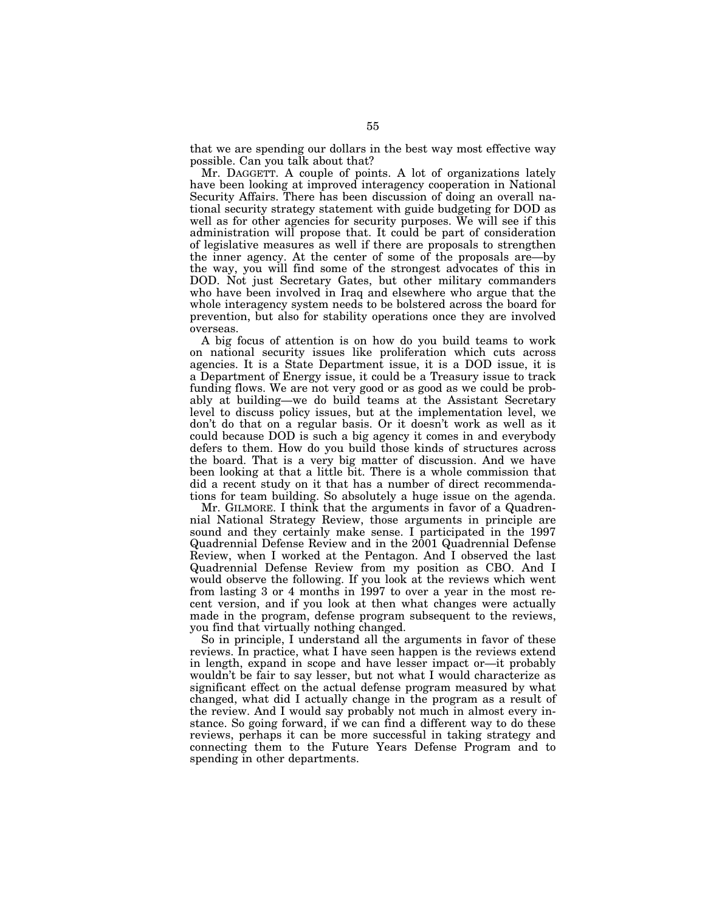that we are spending our dollars in the best way most effective way possible. Can you talk about that?

Mr. DAGGETT. A couple of points. A lot of organizations lately have been looking at improved interagency cooperation in National Security Affairs. There has been discussion of doing an overall national security strategy statement with guide budgeting for DOD as well as for other agencies for security purposes. We will see if this administration will propose that. It could be part of consideration of legislative measures as well if there are proposals to strengthen the inner agency. At the center of some of the proposals are—by the way, you will find some of the strongest advocates of this in DOD. Not just Secretary Gates, but other military commanders who have been involved in Iraq and elsewhere who argue that the whole interagency system needs to be bolstered across the board for prevention, but also for stability operations once they are involved overseas.

A big focus of attention is on how do you build teams to work on national security issues like proliferation which cuts across agencies. It is a State Department issue, it is a DOD issue, it is a Department of Energy issue, it could be a Treasury issue to track funding flows. We are not very good or as good as we could be probably at building—we do build teams at the Assistant Secretary level to discuss policy issues, but at the implementation level, we don't do that on a regular basis. Or it doesn't work as well as it could because DOD is such a big agency it comes in and everybody defers to them. How do you build those kinds of structures across the board. That is a very big matter of discussion. And we have been looking at that a little bit. There is a whole commission that did a recent study on it that has a number of direct recommendations for team building. So absolutely a huge issue on the agenda.

Mr. GILMORE. I think that the arguments in favor of a Quadrennial National Strategy Review, those arguments in principle are sound and they certainly make sense. I participated in the 1997 Quadrennial Defense Review and in the 2001 Quadrennial Defense Review, when I worked at the Pentagon. And I observed the last Quadrennial Defense Review from my position as CBO. And I would observe the following. If you look at the reviews which went from lasting 3 or 4 months in 1997 to over a year in the most recent version, and if you look at then what changes were actually made in the program, defense program subsequent to the reviews, you find that virtually nothing changed.

So in principle, I understand all the arguments in favor of these reviews. In practice, what I have seen happen is the reviews extend in length, expand in scope and have lesser impact or—it probably wouldn't be fair to say lesser, but not what I would characterize as significant effect on the actual defense program measured by what changed, what did I actually change in the program as a result of the review. And I would say probably not much in almost every instance. So going forward, if we can find a different way to do these reviews, perhaps it can be more successful in taking strategy and connecting them to the Future Years Defense Program and to spending in other departments.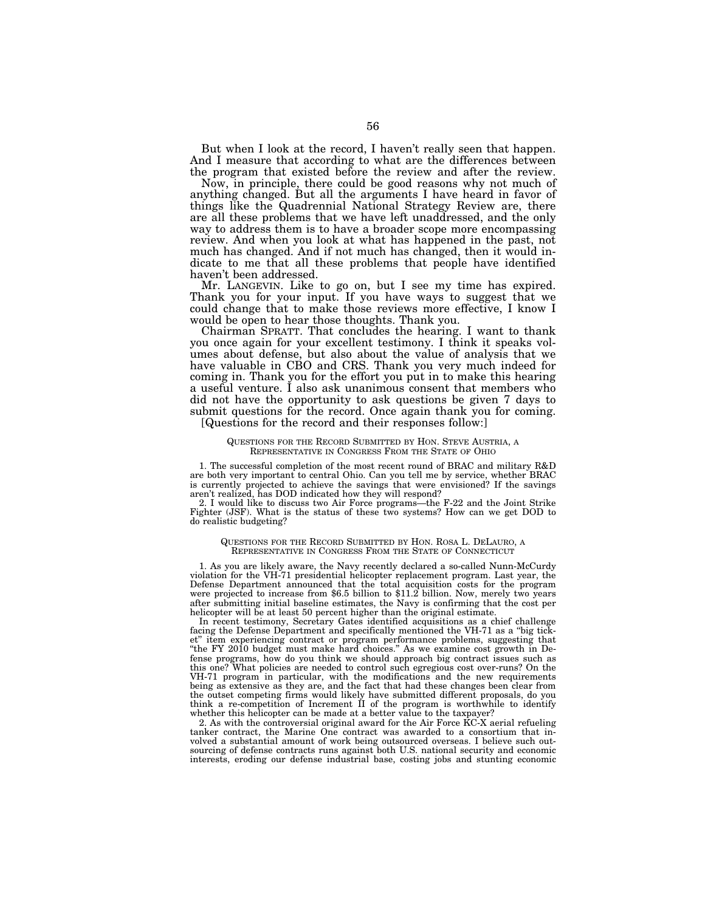But when I look at the record, I haven't really seen that happen. And I measure that according to what are the differences between the program that existed before the review and after the review.

Now, in principle, there could be good reasons why not much of anything changed. But all the arguments I have heard in favor of things like the Quadrennial National Strategy Review are, there are all these problems that we have left unaddressed, and the only way to address them is to have a broader scope more encompassing review. And when you look at what has happened in the past, not much has changed. And if not much has changed, then it would indicate to me that all these problems that people have identified haven't been addressed.

Mr. LANGEVIN. Like to go on, but I see my time has expired. Thank you for your input. If you have ways to suggest that we could change that to make those reviews more effective, I know I would be open to hear those thoughts. Thank you.

Chairman SPRATT. That concludes the hearing. I want to thank you once again for your excellent testimony. I think it speaks volumes about defense, but also about the value of analysis that we have valuable in CBO and CRS. Thank you very much indeed for coming in. Thank you for the effort you put in to make this hearing a useful venture. I also ask unanimous consent that members who did not have the opportunity to ask questions be given 7 days to submit questions for the record. Once again thank you for coming.

[Questions for the record and their responses follow:]

### QUESTIONS FOR THE RECORD SUBMITTED BY HON. STEVE AUSTRIA, A REPRESENTATIVE IN CONGRESS FROM THE STATE OF OHIO

1. The successful completion of the most recent round of BRAC and military R&D are both very important to central Ohio. Can you tell me by service, whether BRAC is currently projected to achieve the savings that were envisioned? If the savings aren't realized, has DOD indicated how they will respond?

2. I would like to discuss two Air Force programs—the F-22 and the Joint Strike Fighter (JSF). What is the status of these two systems? How can we get DOD to do realistic budgeting?

### QUESTIONS FOR THE RECORD SUBMITTED BY HON. ROSA L. DELAURO, A REPRESENTATIVE IN CONGRESS FROM THE STATE OF CONNECTICUT

1. As you are likely aware, the Navy recently declared a so-called Nunn-McCurdy violation for the VH-71 presidential helicopter replacement program. Last year, the Defense Department announced that the total acquisition costs for the program were projected to increase from $6.5 billion to $11.2 billion. Now, merely two years after submitting initial baseline estimates, the Navy is confirming that the cost per helicopter will be at least 50 percent higher than the original estimate.

In recent testimony, Secretary Gates identified acquisitions as a chief challenge facing the Defense Department and specifically mentioned the VH-71 as a "big ticket" item experiencing contract or program performance problems, suggesting that "the FY 2010 budget must make hard choices." As we examine cost growth in Defense programs, how do you think we should approach big contract issues such as this one? What policies are needed to control such egregious cost over-runs? On the VH-71 program in particular, with the modifications and the new requirements being as extensive as they are, and the fact that had these changes been clear from the outset competing firms would likely have submitted different proposals, do you think a re-competition of Increment II of the program is worthwhile to identify whether this helicopter can be made at a better value to the taxpayer?

2. As with the controversial original award for the Air Force KC-X aerial refueling tanker contract, the Marine One contract was awarded to a consortium that involved a substantial amount of work being outsourced overseas. I believe such outsourcing of defense contracts runs against both U.S. national security and economic interests, eroding our defense industrial base, costing jobs and stunting economic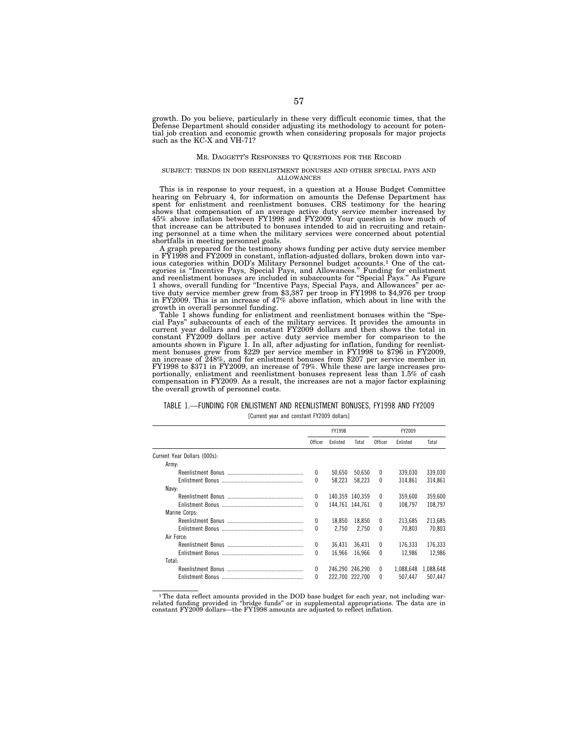growth. Do you believe, particularly in these very difficult economic times, that the Defense Department should consider adjusting its methodology to account for potential job creation and economic growth when considering proposals for major projects such as the KC-X and VH-71?

## MR. DAGGETT'S RESPONSES TO QUESTIONS FOR THE RECORD

### SUBJECT: TRENDS IN DOD REENLISTMENT BONUSES AND OTHER SPECIAL PAYS AND ALLOWANCES

This is in response to your request, in a question at a House Budget Committee hearing on February 4, for information on amounts the Defense Department has spent for enlistment and reenlistment bonuses. CRS testimony for the hearing shows that compensation of an average active duty service member increased by 45% above inflation between FY1998 and FY2009. Your question is how much of that increase can be attributed to bonuses intended to aid in recruiting and retaining personnel at a time when the military services were concerned about potential shortfalls in meeting personnel goals.

A graph prepared for the testimony shows funding per active duty service member in FY1998 and FY2009 in constant, inflation-adjusted dollars, broken down into various categories within DOD's Military Personnel budget accounts.[1] One of the categories is "Incentive Pays, Special Pays, and Allowances." Funding for enlistment and reenlistment bonuses are included in subaccounts for "Special Pays." As Figure 1 shows, overall funding for "Incentive Pays, Special Pays, and Allowances" per active duty service member grew from $3,387 per troop in FY1998 to $4,976 per troop in FY2009. This is an increase of 47% above inflation, which about in line with the growth in overall personnel funding.

Table 1 shows funding for enlistment and reenlistment bonuses within the "Special Pays" subaccounts of each of the military services. It provides the amounts in current year dollars and in constant FY2009 dollars and then shows the total in constant FY2009 dollars per active duty service member for comparison to the amounts shown in Figure 1. In all, after adjusting for inflation, funding for reenlistment bonuses grew from $229 per service member in FY1998 to $796 in FY2009, an increase of 248%, and for enlistment bonuses from $207 per service member in FY1998 to $371 in FY2009, an increase of 79%. While these are large increases proportionally, enlistment and reenlistment bonuses represent less than 1.5% of cash compensation in FY2009. As a result, the increases are not a major factor explaining the overall growth of personnel costs.

TABLE 1.—FUNDING FOR ENLISTMENT AND REENLISTMENT BONUSES, FY1998 AND FY2009

[Current year and constant FY2009 dollars]

| | FY1998 | | | FY2009 | | |
|---|---|---|---|---|---|---|
| | Officer | Enlisted | Total | Officer | Enlisted | Total |
| Current Year Dollars (000s): | | | | | | |
| Army: | | | | | | |
| Reenlistment Bonus | 0 | 50,650 | 50,650 | 0 | 339,030 | 339,030 |
| Enlistment Bonus | 0 | 58,223 | 58,223 | 0 | 314,861 | 314,861 |
| Navy: | | | | | | |
| Reenlistment Bonus | 0 | 140,359 | 140,359 | 0 | 359,600 | 359,600 |
| Enlistment Bonus | 0 | 144,761 | 144,761 | 0 | 108,797 | 108,797 |
| Marine Corps: | | | | | | |
| Reenlistment Bonus | 0 | 18,850 | 18,850 | 0 | 213,685 | 213,685 |
| Enlistment Bonus | 0 | 2,750 | 2,750 | 0 | 70,803 | 70,803 |
| Air Force: | | | | | | |
| Reenlistment Bonus | 0 | 36,431 | 36,431 | 0 | 176,333 | 176,333 |
| Enlistment Bonus | 0 | 16,966 | 16,966 | 0 | 12,986 | 12,986 |
| Total: | | | | | | |
| Reenlistment Bonus | 0 | 246,290 | 246,290 | 0 | 1,088,648 | 1,088,648 |
| Enlistment Bonus | 0 | 222,700 | 222,700 | 0 | 507,447 | 507,447 |

[1] The data reflect amounts provided in the DOD base budget for each year, not including war-related funding provided in "bridge funds" or in supplemental appropriations. The data are in constant FY2009 dollars—the FY1998 amounts are adjusted to reflect inflation.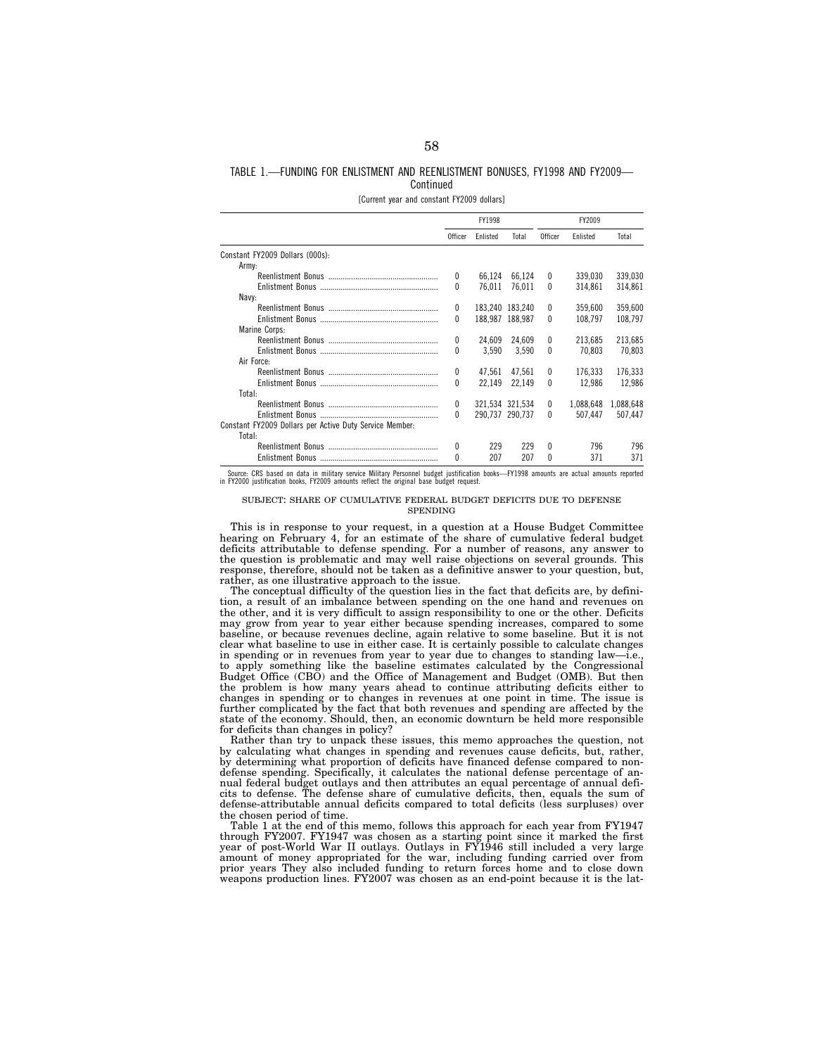TABLE 1.—FUNDING FOR ENLISTMENT AND REENLISTMENT BONUSES, FY1998 AND FY2009—Continued

[Current year and constant FY2009 dollars]

| | FY1998 | | | FY2009 | | |
|---|---|---|---|---|---|---|
| | Officer | Enlisted | Total | Officer | Enlisted | Total |
| Constant FY2009 Dollars (000s): | | | | | | |
| Army: | | | | | | |
| Reenlistment Bonus | 0 | 66,124 | 66,124 | 0 | 339,030 | 339,030 |
| Enlistment Bonus | 0 | 76,011 | 76,011 | 0 | 314,861 | 314,861 |
| Navy: | | | | | | |
| Reenlistment Bonus | 0 | 183,240 | 183,240 | 0 | 359,600 | 359,600 |
| Enlistment Bonus | 0 | 188,987 | 188,987 | 0 | 108,797 | 108,797 |
| Marine Corps: | | | | | | |
| Reenlistment Bonus | 0 | 24,609 | 24,609 | 0 | 213,685 | 213,685 |
| Enlistment Bonus | 0 | 3,590 | 3,590 | 0 | 70,803 | 70,803 |
| Air Force: | | | | | | |
| Reenlistment Bonus | 0 | 47,561 | 47,561 | 0 | 176,333 | 176,333 |
| Enlistment Bonus | 0 | 22,149 | 22,149 | 0 | 12,986 | 12,986 |
| Total: | | | | | | |
| Reenlistment Bonus | 0 | 321,534 | 321,534 | 0 | 1,088,648 | 1,088,648 |
| Enlistment Bonus | 0 | 290,737 | 290,737 | 0 | 507,447 | 507,447 |
| Constant FY2009 Dollars per Active Duty Service Member: | | | | | | |
| Total: | | | | | | |
| Reenlistment Bonus | 0 | 229 | 229 | 0 | 796 | 796 |
| Enlistment Bonus | 0 | 207 | 207 | 0 | 371 | 371 |

Source: CRS based on data in military service Military Personnel budget justification books—FY1998 amounts are actual amounts reported in FY2000 justification books, FY2009 amounts reflect the original base budget request.

SUBJECT: SHARE OF CUMULATIVE FEDERAL BUDGET DEFICITS DUE TO DEFENSE SPENDING

This is in response to your request, in a question at a House Budget Committee hearing on February 4, for an estimate of the share of cumulative federal budget deficits attributable to defense spending. For a number of reasons, any answer to the question is problematic and may well raise objections on several grounds. This response, therefore, should not be taken as a definitive answer to your question, but, rather, as one illustrative approach to the issue.

The conceptual difficulty of the question lies in the fact that deficits are, by definition, a result of an imbalance between spending on the one hand and revenues on the other, and it is very difficult to assign responsibility to one or the other. Deficits may grow from year to year either because spending increases, compared to some baseline, or because revenues decline, again relative to some baseline. But it is not clear what baseline to use in either case. It is certainly possible to calculate changes in spending or in revenues from year to year due to changes to standing law—i.e., to apply something like the baseline estimates calculated by the Congressional Budget Office (CBO) and the Office of Management and Budget (OMB). But then the problem is how many years ahead to continue attributing deficits either to changes in spending or to changes in revenues at one point in time. The issue is further complicated by the fact that both revenues and spending are affected by the state of the economy. Should, then, an economic downturn be held more responsible for deficits than changes in policy?

Rather than try to unpack these issues, this memo approaches the question, not by calculating what changes in spending and revenues cause deficits, but, rather, by determining what proportion of deficits have financed defense compared to non-defense spending. Specifically, it calculates the national defense percentage of annual federal budget outlays and then attributes an equal percentage of annual deficits to defense. The defense share of cumulative deficits, then, equals the sum of defense-attributable annual deficits compared to total deficits (less surpluses) over the chosen period of time.

Table 1 at the end of this memo, follows this approach for each year from FY1947 through FY2007. FY1947 was chosen as a starting point since it marked the first year of post-World War II outlays. Outlays in FY1946 still included a very large amount of money appropriated for the war, including funding carried over from prior years They also included funding to return forces home and to close down weapons production lines. FY2007 was chosen as an end-point because it is the lat-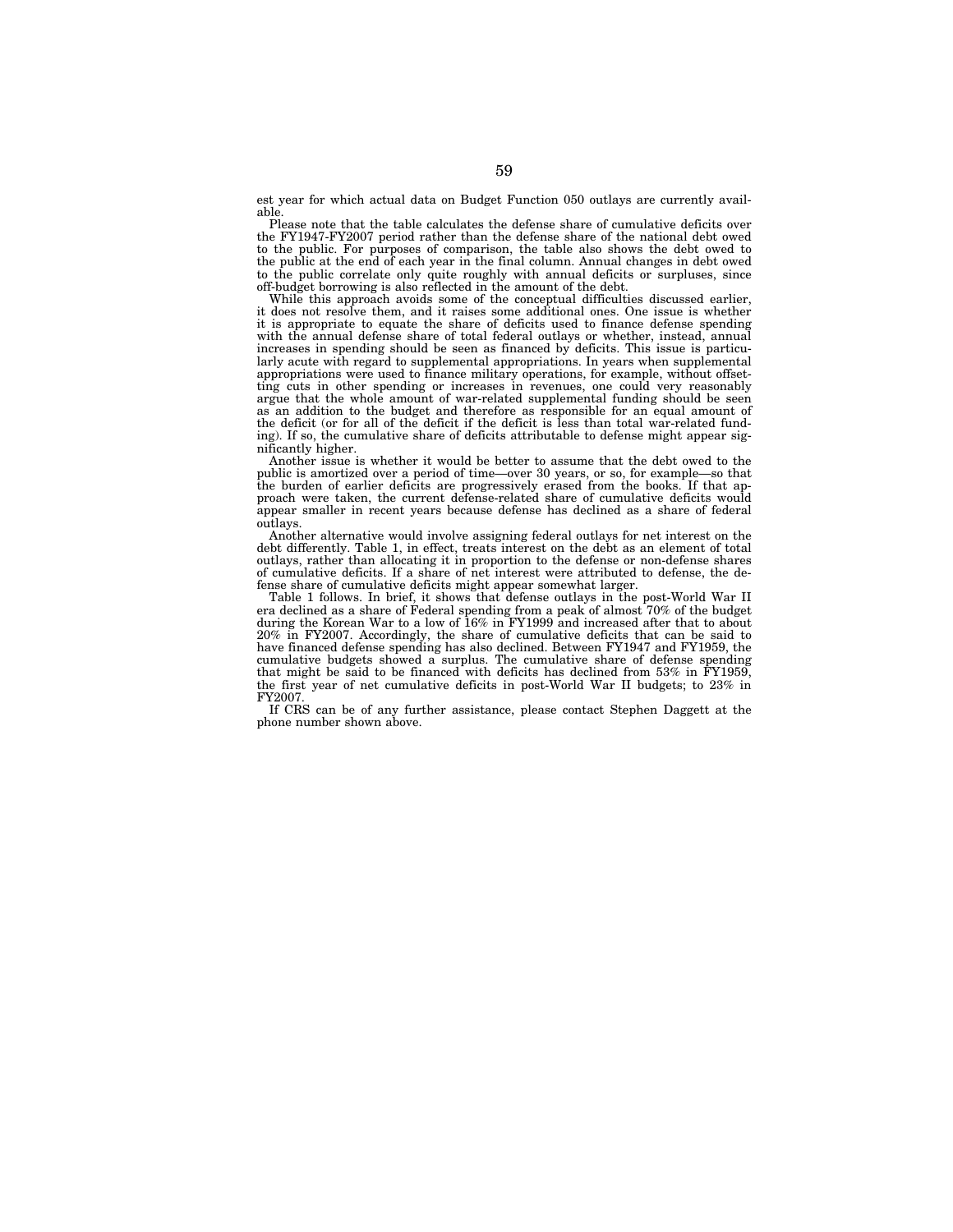est year for which actual data on Budget Function 050 outlays are currently available.

Please note that the table calculates the defense share of cumulative deficits over the FY1947-FY2007 period rather than the defense share of the national debt owed to the public. For purposes of comparison, the table also shows the debt owed to the public at the end of each year in the final column. Annual changes in debt owed to the public correlate only quite roughly with annual deficits or surpluses, since off-budget borrowing is also reflected in the amount of the debt.

While this approach avoids some of the conceptual difficulties discussed earlier, it does not resolve them, and it raises some additional ones. One issue is whether it is appropriate to equate the share of deficits used to finance defense spending with the annual defense share of total federal outlays or whether, instead, annual increases in spending should be seen as financed by deficits. This issue is particularly acute with regard to supplemental appropriations. In years when supplemental appropriations were used to finance military operations, for example, without offsetting cuts in other spending or increases in revenues, one could very reasonably argue that the whole amount of war-related supplemental funding should be seen as an addition to the budget and therefore as responsible for an equal amount of the deficit (or for all of the deficit if the deficit is less than total war-related funding). If so, the cumulative share of deficits attributable to defense might appear significantly higher.

Another issue is whether it would be better to assume that the debt owed to the public is amortized over a period of time—over 30 years, or so, for example—so that the burden of earlier deficits are progressively erased from the books. If that approach were taken, the current defense-related share of cumulative deficits would appear smaller in recent years because defense has declined as a share of federal outlays.

Another alternative would involve assigning federal outlays for net interest on the debt differently. Table 1, in effect, treats interest on the debt as an element of total outlays, rather than allocating it in proportion to the defense or non-defense shares of cumulative deficits. If a share of net interest were attributed to defense, the defense share of cumulative deficits might appear somewhat larger.

Table 1 follows. In brief, it shows that defense outlays in the post-World War II era declined as a share of Federal spending from a peak of almost 70% of the budget during the Korean War to a low of 16% in FY1999 and increased after that to about 20% in FY2007. Accordingly, the share of cumulative deficits that can be said to have financed defense spending has also declined. Between FY1947 and FY1959, the cumulative budgets showed a surplus. The cumulative share of defense spending that might be said to be financed with deficits has declined from 53% in FY1959, the first year of net cumulative deficits in post-World War II budgets; to 23% in FY2007.

If CRS can be of any further assistance, please contact Stephen Daggett at the phone number shown above.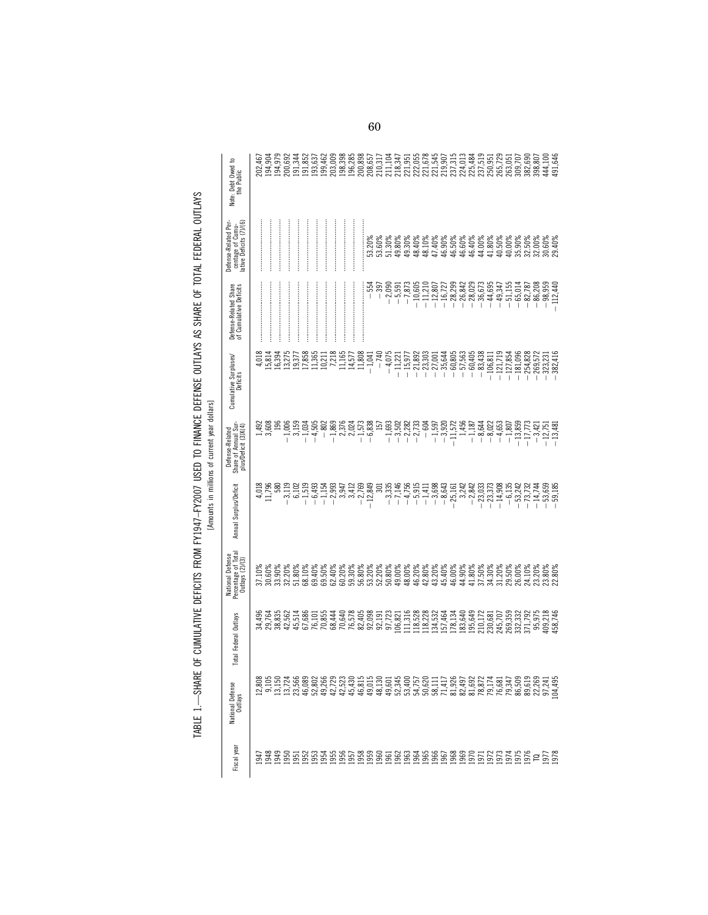# TABLE 1.—SHARE OF CUMULATIVE DEFICITS FROM FY1947–FY2007 USED TO FINANCE DEFENSE OUTLAYS AS SHARE OF TOTAL FEDERAL OUTLAYS

[Amounts in millions of current year dollars]

| Fiscal year | National Defense Outlays | Total Federal Outlays | National Defense Percentage of Total Outlays (2)/(3) | Annual Surplus/Deficit | Defense-Related Share of Annual Surplus/Deficit (3)X(4) | Cumulative Surpluses/Deficits | Defense-Related Share of Cumulative Deficits | Defense-Related Percentage of Cumulative Deficits (7)/(6) | Note: Debt Owed to the Public |
|---|---|---|---|---|---|---|---|---|---|
| 1947 | 12,808 | 34,496 | 37.10% | 4,018 | 1,492 | 4,018 | ............ | ............ | 202,467 |
| 1948 | 9,105 | 29,764 | 30.60% | 11,796 | 3,608 | 15,814 | ............ | ............ | 194,904 |
| 1949 | 13,150 | 38,835 | 33.90% | 580 | 196 | 16,394 | ............ | ............ | 194,979 |
| 1950 | 13,724 | 42,562 | 32.20% | −3,119 | −1,006 | 13,275 | ............ | ............ | 200,692 |
| 1951 | 23,566 | 45,514 | 51.80% | 6,102 | 3,159 | 19,377 | ............ | ............ | 191,344 |
| 1952 | 46,089 | 67,686 | 68.10% | −1,519 | −1,034 | 17,858 | ............ | ............ | 191,852 |
| 1953 | 52,802 | 76,101 | 69.40% | −6,493 | −4,505 | 11,365 | ............ | ............ | 193,637 |
| 1954 | 49,266 | 70,855 | 69.50% | −1,154 | −802 | 10,211 | ............ | ............ | 199,462 |
| 1955 | 42,729 | 68,444 | 62.40% | −2,993 | −1,869 | 7,218 | ............ | ............ | 203,009 |
| 1956 | 42,523 | 70,640 | 60.20% | 3,947 | 2,376 | 11,165 | ............ | ............ | 198,398 |
| 1957 | 45,430 | 76,578 | 59.30% | 3,412 | 2,024 | 14,577 | ............ | ............ | 196,285 |
| 1958 | 46,815 | 82,405 | 56.80% | −2,769 | −1,573 | 11,808 | ............ | ............ | 200,898 |
| 1959 | 49,015 | 92,098 | 53.20% | −12,849 | −6,838 | −1,041 | −554 | 53.20% | 208,657 |
| 1960 | 48,130 | 92,191 | 52.20% | 301 | 157 | −740 | −397 | 53.60% | 210,317 |
| 1961 | 49,601 | 97,723 | 50.80% | −3,335 | −1,693 | −4,075 | −2,090 | 51.30% | 211,104 |
| 1962 | 52,345 | 106,821 | 49.00% | −7,146 | −3,502 | −11,221 | −5,591 | 49.80% | 218,347 |
| 1963 | 53,400 | 111,316 | 48.00% | −4,756 | −2,282 | −15,977 | −7,873 | 49.30% | 221,951 |
| 1964 | 54,757 | 118,528 | 46.20% | −5,915 | −2,733 | −21,892 | −10,605 | 48.40% | 222,055 |
| 1965 | 50,620 | 118,228 | 42.80% | −1,411 | −604 | −23,303 | −11,210 | 48.10% | 221,678 |
| 1966 | 58,111 | 134,532 | 43.20% | −3,698 | −1,597 | −27,001 | −12,807 | 47.40% | 221,545 |
| 1967 | 71,417 | 157,464 | 45.40% | −8,643 | −3,920 | −35,644 | −16,727 | 46.90% | 219,907 |
| 1968 | 81,926 | 178,134 | 46.00% | −25,161 | −11,572 | −60,805 | −28,299 | 46.50% | 237,315 |
| 1969 | 82,497 | 183,640 | 44.90% | 3,242 | 1,456 | −57,563 | −26,842 | 46.60% | 224,013 |
| 1970 | 81,692 | 195,649 | 41.80% | −2,842 | −1,187 | −60,405 | −28,029 | 46.40% | 225,484 |
| 1971 | 78,872 | 210,172 | 37.50% | −23,033 | −8,644 | −83,438 | −36,673 | 44.00% | 237,519 |
| 1972 | 79,174 | 230,681 | 34.30% | −23,373 | −8,022 | −106,811 | −44,695 | 41.80% | 250,951 |
| 1973 | 76,681 | 245,707 | 31.20% | −14,908 | −4,653 | −121,719 | −49,347 | 40.50% | 265,729 |
| 1974 | 79,347 | 269,359 | 29.50% | −6,135 | −1,807 | −127,854 | −51,155 | 40.00% | 263,051 |
| 1975 | 86,509 | 332,332 | 26.00% | −53,242 | −13,859 | −181,096 | −65,014 | 35.90% | 309,707 |
| 1976 | 89,619 | 371,792 | 24.10% | −73,732 | −17,773 | −254,828 | −82,787 | 32.50% | 382,690 |
| TQ | 22,269 | 95,975 | 23.20% | −14,744 | −3,421 | −269,572 | −86,208 | 32.00% | 398,807 |
| 1977 | 97,241 | 409,218 | 23.80% | −53,659 | −12,751 | −323,231 | −98,959 | 30.60% | 444,100 |
| 1978 | 104,495 | 458,746 | 22.80% | −59,185 | −13,481 | −382,416 | −112,440 | 29.40% | 491,646 |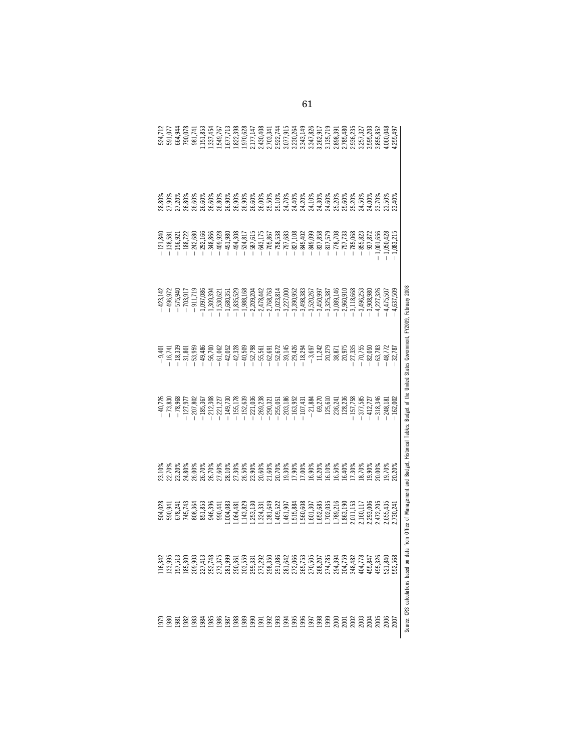| | | | | | | | | | |
|---|---|---|---|---|---|---|---|---|---|
| 1979 | 116,342 | 504,028 | 23.10% | −40,726 | −9,401 | −423,142 | −121,840 | 28.80% | 524,712 |
| 1980 | 133,995 | 590,941 | 22.70% | −73,830 | −16,741 | −496,972 | −138,581 | 27.90% | 591,077 |
| 1981 | 157,513 | 678,241 | 23.20% | −78,968 | −18,339 | −575,940 | −156,921 | 27.20% | 664,944 |
| 1982 | 185,309 | 745,743 | 24.80% | −127,977 | −31,801 | −703,917 | −188,722 | 26.80% | 790,078 |
| 1983 | 209,903 | 808,364 | 26.00% | −207,802 | −53,959 | −911,719 | −242,680 | 26.60% | 981,741 |
| 1984 | 227,413 | 851,853 | 26.70% | −185,367 | −49,486 | −1,097,086 | −292,166 | 26.60% | 1,151,853 |
| 1985 | 252,748 | 946,396 | 26.70% | −212,308 | −56,700 | −1,309,394 | −348,866 | 26.60% | 1,337,454 |
| 1986 | 273,375 | 990,441 | 27.60% | −221,227 | −61,062 | −1,530,621 | −409,928 | 26.80% | 1,549,767 |
| 1987 | 281,999 | 1,004,083 | 28.10% | −149,730 | −42,052 | −1,680,351 | −451,980 | 26.90% | 1,677,713 |
| 1988 | 290,361 | 1,064,481 | 27.30% | −155,178 | −42,328 | −1,835,529 | −494,308 | 26.90% | 1,822,398 |
| 1989 | 303,559 | 1,143,829 | 26.50% | −152,639 | −40,509 | −1,988,168 | −534,817 | 26.90% | 1,970,628 |
| 1990 | 299,331 | 1,253,130 | 23.90% | −221,036 | −52,798 | −2,209,204 | −587,615 | 26.60% | 2,177,147 |
| 1991 | 273,292 | 1,324,331 | 20.60% | −269,238 | −55,561 | −2,478,442 | −643,175 | 26.00% | 2,430,408 |
| 1992 | 298,350 | 1,381,649 | 21.60% | −290,321 | −62,691 | −2,768,763 | −705,867 | 25.50% | 2,703,341 |
| 1993 | 291,086 | 1,409,522 | 20.70% | −255,051 | −52,672 | −3,023,814 | −758,538 | 25.10% | 2,922,744 |
| 1994 | 281,642 | 1,461,907 | 19.30% | −203,186 | −39,145 | −3,227,000 | −797,683 | 24.70% | 3,077,915 |
| 1995 | 272,066 | 1,515,884 | 17.90% | −163,952 | −29,426 | −3,390,952 | −827,108 | 24.40% | 3,230,264 |
| 1996 | 265,753 | 1,560,608 | 17.00% | −107,431 | −18,294 | −3,498,383 | −845,402 | 24.20% | 3,343,149 |
| 1997 | 270,505 | 1,601,307 | 16.90% | −21,884 | −3,697 | −3,520,267 | −849,099 | 24.10% | 3,347,826 |
| 1998 | 268,207 | 1,652,685 | 16.20% | 69,270 | 11,242 | −3,450,997 | −837,858 | 24.30% | 3,262,917 |
| 1999 | 274,785 | 1,702,035 | 16.10% | 125,610 | 20,279 | −3,325,387 | −817,579 | 24.60% | 3,135,719 |
| 2000 | 294,394 | 1,789,216 | 16.50% | 236,241 | 38,871 | −3,089,146 | −778,708 | 25.20% | 2,898,391 |
| 2001 | 304,759 | 1,863,190 | 16.40% | 128,236 | 20,975 | −2,960,910 | −757,733 | 25.60% | 2,785,480 |
| 2002 | 348,482 | 2,011,153 | 17.30% | −157,758 | −27,335 | −3,118,668 | −785,068 | 25.20% | 2,936,235 |
| 2003 | 404,778 | 2,160,117 | 18.70% | −377,585 | −70,755 | −3,496,253 | −855,823 | 24.50% | 3,257,327 |
| 2004 | 455,847 | 2,293,006 | 19.90% | −412,727 | −82,050 | −3,908,980 | −937,872 | 24.00% | 3,595,203 |
| 2005 | 495,326 | 2,472,205 | 20.00% | −318,346 | −63,783 | −4,227,326 | −1,001,656 | 23.70% | 3,855,852 |
| 2006 | 521,840 | 2,655,435 | 19.70% | −248,181 | −48,772 | −4,475,507 | −1,050,428 | 23.50% | 4,060,048 |
| 2007 | 552,568 | 2,730,241 | 20.20% | −162,002 | −32,787 | −4,637,509 | −1,083,215 | 23.40% | 4,255,497 |

Source: CRS calculations based on data from Office of Management and Budget, Historical Tables: Budget of the United States Government, FY2009, February 2008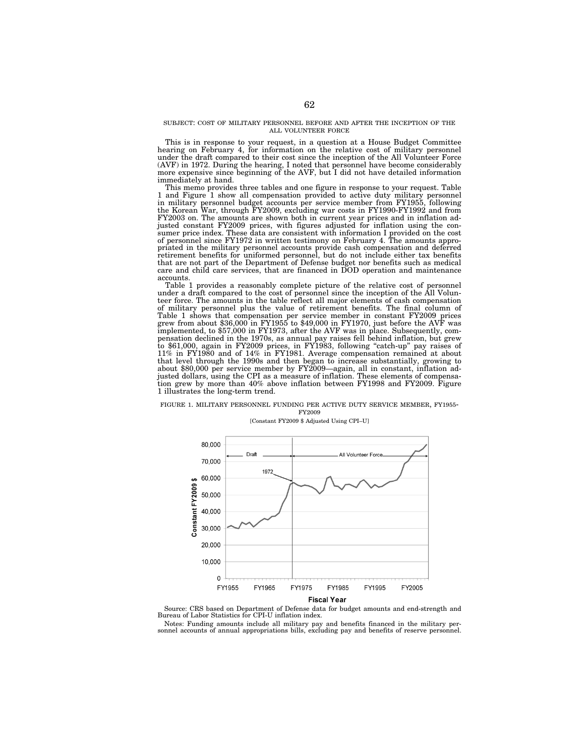SUBJECT: COST OF MILITARY PERSONNEL BEFORE AND AFTER THE INCEPTION OF THE ALL VOLUNTEER FORCE

This is in response to your request, in a question at a House Budget Committee hearing on February 4, for information on the relative cost of military personnel under the draft compared to their cost since the inception of the All Volunteer Force (AVF) in 1972. During the hearing, I noted that personnel have become considerably more expensive since beginning of the AVF, but I did not have detailed information immediately at hand.

This memo provides three tables and one figure in response to your request. Table 1 and Figure 1 show all compensation provided to active duty military personnel in military personnel budget accounts per service member from FY1955, following the Korean War, through FY2009, excluding war costs in FY1990-FY1992 and from FY2003 on. The amounts are shown both in current year prices and in inflation adjusted constant FY2009 prices, with figures adjusted for inflation using the consumer price index. These data are consistent with information I provided on the cost of personnel since FY1972 in written testimony on February 4. The amounts appropriated in the military personnel accounts provide cash compensation and deferred retirement benefits for uniformed personnel, but do not include either tax benefits that are not part of the Department of Defense budget nor benefits such as medical care and child care services, that are financed in DOD operation and maintenance accounts.

Table 1 provides a reasonably complete picture of the relative cost of personnel under a draft compared to the cost of personnel since the inception of the All Volunteer force. The amounts in the table reflect all major elements of cash compensation of military personnel plus the value of retirement benefits. The final column of Table 1 shows that compensation per service member in constant FY2009 prices grew from about $36,000 in FY1955 to $49,000 in FY1970, just before the AVF was implemented, to $57,000 in FY1973, after the AVF was in place. Subsequently, compensation declined in the 1970s, as annual pay raises fell behind inflation, but grew to $61,000, again in FY2009 prices, in FY1983, following "catch-up" pay raises of 11% in FY1980 and of 14% in FY1981. Average compensation remained at about that level through the 1990s and then began to increase substantially, growing to about $80,000 per service member by FY2009—again, all in constant, inflation adjusted dollars, using the CPI as a measure of inflation. These elements of compensation grew by more than 40% above inflation between FY1998 and FY2009. Figure 1 illustrates the long-term trend.

FIGURE 1. MILITARY PERSONNEL FUNDING PER ACTIVE DUTY SERVICE MEMBER, FY1955-FY2009

[Constant FY2009 $ Adjusted Using CPI–U]

Source: CRS based on Department of Defense data for budget amounts and end-strength and Bureau of Labor Statistics for CPI-U inflation index.

Notes: Funding amounts include all military pay and benefits financed in the military personnel accounts of annual appropriations bills, excluding pay and benefits of reserve personnel.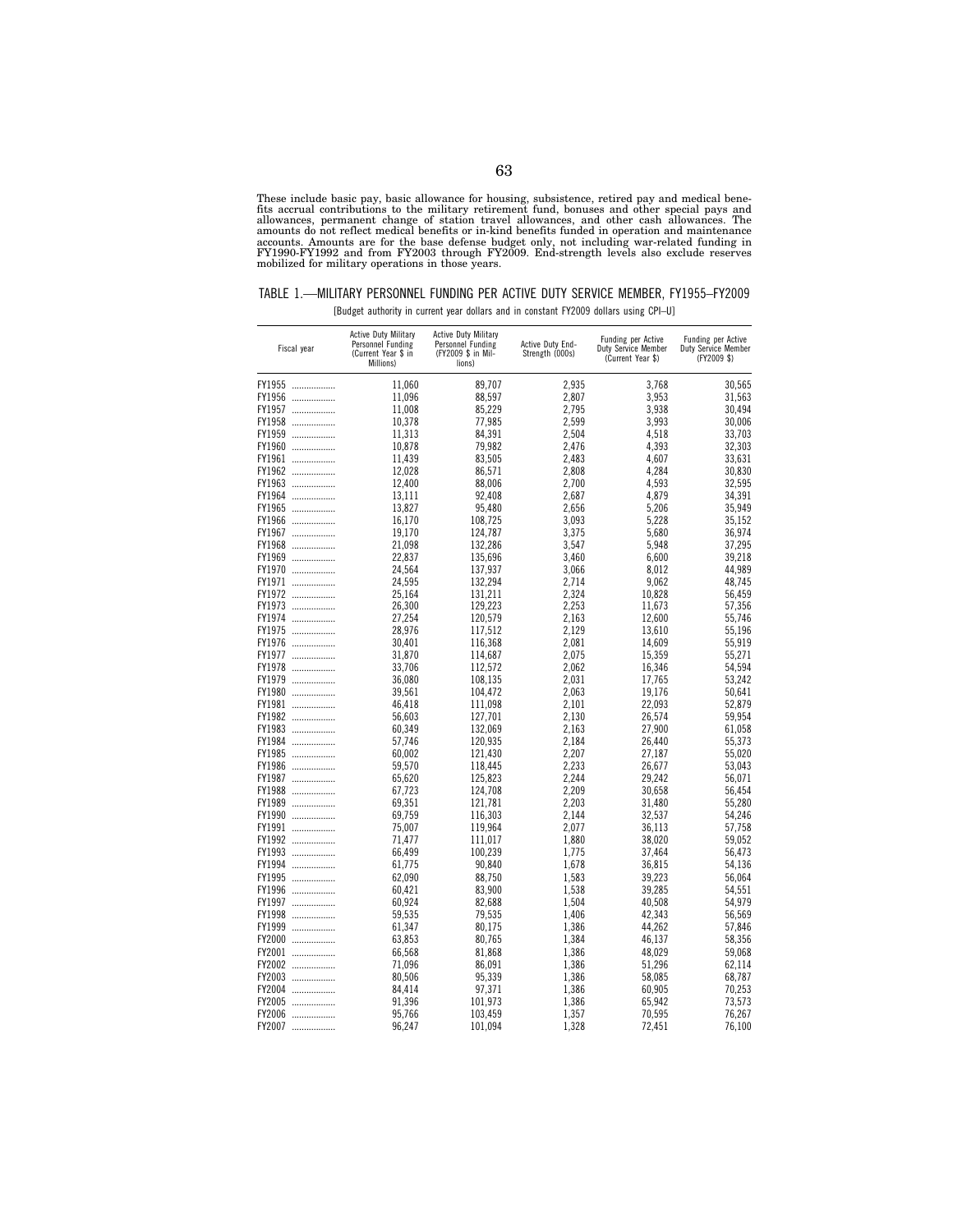These include basic pay, basic allowance for housing, subsistence, retired pay and medical benefits accrual contributions to the military retirement fund, bonuses and other special pays and allowances, permanent change of station travel allowances, and other cash allowances. The amounts do not reflect medical benefits or in-kind benefits funded in operation and maintenance accounts. Amounts are for the base defense budget only, not including war-related funding in FY1990-FY1992 and from FY2003 through FY2009. End-strength levels also exclude reserves mobilized for military operations in those years.

TABLE 1.—MILITARY PERSONNEL FUNDING PER ACTIVE DUTY SERVICE MEMBER, FY1955–FY2009

[Budget authority in current year dollars and in constant FY2009 dollars using CPI–U]

| Fiscal year | Active Duty Military Personnel Funding (Current Year $ in Millions) | Active Duty Military Personnel Funding (FY2009 $ in Millions) | Active Duty End-Strength (000s) | Funding per Active Duty Service Member (Current Year $) | Funding per Active Duty Service Member (FY2009 $) |
|---|---|---|---|---|---|
| FY1955 | 11,060 | 89,707 | 2,935 | 3,768 | 30,565 |
| FY1956 | 11,096 | 88,597 | 2,807 | 3,953 | 31,563 |
| FY1957 | 11,008 | 85,229 | 2,795 | 3,938 | 30,494 |
| FY1958 | 10,378 | 77,985 | 2,599 | 3,993 | 30,006 |
| FY1959 | 11,313 | 84,391 | 2,504 | 4,518 | 33,703 |
| FY1960 | 10,878 | 79,982 | 2,476 | 4,393 | 32,303 |
| FY1961 | 11,439 | 83,505 | 2,483 | 4,607 | 33,631 |
| FY1962 | 12,028 | 86,571 | 2,808 | 4,284 | 30,830 |
| FY1963 | 12,400 | 88,006 | 2,700 | 4,593 | 32,595 |
| FY1964 | 13,111 | 92,408 | 2,687 | 4,879 | 34,391 |
| FY1965 | 13,827 | 95,480 | 2,656 | 5,206 | 35,949 |
| FY1966 | 16,170 | 108,725 | 3,093 | 5,228 | 35,152 |
| FY1967 | 19,170 | 124,787 | 3,375 | 5,680 | 36,974 |
| FY1968 | 21,098 | 132,286 | 3,547 | 5,948 | 37,295 |
| FY1969 | 22,837 | 135,696 | 3,460 | 6,600 | 39,218 |
| FY1970 | 24,564 | 137,937 | 3,066 | 8,012 | 44,989 |
| FY1971 | 24,595 | 132,294 | 2,714 | 9,062 | 48,745 |
| FY1972 | 25,164 | 131,211 | 2,324 | 10,828 | 56,459 |
| FY1973 | 26,300 | 129,223 | 2,253 | 11,673 | 57,356 |
| FY1974 | 27,254 | 120,579 | 2,163 | 12,600 | 55,746 |
| FY1975 | 28,976 | 117,512 | 2,129 | 13,610 | 55,196 |
| FY1976 | 30,401 | 116,368 | 2,081 | 14,609 | 55,919 |
| FY1977 | 31,870 | 114,687 | 2,075 | 15,359 | 55,271 |
| FY1978 | 33,706 | 112,572 | 2,062 | 16,346 | 54,594 |
| FY1979 | 36,080 | 108,135 | 2,031 | 17,765 | 53,242 |
| FY1980 | 39,561 | 104,472 | 2,063 | 19,176 | 50,641 |
| FY1981 | 46,418 | 111,098 | 2,101 | 22,093 | 52,879 |
| FY1982 | 56,603 | 127,701 | 2,130 | 26,574 | 59,954 |
| FY1983 | 60,349 | 132,069 | 2,163 | 27,900 | 61,058 |
| FY1984 | 57,746 | 120,935 | 2,184 | 26,440 | 55,373 |
| FY1985 | 60,002 | 121,430 | 2,207 | 27,187 | 55,020 |
| FY1986 | 59,570 | 118,445 | 2,233 | 26,677 | 53,043 |
| FY1987 | 65,620 | 125,823 | 2,244 | 29,242 | 56,071 |
| FY1988 | 67,723 | 124,708 | 2,209 | 30,658 | 56,454 |
| FY1989 | 69,351 | 121,781 | 2,203 | 31,480 | 55,280 |
| FY1990 | 69,759 | 116,303 | 2,144 | 32,537 | 54,246 |
| FY1991 | 75,007 | 119,964 | 2,077 | 36,113 | 57,758 |
| FY1992 | 71,477 | 111,017 | 1,880 | 38,020 | 59,052 |
| FY1993 | 66,499 | 100,239 | 1,775 | 37,464 | 56,473 |
| FY1994 | 61,775 | 90,840 | 1,678 | 36,815 | 54,136 |
| FY1995 | 62,090 | 88,750 | 1,583 | 39,223 | 56,064 |
| FY1996 | 60,421 | 83,900 | 1,538 | 39,285 | 54,551 |
| FY1997 | 60,924 | 82,688 | 1,504 | 40,508 | 54,979 |
| FY1998 | 59,535 | 79,535 | 1,406 | 42,343 | 56,569 |
| FY1999 | 61,347 | 80,175 | 1,386 | 44,262 | 57,846 |
| FY2000 | 63,853 | 80,765 | 1,384 | 46,137 | 58,356 |
| FY2001 | 66,568 | 81,868 | 1,386 | 48,029 | 59,068 |
| FY2002 | 71,096 | 86,091 | 1,386 | 51,296 | 62,114 |
| FY2003 | 80,506 | 95,339 | 1,386 | 58,085 | 68,787 |
| FY2004 | 84,414 | 97,371 | 1,386 | 60,905 | 70,253 |
| FY2005 | 91,396 | 101,973 | 1,386 | 65,942 | 73,573 |
| FY2006 | 95,766 | 103,459 | 1,357 | 70,595 | 76,267 |
| FY2007 | 96,247 | 101,094 | 1,328 | 72,451 | 76,100 |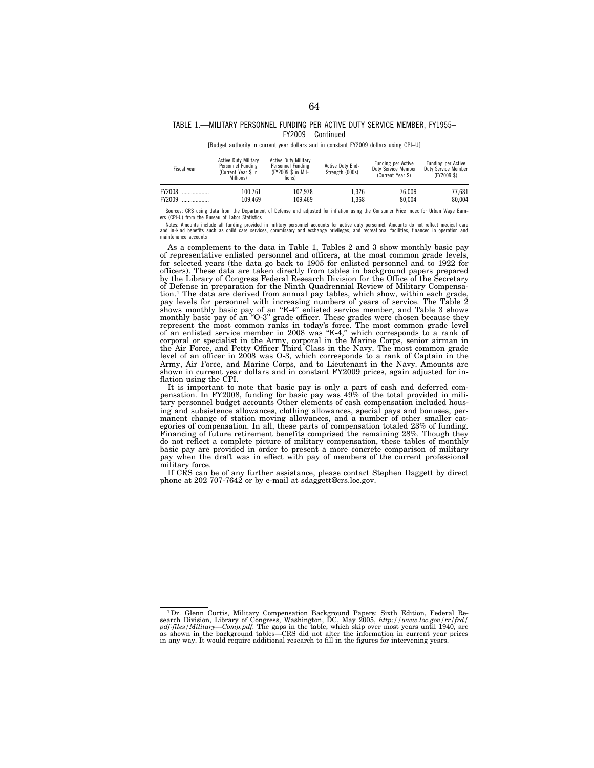TABLE 1.—MILITARY PERSONNEL FUNDING PER ACTIVE DUTY SERVICE MEMBER, FY1955–FY2009—Continued

[Budget authority in current year dollars and in constant FY2009 dollars using CPI–U]

| Fiscal year | Active Duty Military Personnel Funding (Current Year $ in Millions) | Active Duty Military Personnel Funding (FY2009 $ in Millions) | Active Duty End-Strength (000s) | Funding per Active Duty Service Member (Current Year $) | Funding per Active Duty Service Member (FY2009 $) |
|---|---|---|---|---|---|
| FY2008 | 100,761 | 102,978 | 1,326 | 76,009 | 77,681 |
| FY2009 | 109,469 | 109,469 | 1,368 | 80,004 | 80,004 |

Sources: CRS using data from the Department of Defense and adjusted for inflation using the Consumer Price Index for Urban Wage Earners (CPI-U) from the Bureau of Labor Statistics

Notes: Amounts include all funding provided in military personnel accounts for active duty personnel. Amounts do not reflect medical care and in-kind benefits such as child care services, commissary and exchange privileges, and recreational facilities, financed in operation and maintenance accounts

As a complement to the data in Table 1, Tables 2 and 3 show monthly basic pay of representative enlisted personnel and officers, at the most common grade levels, for selected years (the data go back to 1905 for enlisted personnel and to 1922 for officers). These data are taken directly from tables in background papers prepared by the Library of Congress Federal Research Division for the Office of the Secretary of Defense in preparation for the Ninth Quadrennial Review of Military Compensation.[1] The data are derived from annual pay tables, which show, within each grade, pay levels for personnel with increasing numbers of years of service. The Table 2 shows monthly basic pay of an "E-4" enlisted service member, and Table 3 shows monthly basic pay of an "O-3" grade officer. These grades were chosen because they represent the most common ranks in today's force. The most common grade level of an enlisted service member in 2008 was "E-4," which corresponds to a rank of corporal or specialist in the Army, corporal in the Marine Corps, senior airman in the Air Force, and Petty Officer Third Class in the Navy. The most common grade level of an officer in 2008 was O-3, which corresponds to a rank of Captain in the Army, Air Force, and Marine Corps, and to Lieutenant in the Navy. Amounts are shown in current year dollars and in constant FY2009 prices, again adjusted for inflation using the CPI.

It is important to note that basic pay is only a part of cash and deferred compensation. In FY2008, funding for basic pay was 49% of the total provided in military personnel budget accounts Other elements of cash compensation included housing and subsistence allowances, clothing allowances, special pays and bonuses, permanent change of station moving allowances, and a number of other smaller categories of compensation. In all, these parts of compensation totaled 23% of funding. Financing of future retirement benefits comprised the remaining 28%. Though they do not reflect a complete picture of military compensation, these tables of monthly basic pay are provided in order to present a more concrete comparison of military pay when the draft was in effect with pay of members of the current professional military force.

If CRS can be of any further assistance, please contact Stephen Daggett by direct phone at 202 707-7642 or by e-mail at sdaggett@crs.loc.gov.

[1] Dr. Glenn Curtis, Military Compensation Background Papers: Sixth Edition, Federal Research Division, Library of Congress, Washington, DC, May 2005, *http://www.loc.gov/rr/frd/pdf-files/Military—Comp.pdf*. The gaps in the table, which skip over most years until 1940, are as shown in the background tables—CRS did not alter the information in current year prices in any way. It would require additional research to fill in the figures for intervening years.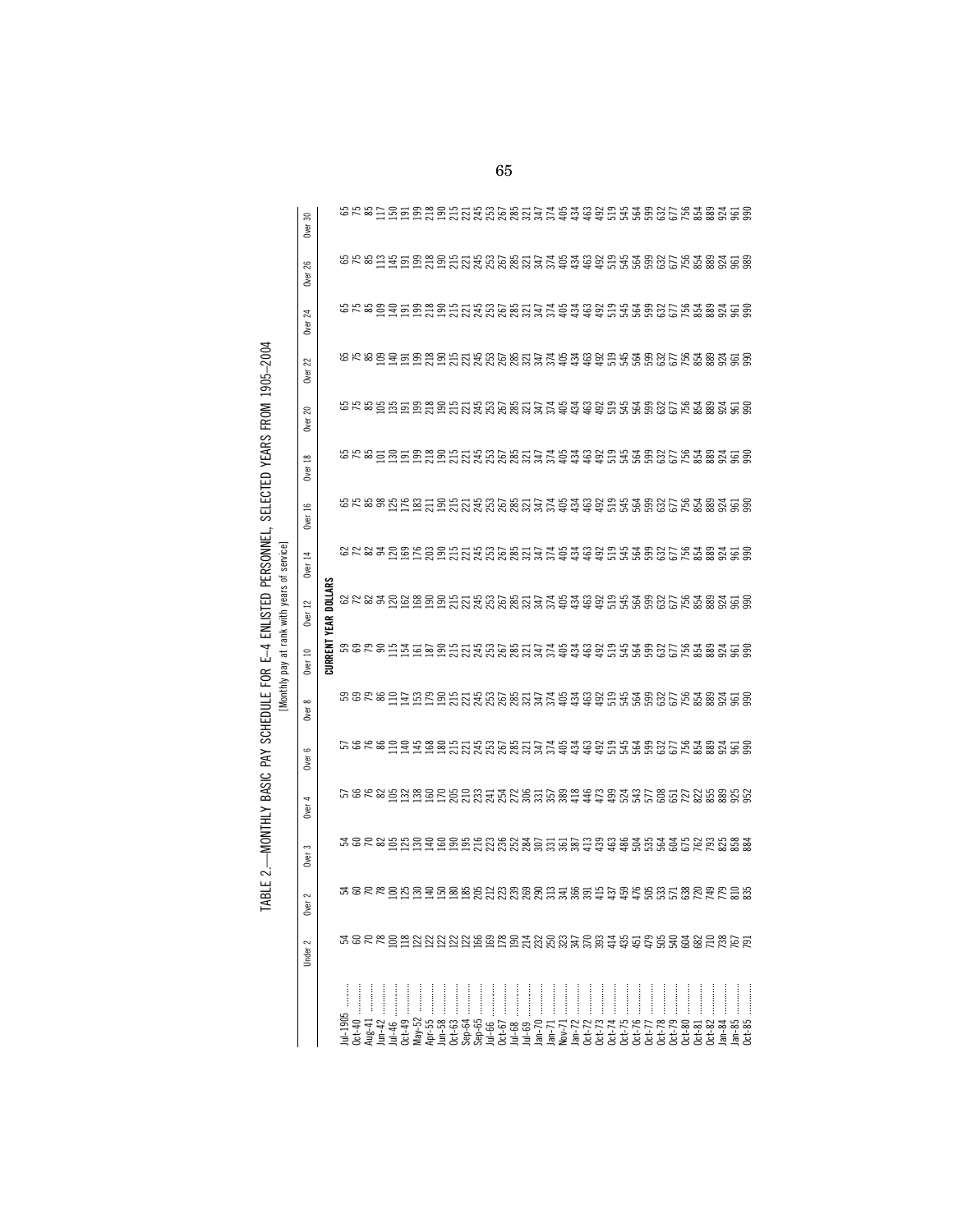# TABLE 2.—MONTHLY BASIC PAY SCHEDULE FOR E–4 ENLISTED PERSONNEL, SELECTED YEARS FROM 1905–2004

[Monthly pay at rank with years of service]

| | Under 2 | Over 2 | Over 3 | Over 4 | Over 6 | Over 8 | Over 10 | Over 12 | Over 14 | Over 16 | Over 18 | Over 20 | Over 22 | Over 24 | Over 26 | Over 30 |
|---|---|---|---|---|---|---|---|---|---|---|---|---|---|---|---|---|
| | | | | | | | CURRENT YEAR DOLLARS | | | | | | | | | |
| Jul-1905 | 54 | 54 | 54 | 57 | 57 | 59 | 59 | 62 | 62 | 65 | 65 | 65 | 65 | 65 | 65 | 65 |
| Oct-40 | 60 | 60 | 60 | 66 | 66 | 69 | 69 | 72 | 72 | 75 | 75 | 75 | 75 | 75 | 75 | 75 |
| Aug-41 | 70 | 70 | 70 | 76 | 76 | 79 | 79 | 82 | 82 | 85 | 85 | 85 | 85 | 85 | 85 | 85 |
| Jun-42 | 78 | 78 | 82 | 82 | 86 | 86 | 90 | 94 | 94 | 98 | 101 | 105 | 109 | 109 | 113 | 117 |
| Jul-46 | 100 | 100 | 105 | 105 | 110 | 110 | 115 | 120 | 120 | 125 | 130 | 135 | 140 | 140 | 145 | 150 |
| Oct-49 | 118 | 125 | 125 | 132 | 140 | 147 | 154 | 162 | 169 | 176 | 191 | 191 | 191 | 191 | 191 | 191 |
| May-52 | 122 | 130 | 130 | 138 | 145 | 153 | 161 | 168 | 176 | 183 | 199 | 199 | 199 | 199 | 199 | 199 |
| Apr-55 | 122 | 140 | 140 | 160 | 168 | 179 | 187 | 190 | 203 | 211 | 218 | 218 | 218 | 218 | 218 | 218 |
| Jun-58 | 122 | 150 | 160 | 170 | 180 | 190 | 190 | 190 | 190 | 190 | 190 | 190 | 190 | 190 | 190 | 190 |
| Oct-63 | 122 | 180 | 190 | 205 | 215 | 215 | 215 | 215 | 215 | 215 | 215 | 215 | 215 | 215 | 215 | 215 |
| Sep-64 | 122 | 185 | 195 | 210 | 221 | 221 | 221 | 221 | 221 | 221 | 221 | 221 | 221 | 221 | 221 | 221 |
| Sep-65 | 166 | 205 | 216 | 233 | 245 | 245 | 245 | 245 | 245 | 245 | 245 | 245 | 245 | 245 | 245 | 245 |
| Jul-66 | 169 | 212 | 223 | 241 | 253 | 253 | 253 | 253 | 253 | 253 | 253 | 253 | 253 | 253 | 253 | 253 |
| Oct-67 | 178 | 223 | 236 | 254 | 267 | 267 | 267 | 267 | 267 | 267 | 267 | 267 | 267 | 267 | 267 | 267 |
| Jul-68 | 190 | 239 | 252 | 272 | 285 | 285 | 285 | 285 | 285 | 285 | 285 | 285 | 285 | 285 | 285 | 285 |
| Jul-69 | 214 | 269 | 284 | 306 | 321 | 321 | 321 | 321 | 321 | 321 | 321 | 321 | 321 | 321 | 321 | 321 |
| Jan-70 | 232 | 290 | 307 | 331 | 347 | 347 | 347 | 347 | 347 | 347 | 347 | 347 | 347 | 347 | 347 | 347 |
| Jan-71 | 250 | 313 | 331 | 357 | 374 | 374 | 374 | 374 | 374 | 374 | 374 | 374 | 374 | 374 | 374 | 374 |
| Nov-71 | 323 | 341 | 361 | 389 | 405 | 405 | 405 | 405 | 405 | 405 | 405 | 405 | 405 | 405 | 405 | 405 |
| Jan-72 | 347 | 366 | 387 | 418 | 434 | 434 | 434 | 434 | 434 | 434 | 434 | 434 | 434 | 434 | 434 | 434 |
| Oct-72 | 370 | 391 | 413 | 446 | 463 | 463 | 463 | 463 | 463 | 463 | 463 | 463 | 463 | 463 | 463 | 463 |
| Oct-73 | 393 | 415 | 439 | 473 | 492 | 492 | 492 | 492 | 492 | 492 | 492 | 492 | 492 | 492 | 492 | 492 |
| Oct-74 | 414 | 437 | 463 | 499 | 519 | 519 | 519 | 519 | 519 | 519 | 519 | 519 | 519 | 519 | 519 | 519 |
| Oct-75 | 435 | 459 | 486 | 524 | 545 | 545 | 545 | 545 | 545 | 545 | 545 | 545 | 545 | 545 | 545 | 545 |
| Oct-76 | 451 | 476 | 504 | 543 | 564 | 564 | 564 | 564 | 564 | 564 | 564 | 564 | 564 | 564 | 564 | 564 |
| Oct-77 | 479 | 505 | 535 | 577 | 599 | 599 | 599 | 599 | 599 | 599 | 599 | 599 | 599 | 599 | 599 | 599 |
| Oct-78 | 505 | 533 | 564 | 608 | 632 | 632 | 632 | 632 | 632 | 632 | 632 | 632 | 632 | 632 | 632 | 632 |
| Oct-79 | 540 | 571 | 604 | 651 | 677 | 677 | 677 | 677 | 677 | 677 | 677 | 677 | 677 | 677 | 677 | 677 |
| Oct-80 | 604 | 638 | 675 | 727 | 756 | 756 | 756 | 756 | 756 | 756 | 756 | 756 | 756 | 756 | 756 | 756 |
| Oct-81 | 682 | 720 | 762 | 822 | 854 | 854 | 854 | 854 | 854 | 854 | 854 | 854 | 854 | 854 | 854 | 854 |
| Oct-82 | 710 | 749 | 793 | 855 | 889 | 889 | 889 | 889 | 889 | 889 | 889 | 889 | 889 | 889 | 889 | 889 |
| Jan-84 | 738 | 779 | 825 | 889 | 924 | 924 | 924 | 924 | 924 | 924 | 924 | 924 | 924 | 924 | 924 | 924 |
| Jan-85 | 767 | 810 | 858 | 925 | 961 | 961 | 961 | 961 | 961 | 961 | 961 | 961 | 961 | 961 | 961 | 961 |
| Oct-85 | 791 | 835 | 884 | 952 | 990 | 990 | 990 | 990 | 990 | 990 | 990 | 990 | 990 | 990 | 989 | 990 |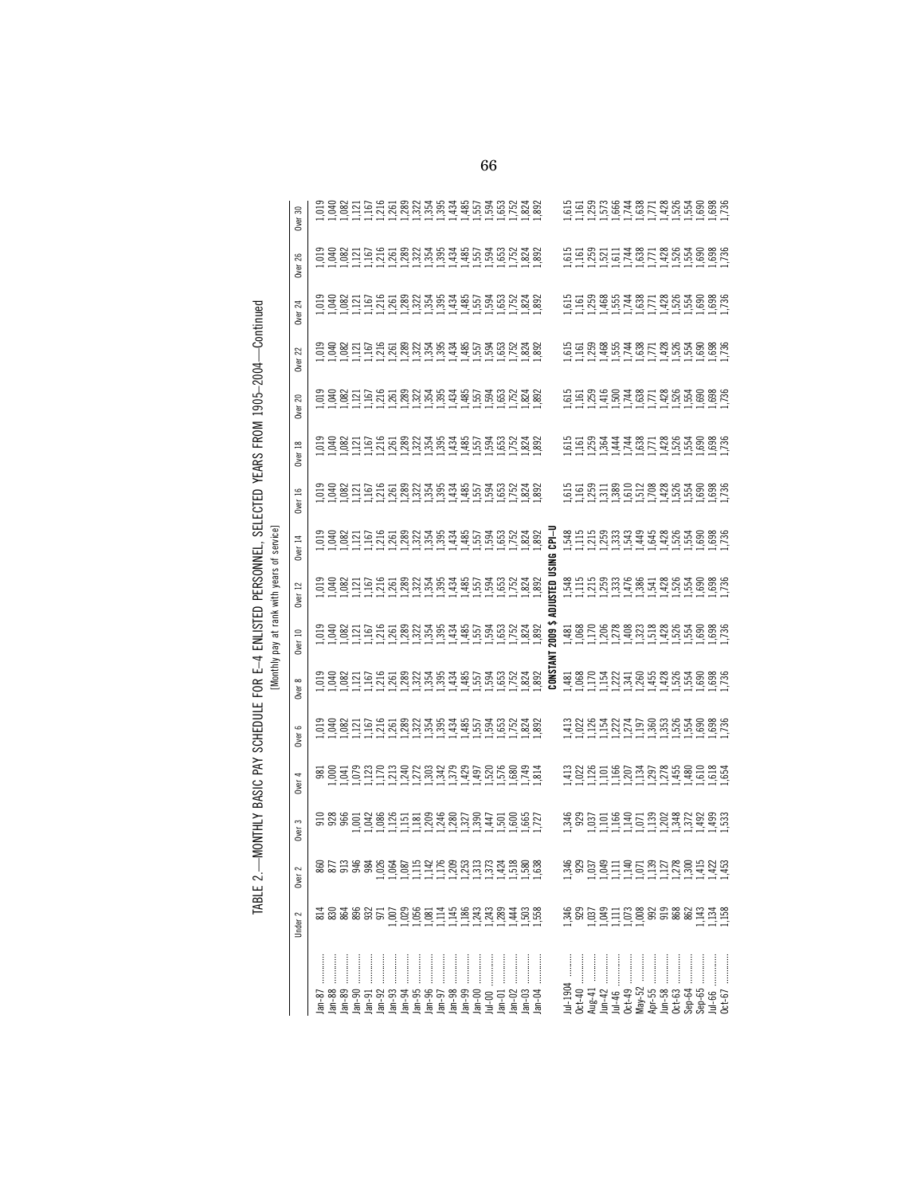TABLE 2.—MONTHLY BASIC PAY SCHEDULE FOR E–4 ENLISTED PERSONNEL, SELECTED YEARS FROM 1905–2004—Continued

[Monthly pay at rank with years of service]

| | Under 2 | Over 2 | Over 3 | Over 4 | Over 6 | Over 8 | Over 10 | Over 12 | Over 14 | Over 16 | Over 18 | Over 20 | Over 22 | Over 24 | Over 26 | Over 30 |
|---|---|---|---|---|---|---|---|---|---|---|---|---|---|---|---|---|
| Jan-87 | 814 | 860 | 910 | 981 | 1,019 | 1,019 | 1,019 | 1,019 | 1,019 | 1,019 | 1,019 | 1,019 | 1,019 | 1,019 | 1,019 | 1,019 |
| Jan-88 | 830 | 877 | 928 | 1,000 | 1,040 | 1,040 | 1,040 | 1,040 | 1,040 | 1,040 | 1,040 | 1,040 | 1,040 | 1,040 | 1,040 | 1,040 |
| Jan-89 | 864 | 913 | 966 | 1,041 | 1,082 | 1,082 | 1,082 | 1,082 | 1,082 | 1,082 | 1,082 | 1,082 | 1,082 | 1,082 | 1,082 | 1,082 |
| Jan-90 | 896 | 946 | 1,001 | 1,079 | 1,121 | 1,121 | 1,121 | 1,121 | 1,121 | 1,121 | 1,121 | 1,121 | 1,121 | 1,121 | 1,121 | 1,121 |
| Jan-91 | 932 | 984 | 1,042 | 1,123 | 1,167 | 1,167 | 1,167 | 1,167 | 1,167 | 1,167 | 1,167 | 1,167 | 1,167 | 1,167 | 1,167 | 1,167 |
| Jan-92 | 971 | 1,026 | 1,086 | 1,170 | 1,216 | 1,216 | 1,216 | 1,216 | 1,216 | 1,216 | 1,216 | 1,216 | 1,216 | 1,216 | 1,216 | 1,216 |
| Jan-93 | 1,007 | 1,064 | 1,126 | 1,213 | 1,261 | 1,261 | 1,261 | 1,261 | 1,261 | 1,261 | 1,261 | 1,261 | 1,261 | 1,261 | 1,261 | 1,261 |
| Jan-94 | 1,029 | 1,087 | 1,151 | 1,240 | 1,289 | 1,289 | 1,289 | 1,289 | 1,289 | 1,289 | 1,289 | 1,289 | 1,289 | 1,289 | 1,289 | 1,289 |
| Jan-95 | 1,056 | 1,115 | 1,181 | 1,272 | 1,322 | 1,322 | 1,322 | 1,322 | 1,322 | 1,322 | 1,322 | 1,322 | 1,322 | 1,322 | 1,322 | 1,322 |
| Jan-96 | 1,081 | 1,142 | 1,209 | 1,303 | 1,354 | 1,354 | 1,354 | 1,354 | 1,354 | 1,354 | 1,354 | 1,354 | 1,354 | 1,354 | 1,354 | 1,354 |
| Jan-97 | 1,114 | 1,176 | 1,246 | 1,342 | 1,395 | 1,395 | 1,395 | 1,395 | 1,395 | 1,395 | 1,395 | 1,395 | 1,395 | 1,395 | 1,395 | 1,395 |
| Jan-98 | 1,145 | 1,209 | 1,280 | 1,379 | 1,434 | 1,434 | 1,434 | 1,434 | 1,434 | 1,434 | 1,434 | 1,434 | 1,434 | 1,434 | 1,434 | 1,434 |
| Jan-99 | 1,186 | 1,253 | 1,327 | 1,429 | 1,485 | 1,485 | 1,485 | 1,485 | 1,485 | 1,485 | 1,485 | 1,485 | 1,485 | 1,485 | 1,485 | 1,485 |
| Jan-00 | 1,243 | 1,313 | 1,390 | 1,497 | 1,557 | 1,557 | 1,557 | 1,557 | 1,557 | 1,557 | 1,557 | 1,557 | 1,557 | 1,557 | 1,557 | 1,557 |
| Jul-00 | 1,243 | 1,373 | 1,447 | 1,520 | 1,594 | 1,594 | 1,594 | 1,594 | 1,594 | 1,594 | 1,594 | 1,594 | 1,594 | 1,594 | 1,594 | 1,594 |
| Jan-01 | 1,289 | 1,424 | 1,501 | 1,576 | 1,653 | 1,653 | 1,653 | 1,653 | 1,653 | 1,653 | 1,653 | 1,653 | 1,653 | 1,653 | 1,653 | 1,653 |
| Jan-02 | 1,444 | 1,518 | 1,600 | 1,680 | 1,752 | 1,752 | 1,752 | 1,752 | 1,752 | 1,752 | 1,752 | 1,752 | 1,752 | 1,752 | 1,752 | 1,752 |
| Jan-03 | 1,503 | 1,580 | 1,665 | 1,749 | 1,824 | 1,824 | 1,824 | 1,824 | 1,824 | 1,824 | 1,824 | 1,824 | 1,824 | 1,824 | 1,824 | 1,824 |
| Jan-04 | 1,558 | 1,638 | 1,727 | 1,814 | 1,892 | 1,892 | 1,892 | 1,892 | 1,892 | 1,892 | 1,892 | 1,892 | 1,892 | 1,892 | 1,892 | 1,892 |
| **CONSTANT 2009 $ ADJUSTED USING CPI–U** | | | | | | | | | | | | | | | | |
| Jul-1904 | 1,346 | 1,346 | 1,346 | 1,413 | 1,413 | 1,481 | 1,481 | 1,548 | 1,548 | 1,615 | 1,615 | 1,615 | 1,615 | 1,615 | 1,615 | 1,615 |
| Oct-40 | 929 | 929 | 929 | 1,022 | 1,022 | 1,068 | 1,068 | 1,115 | 1,115 | 1,161 | 1,161 | 1,161 | 1,161 | 1,161 | 1,161 | 1,161 |
| Aug-41 | 1,037 | 1,037 | 1,037 | 1,126 | 1,126 | 1,170 | 1,170 | 1,215 | 1,215 | 1,259 | 1,259 | 1,259 | 1,259 | 1,259 | 1,259 | 1,259 |
| Jun-42 | 1,049 | 1,049 | 1,101 | 1,101 | 1,154 | 1,154 | 1,206 | 1,259 | 1,259 | 1,311 | 1,364 | 1,416 | 1,468 | 1,468 | 1,521 | 1,573 |
| Jul-46 | 1,111 | 1,111 | 1,166 | 1,166 | 1,222 | 1,222 | 1,278 | 1,333 | 1,333 | 1,389 | 1,444 | 1,500 | 1,555 | 1,555 | 1,611 | 1,666 |
| Oct-49 | 1,073 | 1,140 | 1,140 | 1,207 | 1,274 | 1,341 | 1,408 | 1,476 | 1,543 | 1,610 | 1,744 | 1,744 | 1,744 | 1,744 | 1,744 | 1,744 |
| May-52 | 1,008 | 1,071 | 1,071 | 1,134 | 1,197 | 1,260 | 1,323 | 1,386 | 1,449 | 1,512 | 1,638 | 1,638 | 1,638 | 1,638 | 1,638 | 1,638 |
| Apr-55 | 992 | 1,139 | 1,139 | 1,297 | 1,360 | 1,455 | 1,518 | 1,541 | 1,645 | 1,708 | 1,771 | 1,771 | 1,771 | 1,771 | 1,771 | 1,771 |
| Jun-58 | 919 | 1,127 | 1,202 | 1,278 | 1,353 | 1,428 | 1,428 | 1,428 | 1,428 | 1,428 | 1,428 | 1,428 | 1,428 | 1,428 | 1,428 | 1,428 |
| Oct-63 | 868 | 1,278 | 1,348 | 1,455 | 1,526 | 1,526 | 1,526 | 1,526 | 1,526 | 1,526 | 1,526 | 1,526 | 1,526 | 1,526 | 1,526 | 1,526 |
| Sep-64 | 862 | 1,300 | 1,372 | 1,480 | 1,554 | 1,554 | 1,554 | 1,554 | 1,554 | 1,554 | 1,554 | 1,554 | 1,554 | 1,554 | 1,554 | 1,554 |
| Sep-65 | 1,143 | 1,415 | 1,492 | 1,610 | 1,690 | 1,690 | 1,690 | 1,690 | 1,690 | 1,690 | 1,690 | 1,690 | 1,690 | 1,690 | 1,690 | 1,690 |
| Jul-66 | 1,134 | 1,422 | 1,499 | 1,618 | 1,698 | 1,698 | 1,698 | 1,698 | 1,698 | 1,698 | 1,698 | 1,698 | 1,698 | 1,698 | 1,698 | 1,698 |
| Oct-67 | 1,158 | 1,453 | 1,533 | 1,654 | 1,736 | 1,736 | 1,736 | 1,736 | 1,736 | 1,736 | 1,736 | 1,736 | 1,736 | 1,736 | 1,736 | 1,736 |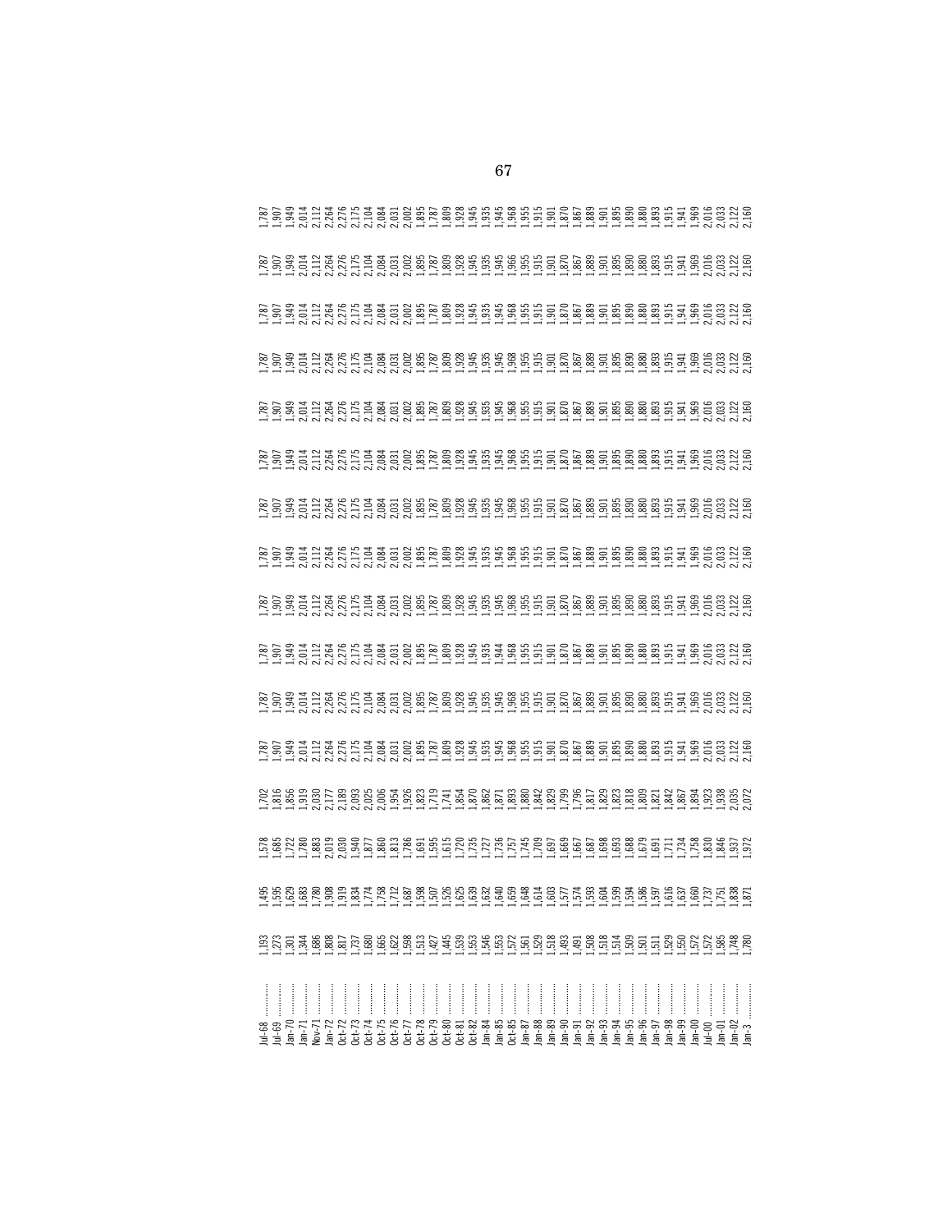| | | | | | | | | | | | | | | | | |
|---|---|---|---|---|---|---|---|---|---|---|---|---|---|---|---|---|
| Jul-68 | 1,193 | 1,495 | 1,578 | 1,702 | 1,787 | 1,787 | 1,787 | 1,787 | 1,787 | 1,787 | 1,787 | 1,787 | 1,787 | 1,787 | 1,787 | 1,787 |
| Jul-69 | 1,273 | 1,595 | 1,685 | 1,816 | 1,907 | 1,907 | 1,907 | 1,907 | 1,907 | 1,907 | 1,907 | 1,907 | 1,907 | 1,907 | 1,907 | 1,907 |
| Jan-70 | 1,301 | 1,629 | 1,722 | 1,856 | 1,949 | 1,949 | 1,949 | 1,949 | 1,949 | 1,949 | 1,949 | 1,949 | 1,949 | 1,949 | 1,949 | 1,949 |
| Jan-71 | 1,344 | 1,683 | 1,780 | 1,919 | 2,014 | 2,014 | 2,014 | 2,014 | 2,014 | 2,014 | 2,014 | 2,014 | 2,014 | 2,014 | 2,014 | 2,014 |
| Nov-71 | 1,686 | 1,780 | 1,883 | 2,030 | 2,112 | 2,112 | 2,112 | 2,112 | 2,112 | 2,112 | 2,112 | 2,112 | 2,112 | 2,112 | 2,112 | 2,112 |
| Jan-72 | 1,808 | 1,908 | 2,019 | 2,177 | 2,264 | 2,264 | 2,264 | 2,264 | 2,264 | 2,264 | 2,264 | 2,264 | 2,264 | 2,264 | 2,264 | 2,264 |
| Oct-72 | 1,817 | 1,919 | 2,030 | 2,189 | 2,276 | 2,276 | 2,276 | 2,276 | 2,276 | 2,276 | 2,276 | 2,276 | 2,276 | 2,276 | 2,276 | 2,276 |
| Oct-73 | 1,737 | 1,834 | 1,940 | 2,093 | 2,175 | 2,175 | 2,175 | 2,175 | 2,175 | 2,175 | 2,175 | 2,175 | 2,175 | 2,175 | 2,175 | 2,175 |
| Oct-74 | 1,680 | 1,774 | 1,877 | 2,025 | 2,104 | 2,104 | 2,104 | 2,104 | 2,104 | 2,104 | 2,104 | 2,104 | 2,104 | 2,104 | 2,104 | 2,104 |
| Oct-75 | 1,665 | 1,758 | 1,860 | 2,006 | 2,084 | 2,084 | 2,084 | 2,084 | 2,084 | 2,084 | 2,084 | 2,084 | 2,084 | 2,084 | 2,084 | 2,084 |
| Oct-76 | 1,622 | 1,712 | 1,813 | 1,954 | 2,031 | 2,031 | 2,031 | 2,031 | 2,031 | 2,031 | 2,031 | 2,031 | 2,031 | 2,031 | 2,031 | 2,031 |
| Oct-77 | 1,598 | 1,687 | 1,786 | 1,926 | 2,002 | 2,002 | 2,002 | 2,002 | 2,002 | 2,002 | 2,002 | 2,002 | 2,002 | 2,002 | 2,002 | 2,002 |
| Oct-78 | 1,513 | 1,598 | 1,691 | 1,823 | 1,895 | 1,895 | 1,895 | 1,895 | 1,895 | 1,895 | 1,895 | 1,895 | 1,895 | 1,895 | 1,895 | 1,895 |
| Oct-79 | 1,427 | 1,507 | 1,595 | 1,719 | 1,787 | 1,787 | 1,787 | 1,787 | 1,787 | 1,787 | 1,787 | 1,787 | 1,787 | 1,787 | 1,787 | 1,787 |
| Oct-80 | 1,445 | 1,526 | 1,615 | 1,741 | 1,809 | 1,809 | 1,809 | 1,809 | 1,809 | 1,809 | 1,809 | 1,809 | 1,809 | 1,809 | 1,809 | 1,809 |
| Oct-81 | 1,539 | 1,625 | 1,720 | 1,854 | 1,928 | 1,928 | 1,928 | 1,928 | 1,928 | 1,928 | 1,928 | 1,928 | 1,928 | 1,928 | 1,928 | 1,928 |
| Oct-82 | 1,553 | 1,639 | 1,735 | 1,870 | 1,945 | 1,945 | 1,945 | 1,945 | 1,945 | 1,945 | 1,945 | 1,945 | 1,945 | 1,945 | 1,945 | 1,945 |
| Jan-84 | 1,546 | 1,632 | 1,727 | 1,862 | 1,935 | 1,935 | 1,935 | 1,935 | 1,935 | 1,935 | 1,935 | 1,935 | 1,935 | 1,935 | 1,935 | 1,935 |
| Jan-85 | 1,553 | 1,640 | 1,736 | 1,871 | 1,945 | 1,945 | 1,945 | 1,945 | 1,945 | 1,945 | 1,945 | 1,945 | 1,945 | 1,945 | 1,945 | 1,945 |
| Oct-85 | 1,572 | 1,659 | 1,757 | 1,893 | 1,968 | 1,968 | 1,968 | 1,968 | 1,968 | 1,968 | 1,968 | 1,968 | 1,968 | 1,968 | 1,966 | 1,968 |
| Jan-87 | 1,561 | 1,648 | 1,745 | 1,880 | 1,955 | 1,955 | 1,955 | 1,955 | 1,955 | 1,955 | 1,955 | 1,955 | 1,955 | 1,955 | 1,955 | 1,955 |
| Jan-88 | 1,529 | 1,614 | 1,709 | 1,842 | 1,915 | 1,915 | 1,915 | 1,915 | 1,915 | 1,915 | 1,915 | 1,915 | 1,915 | 1,915 | 1,915 | 1,915 |
| Jan-89 | 1,518 | 1,603 | 1,697 | 1,829 | 1,901 | 1,901 | 1,901 | 1,901 | 1,901 | 1,901 | 1,901 | 1,901 | 1,901 | 1,901 | 1,901 | 1,901 |
| Jan-90 | 1,493 | 1,577 | 1,669 | 1,799 | 1,870 | 1,870 | 1,870 | 1,870 | 1,870 | 1,870 | 1,870 | 1,870 | 1,870 | 1,870 | 1,870 | 1,870 |
| Jan-91 | 1,491 | 1,574 | 1,667 | 1,796 | 1,867 | 1,867 | 1,867 | 1,867 | 1,867 | 1,867 | 1,867 | 1,867 | 1,867 | 1,867 | 1,867 | 1,867 |
| Jan-92 | 1,508 | 1,593 | 1,687 | 1,817 | 1,889 | 1,889 | 1,889 | 1,889 | 1,889 | 1,889 | 1,889 | 1,889 | 1,889 | 1,889 | 1,889 | 1,889 |
| Jan-93 | 1,518 | 1,604 | 1,698 | 1,829 | 1,901 | 1,901 | 1,901 | 1,901 | 1,901 | 1,901 | 1,901 | 1,901 | 1,901 | 1,901 | 1,901 | 1,901 |
| Jan-94 | 1,514 | 1,599 | 1,693 | 1,823 | 1,895 | 1,895 | 1,895 | 1,895 | 1,895 | 1,895 | 1,895 | 1,895 | 1,895 | 1,895 | 1,895 | 1,895 |
| Jan-95 | 1,509 | 1,594 | 1,688 | 1,818 | 1,890 | 1,890 | 1,890 | 1,890 | 1,890 | 1,890 | 1,890 | 1,890 | 1,890 | 1,890 | 1,890 | 1,890 |
| Jan-96 | 1,501 | 1,586 | 1,679 | 1,809 | 1,880 | 1,880 | 1,880 | 1,880 | 1,880 | 1,880 | 1,880 | 1,880 | 1,880 | 1,880 | 1,880 | 1,880 |
| Jan-97 | 1,511 | 1,597 | 1,691 | 1,821 | 1,893 | 1,893 | 1,893 | 1,893 | 1,893 | 1,893 | 1,893 | 1,893 | 1,893 | 1,893 | 1,893 | 1,893 |
| Jan-98 | 1,529 | 1,616 | 1,711 | 1,842 | 1,915 | 1,915 | 1,915 | 1,915 | 1,915 | 1,915 | 1,915 | 1,915 | 1,915 | 1,915 | 1,915 | 1,915 |
| Jan-99 | 1,550 | 1,637 | 1,734 | 1,867 | 1,941 | 1,941 | 1,941 | 1,941 | 1,941 | 1,941 | 1,941 | 1,941 | 1,941 | 1,941 | 1,941 | 1,941 |
| Jan-00 | 1,572 | 1,660 | 1,758 | 1,894 | 1,969 | 1,969 | 1,969 | 1,969 | 1,969 | 1,969 | 1,969 | 1,969 | 1,969 | 1,969 | 1,969 | 1,969 |
| Jul-00 | 1,572 | 1,737 | 1,830 | 1,923 | 2,016 | 2,016 | 2,016 | 2,016 | 2,016 | 2,016 | 2,016 | 2,016 | 2,016 | 2,016 | 2,016 | 2,016 |
| Jan-01 | 1,585 | 1,751 | 1,846 | 1,938 | 2,033 | 2,033 | 2,033 | 2,033 | 2,033 | 2,033 | 2,033 | 2,033 | 2,033 | 2,033 | 2,033 | 2,033 |
| Jan-02 | 1,748 | 1,838 | 1,937 | 2,035 | 2,122 | 2,122 | 2,122 | 2,122 | 2,122 | 2,122 | 2,122 | 2,122 | 2,122 | 2,122 | 2,122 | 2,122 |
| Jan-3 | 1,780 | 1,871 | 1,972 | 2,072 | 2,160 | 2,160 | 2,160 | 2,160 | 2,160 | 2,160 | 2,160 | 2,160 | 2,160 | 2,160 | 2,160 | 2,160 |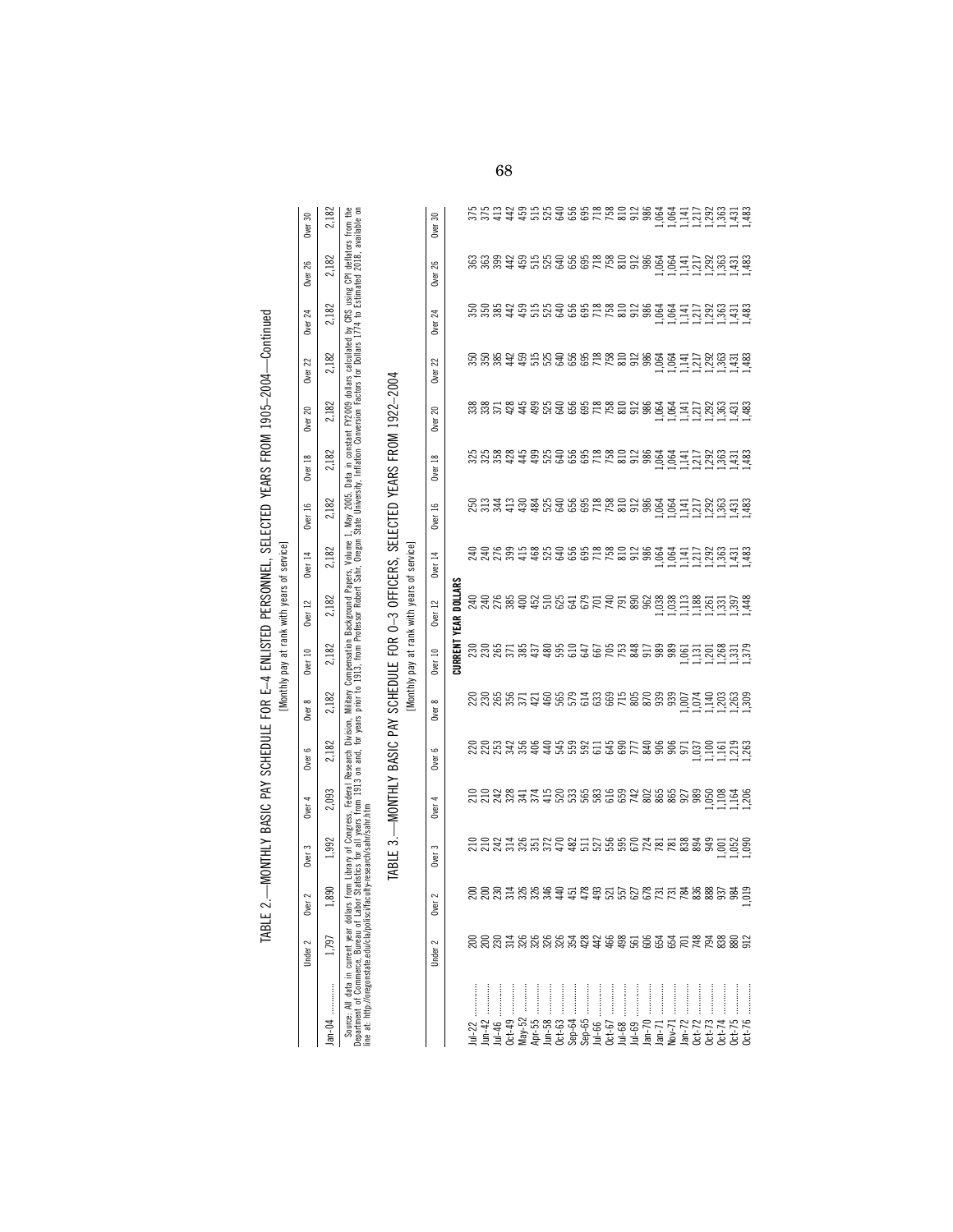# TABLE 2.—MONTHLY BASIC PAY SCHEDULE FOR E–4 ENLISTED PERSONNEL, SELECTED YEARS FROM 1905–2004—Continued

[Monthly pay at rank with years of service]

| | Under 2 | Over 2 | Over 3 | Over 4 | Over 6 | Over 8 | Over 10 | Over 12 | Over 14 | Over 16 | Over 18 | Over 20 | Over 22 | Over 24 | Over 26 | Over 30 |
|---|---|---|---|---|---|---|---|---|---|---|---|---|---|---|---|---|
| Jan-04 | 1,797 | 1,890 | 1,992 | 2,093 | 2,182 | 2,182 | 2,182 | 2,182 | 2,182 | 2,182 | 2,182 | 2,182 | 2,182 | 2,182 | 2,182 | 2,182 |

Source: All data in current year dollars from Library of Congress, Federal Research Division, Military Compensation Background Papers, Volume 1, May 2005. Data in constant FY2009 dollars calculated by CRS using CPI deflators from the Department of Commerce, Bureau of Labor Statistics for all years from 1913 on and, for years prior to 1913, from Professor Robert Sahr, Oregon State University, Inflation Conversion Factors for Dollars 1774 to Estimated 2018, available on line at: http://oregonstate.edu/cla/polisci/faculty-research/sahr/sahr.htm

# TABLE 3.—MONTHLY BASIC PAY SCHEDULE FOR O–3 OFFICERS, SELECTED YEARS FROM 1922–2004

[Monthly pay at rank with years of service]

| | Under 2 | Over 2 | Over 3 | Over 4 | Over 6 | Over 8 | Over 10 | Over 12 | Over 14 | Over 16 | Over 18 | Over 20 | Over 22 | Over 24 | Over 26 | Over 30 |
|---|---|---|---|---|---|---|---|---|---|---|---|---|---|---|---|---|
| | | | | | | | CURRENT YEAR DOLLARS | | | | | | | | | |
| Jul-22 | 200 | 200 | 210 | 210 | 220 | 220 | 230 | 240 | 240 | 250 | 325 | 338 | 350 | 350 | 363 | 375 |
| Jun-42 | 200 | 200 | 210 | 210 | 220 | 230 | 230 | 240 | 240 | 313 | 325 | 338 | 350 | 350 | 363 | 375 |
| Jul-46 | 230 | 230 | 242 | 242 | 253 | 265 | 265 | 276 | 276 | 344 | 358 | 371 | 385 | 385 | 399 | 413 |
| Oct-49 | 314 | 314 | 314 | 328 | 342 | 356 | 371 | 385 | 399 | 413 | 428 | 428 | 442 | 442 | 442 | 442 |
| May-52 | 326 | 326 | 326 | 341 | 356 | 371 | 385 | 400 | 415 | 430 | 445 | 445 | 459 | 459 | 459 | 459 |
| Apr-55 | 326 | 326 | 351 | 374 | 406 | 421 | 437 | 452 | 468 | 484 | 499 | 499 | 515 | 515 | 515 | 515 |
| Jun-58 | 326 | 346 | 372 | 415 | 440 | 460 | 480 | 510 | 525 | 525 | 525 | 525 | 525 | 525 | 525 | 525 |
| Oct-63 | 326 | 440 | 470 | 520 | 545 | 565 | 595 | 625 | 640 | 640 | 640 | 640 | 640 | 640 | 640 | 640 |
| Sep-64 | 354 | 451 | 482 | 533 | 559 | 579 | 610 | 641 | 656 | 656 | 656 | 656 | 656 | 656 | 656 | 656 |
| Sep-65 | 428 | 478 | 511 | 565 | 592 | 614 | 647 | 679 | 695 | 695 | 695 | 695 | 695 | 695 | 695 | 695 |
| Jul-66 | 442 | 493 | 527 | 583 | 611 | 633 | 667 | 701 | 718 | 718 | 718 | 718 | 718 | 718 | 718 | 718 |
| Oct-67 | 466 | 521 | 556 | 616 | 645 | 669 | 705 | 740 | 758 | 758 | 758 | 758 | 758 | 758 | 758 | 758 |
| Jul-68 | 498 | 557 | 595 | 659 | 690 | 715 | 753 | 791 | 810 | 810 | 810 | 810 | 810 | 810 | 810 | 810 |
| Jul-69 | 561 | 627 | 670 | 742 | 777 | 805 | 848 | 890 | 912 | 912 | 912 | 912 | 912 | 912 | 912 | 912 |
| Jan-70 | 606 | 678 | 724 | 802 | 840 | 870 | 917 | 962 | 986 | 986 | 986 | 986 | 986 | 986 | 986 | 986 |
| Jan-71 | 654 | 731 | 781 | 865 | 906 | 939 | 989 | 1,038 | 1,064 | 1,064 | 1,064 | 1,064 | 1,064 | 1,064 | 1,064 | 1,064 |
| Nov-71 | 654 | 731 | 781 | 865 | 906 | 939 | 989 | 1,038 | 1,064 | 1,064 | 1,064 | 1,064 | 1,064 | 1,064 | 1,064 | 1,064 |
| Jan-72 | 701 | 784 | 838 | 927 | 971 | 1,007 | 1,061 | 1,113 | 1,141 | 1,141 | 1,141 | 1,141 | 1,141 | 1,141 | 1,141 | 1,141 |
| Oct-72 | 748 | 836 | 894 | 989 | 1,037 | 1,074 | 1,131 | 1,188 | 1,217 | 1,217 | 1,217 | 1,217 | 1,217 | 1,217 | 1,217 | 1,217 |
| Oct-73 | 794 | 888 | 949 | 1,050 | 1,100 | 1,140 | 1,201 | 1,261 | 1,292 | 1,292 | 1,292 | 1,292 | 1,292 | 1,292 | 1,292 | 1,292 |
| Oct-74 | 838 | 937 | 1,001 | 1,108 | 1,161 | 1,203 | 1,268 | 1,331 | 1,363 | 1,363 | 1,363 | 1,363 | 1,363 | 1,363 | 1,363 | 1,363 |
| Oct-75 | 880 | 984 | 1,052 | 1,164 | 1,219 | 1,263 | 1,331 | 1,397 | 1,431 | 1,431 | 1,431 | 1,431 | 1,431 | 1,431 | 1,431 | 1,431 |
| Oct-76 | 912 | 1,019 | 1,090 | 1,206 | 1,263 | 1,309 | 1,379 | 1,448 | 1,483 | 1,483 | 1,483 | 1,483 | 1,483 | 1,483 | 1,483 | 1,483 |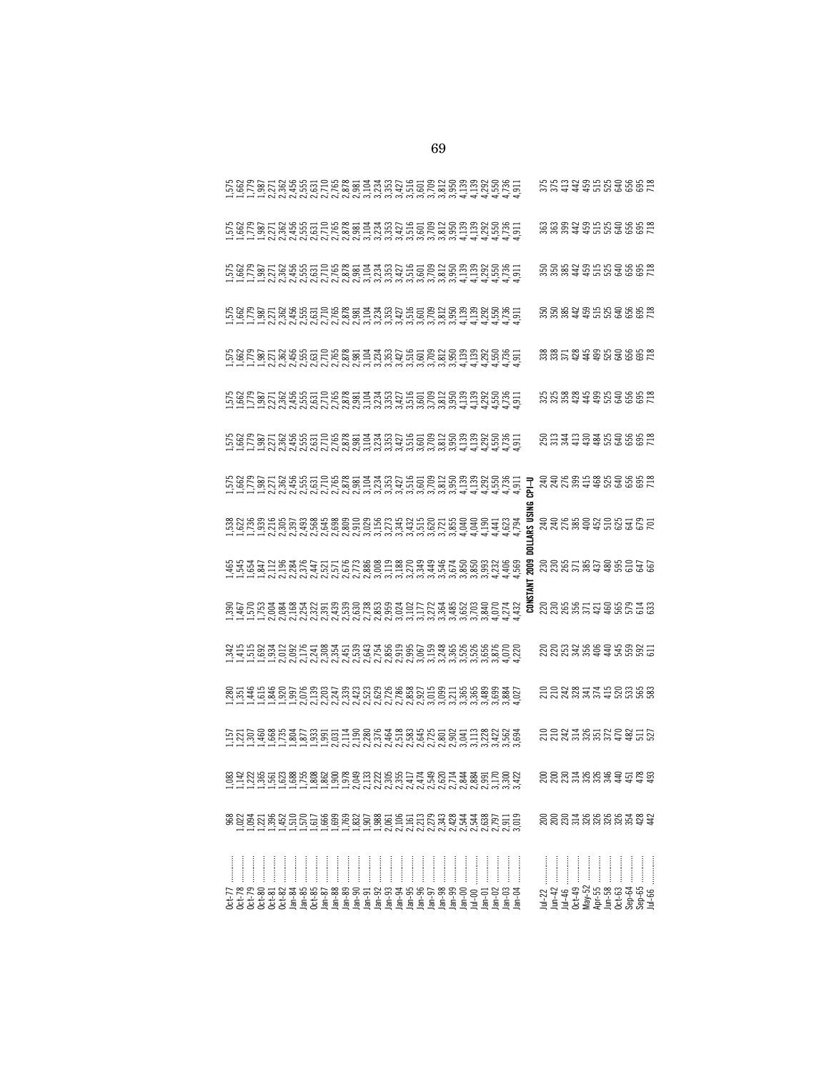| | | | | | | | | | | | | | | | | |
|---|---|---|---|---|---|---|---|---|---|---|---|---|---|---|---|---|
| Oct-77 | 968 | 1,083 | 1,157 | 1,280 | 1,342 | 1,390 | 1,465 | 1,538 | 1,575 | 1,575 | 1,575 | 1,575 | 1,575 | 1,575 | 1,575 | 1,575 |
| Oct-78 | 1,022 | 1,142 | 1,221 | 1,351 | 1,415 | 1,467 | 1,545 | 1,622 | 1,662 | 1,662 | 1,662 | 1,662 | 1,662 | 1,662 | 1,662 | 1,662 |
| Oct-79 | 1,094 | 1,222 | 1,307 | 1,446 | 1,515 | 1,570 | 1,654 | 1,736 | 1,779 | 1,779 | 1,779 | 1,779 | 1,779 | 1,779 | 1,779 | 1,779 |
| Oct-80 | 1,221 | 1,365 | 1,460 | 1,615 | 1,692 | 1,753 | 1,847 | 1,939 | 1,987 | 1,987 | 1,987 | 1,987 | 1,987 | 1,987 | 1,987 | 1,987 |
| Oct-81 | 1,396 | 1,561 | 1,668 | 1,846 | 1,934 | 2,004 | 2,112 | 2,216 | 2,271 | 2,271 | 2,271 | 2,271 | 2,271 | 2,271 | 2,271 | 2,271 |
| Oct-82 | 1,452 | 1,623 | 1,735 | 1,920 | 2,012 | 2,084 | 2,196 | 2,305 | 2,362 | 2,362 | 2,362 | 2,362 | 2,362 | 2,362 | 2,362 | 2,362 |
| Jan-84 | 1,510 | 1,688 | 1,804 | 1,997 | 2,092 | 2,168 | 2,284 | 2,397 | 2,456 | 2,456 | 2,456 | 2,456 | 2,456 | 2,456 | 2,456 | 2,456 |
| Jan-85 | 1,570 | 1,755 | 1,877 | 2,076 | 2,176 | 2,254 | 2,376 | 2,493 | 2,555 | 2,555 | 2,555 | 2,555 | 2,555 | 2,555 | 2,555 | 2,555 |
| Oct-85 | 1,617 | 1,808 | 1,933 | 2,139 | 2,241 | 2,322 | 2,447 | 2,568 | 2,631 | 2,631 | 2,631 | 2,631 | 2,631 | 2,631 | 2,631 | 2,631 |
| Jan-87 | 1,666 | 1,862 | 1,991 | 2,203 | 2,308 | 2,391 | 2,521 | 2,645 | 2,710 | 2,710 | 2,710 | 2,710 | 2,710 | 2,710 | 2,710 | 2,710 |
| Jan-88 | 1,699 | 1,900 | 2,031 | 2,247 | 2,354 | 2,439 | 2,571 | 2,698 | 2,765 | 2,765 | 2,765 | 2,765 | 2,765 | 2,765 | 2,765 | 2,765 |
| Jan-89 | 1,769 | 1,978 | 2,114 | 2,339 | 2,451 | 2,539 | 2,676 | 2,809 | 2,878 | 2,878 | 2,878 | 2,878 | 2,878 | 2,878 | 2,878 | 2,878 |
| Jan-90 | 1,832 | 2,049 | 2,190 | 2,423 | 2,539 | 2,630 | 2,773 | 2,910 | 2,981 | 2,981 | 2,981 | 2,981 | 2,981 | 2,981 | 2,981 | 2,981 |
| Jan-91 | 1,907 | 2,133 | 2,280 | 2,523 | 2,643 | 2,738 | 2,886 | 3,029 | 3,104 | 3,104 | 3,104 | 3,104 | 3,104 | 3,104 | 3,104 | 3,104 |
| Jan-92 | 1,988 | 2,222 | 2,376 | 2,629 | 2,754 | 2,853 | 3,008 | 3,156 | 3,234 | 3,234 | 3,234 | 3,234 | 3,234 | 3,234 | 3,234 | 3,234 |
| Jan-93 | 2,061 | 2,305 | 2,464 | 2,726 | 2,856 | 2,959 | 3,119 | 3,273 | 3,353 | 3,353 | 3,353 | 3,353 | 3,353 | 3,353 | 3,353 | 3,353 |
| Jan-94 | 2,106 | 2,355 | 2,518 | 2,786 | 2,919 | 3,024 | 3,188 | 3,345 | 3,427 | 3,427 | 3,427 | 3,427 | 3,427 | 3,427 | 3,427 | 3,427 |
| Jan-95 | 2,161 | 2,417 | 2,583 | 2,858 | 2,995 | 3,102 | 3,270 | 3,432 | 3,516 | 3,516 | 3,516 | 3,516 | 3,516 | 3,516 | 3,516 | 3,516 |
| Jan-96 | 2,213 | 2,474 | 2,645 | 2,927 | 3,067 | 3,177 | 3,349 | 3,515 | 3,601 | 3,601 | 3,601 | 3,601 | 3,601 | 3,601 | 3,601 | 3,601 |
| Jan-97 | 2,279 | 2,549 | 2,725 | 3,015 | 3,159 | 3,272 | 3,449 | 3,620 | 3,709 | 3,709 | 3,709 | 3,709 | 3,709 | 3,709 | 3,709 | 3,709 |
| Jan-98 | 2,343 | 2,620 | 2,801 | 3,099 | 3,248 | 3,364 | 3,546 | 3,721 | 3,812 | 3,812 | 3,812 | 3,812 | 3,812 | 3,812 | 3,812 | 3,812 |
| Jan-99 | 2,428 | 2,714 | 2,902 | 3,211 | 3,365 | 3,485 | 3,674 | 3,855 | 3,950 | 3,950 | 3,950 | 3,950 | 3,950 | 3,950 | 3,950 | 3,950 |
| Jan-00 | 2,544 | 2,844 | 3,041 | 3,365 | 3,526 | 3,652 | 3,850 | 4,040 | 4,139 | 4,139 | 4,139 | 4,139 | 4,139 | 4,139 | 4,139 | 4,139 |
| Jul-00 | 2,544 | 2,884 | 3,113 | 3,365 | 3,526 | 3,703 | 3,850 | 4,040 | 4,139 | 4,139 | 4,139 | 4,139 | 4,139 | 4,139 | 4,139 | 4,139 |
| Jan-01 | 2,638 | 2,991 | 3,228 | 3,489 | 3,656 | 3,840 | 3,993 | 4,190 | 4,292 | 4,292 | 4,292 | 4,292 | 4,292 | 4,292 | 4,292 | 4,292 |
| Jan-02 | 2,797 | 3,170 | 3,422 | 3,699 | 3,876 | 4,070 | 4,232 | 4,441 | 4,550 | 4,550 | 4,550 | 4,550 | 4,550 | 4,550 | 4,550 | 4,550 |
| Jan-03 | 2,911 | 3,300 | 3,562 | 3,884 | 4,070 | 4,274 | 4,406 | 4,623 | 4,736 | 4,736 | 4,736 | 4,736 | 4,736 | 4,736 | 4,736 | 4,736 |
| Jan-04 | 3,019 | 3,422 | 3,694 | 4,027 | 4,220 | 4,432 | 4,569 | 4,794 | 4,911 | 4,911 | 4,911 | 4,911 | 4,911 | 4,911 | 4,911 | 4,911 |
| **CONSTANT 2009 DOLLARS USING CPI-U** | | | | | | | | | | | | | | | | |
| Jul-22 | 200 | 200 | 210 | 210 | 220 | 220 | 230 | 240 | 240 | 250 | 325 | 338 | 350 | 350 | 363 | 375 |
| Jun-42 | 200 | 200 | 210 | 210 | 220 | 230 | 230 | 240 | 240 | 313 | 325 | 338 | 350 | 350 | 363 | 375 |
| Jul-46 | 230 | 230 | 242 | 242 | 253 | 265 | 265 | 276 | 276 | 344 | 358 | 371 | 385 | 385 | 399 | 413 |
| Oct-49 | 314 | 314 | 314 | 328 | 342 | 356 | 371 | 385 | 399 | 413 | 428 | 428 | 442 | 442 | 442 | 442 |
| May-52 | 326 | 326 | 326 | 341 | 356 | 371 | 385 | 400 | 415 | 430 | 445 | 445 | 459 | 459 | 459 | 459 |
| Apr-55 | 326 | 326 | 351 | 374 | 406 | 421 | 437 | 452 | 468 | 484 | 499 | 499 | 515 | 515 | 515 | 515 |
| Jun-58 | 326 | 346 | 372 | 415 | 440 | 460 | 480 | 510 | 525 | 525 | 525 | 525 | 525 | 525 | 525 | 525 |
| Oct-63 | 326 | 440 | 470 | 520 | 545 | 565 | 595 | 625 | 640 | 640 | 640 | 640 | 640 | 640 | 640 | 640 |
| Sep-64 | 354 | 451 | 482 | 533 | 559 | 579 | 610 | 641 | 656 | 656 | 656 | 656 | 656 | 656 | 656 | 656 |
| Sep-65 | 428 | 478 | 511 | 565 | 592 | 614 | 647 | 679 | 695 | 695 | 695 | 695 | 695 | 695 | 695 | 695 |
| Jul-66 | 442 | 493 | 527 | 583 | 611 | 633 | 667 | 701 | 718 | 718 | 718 | 718 | 718 | 718 | 718 | 718 |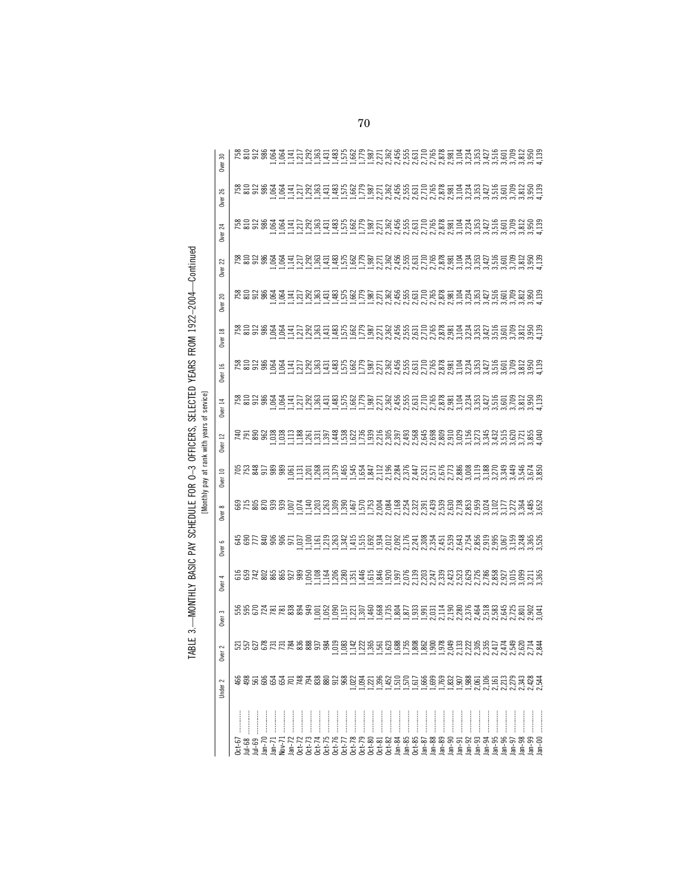# TABLE 3.—MONTHLY BASIC PAY SCHEDULE FOR O–3 OFFICERS, SELECTED YEARS FROM 1922–2004—Continued

[Monthly pay at rank with years of service]

| | Under 2 | Over 2 | Over 3 | Over 4 | Over 6 | Over 8 | Over 10 | Over 12 | Over 14 | Over 16 | Over 18 | Over 20 | Over 22 | Over 24 | Over 26 | Over 30 |
|---|---|---|---|---|---|---|---|---|---|---|---|---|---|---|---|---|
| Oct-67 | 466 | 521 | 556 | 616 | 645 | 669 | 705 | 740 | 758 | 758 | 758 | 758 | 758 | 758 | 758 | 758 |
| Jul-68 | 498 | 557 | 595 | 659 | 690 | 715 | 753 | 791 | 810 | 810 | 810 | 810 | 810 | 810 | 810 | 810 |
| Jul-69 | 561 | 627 | 670 | 742 | 777 | 805 | 848 | 890 | 912 | 912 | 912 | 912 | 912 | 912 | 912 | 912 |
| Jan-70 | 606 | 678 | 724 | 802 | 840 | 870 | 917 | 962 | 986 | 986 | 986 | 986 | 986 | 986 | 986 | 986 |
| Jan-71 | 654 | 731 | 781 | 865 | 906 | 939 | 989 | 1,038 | 1,064 | 1,064 | 1,064 | 1,064 | 1,064 | 1,064 | 1,064 | 1,064 |
| Nov-71 | 654 | 731 | 781 | 865 | 906 | 939 | 989 | 1,038 | 1,064 | 1,064 | 1,064 | 1,064 | 1,064 | 1,064 | 1,064 | 1,064 |
| Jan-72 | 701 | 784 | 838 | 927 | 971 | 1,007 | 1,061 | 1,113 | 1,141 | 1,141 | 1,141 | 1,141 | 1,141 | 1,141 | 1,141 | 1,141 |
| Oct-72 | 748 | 836 | 894 | 989 | 1,037 | 1,074 | 1,131 | 1,188 | 1,217 | 1,217 | 1,217 | 1,217 | 1,217 | 1,217 | 1,217 | 1,217 |
| Oct-73 | 794 | 888 | 949 | 1,050 | 1,100 | 1,140 | 1,201 | 1,261 | 1,292 | 1,292 | 1,292 | 1,292 | 1,292 | 1,292 | 1,292 | 1,292 |
| Oct-74 | 838 | 937 | 1,001 | 1,108 | 1,161 | 1,203 | 1,268 | 1,331 | 1,363 | 1,363 | 1,363 | 1,363 | 1,363 | 1,363 | 1,363 | 1,363 |
| Oct-75 | 880 | 984 | 1,052 | 1,164 | 1,219 | 1,263 | 1,331 | 1,397 | 1,431 | 1,431 | 1,431 | 1,431 | 1,431 | 1,431 | 1,431 | 1,431 |
| Oct-76 | 912 | 1,019 | 1,090 | 1,206 | 1,263 | 1,309 | 1,379 | 1,448 | 1,483 | 1,483 | 1,483 | 1,483 | 1,483 | 1,483 | 1,483 | 1,483 |
| Oct-77 | 968 | 1,083 | 1,157 | 1,280 | 1,342 | 1,390 | 1,465 | 1,538 | 1,575 | 1,575 | 1,575 | 1,575 | 1,575 | 1,575 | 1,575 | 1,575 |
| Oct-78 | 1,022 | 1,142 | 1,221 | 1,351 | 1,415 | 1,467 | 1,545 | 1,622 | 1,662 | 1,662 | 1,662 | 1,662 | 1,662 | 1,662 | 1,662 | 1,662 |
| Oct-79 | 1,094 | 1,222 | 1,307 | 1,446 | 1,515 | 1,570 | 1,654 | 1,736 | 1,779 | 1,779 | 1,779 | 1,779 | 1,779 | 1,779 | 1,779 | 1,779 |
| Oct-80 | 1,221 | 1,365 | 1,460 | 1,615 | 1,692 | 1,753 | 1,847 | 1,939 | 1,987 | 1,987 | 1,987 | 1,987 | 1,987 | 1,987 | 1,987 | 1,987 |
| Oct-81 | 1,396 | 1,561 | 1,668 | 1,846 | 1,934 | 2,004 | 2,112 | 2,216 | 2,271 | 2,271 | 2,271 | 2,271 | 2,271 | 2,271 | 2,271 | 2,271 |
| Oct-82 | 1,452 | 1,623 | 1,735 | 1,920 | 2,012 | 2,084 | 2,196 | 2,305 | 2,362 | 2,362 | 2,362 | 2,362 | 2,362 | 2,362 | 2,362 | 2,362 |
| Jan-84 | 1,510 | 1,688 | 1,804 | 1,997 | 2,092 | 2,168 | 2,284 | 2,397 | 2,456 | 2,456 | 2,456 | 2,456 | 2,456 | 2,456 | 2,456 | 2,456 |
| Jan-85 | 1,570 | 1,755 | 1,877 | 2,076 | 2,176 | 2,254 | 2,376 | 2,493 | 2,555 | 2,555 | 2,555 | 2,555 | 2,555 | 2,555 | 2,555 | 2,555 |
| Oct-85 | 1,617 | 1,808 | 1,933 | 2,139 | 2,241 | 2,322 | 2,447 | 2,568 | 2,631 | 2,631 | 2,631 | 2,631 | 2,631 | 2,631 | 2,631 | 2,631 |
| Jan-87 | 1,666 | 1,862 | 1,991 | 2,203 | 2,308 | 2,391 | 2,521 | 2,645 | 2,710 | 2,710 | 2,710 | 2,710 | 2,710 | 2,710 | 2,710 | 2,710 |
| Jan-88 | 1,699 | 1,900 | 2,031 | 2,247 | 2,354 | 2,439 | 2,571 | 2,698 | 2,765 | 2,765 | 2,765 | 2,765 | 2,765 | 2,765 | 2,765 | 2,765 |
| Jan-89 | 1,769 | 1,978 | 2,114 | 2,339 | 2,451 | 2,539 | 2,676 | 2,809 | 2,878 | 2,878 | 2,878 | 2,878 | 2,878 | 2,878 | 2,878 | 2,878 |
| Jan-90 | 1,832 | 2,049 | 2,190 | 2,423 | 2,539 | 2,630 | 2,773 | 2,910 | 2,981 | 2,981 | 2,981 | 2,981 | 2,981 | 2,981 | 2,981 | 2,981 |
| Jan-91 | 1,907 | 2,133 | 2,280 | 2,523 | 2,643 | 2,738 | 2,886 | 3,029 | 3,104 | 3,104 | 3,104 | 3,104 | 3,104 | 3,104 | 3,104 | 3,104 |
| Jan-92 | 1,988 | 2,222 | 2,376 | 2,629 | 2,754 | 2,853 | 3,008 | 3,156 | 3,234 | 3,234 | 3,234 | 3,234 | 3,234 | 3,234 | 3,234 | 3,234 |
| Jan-93 | 2,061 | 2,305 | 2,464 | 2,726 | 2,856 | 2,959 | 3,119 | 3,273 | 3,353 | 3,353 | 3,353 | 3,353 | 3,353 | 3,353 | 3,353 | 3,353 |
| Jan-94 | 2,106 | 2,355 | 2,518 | 2,786 | 2,919 | 3,024 | 3,188 | 3,345 | 3,427 | 3,427 | 3,427 | 3,427 | 3,427 | 3,427 | 3,427 | 3,427 |
| Jan-95 | 2,161 | 2,417 | 2,583 | 2,858 | 2,995 | 3,102 | 3,270 | 3,432 | 3,516 | 3,516 | 3,516 | 3,516 | 3,516 | 3,516 | 3,516 | 3,516 |
| Jan-96 | 2,213 | 2,474 | 2,645 | 2,927 | 3,067 | 3,177 | 3,349 | 3,515 | 3,601 | 3,601 | 3,601 | 3,601 | 3,601 | 3,601 | 3,601 | 3,601 |
| Jan-97 | 2,279 | 2,549 | 2,725 | 3,015 | 3,159 | 3,272 | 3,449 | 3,620 | 3,709 | 3,709 | 3,709 | 3,709 | 3,709 | 3,709 | 3,709 | 3,709 |
| Jan-98 | 2,343 | 2,620 | 2,801 | 3,099 | 3,248 | 3,364 | 3,546 | 3,721 | 3,812 | 3,812 | 3,812 | 3,812 | 3,812 | 3,812 | 3,812 | 3,812 |
| Jan-99 | 2,428 | 2,714 | 2,902 | 3,211 | 3,365 | 3,485 | 3,674 | 3,855 | 3,950 | 3,950 | 3,950 | 3,950 | 3,950 | 3,950 | 3,950 | 3,950 |
| Jan-00 | 2,544 | 2,844 | 3,041 | 3,365 | 3,526 | 3,652 | 3,850 | 4,040 | 4,139 | 4,139 | 4,139 | 4,139 | 4,139 | 4,139 | 4,139 | 4,139 |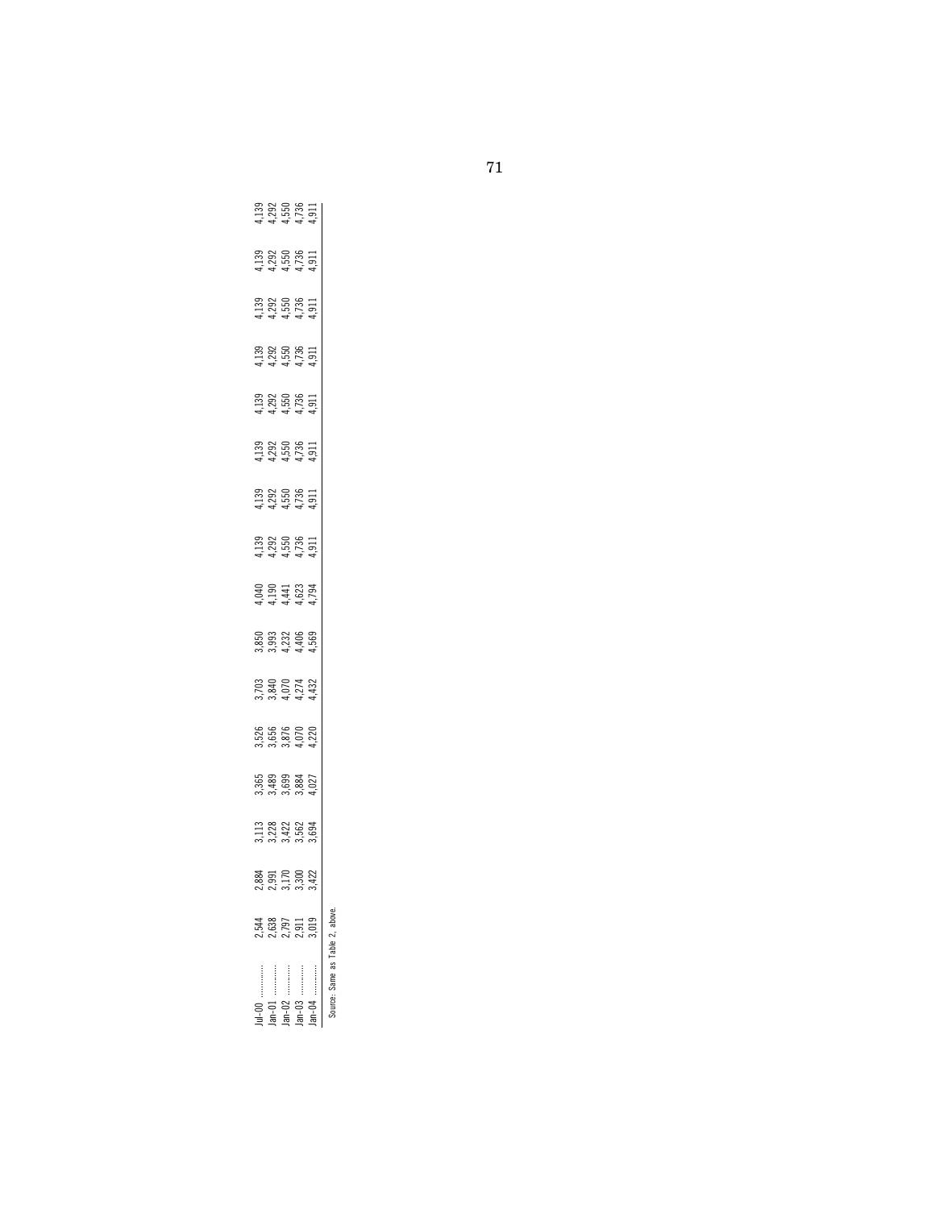| | | | | | | | | | | | | | | | |
|---|---|---|---|---|---|---|---|---|---|---|---|---|---|---|---|
| Jul–00 ............ | 2,544 | 2,884 | 3,113 | 3,365 | 3,526 | 3,703 | 3,850 | 4,040 | 4,139 | 4,139 | 4,139 | 4,139 | 4,139 | 4,139 | 4,139 |
| Jan–01 ............ | 2,638 | 2,991 | 3,228 | 3,489 | 3,656 | 3,840 | 3,993 | 4,190 | 4,292 | 4,292 | 4,292 | 4,292 | 4,292 | 4,292 | 4,292 |
| Jan–02 ............ | 2,797 | 3,170 | 3,422 | 3,699 | 3,876 | 4,070 | 4,232 | 4,441 | 4,550 | 4,550 | 4,550 | 4,550 | 4,550 | 4,550 | 4,550 |
| Jan–03 ............ | 2,911 | 3,300 | 3,562 | 3,884 | 4,070 | 4,274 | 4,406 | 4,623 | 4,736 | 4,736 | 4,736 | 4,736 | 4,736 | 4,736 | 4,736 |
| Jan–04 ............ | 3,019 | 3,422 | 3,694 | 4,027 | 4,220 | 4,432 | 4,569 | 4,794 | 4,911 | 4,911 | 4,911 | 4,911 | 4,911 | 4,911 | 4,911 |

Source: Same as Table 2, above.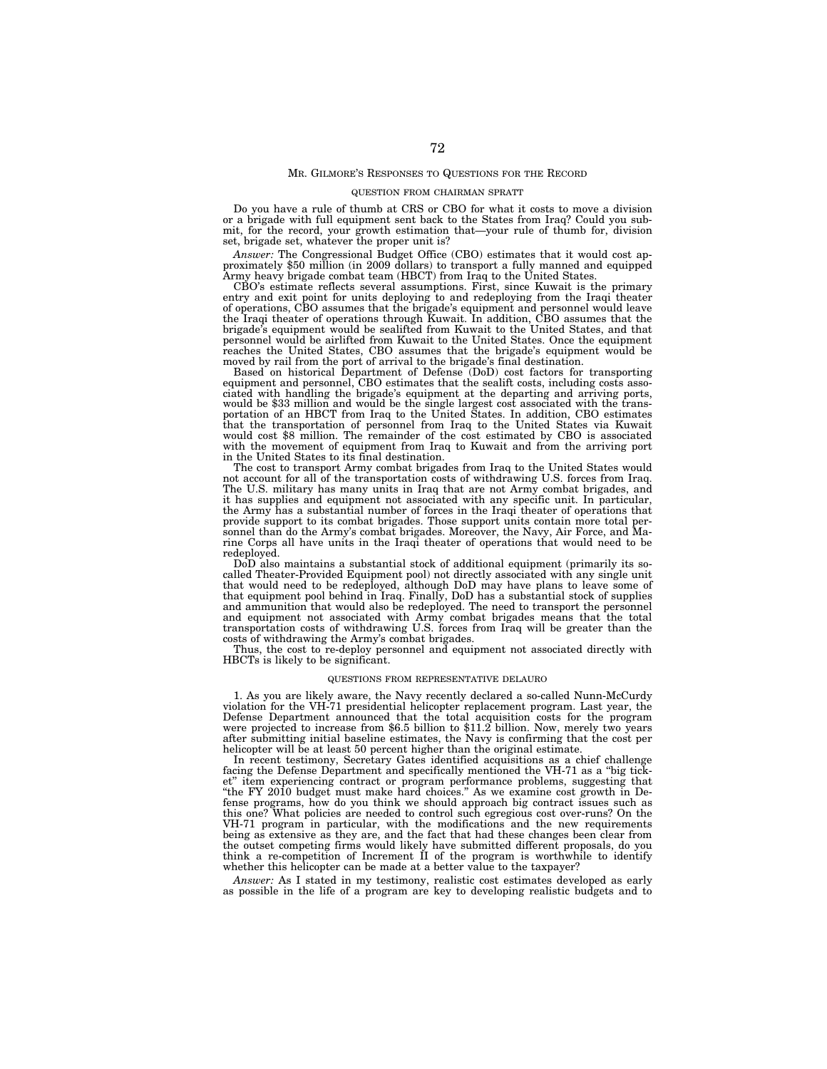## MR. GILMORE'S RESPONSES TO QUESTIONS FOR THE RECORD

### QUESTION FROM CHAIRMAN SPRATT

Do you have a rule of thumb at CRS or CBO for what it costs to move a division or a brigade with full equipment sent back to the States from Iraq? Could you submit, for the record, your growth estimation that—your rule of thumb for, division set, brigade set, whatever the proper unit is?

*Answer:* The Congressional Budget Office (CBO) estimates that it would cost approximately $50 million (in 2009 dollars) to transport a fully manned and equipped Army heavy brigade combat team (HBCT) from Iraq to the United States.

CBO's estimate reflects several assumptions. First, since Kuwait is the primary entry and exit point for units deploying to and redeploying from the Iraqi theater of operations, CBO assumes that the brigade's equipment and personnel would leave the Iraqi theater of operations through Kuwait. In addition, CBO assumes that the brigade's equipment would be sealifted from Kuwait to the United States, and that personnel would be airlifted from Kuwait to the United States. Once the equipment reaches the United States, CBO assumes that the brigade's equipment would be moved by rail from the port of arrival to the brigade's final destination.

Based on historical Department of Defense (DoD) cost factors for transporting equipment and personnel, CBO estimates that the sealift costs, including costs associated with handling the brigade's equipment at the departing and arriving ports, would be $33 million and would be the single largest cost associated with the transportation of an HBCT from Iraq to the United States. In addition, CBO estimates that the transportation of personnel from Iraq to the United States via Kuwait would cost $8 million. The remainder of the cost estimated by CBO is associated with the movement of equipment from Iraq to Kuwait and from the arriving port in the United States to its final destination.

The cost to transport Army combat brigades from Iraq to the United States would not account for all of the transportation costs of withdrawing U.S. forces from Iraq. The U.S. military has many units in Iraq that are not Army combat brigades, and it has supplies and equipment not associated with any specific unit. In particular, the Army has a substantial number of forces in the Iraqi theater of operations that provide support to its combat brigades. Those support units contain more total personnel than do the Army's combat brigades. Moreover, the Navy, Air Force, and Marine Corps all have units in the Iraqi theater of operations that would need to be redeployed.

DoD also maintains a substantial stock of additional equipment (primarily its so-called Theater-Provided Equipment pool) not directly associated with any single unit that would need to be redeployed, although DoD may have plans to leave some of that equipment pool behind in Iraq. Finally, DoD has a substantial stock of supplies and ammunition that would also be redeployed. The need to transport the personnel and equipment not associated with Army combat brigades means that the total transportation costs of withdrawing U.S. forces from Iraq will be greater than the costs of withdrawing the Army's combat brigades.

Thus, the cost to re-deploy personnel and equipment not associated directly with HBCTs is likely to be significant.

### QUESTIONS FROM REPRESENTATIVE DELAURO

1. As you are likely aware, the Navy recently declared a so-called Nunn-McCurdy violation for the VH-71 presidential helicopter replacement program. Last year, the Defense Department announced that the total acquisition costs for the program were projected to increase from $6.5 billion to $11.2 billion. Now, merely two years after submitting initial baseline estimates, the Navy is confirming that the cost per helicopter will be at least 50 percent higher than the original estimate.

In recent testimony, Secretary Gates identified acquisitions as a chief challenge facing the Defense Department and specifically mentioned the VH-71 as a "big ticket" item experiencing contract or program performance problems, suggesting that "the FY 2010 budget must make hard choices." As we examine cost growth in Defense programs, how do you think we should approach big contract issues such as this one? What policies are needed to control such egregious cost over-runs? On the VH-71 program in particular, with the modifications and the new requirements being as extensive as they are, and the fact that had these changes been clear from the outset competing firms would likely have submitted different proposals, do you think a re-competition of Increment II of the program is worthwhile to identify whether this helicopter can be made at a better value to the taxpayer?

*Answer:* As I stated in my testimony, realistic cost estimates developed as early as possible in the life of a program are key to developing realistic budgets and to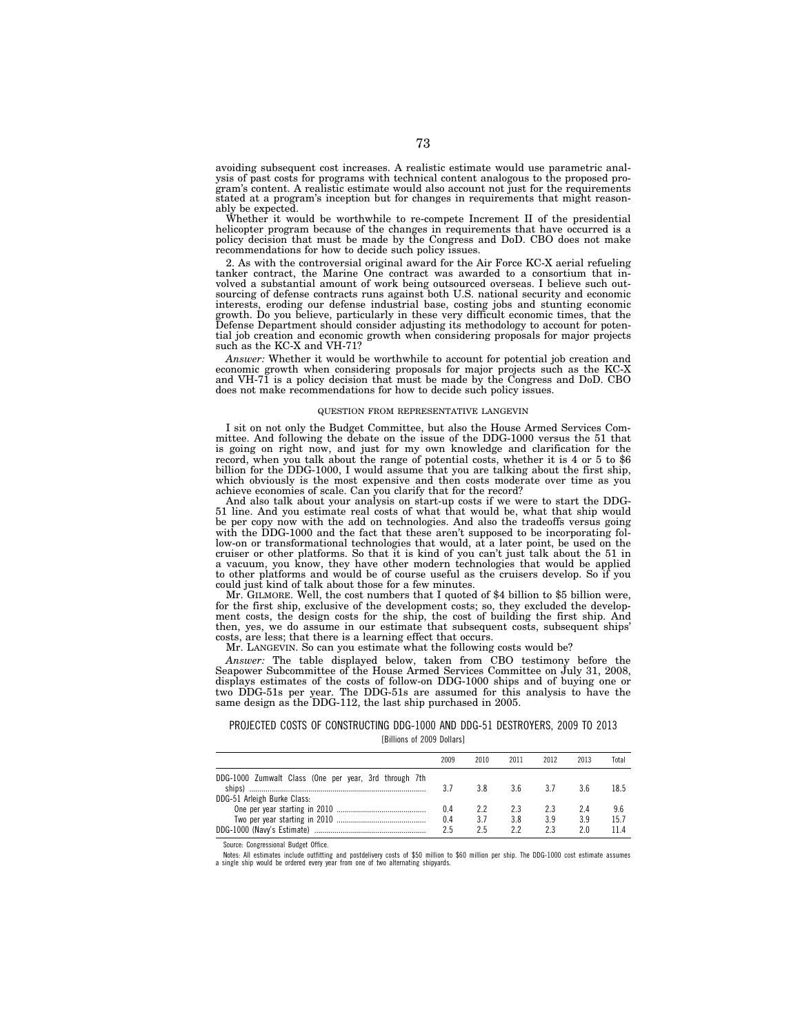avoiding subsequent cost increases. A realistic estimate would use parametric analysis of past costs for programs with technical content analogous to the proposed program's content. A realistic estimate would also account not just for the requirements stated at a program's inception but for changes in requirements that might reasonably be expected.

Whether it would be worthwhile to re-compete Increment II of the presidential helicopter program because of the changes in requirements that have occurred is a policy decision that must be made by the Congress and DoD. CBO does not make recommendations for how to decide such policy issues.

2. As with the controversial original award for the Air Force KC-X aerial refueling tanker contract, the Marine One contract was awarded to a consortium that involved a substantial amount of work being outsourced overseas. I believe such outsourcing of defense contracts runs against both U.S. national security and economic interests, eroding our defense industrial base, costing jobs and stunting economic growth. Do you believe, particularly in these very difficult economic times, that the Defense Department should consider adjusting its methodology to account for potential job creation and economic growth when considering proposals for major projects such as the KC-X and VH-71?

*Answer:* Whether it would be worthwhile to account for potential job creation and economic growth when considering proposals for major projects such as the KC-X and VH-71 is a policy decision that must be made by the Congress and DoD. CBO does not make recommendations for how to decide such policy issues.

## QUESTION FROM REPRESENTATIVE LANGEVIN

I sit on not only the Budget Committee, but also the House Armed Services Committee. And following the debate on the issue of the DDG-1000 versus the 51 that is going on right now, and just for my own knowledge and clarification for the record, when you talk about the range of potential costs, whether it is 4 or 5 to $6 billion for the DDG-1000, I would assume that you are talking about the first ship, which obviously is the most expensive and then costs moderate over time as you achieve economies of scale. Can you clarify that for the record?

And also talk about your analysis on start-up costs if we were to start the DDG-51 line. And you estimate real costs of what that would be, what that ship would be per copy now with the add on technologies. And also the tradeoffs versus going with the DDG-1000 and the fact that these aren't supposed to be incorporating follow-on or transformational technologies that would, at a later point, be used on the cruiser or other platforms. So that it is kind of you can't just talk about the 51 in a vacuum, you know, they have other modern technologies that would be applied to other platforms and would be of course useful as the cruisers develop. So if you could just kind of talk about those for a few minutes.

Mr. GILMORE. Well, the cost numbers that I quoted of $4 billion to $5 billion were, for the first ship, exclusive of the development costs; so, they excluded the development costs, the design costs for the ship, the cost of building the first ship. And then, yes, we do assume in our estimate that subsequent costs, subsequent ships' costs, are less; that there is a learning effect that occurs.

Mr. LANGEVIN. So can you estimate what the following costs would be?

*Answer:* The table displayed below, taken from CBO testimony before the Seapower Subcommittee of the House Armed Services Committee on July 31, 2008, displays estimates of the costs of follow-on DDG-1000 ships and of buying one or two DDG-51s per year. The DDG-51s are assumed for this analysis to have the same design as the DDG-112, the last ship purchased in 2005.

PROJECTED COSTS OF CONSTRUCTING DDG-1000 AND DDG-51 DESTROYERS, 2009 TO 2013

[Billions of 2009 Dollars]

| | 2009 | 2010 | 2011 | 2012 | 2013 | Total |
|---|---|---|---|---|---|---|
| DDG-1000 Zumwalt Class (One per year, 3rd through 7th ships) | 3.7 | 3.8 | 3.6 | 3.7 | 3.6 | 18.5 |
| DDG-51 Arleigh Burke Class: | | | | | | |
| One per year starting in 2010 | 0.4 | 2.2 | 2.3 | 2.3 | 2.4 | 9.6 |
| Two per year starting in 2010 | 0.4 | 3.7 | 3.8 | 3.9 | 3.9 | 15.7 |
| DDG-1000 (Navy's Estimate) | 2.5 | 2.5 | 2.2 | 2.3 | 2.0 | 11.4 |

Source: Congressional Budget Office.

Notes: All estimates include outfitting and postdelivery costs of $50 million to $60 million per ship. The DDG-1000 cost estimate assumes a single ship would be ordered every year from one of two alternating shipyards.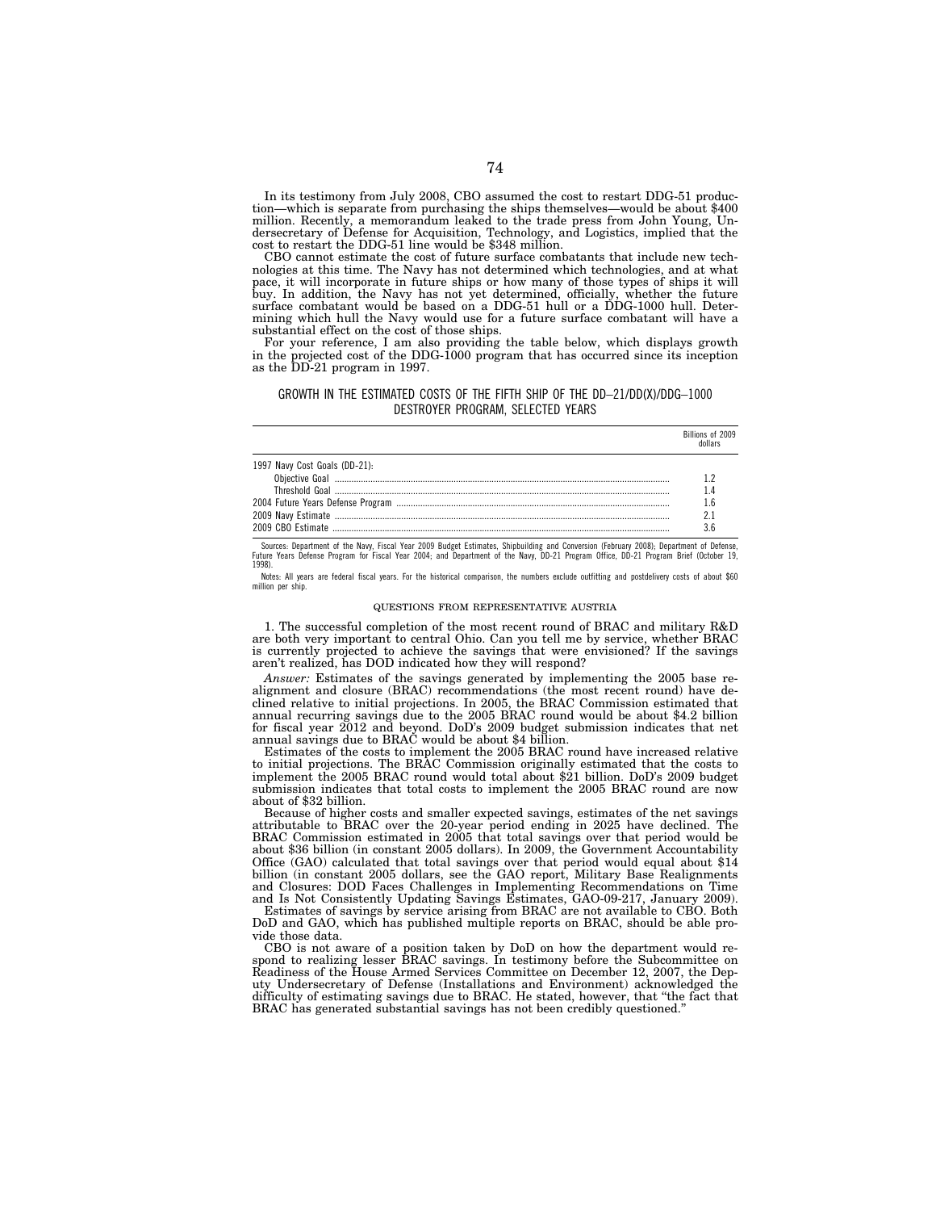In its testimony from July 2008, CBO assumed the cost to restart DDG-51 production—which is separate from purchasing the ships themselves—would be about $400 million. Recently, a memorandum leaked to the trade press from John Young, Undersecretary of Defense for Acquisition, Technology, and Logistics, implied that the cost to restart the DDG-51 line would be $348 million.

CBO cannot estimate the cost of future surface combatants that include new technologies at this time. The Navy has not determined which technologies, and at what pace, it will incorporate in future ships or how many of those types of ships it will buy. In addition, the Navy has not yet determined, officially, whether the future surface combatant would be based on a DDG-51 hull or a DDG-1000 hull. Determining which hull the Navy would use for a future surface combatant will have a substantial effect on the cost of those ships.

For your reference, I am also providing the table below, which displays growth in the projected cost of the DDG-1000 program that has occurred since its inception as the DD-21 program in 1997.

GROWTH IN THE ESTIMATED COSTS OF THE FIFTH SHIP OF THE DD–21/DD(X)/DDG–1000 DESTROYER PROGRAM, SELECTED YEARS

| | Billions of 2009 dollars |
|---|---|
| 1997 Navy Cost Goals (DD-21): | |
| Objective Goal | 1.2 |
| Threshold Goal | 1.4 |
| 2004 Future Years Defense Program | 1.6 |
| 2009 Navy Estimate | 2.1 |
| 2009 CBO Estimate | 3.6 |

Sources: Department of the Navy, Fiscal Year 2009 Budget Estimates, Shipbuilding and Conversion (February 2008); Department of Defense, Future Years Defense Program for Fiscal Year 2004; and Department of the Navy, DD-21 Program Office, DD-21 Program Brief (October 19, 1998).

Notes: All years are federal fiscal years. For the historical comparison, the numbers exclude outfitting and postdelivery costs of about $60 million per ship.

QUESTIONS FROM REPRESENTATIVE AUSTRIA

1. The successful completion of the most recent round of BRAC and military R&D are both very important to central Ohio. Can you tell me by service, whether BRAC is currently projected to achieve the savings that were envisioned? If the savings aren't realized, has DOD indicated how they will respond?

*Answer:* Estimates of the savings generated by implementing the 2005 base realignment and closure (BRAC) recommendations (the most recent round) have declined relative to initial projections. In 2005, the BRAC Commission estimated that annual recurring savings due to the 2005 BRAC round would be about $4.2 billion for fiscal year 2012 and beyond. DoD's 2009 budget submission indicates that net annual savings due to BRAC would be about $4 billion.

Estimates of the costs to implement the 2005 BRAC round have increased relative to initial projections. The BRAC Commission originally estimated that the costs to implement the 2005 BRAC round would total about $21 billion. DoD's 2009 budget submission indicates that total costs to implement the 2005 BRAC round are now about of $32 billion.

Because of higher costs and smaller expected savings, estimates of the net savings attributable to BRAC over the 20-year period ending in 2025 have declined. The BRAC Commission estimated in 2005 that total savings over that period would be about $36 billion (in constant 2005 dollars). In 2009, the Government Accountability Office (GAO) calculated that total savings over that period would equal about $14 billion (in constant 2005 dollars, see the GAO report, Military Base Realignments and Closures: DOD Faces Challenges in Implementing Recommendations on Time and Is Not Consistently Updating Savings Estimates, GAO-09-217, January 2009).

Estimates of savings by service arising from BRAC are not available to CBO. Both DoD and GAO, which has published multiple reports on BRAC, should be able provide those data.

CBO is not aware of a position taken by DoD on how the department would respond to realizing lesser BRAC savings. In testimony before the Subcommittee on Readiness of the House Armed Services Committee on December 12, 2007, the Deputy Undersecretary of Defense (Installations and Environment) acknowledged the difficulty of estimating savings due to BRAC. He stated, however, that "the fact that BRAC has generated substantial savings has not been credibly questioned."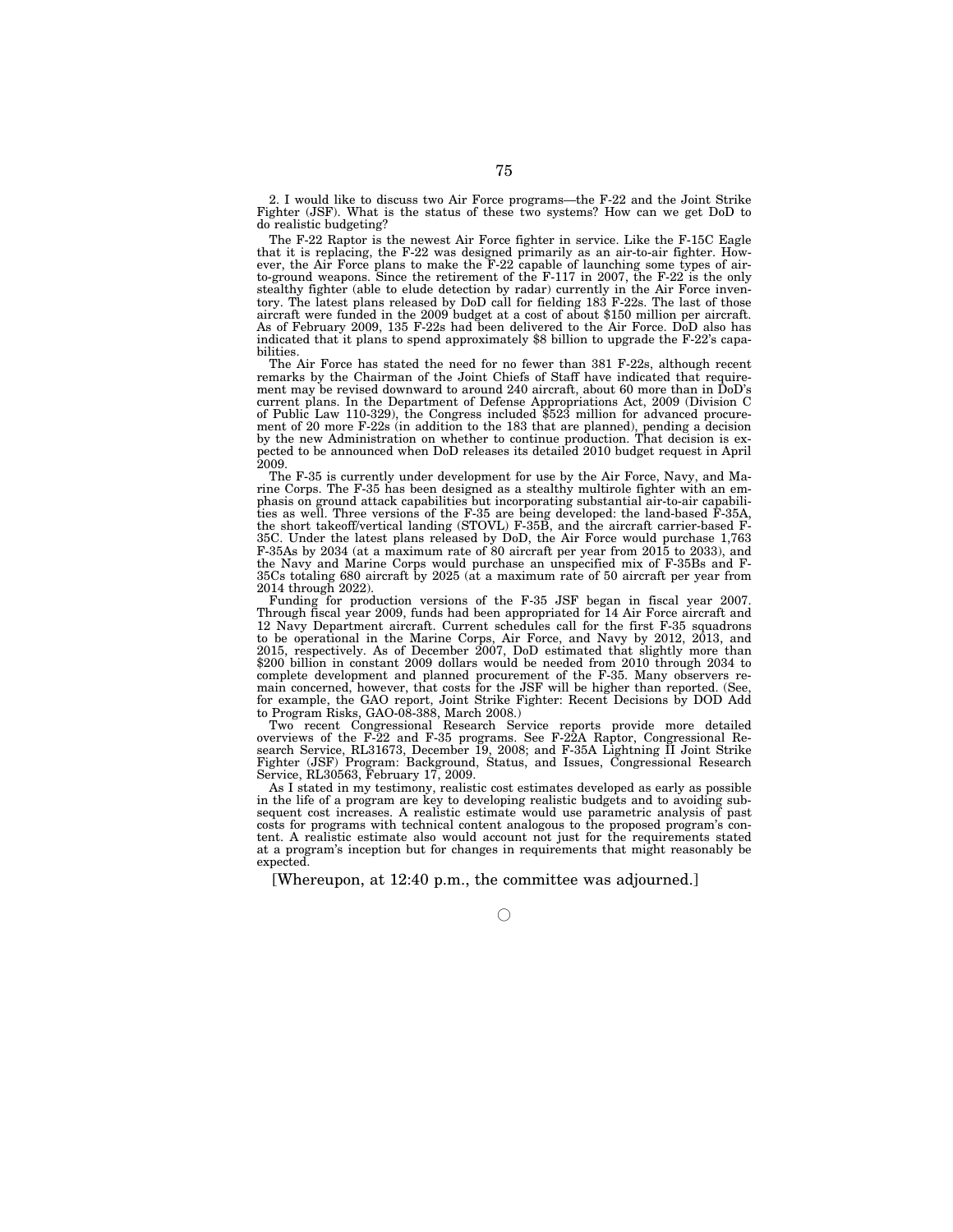2. I would like to discuss two Air Force programs—the F-22 and the Joint Strike Fighter (JSF). What is the status of these two systems? How can we get DoD to do realistic budgeting?

The F-22 Raptor is the newest Air Force fighter in service. Like the F-15C Eagle that it is replacing, the F-22 was designed primarily as an air-to-air fighter. However, the Air Force plans to make the F-22 capable of launching some types of air-to-ground weapons. Since the retirement of the F-117 in 2007, the F-22 is the only stealthy fighter (able to elude detection by radar) currently in the Air Force inventory. The latest plans released by DoD call for fielding 183 F-22s. The last of those aircraft were funded in the 2009 budget at a cost of about $150 million per aircraft. As of February 2009, 135 F-22s had been delivered to the Air Force. DoD also has indicated that it plans to spend approximately $8 billion to upgrade the F-22's capabilities.

The Air Force has stated the need for no fewer than 381 F-22s, although recent remarks by the Chairman of the Joint Chiefs of Staff have indicated that requirement may be revised downward to around 240 aircraft, about 60 more than in DoD's current plans. In the Department of Defense Appropriations Act, 2009 (Division C of Public Law 110-329), the Congress included $523 million for advanced procurement of 20 more F-22s (in addition to the 183 that are planned), pending a decision by the new Administration on whether to continue production. That decision is expected to be announced when DoD releases its detailed 2010 budget request in April 2009.

The F-35 is currently under development for use by the Air Force, Navy, and Marine Corps. The F-35 has been designed as a stealthy multirole fighter with an emphasis on ground attack capabilities but incorporating substantial air-to-air capabilities as well. Three versions of the F-35 are being developed: the land-based F-35A, the short takeoff/vertical landing (STOVL) F-35B, and the aircraft carrier-based F-35C. Under the latest plans released by DoD, the Air Force would purchase 1,763 F-35As by 2034 (at a maximum rate of 80 aircraft per year from 2015 to 2033), and the Navy and Marine Corps would purchase an unspecified mix of F-35Bs and F-35Cs totaling 680 aircraft by 2025 (at a maximum rate of 50 aircraft per year from 2014 through 2022).

Funding for production versions of the F-35 JSF began in fiscal year 2007. Through fiscal year 2009, funds had been appropriated for 14 Air Force aircraft and 12 Navy Department aircraft. Current schedules call for the first F-35 squadrons to be operational in the Marine Corps, Air Force, and Navy by 2012, 2013, and 2015, respectively. As of December 2007, DoD estimated that slightly more than $200 billion in constant 2009 dollars would be needed from 2010 through 2034 to complete development and planned procurement of the F-35. Many observers remain concerned, however, that costs for the JSF will be higher than reported. (See, for example, the GAO report, Joint Strike Fighter: Recent Decisions by DOD Add to Program Risks, GAO-08-388, March 2008.)

Two recent Congressional Research Service reports provide more detailed overviews of the F-22 and F-35 programs. See F-22A Raptor, Congressional Research Service, RL31673, December 19, 2008; and F-35A Lightning II Joint Strike Fighter (JSF) Program: Background, Status, and Issues, Congressional Research Service, RL30563, February 17, 2009.

As I stated in my testimony, realistic cost estimates developed as early as possible in the life of a program are key to developing realistic budgets and to avoiding subsequent cost increases. A realistic estimate would use parametric analysis of past costs for programs with technical content analogous to the proposed program's content. A realistic estimate also would account not just for the requirements stated at a program's inception but for changes in requirements that might reasonably be expected.

[Whereupon, at 12:40 p.m., the committee was adjourned.]

○